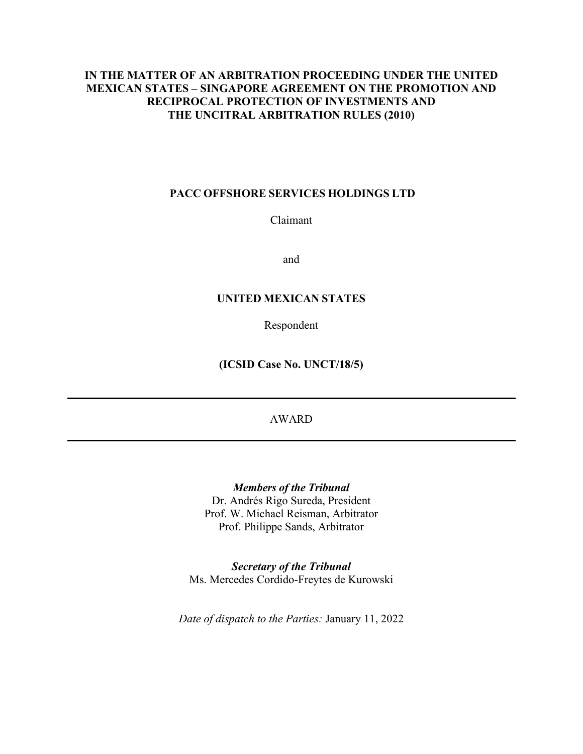**IN THE MATTER OF AN ARBITRATION PROCEEDING UNDER THE UNITED MEXICAN STATES – SINGAPORE AGREEMENT ON THE PROMOTION AND RECIPROCAL PROTECTION OF INVESTMENTS AND THE UNCITRAL ARBITRATION RULES (2010)**

**PACC OFFSHORE SERVICES HOLDINGS LTD**

Claimant

and

**UNITED MEXICAN STATES**

Respondent

**(ICSID Case No. UNCT/18/5)**

---

AWARD

---

***Members of the Tribunal***

Dr. Andrés Rigo Sureda, President

Prof. W. Michael Reisman, Arbitrator

Prof. Philippe Sands, Arbitrator

***Secretary of the Tribunal***

Ms. Mercedes Cordido-Freytes de Kurowski

*Date of dispatch to the Parties:* January 11, 2022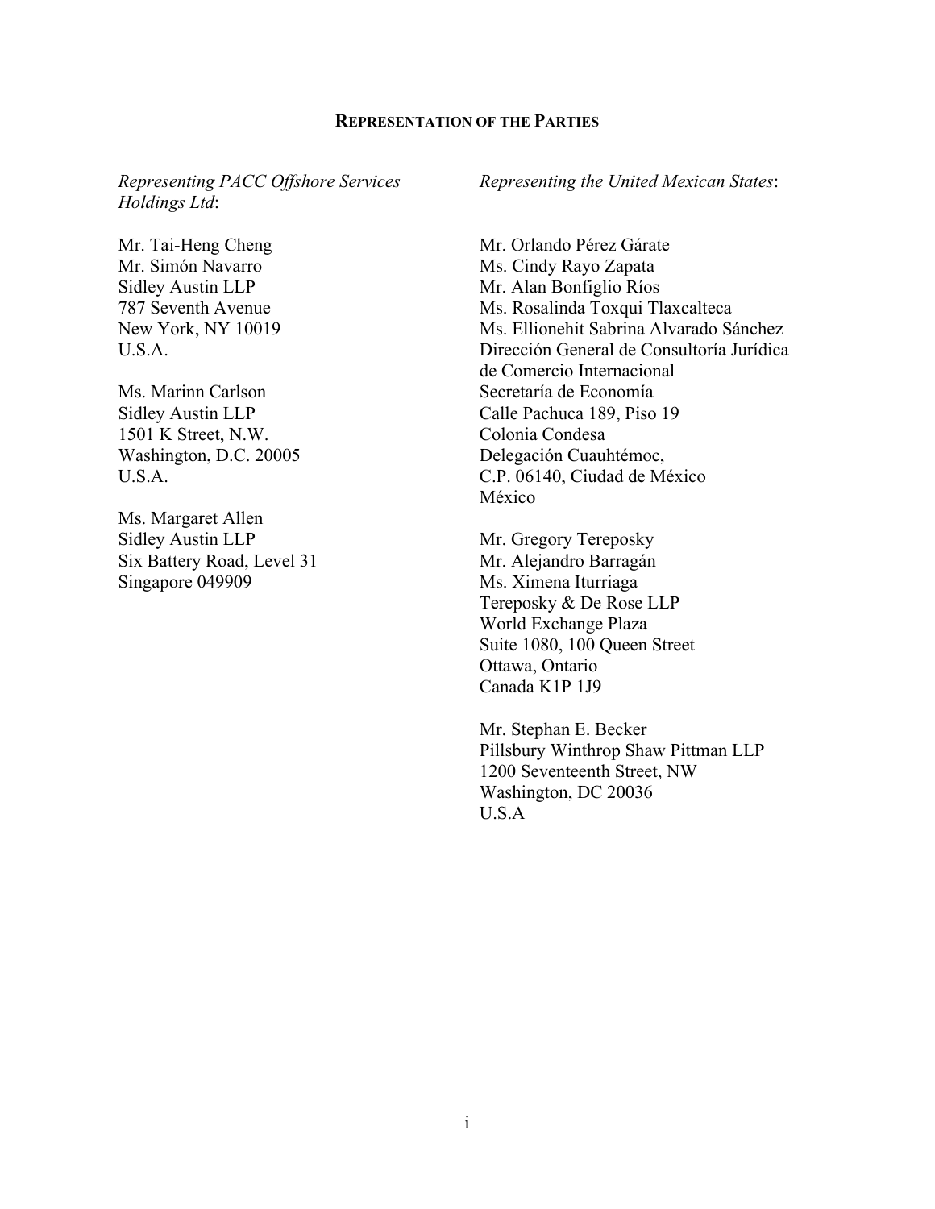**REPRESENTATION OF THE PARTIES**

*Representing PACC Offshore Services Holdings Ltd*:

Mr. Tai-Heng Cheng
Mr. Simón Navarro
Sidley Austin LLP
787 Seventh Avenue
New York, NY 10019
U.S.A.

Ms. Marinn Carlson
Sidley Austin LLP
1501 K Street, N.W.
Washington, D.C. 20005
U.S.A.

Ms. Margaret Allen
Sidley Austin LLP
Six Battery Road, Level 31
Singapore 049909

*Representing the United Mexican States*:

Mr. Orlando Pérez Gárate
Ms. Cindy Rayo Zapata
Mr. Alan Bonfiglio Ríos
Ms. Rosalinda Toxqui Tlaxcalteca
Ms. Ellionehit Sabrina Alvarado Sánchez
Dirección General de Consultoría Jurídica de Comercio Internacional
Secretaría de Economía
Calle Pachuca 189, Piso 19
Colonia Condesa
Delegación Cuauhtémoc,
C.P. 06140, Ciudad de México
México

Mr. Gregory Tereposky
Mr. Alejandro Barragán
Ms. Ximena Iturriaga
Tereposky & De Rose LLP
World Exchange Plaza
Suite 1080, 100 Queen Street
Ottawa, Ontario
Canada K1P 1J9

Mr. Stephan E. Becker
Pillsbury Winthrop Shaw Pittman LLP
1200 Seventeenth Street, NW
Washington, DC 20036
U.S.A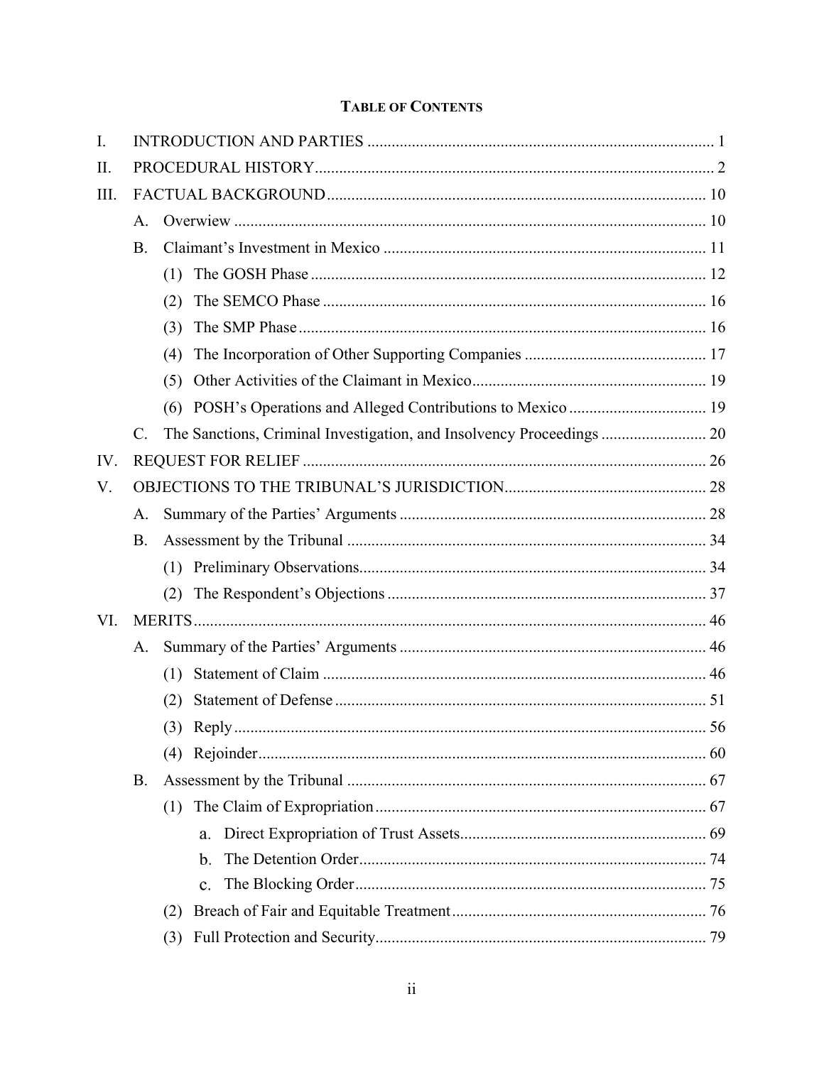**TABLE OF CONTENTS**

I. INTRODUCTION AND PARTIES ..... 1

II. PROCEDURAL HISTORY ..... 2

III. FACTUAL BACKGROUND ..... 10

- A. Overwiew ..... 10
- B. Claimant's Investment in Mexico ..... 11
  - (1) The GOSH Phase ..... 12
  - (2) The SEMCO Phase ..... 16
  - (3) The SMP Phase ..... 16
  - (4) The Incorporation of Other Supporting Companies ..... 17
  - (5) Other Activities of the Claimant in Mexico ..... 19
  - (6) POSH's Operations and Alleged Contributions to Mexico ..... 19
- C. The Sanctions, Criminal Investigation, and Insolvency Proceedings ..... 20

IV. REQUEST FOR RELIEF ..... 26

V. OBJECTIONS TO THE TRIBUNAL'S JURISDICTION ..... 28

- A. Summary of the Parties' Arguments ..... 28
- B. Assessment by the Tribunal ..... 34
  - (1) Preliminary Observations ..... 34
  - (2) The Respondent's Objections ..... 37

VI. MERITS ..... 46

- A. Summary of the Parties' Arguments ..... 46
  - (1) Statement of Claim ..... 46
  - (2) Statement of Defense ..... 51
  - (3) Reply ..... 56
  - (4) Rejoinder ..... 60
- B. Assessment by the Tribunal ..... 67
  - (1) The Claim of Expropriation ..... 67
    - a. Direct Expropriation of Trust Assets ..... 69
    - b. The Detention Order ..... 74
    - c. The Blocking Order ..... 75
  - (2) Breach of Fair and Equitable Treatment ..... 76
  - (3) Full Protection and Security ..... 79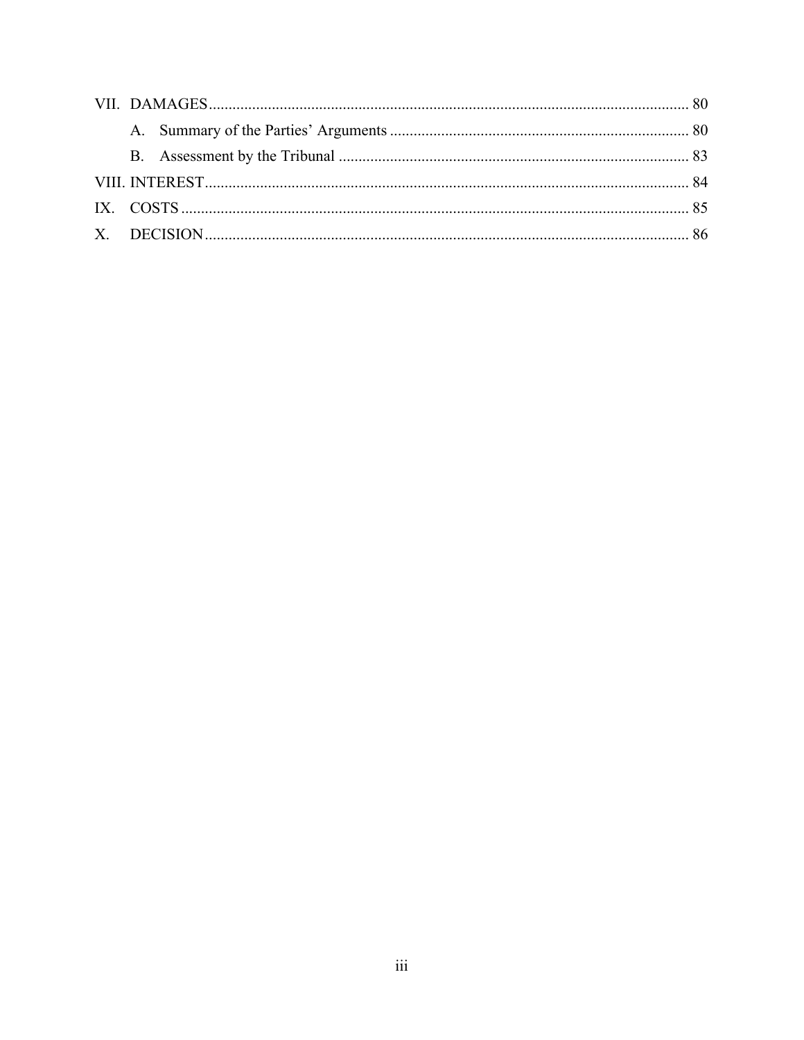VII. DAMAGES ........................................................................................................................ 80

A. Summary of the Parties' Arguments ........................................................................... 80

B. Assessment by the Tribunal ........................................................................................ 83

VIII. INTEREST ......................................................................................................................... 84

IX. COSTS ................................................................................................................................ 85

X. DECISION .......................................................................................................................... 86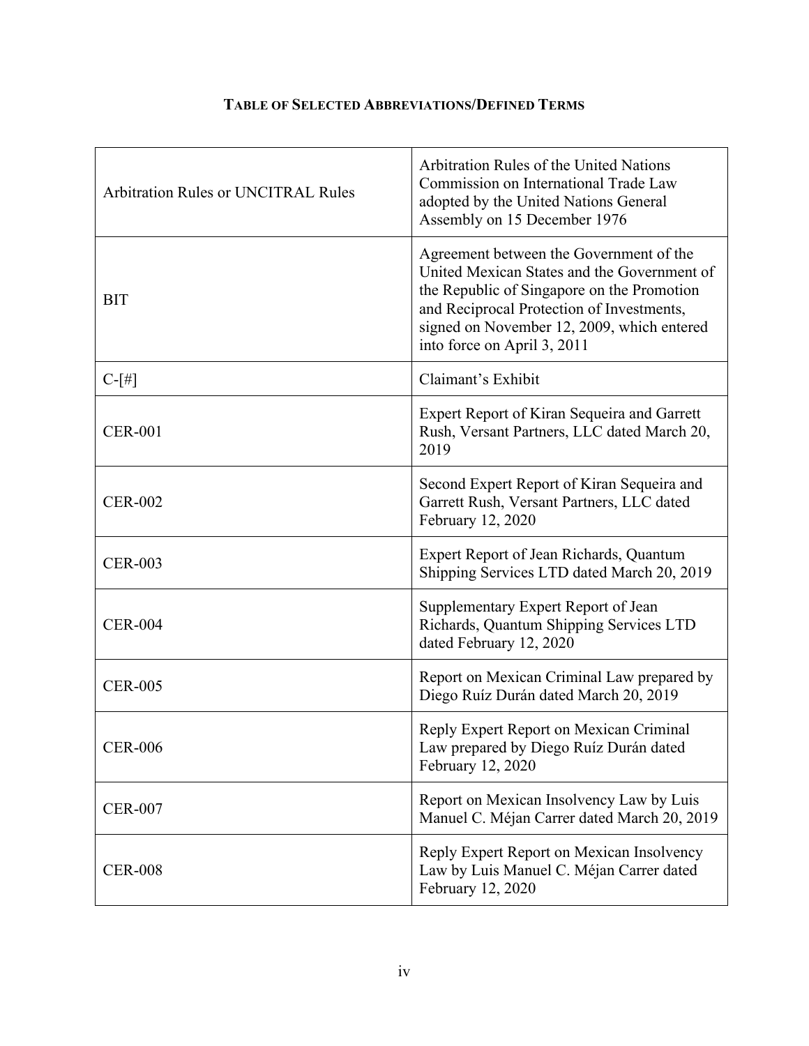## TABLE OF SELECTED ABBREVIATIONS/DEFINED TERMS

| | |
|---|---|
| Arbitration Rules or UNCITRAL Rules | Arbitration Rules of the United Nations Commission on International Trade Law adopted by the United Nations General Assembly on 15 December 1976 |
| BIT | Agreement between the Government of the United Mexican States and the Government of the Republic of Singapore on the Promotion and Reciprocal Protection of Investments, signed on November 12, 2009, which entered into force on April 3, 2011 |
| C-[#] | Claimant's Exhibit |
| CER-001 | Expert Report of Kiran Sequeira and Garrett Rush, Versant Partners, LLC dated March 20, 2019 |
| CER-002 | Second Expert Report of Kiran Sequeira and Garrett Rush, Versant Partners, LLC dated February 12, 2020 |
| CER-003 | Expert Report of Jean Richards, Quantum Shipping Services LTD dated March 20, 2019 |
| CER-004 | Supplementary Expert Report of Jean Richards, Quantum Shipping Services LTD dated February 12, 2020 |
| CER-005 | Report on Mexican Criminal Law prepared by Diego Ruíz Durán dated March 20, 2019 |
| CER-006 | Reply Expert Report on Mexican Criminal Law prepared by Diego Ruíz Durán dated February 12, 2020 |
| CER-007 | Report on Mexican Insolvency Law by Luis Manuel C. Méjan Carrer dated March 20, 2019 |
| CER-008 | Reply Expert Report on Mexican Insolvency Law by Luis Manuel C. Méjan Carrer dated February 12, 2020 |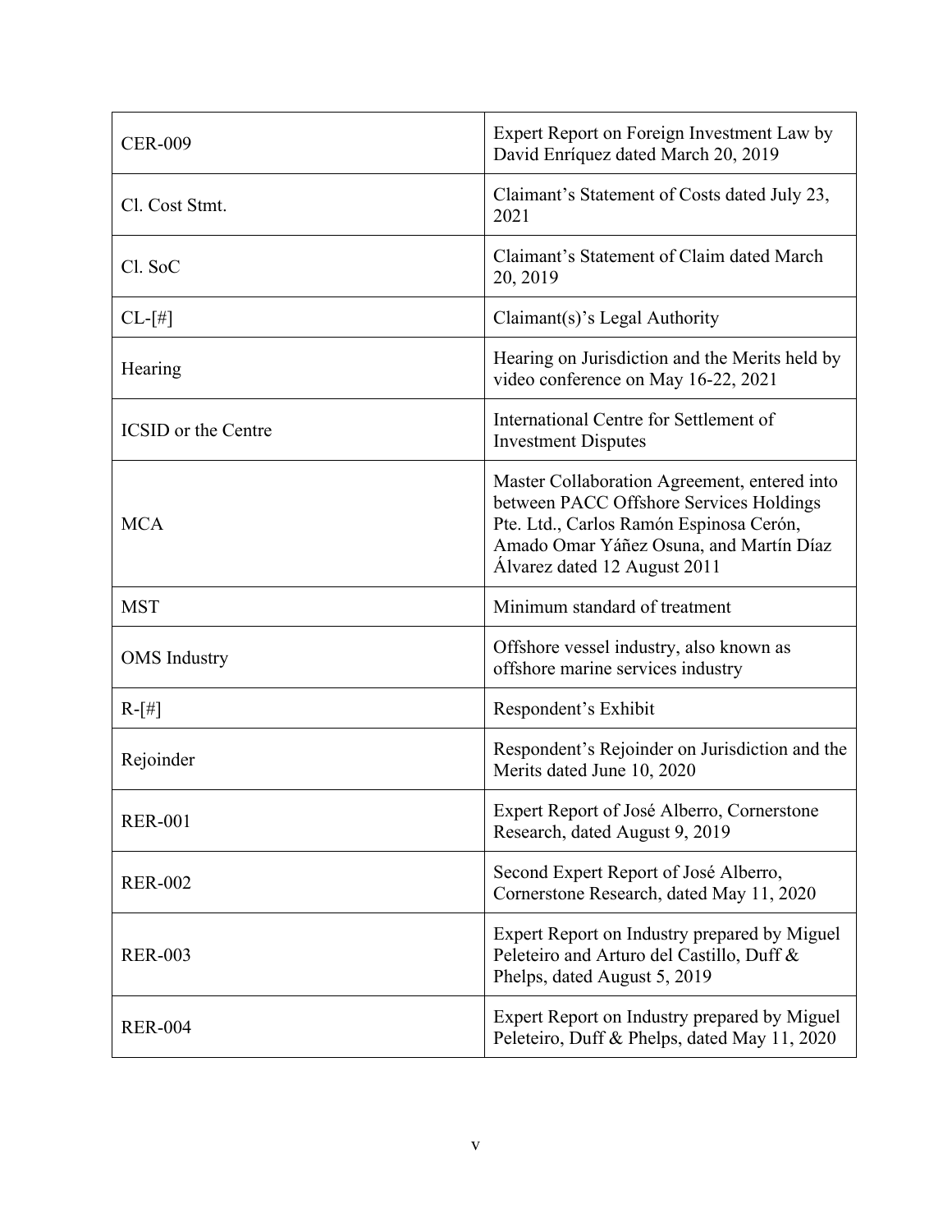| | |
|---|---|
| CER-009 | Expert Report on Foreign Investment Law by David Enríquez dated March 20, 2019 |
| Cl. Cost Stmt. | Claimant's Statement of Costs dated July 23, 2021 |
| Cl. SoC | Claimant's Statement of Claim dated March 20, 2019 |
| CL-[#] | Claimant(s)'s Legal Authority |
| Hearing | Hearing on Jurisdiction and the Merits held by video conference on May 16-22, 2021 |
| ICSID or the Centre | International Centre for Settlement of Investment Disputes |
| MCA | Master Collaboration Agreement, entered into between PACC Offshore Services Holdings Pte. Ltd., Carlos Ramón Espinosa Cerón, Amado Omar Yáñez Osuna, and Martín Díaz Álvarez dated 12 August 2011 |
| MST | Minimum standard of treatment |
| OMS Industry | Offshore vessel industry, also known as offshore marine services industry |
| R-[#] | Respondent's Exhibit |
| Rejoinder | Respondent's Rejoinder on Jurisdiction and the Merits dated June 10, 2020 |
| RER-001 | Expert Report of José Alberro, Cornerstone Research, dated August 9, 2019 |
| RER-002 | Second Expert Report of José Alberro, Cornerstone Research, dated May 11, 2020 |
| RER-003 | Expert Report on Industry prepared by Miguel Peleteiro and Arturo del Castillo, Duff & Phelps, dated August 5, 2019 |
| RER-004 | Expert Report on Industry prepared by Miguel Peleteiro, Duff & Phelps, dated May 11, 2020 |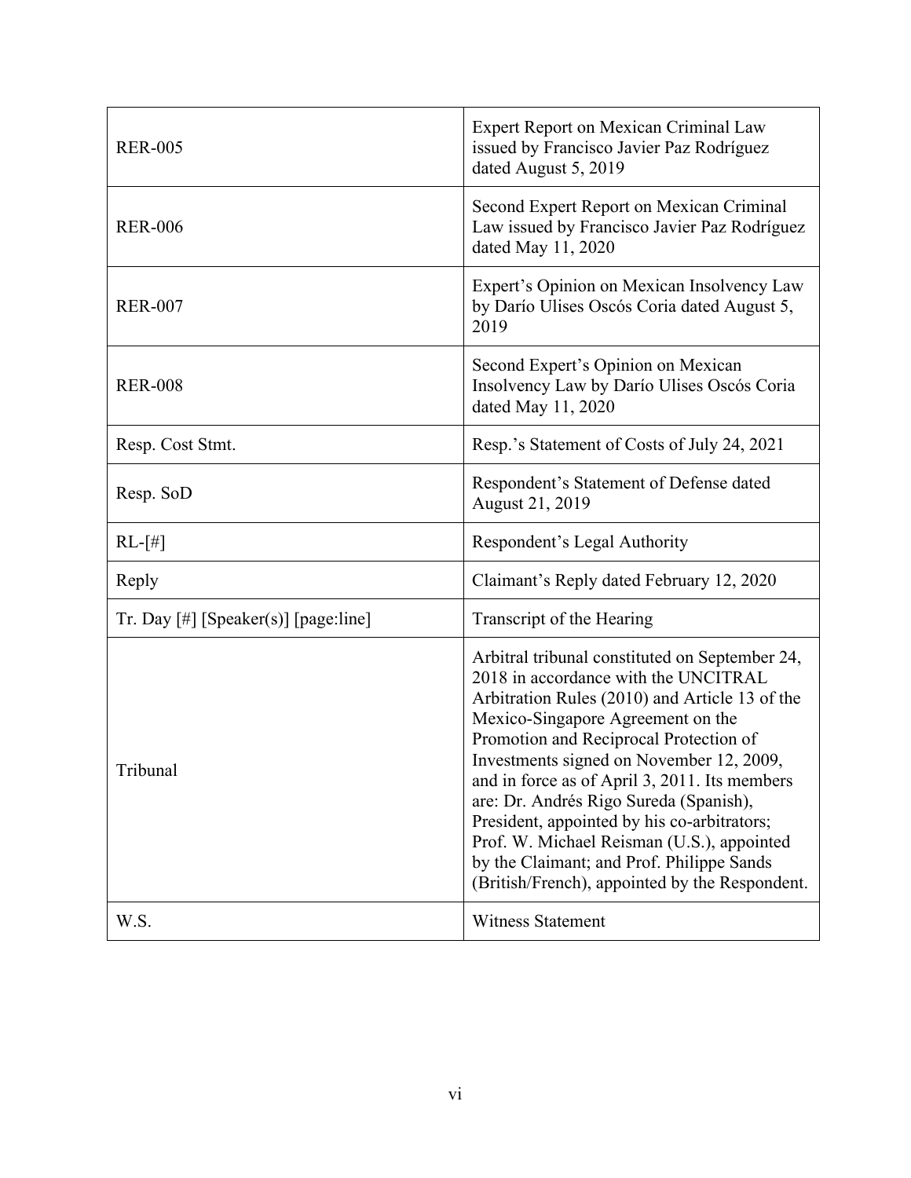| | |
|---|---|
| RER-005 | Expert Report on Mexican Criminal Law issued by Francisco Javier Paz Rodríguez dated August 5, 2019 |
| RER-006 | Second Expert Report on Mexican Criminal Law issued by Francisco Javier Paz Rodríguez dated May 11, 2020 |
| RER-007 | Expert's Opinion on Mexican Insolvency Law by Darío Ulises Oscós Coria dated August 5, 2019 |
| RER-008 | Second Expert's Opinion on Mexican Insolvency Law by Darío Ulises Oscós Coria dated May 11, 2020 |
| Resp. Cost Stmt. | Resp.'s Statement of Costs of July 24, 2021 |
| Resp. SoD | Respondent's Statement of Defense dated August 21, 2019 |
| RL-[#] | Respondent's Legal Authority |
| Reply | Claimant's Reply dated February 12, 2020 |
| Tr. Day [#] [Speaker(s)] [page:line] | Transcript of the Hearing |
| Tribunal | Arbitral tribunal constituted on September 24, 2018 in accordance with the UNCITRAL Arbitration Rules (2010) and Article 13 of the Mexico-Singapore Agreement on the Promotion and Reciprocal Protection of Investments signed on November 12, 2009, and in force as of April 3, 2011. Its members are: Dr. Andrés Rigo Sureda (Spanish), President, appointed by his co-arbitrators; Prof. W. Michael Reisman (U.S.), appointed by the Claimant; and Prof. Philippe Sands (British/French), appointed by the Respondent. |
| W.S. | Witness Statement |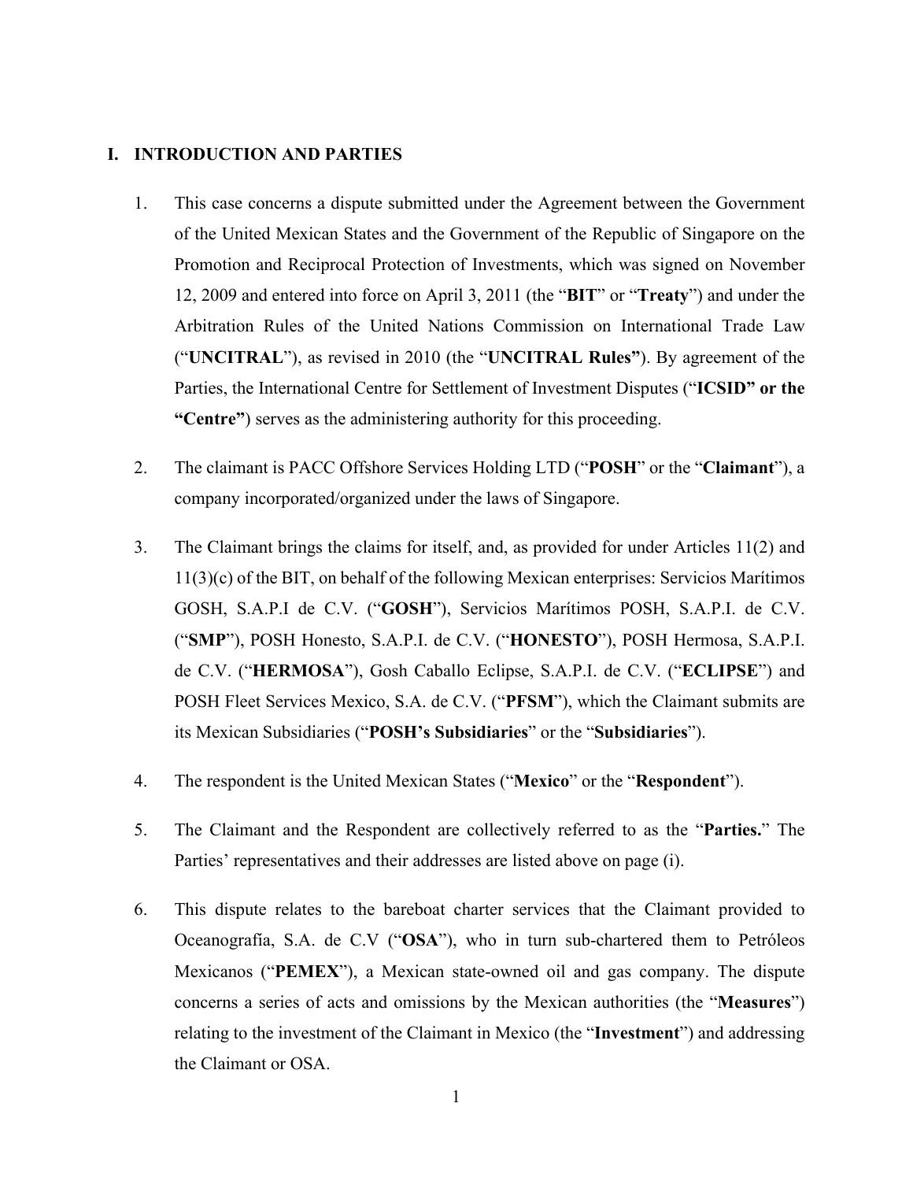## I. INTRODUCTION AND PARTIES

1. This case concerns a dispute submitted under the Agreement between the Government of the United Mexican States and the Government of the Republic of Singapore on the Promotion and Reciprocal Protection of Investments, which was signed on November 12, 2009 and entered into force on April 3, 2011 (the "**BIT**" or "**Treaty**") and under the Arbitration Rules of the United Nations Commission on International Trade Law ("**UNCITRAL**"), as revised in 2010 (the "**UNCITRAL Rules"**). By agreement of the Parties, the International Centre for Settlement of Investment Disputes ("**ICSID" or the "Centre"**) serves as the administering authority for this proceeding.

2. The claimant is PACC Offshore Services Holding LTD ("**POSH**" or the "**Claimant**"), a company incorporated/organized under the laws of Singapore.

3. The Claimant brings the claims for itself, and, as provided for under Articles 11(2) and 11(3)(c) of the BIT, on behalf of the following Mexican enterprises: Servicios Marítimos GOSH, S.A.P.I de C.V. ("**GOSH**"), Servicios Marítimos POSH, S.A.P.I. de C.V. ("**SMP**"), POSH Honesto, S.A.P.I. de C.V. ("**HONESTO**"), POSH Hermosa, S.A.P.I. de C.V. ("**HERMOSA**"), Gosh Caballo Eclipse, S.A.P.I. de C.V. ("**ECLIPSE**") and POSH Fleet Services Mexico, S.A. de C.V. ("**PFSM**"), which the Claimant submits are its Mexican Subsidiaries ("**POSH's Subsidiaries**" or the "**Subsidiaries**").

4. The respondent is the United Mexican States ("**Mexico**" or the "**Respondent**").

5. The Claimant and the Respondent are collectively referred to as the "**Parties.**" The Parties' representatives and their addresses are listed above on page (i).

6. This dispute relates to the bareboat charter services that the Claimant provided to Oceanografía, S.A. de C.V ("**OSA**"), who in turn sub-chartered them to Petróleos Mexicanos ("**PEMEX**"), a Mexican state-owned oil and gas company. The dispute concerns a series of acts and omissions by the Mexican authorities (the "**Measures**") relating to the investment of the Claimant in Mexico (the "**Investment**") and addressing the Claimant or OSA.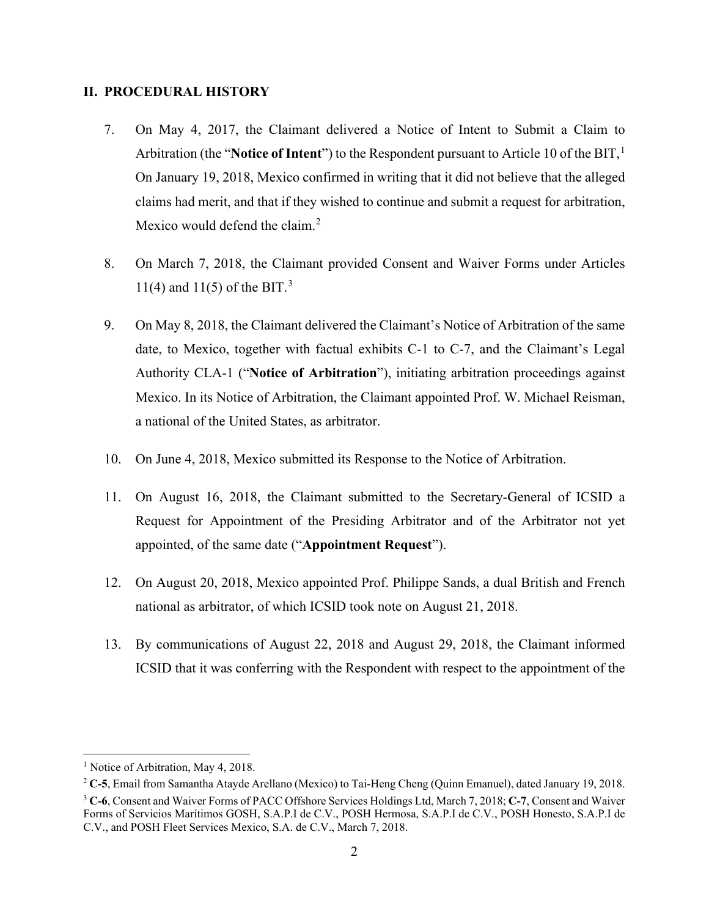## II. PROCEDURAL HISTORY

7. On May 4, 2017, the Claimant delivered a Notice of Intent to Submit a Claim to Arbitration (the "**Notice of Intent**") to the Respondent pursuant to Article 10 of the BIT,[1] On January 19, 2018, Mexico confirmed in writing that it did not believe that the alleged claims had merit, and that if they wished to continue and submit a request for arbitration, Mexico would defend the claim.[2]

8. On March 7, 2018, the Claimant provided Consent and Waiver Forms under Articles 11(4) and 11(5) of the BIT.[3]

9. On May 8, 2018, the Claimant delivered the Claimant's Notice of Arbitration of the same date, to Mexico, together with factual exhibits C-1 to C-7, and the Claimant's Legal Authority CLA-1 ("**Notice of Arbitration**"), initiating arbitration proceedings against Mexico. In its Notice of Arbitration, the Claimant appointed Prof. W. Michael Reisman, a national of the United States, as arbitrator.

10. On June 4, 2018, Mexico submitted its Response to the Notice of Arbitration.

11. On August 16, 2018, the Claimant submitted to the Secretary-General of ICSID a Request for Appointment of the Presiding Arbitrator and of the Arbitrator not yet appointed, of the same date ("**Appointment Request**").

12. On August 20, 2018, Mexico appointed Prof. Philippe Sands, a dual British and French national as arbitrator, of which ICSID took note on August 21, 2018.

13. By communications of August 22, 2018 and August 29, 2018, the Claimant informed ICSID that it was conferring with the Respondent with respect to the appointment of the

---

[1] Notice of Arbitration, May 4, 2018.

[2] **C-5**, Email from Samantha Atayde Arellano (Mexico) to Tai-Heng Cheng (Quinn Emanuel), dated January 19, 2018.

[3] **C-6**, Consent and Waiver Forms of PACC Offshore Services Holdings Ltd, March 7, 2018; **C-7**, Consent and Waiver Forms of Servicios Marítimos GOSH, S.A.P.I de C.V., POSH Hermosa, S.A.P.I de C.V., POSH Honesto, S.A.P.I de C.V., and POSH Fleet Services Mexico, S.A. de C.V., March 7, 2018.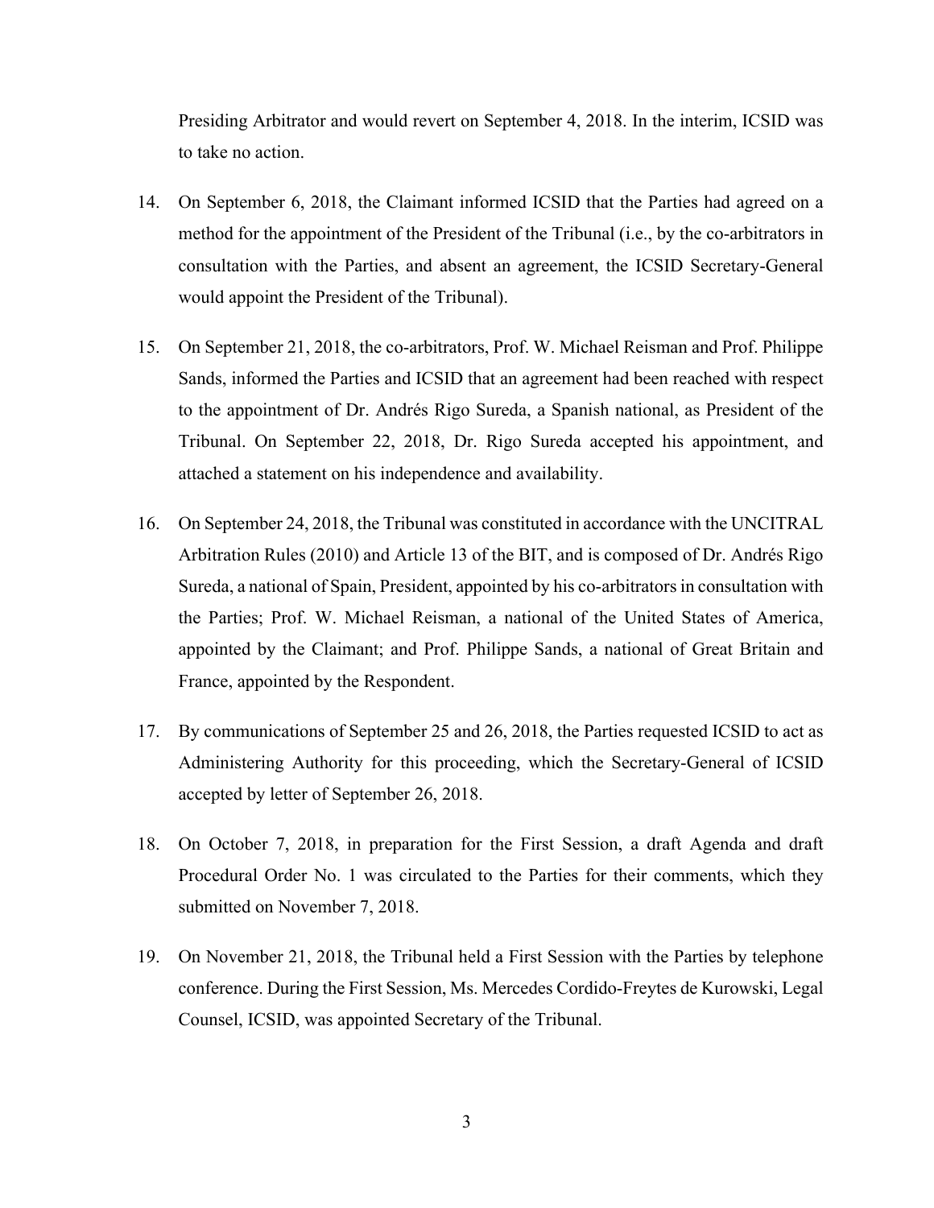Presiding Arbitrator and would revert on September 4, 2018. In the interim, ICSID was to take no action.

14. On September 6, 2018, the Claimant informed ICSID that the Parties had agreed on a method for the appointment of the President of the Tribunal (i.e., by the co-arbitrators in consultation with the Parties, and absent an agreement, the ICSID Secretary-General would appoint the President of the Tribunal).

15. On September 21, 2018, the co-arbitrators, Prof. W. Michael Reisman and Prof. Philippe Sands, informed the Parties and ICSID that an agreement had been reached with respect to the appointment of Dr. Andrés Rigo Sureda, a Spanish national, as President of the Tribunal. On September 22, 2018, Dr. Rigo Sureda accepted his appointment, and attached a statement on his independence and availability.

16. On September 24, 2018, the Tribunal was constituted in accordance with the UNCITRAL Arbitration Rules (2010) and Article 13 of the BIT, and is composed of Dr. Andrés Rigo Sureda, a national of Spain, President, appointed by his co-arbitrators in consultation with the Parties; Prof. W. Michael Reisman, a national of the United States of America, appointed by the Claimant; and Prof. Philippe Sands, a national of Great Britain and France, appointed by the Respondent.

17. By communications of September 25 and 26, 2018, the Parties requested ICSID to act as Administering Authority for this proceeding, which the Secretary-General of ICSID accepted by letter of September 26, 2018.

18. On October 7, 2018, in preparation for the First Session, a draft Agenda and draft Procedural Order No. 1 was circulated to the Parties for their comments, which they submitted on November 7, 2018.

19. On November 21, 2018, the Tribunal held a First Session with the Parties by telephone conference. During the First Session, Ms. Mercedes Cordido-Freytes de Kurowski, Legal Counsel, ICSID, was appointed Secretary of the Tribunal.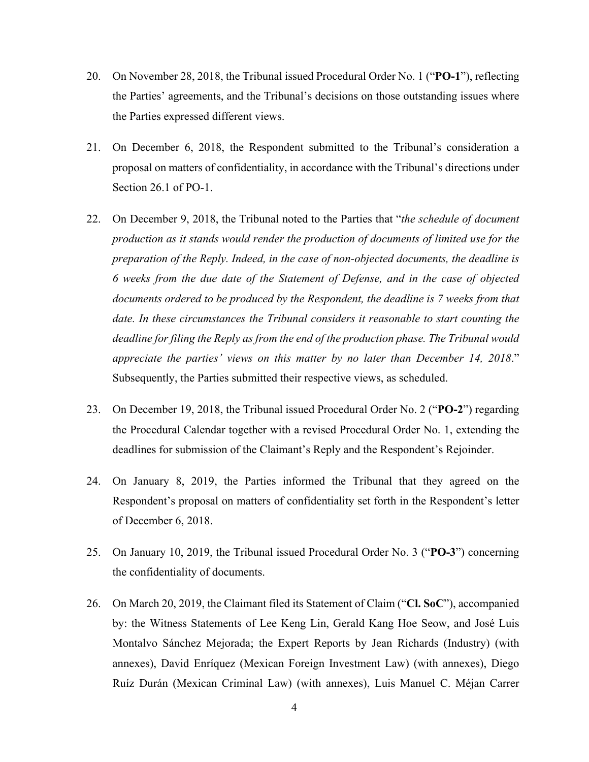20. On November 28, 2018, the Tribunal issued Procedural Order No. 1 ("**PO-1**"), reflecting the Parties' agreements, and the Tribunal's decisions on those outstanding issues where the Parties expressed different views.

21. On December 6, 2018, the Respondent submitted to the Tribunal's consideration a proposal on matters of confidentiality, in accordance with the Tribunal's directions under Section 26.1 of PO-1.

22. On December 9, 2018, the Tribunal noted to the Parties that "*the schedule of document production as it stands would render the production of documents of limited use for the preparation of the Reply. Indeed, in the case of non-objected documents, the deadline is 6 weeks from the due date of the Statement of Defense, and in the case of objected documents ordered to be produced by the Respondent, the deadline is 7 weeks from that date. In these circumstances the Tribunal considers it reasonable to start counting the deadline for filing the Reply as from the end of the production phase. The Tribunal would appreciate the parties' views on this matter by no later than December 14, 2018*." Subsequently, the Parties submitted their respective views, as scheduled.

23. On December 19, 2018, the Tribunal issued Procedural Order No. 2 ("**PO-2**") regarding the Procedural Calendar together with a revised Procedural Order No. 1, extending the deadlines for submission of the Claimant's Reply and the Respondent's Rejoinder.

24. On January 8, 2019, the Parties informed the Tribunal that they agreed on the Respondent's proposal on matters of confidentiality set forth in the Respondent's letter of December 6, 2018.

25. On January 10, 2019, the Tribunal issued Procedural Order No. 3 ("**PO-3**") concerning the confidentiality of documents.

26. On March 20, 2019, the Claimant filed its Statement of Claim ("**Cl. SoC**"), accompanied by: the Witness Statements of Lee Keng Lin, Gerald Kang Hoe Seow, and José Luis Montalvo Sánchez Mejorada; the Expert Reports by Jean Richards (Industry) (with annexes), David Enríquez (Mexican Foreign Investment Law) (with annexes), Diego Ruíz Durán (Mexican Criminal Law) (with annexes), Luis Manuel C. Méjan Carrer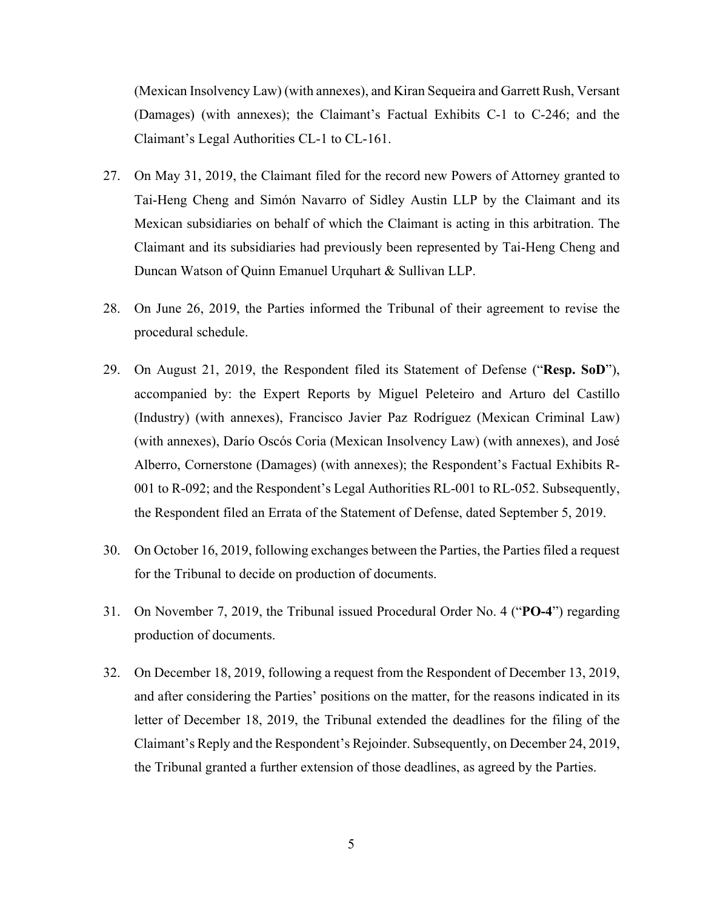(Mexican Insolvency Law) (with annexes), and Kiran Sequeira and Garrett Rush, Versant (Damages) (with annexes); the Claimant's Factual Exhibits C-1 to C-246; and the Claimant's Legal Authorities CL-1 to CL-161.

27. On May 31, 2019, the Claimant filed for the record new Powers of Attorney granted to Tai-Heng Cheng and Simón Navarro of Sidley Austin LLP by the Claimant and its Mexican subsidiaries on behalf of which the Claimant is acting in this arbitration. The Claimant and its subsidiaries had previously been represented by Tai-Heng Cheng and Duncan Watson of Quinn Emanuel Urquhart & Sullivan LLP.

28. On June 26, 2019, the Parties informed the Tribunal of their agreement to revise the procedural schedule.

29. On August 21, 2019, the Respondent filed its Statement of Defense ("**Resp. SoD**"), accompanied by: the Expert Reports by Miguel Peleteiro and Arturo del Castillo (Industry) (with annexes), Francisco Javier Paz Rodríguez (Mexican Criminal Law) (with annexes), Darío Oscós Coria (Mexican Insolvency Law) (with annexes), and José Alberro, Cornerstone (Damages) (with annexes); the Respondent's Factual Exhibits R-001 to R-092; and the Respondent's Legal Authorities RL-001 to RL-052. Subsequently, the Respondent filed an Errata of the Statement of Defense, dated September 5, 2019.

30. On October 16, 2019, following exchanges between the Parties, the Parties filed a request for the Tribunal to decide on production of documents.

31. On November 7, 2019, the Tribunal issued Procedural Order No. 4 ("**PO-4**") regarding production of documents.

32. On December 18, 2019, following a request from the Respondent of December 13, 2019, and after considering the Parties' positions on the matter, for the reasons indicated in its letter of December 18, 2019, the Tribunal extended the deadlines for the filing of the Claimant's Reply and the Respondent's Rejoinder. Subsequently, on December 24, 2019, the Tribunal granted a further extension of those deadlines, as agreed by the Parties.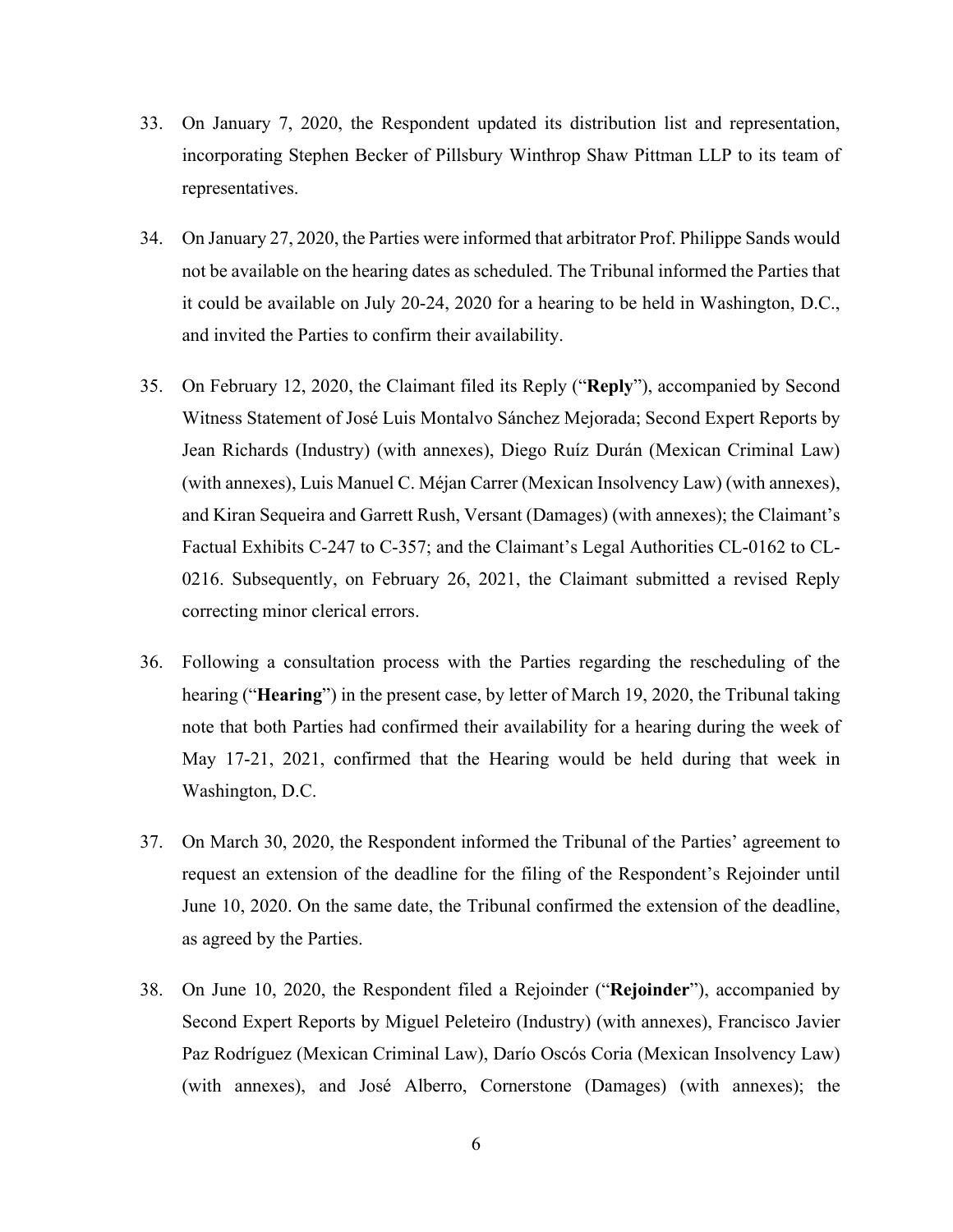33. On January 7, 2020, the Respondent updated its distribution list and representation, incorporating Stephen Becker of Pillsbury Winthrop Shaw Pittman LLP to its team of representatives.

34. On January 27, 2020, the Parties were informed that arbitrator Prof. Philippe Sands would not be available on the hearing dates as scheduled. The Tribunal informed the Parties that it could be available on July 20-24, 2020 for a hearing to be held in Washington, D.C., and invited the Parties to confirm their availability.

35. On February 12, 2020, the Claimant filed its Reply ("**Reply**"), accompanied by Second Witness Statement of José Luis Montalvo Sánchez Mejorada; Second Expert Reports by Jean Richards (Industry) (with annexes), Diego Ruíz Durán (Mexican Criminal Law) (with annexes), Luis Manuel C. Méjan Carrer (Mexican Insolvency Law) (with annexes), and Kiran Sequeira and Garrett Rush, Versant (Damages) (with annexes); the Claimant's Factual Exhibits C-247 to C-357; and the Claimant's Legal Authorities CL-0162 to CL-0216. Subsequently, on February 26, 2021, the Claimant submitted a revised Reply correcting minor clerical errors.

36. Following a consultation process with the Parties regarding the rescheduling of the hearing ("**Hearing**") in the present case, by letter of March 19, 2020, the Tribunal taking note that both Parties had confirmed their availability for a hearing during the week of May 17-21, 2021, confirmed that the Hearing would be held during that week in Washington, D.C.

37. On March 30, 2020, the Respondent informed the Tribunal of the Parties' agreement to request an extension of the deadline for the filing of the Respondent's Rejoinder until June 10, 2020. On the same date, the Tribunal confirmed the extension of the deadline, as agreed by the Parties.

38. On June 10, 2020, the Respondent filed a Rejoinder ("**Rejoinder**"), accompanied by Second Expert Reports by Miguel Peleteiro (Industry) (with annexes), Francisco Javier Paz Rodríguez (Mexican Criminal Law), Darío Oscós Coria (Mexican Insolvency Law) (with annexes), and José Alberro, Cornerstone (Damages) (with annexes); the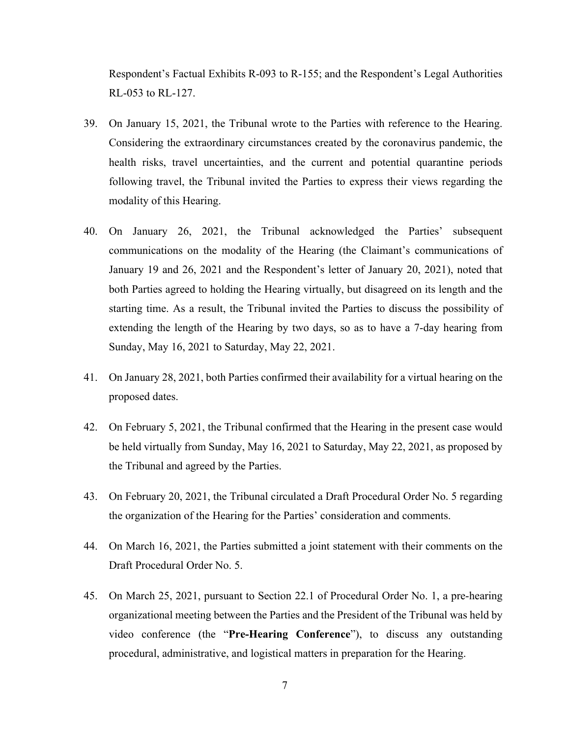Respondent's Factual Exhibits R-093 to R-155; and the Respondent's Legal Authorities RL-053 to RL-127.

39. On January 15, 2021, the Tribunal wrote to the Parties with reference to the Hearing. Considering the extraordinary circumstances created by the coronavirus pandemic, the health risks, travel uncertainties, and the current and potential quarantine periods following travel, the Tribunal invited the Parties to express their views regarding the modality of this Hearing.

40. On January 26, 2021, the Tribunal acknowledged the Parties' subsequent communications on the modality of the Hearing (the Claimant's communications of January 19 and 26, 2021 and the Respondent's letter of January 20, 2021), noted that both Parties agreed to holding the Hearing virtually, but disagreed on its length and the starting time. As a result, the Tribunal invited the Parties to discuss the possibility of extending the length of the Hearing by two days, so as to have a 7-day hearing from Sunday, May 16, 2021 to Saturday, May 22, 2021.

41. On January 28, 2021, both Parties confirmed their availability for a virtual hearing on the proposed dates.

42. On February 5, 2021, the Tribunal confirmed that the Hearing in the present case would be held virtually from Sunday, May 16, 2021 to Saturday, May 22, 2021, as proposed by the Tribunal and agreed by the Parties.

43. On February 20, 2021, the Tribunal circulated a Draft Procedural Order No. 5 regarding the organization of the Hearing for the Parties' consideration and comments.

44. On March 16, 2021, the Parties submitted a joint statement with their comments on the Draft Procedural Order No. 5.

45. On March 25, 2021, pursuant to Section 22.1 of Procedural Order No. 1, a pre-hearing organizational meeting between the Parties and the President of the Tribunal was held by video conference (the "**Pre-Hearing Conference**"), to discuss any outstanding procedural, administrative, and logistical matters in preparation for the Hearing.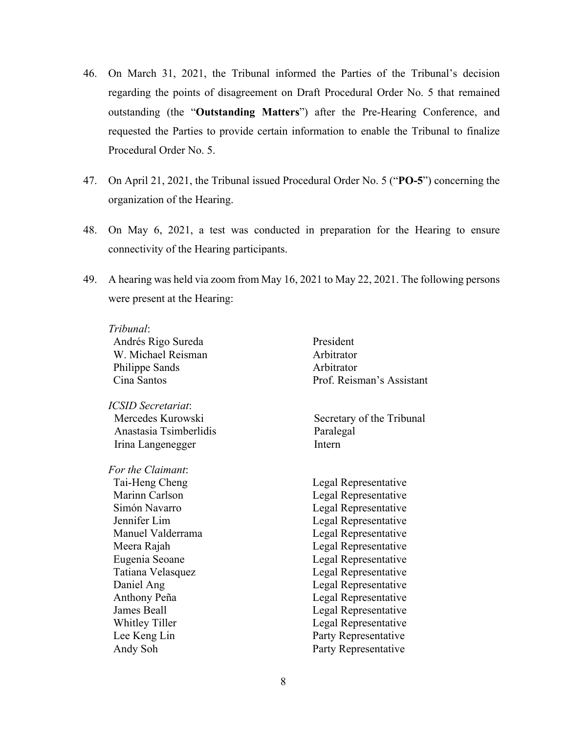46. On March 31, 2021, the Tribunal informed the Parties of the Tribunal's decision regarding the points of disagreement on Draft Procedural Order No. 5 that remained outstanding (the "**Outstanding Matters**") after the Pre-Hearing Conference, and requested the Parties to provide certain information to enable the Tribunal to finalize Procedural Order No. 5.

47. On April 21, 2021, the Tribunal issued Procedural Order No. 5 ("**PO-5**") concerning the organization of the Hearing.

48. On May 6, 2021, a test was conducted in preparation for the Hearing to ensure connectivity of the Hearing participants.

49. A hearing was held via zoom from May 16, 2021 to May 22, 2021. The following persons were present at the Hearing:

*Tribunal*:

| | |
|---|---|
| Andrés Rigo Sureda | President |
| W. Michael Reisman | Arbitrator |
| Philippe Sands | Arbitrator |
| Cina Santos | Prof. Reisman's Assistant |

*ICSID Secretariat*:

| | |
|---|---|
| Mercedes Kurowski | Secretary of the Tribunal |
| Anastasia Tsimberlidis | Paralegal |
| Irina Langenegger | Intern |

*For the Claimant*:

| | |
|---|---|
| Tai-Heng Cheng | Legal Representative |
| Marinn Carlson | Legal Representative |
| Simón Navarro | Legal Representative |
| Jennifer Lim | Legal Representative |
| Manuel Valderrama | Legal Representative |
| Meera Rajah | Legal Representative |
| Eugenia Seoane | Legal Representative |
| Tatiana Velasquez | Legal Representative |
| Daniel Ang | Legal Representative |
| Anthony Peña | Legal Representative |
| James Beall | Legal Representative |
| Whitley Tiller | Legal Representative |
| Lee Keng Lin | Party Representative |
| Andy Soh | Party Representative |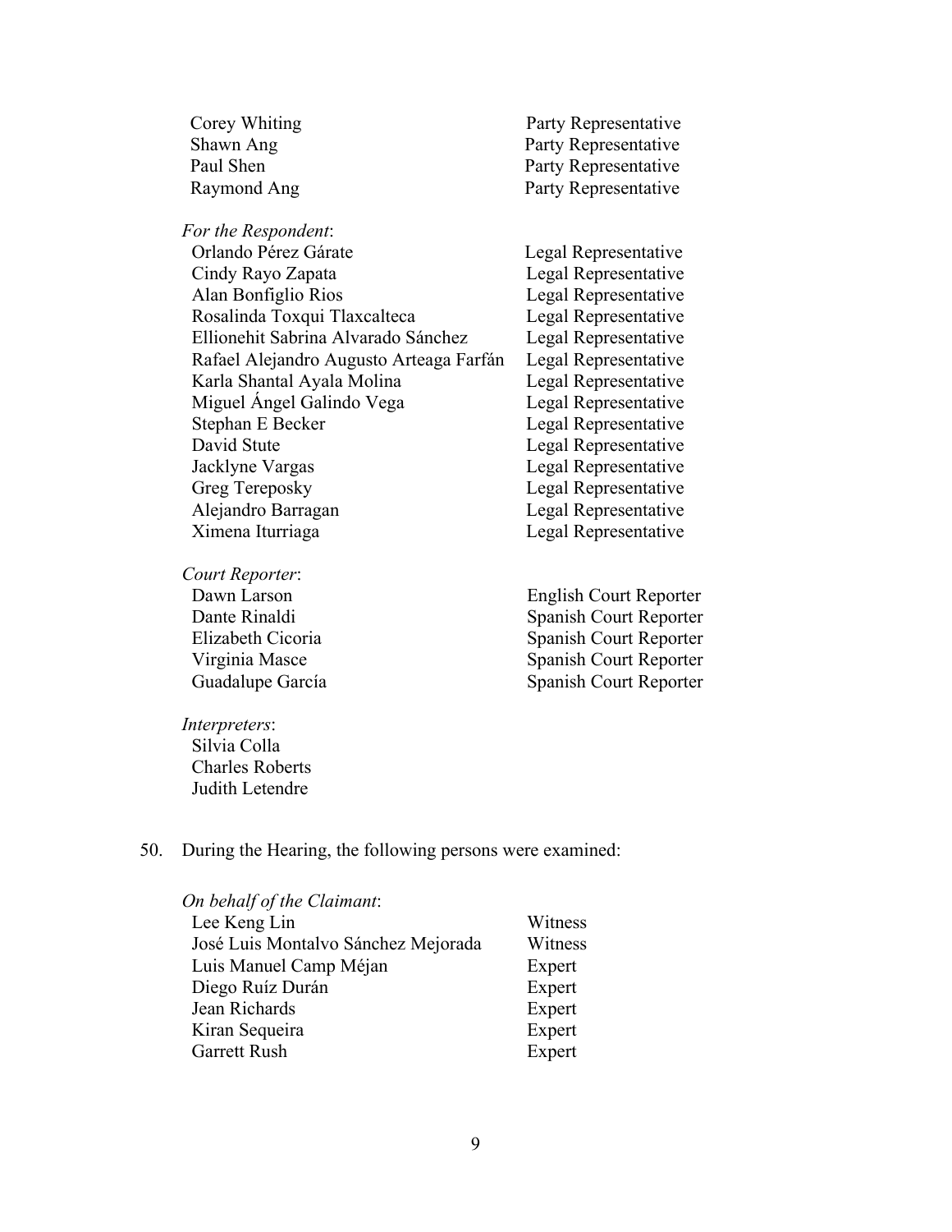| | |
|---|---|
| Corey Whiting | Party Representative |
| Shawn Ang | Party Representative |
| Paul Shen | Party Representative |
| Raymond Ang | Party Representative |

*For the Respondent*:

| | |
|---|---|
| Orlando Pérez Gárate | Legal Representative |
| Cindy Rayo Zapata | Legal Representative |
| Alan Bonfiglio Rios | Legal Representative |
| Rosalinda Toxqui Tlaxcalteca | Legal Representative |
| Ellionehit Sabrina Alvarado Sánchez | Legal Representative |
| Rafael Alejandro Augusto Arteaga Farfán | Legal Representative |
| Karla Shantal Ayala Molina | Legal Representative |
| Miguel Ángel Galindo Vega | Legal Representative |
| Stephan E Becker | Legal Representative |
| David Stute | Legal Representative |
| Jacklyne Vargas | Legal Representative |
| Greg Tereposky | Legal Representative |
| Alejandro Barragan | Legal Representative |
| Ximena Iturriaga | Legal Representative |

*Court Reporter*:

| | |
|---|---|
| Dawn Larson | English Court Reporter |
| Dante Rinaldi | Spanish Court Reporter |
| Elizabeth Cicoria | Spanish Court Reporter |
| Virginia Masce | Spanish Court Reporter |
| Guadalupe García | Spanish Court Reporter |

*Interpreters*:

Silvia Colla
Charles Roberts
Judith Letendre

50. During the Hearing, the following persons were examined:

*On behalf of the Claimant*:

| | |
|---|---|
| Lee Keng Lin | Witness |
| José Luis Montalvo Sánchez Mejorada | Witness |
| Luis Manuel Camp Méjan | Expert |
| Diego Ruíz Durán | Expert |
| Jean Richards | Expert |
| Kiran Sequeira | Expert |
| Garrett Rush | Expert |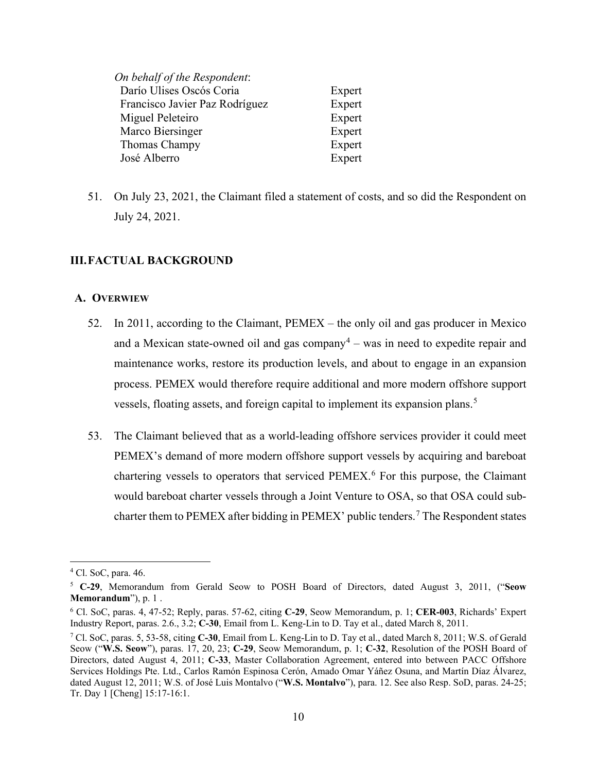*On behalf of the Respondent*:

| | |
|---|---|
| Darío Ulises Oscós Coria | Expert |
| Francisco Javier Paz Rodríguez | Expert |
| Miguel Peleteiro | Expert |
| Marco Biersinger | Expert |
| Thomas Champy | Expert |
| José Alberro | Expert |

51. On July 23, 2021, the Claimant filed a statement of costs, and so did the Respondent on July 24, 2021.

## III. FACTUAL BACKGROUND

### A. OVERVIEW

52. In 2011, according to the Claimant, PEMEX – the only oil and gas producer in Mexico and a Mexican state-owned oil and gas company[4] – was in need to expedite repair and maintenance works, restore its production levels, and about to engage in an expansion process. PEMEX would therefore require additional and more modern offshore support vessels, floating assets, and foreign capital to implement its expansion plans.[5]

53. The Claimant believed that as a world-leading offshore services provider it could meet PEMEX's demand of more modern offshore support vessels by acquiring and bareboat chartering vessels to operators that serviced PEMEX.[6] For this purpose, the Claimant would bareboat charter vessels through a Joint Venture to OSA, so that OSA could sub-charter them to PEMEX after bidding in PEMEX' public tenders.[7] The Respondent states

---

[4] Cl. SoC, para. 46.

[5] **C-29**, Memorandum from Gerald Seow to POSH Board of Directors, dated August 3, 2011, ("**Seow Memorandum**"), p. 1 .

[6] Cl. SoC, paras. 4, 47-52; Reply, paras. 57-62, citing **C-29**, Seow Memorandum, p. 1; **CER-003**, Richards' Expert Industry Report, paras. 2.6., 3.2; **C-30**, Email from L. Keng-Lin to D. Tay et al., dated March 8, 2011.

[7] Cl. SoC, paras. 5, 53-58, citing **C-30**, Email from L. Keng-Lin to D. Tay et al., dated March 8, 2011; W.S. of Gerald Seow ("**W.S. Seow**"), paras. 17, 20, 23; **C-29**, Seow Memorandum, p. 1; **C-32**, Resolution of the POSH Board of Directors, dated August 4, 2011; **C-33**, Master Collaboration Agreement, entered into between PACC Offshore Services Holdings Pte. Ltd., Carlos Ramón Espinosa Cerón, Amado Omar Yáñez Osuna, and Martín Díaz Álvarez, dated August 12, 2011; W.S. of José Luis Montalvo ("**W.S. Montalvo**"), para. 12. See also Resp. SoD, paras. 24-25; Tr. Day 1 [Cheng] 15:17-16:1.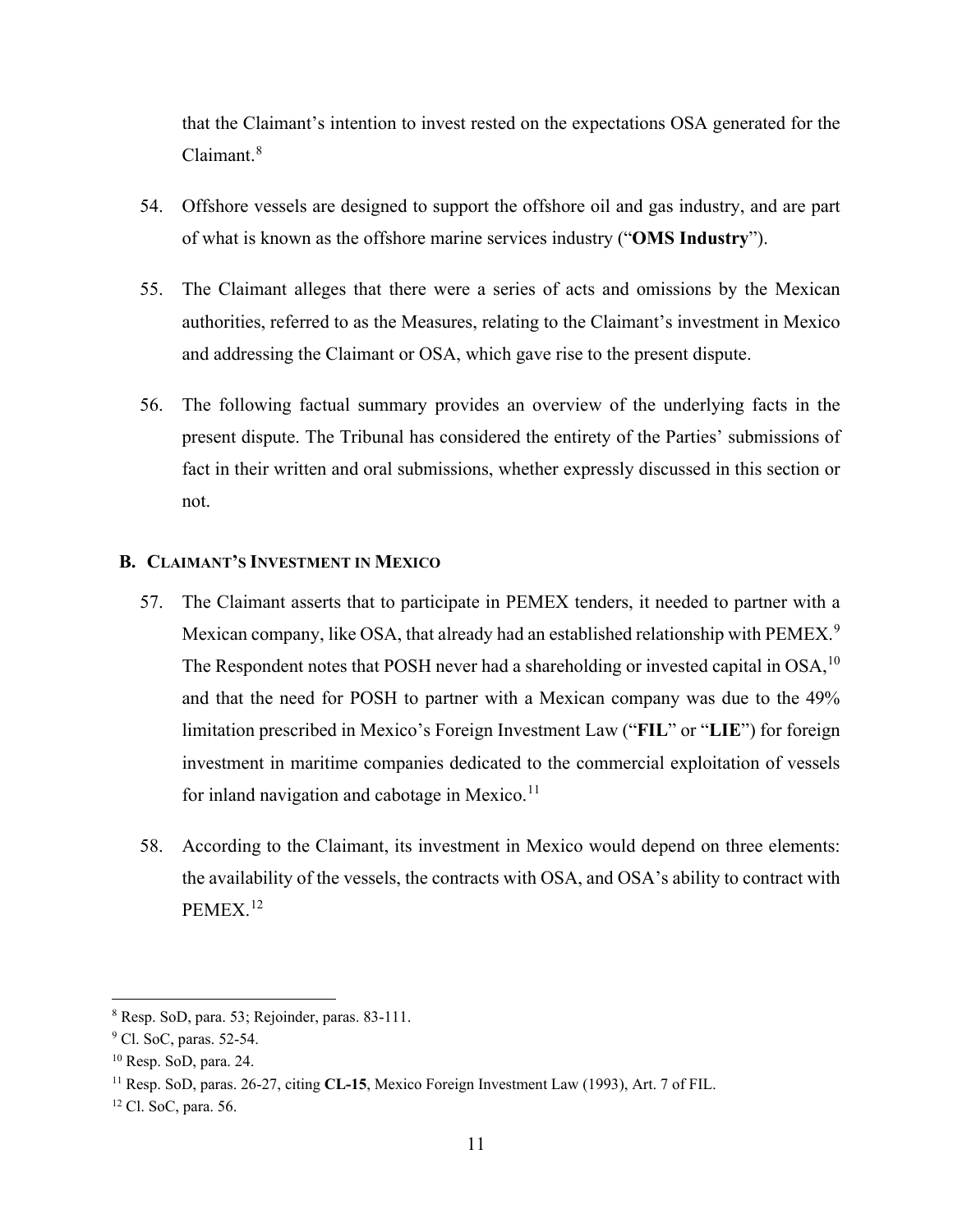that the Claimant's intention to invest rested on the expectations OSA generated for the Claimant.[8]

54. Offshore vessels are designed to support the offshore oil and gas industry, and are part of what is known as the offshore marine services industry ("**OMS Industry**").

55. The Claimant alleges that there were a series of acts and omissions by the Mexican authorities, referred to as the Measures, relating to the Claimant's investment in Mexico and addressing the Claimant or OSA, which gave rise to the present dispute.

56. The following factual summary provides an overview of the underlying facts in the present dispute. The Tribunal has considered the entirety of the Parties' submissions of fact in their written and oral submissions, whether expressly discussed in this section or not.

## B. CLAIMANT'S INVESTMENT IN MEXICO

57. The Claimant asserts that to participate in PEMEX tenders, it needed to partner with a Mexican company, like OSA, that already had an established relationship with PEMEX.[9] The Respondent notes that POSH never had a shareholding or invested capital in OSA,[10] and that the need for POSH to partner with a Mexican company was due to the 49% limitation prescribed in Mexico's Foreign Investment Law ("**FIL**" or "**LIE**") for foreign investment in maritime companies dedicated to the commercial exploitation of vessels for inland navigation and cabotage in Mexico.[11]

58. According to the Claimant, its investment in Mexico would depend on three elements: the availability of the vessels, the contracts with OSA, and OSA's ability to contract with PEMEX.[12]

---

[8] Resp. SoD, para. 53; Rejoinder, paras. 83-111.

[9] Cl. SoC, paras. 52-54.

[10] Resp. SoD, para. 24.

[11] Resp. SoD, paras. 26-27, citing **CL-15**, Mexico Foreign Investment Law (1993), Art. 7 of FIL.

[12] Cl. SoC, para. 56.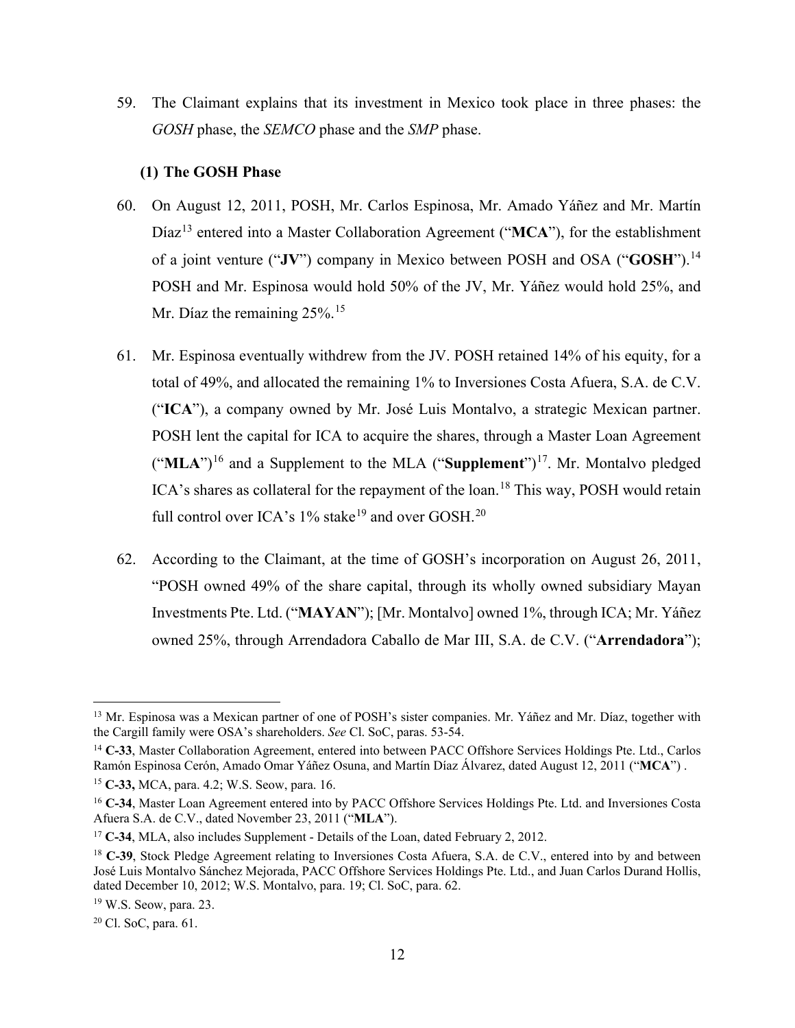59. The Claimant explains that its investment in Mexico took place in three phases: the *GOSH* phase, the *SEMCO* phase and the *SMP* phase.

### (1) The GOSH Phase

60. On August 12, 2011, POSH, Mr. Carlos Espinosa, Mr. Amado Yáñez and Mr. Martín Díaz[13] entered into a Master Collaboration Agreement ("**MCA**"), for the establishment of a joint venture ("**JV**") company in Mexico between POSH and OSA ("**GOSH**").[14] POSH and Mr. Espinosa would hold 50% of the JV, Mr. Yáñez would hold 25%, and Mr. Díaz the remaining 25%.[15]

61. Mr. Espinosa eventually withdrew from the JV. POSH retained 14% of his equity, for a total of 49%, and allocated the remaining 1% to Inversiones Costa Afuera, S.A. de C.V. ("**ICA**"), a company owned by Mr. José Luis Montalvo, a strategic Mexican partner. POSH lent the capital for ICA to acquire the shares, through a Master Loan Agreement ("**MLA**")[16] and a Supplement to the MLA ("**Supplement**")[17]. Mr. Montalvo pledged ICA's shares as collateral for the repayment of the loan.[18] This way, POSH would retain full control over ICA's 1% stake[19] and over GOSH.[20]

62. According to the Claimant, at the time of GOSH's incorporation on August 26, 2011, "POSH owned 49% of the share capital, through its wholly owned subsidiary Mayan Investments Pte. Ltd. ("**MAYAN**"); [Mr. Montalvo] owned 1%, through ICA; Mr. Yáñez owned 25%, through Arrendadora Caballo de Mar III, S.A. de C.V. ("**Arrendadora**");

---

[13] Mr. Espinosa was a Mexican partner of one of POSH's sister companies. Mr. Yáñez and Mr. Díaz, together with the Cargill family were OSA's shareholders. *See* Cl. SoC, paras. 53-54.

[14] **C-33**, Master Collaboration Agreement, entered into between PACC Offshore Services Holdings Pte. Ltd., Carlos Ramón Espinosa Cerón, Amado Omar Yáñez Osuna, and Martín Díaz Álvarez, dated August 12, 2011 ("**MCA**") .

[15] **C-33,** MCA, para. 4.2; W.S. Seow, para. 16.

[16] **C-34**, Master Loan Agreement entered into by PACC Offshore Services Holdings Pte. Ltd. and Inversiones Costa Afuera S.A. de C.V., dated November 23, 2011 ("**MLA**").

[17] **C-34**, MLA, also includes Supplement - Details of the Loan, dated February 2, 2012.

[18] **C-39**, Stock Pledge Agreement relating to Inversiones Costa Afuera, S.A. de C.V., entered into by and between José Luis Montalvo Sánchez Mejorada, PACC Offshore Services Holdings Pte. Ltd., and Juan Carlos Durand Hollis, dated December 10, 2012; W.S. Montalvo, para. 19; Cl. SoC, para. 62.

[19] W.S. Seow, para. 23.

[20] Cl. SoC, para. 61.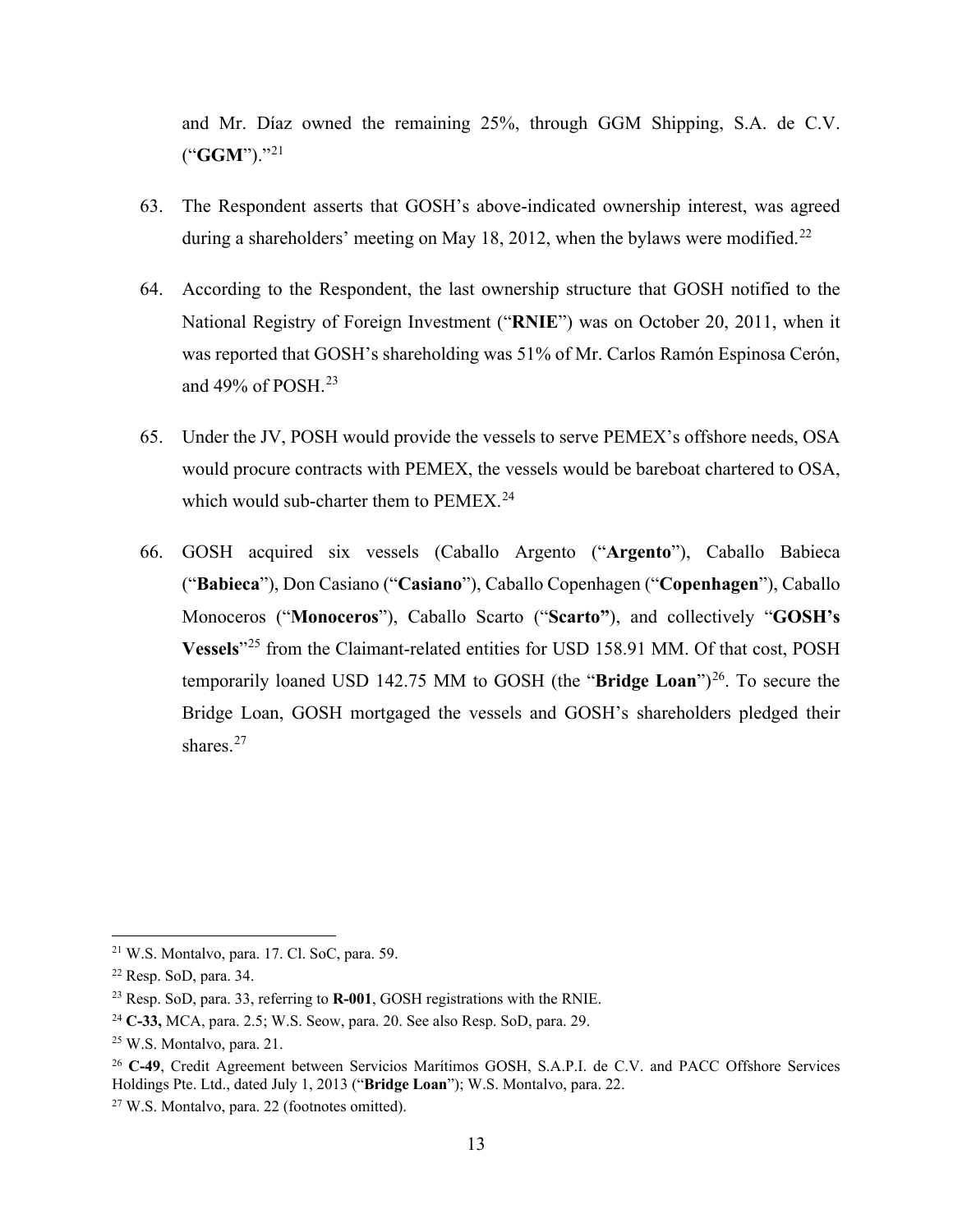and Mr. Díaz owned the remaining 25%, through GGM Shipping, S.A. de C.V. ("**GGM**")."[21]

63. The Respondent asserts that GOSH's above-indicated ownership interest, was agreed during a shareholders' meeting on May 18, 2012, when the bylaws were modified.[22]

64. According to the Respondent, the last ownership structure that GOSH notified to the National Registry of Foreign Investment ("**RNIE**") was on October 20, 2011, when it was reported that GOSH's shareholding was 51% of Mr. Carlos Ramón Espinosa Cerón, and 49% of POSH.[23]

65. Under the JV, POSH would provide the vessels to serve PEMEX's offshore needs, OSA would procure contracts with PEMEX, the vessels would be bareboat chartered to OSA, which would sub-charter them to PEMEX.[24]

66. GOSH acquired six vessels (Caballo Argento ("**Argento**"), Caballo Babieca ("**Babieca**"), Don Casiano ("**Casiano**"), Caballo Copenhagen ("**Copenhagen**"), Caballo Monoceros ("**Monoceros**"), Caballo Scarto ("**Scarto"**), and collectively "**GOSH's Vessels**"[25] from the Claimant-related entities for USD 158.91 MM. Of that cost, POSH temporarily loaned USD 142.75 MM to GOSH (the "**Bridge Loan**")[26]. To secure the Bridge Loan, GOSH mortgaged the vessels and GOSH's shareholders pledged their shares.[27]

---

[21] W.S. Montalvo, para. 17. Cl. SoC, para. 59.

[22] Resp. SoD, para. 34.

[23] Resp. SoD, para. 33, referring to **R-001**, GOSH registrations with the RNIE.

[24] **C-33,** MCA, para. 2.5; W.S. Seow, para. 20. See also Resp. SoD, para. 29.

[25] W.S. Montalvo, para. 21.

[26] **C-49**, Credit Agreement between Servicios Marítimos GOSH, S.A.P.I. de C.V. and PACC Offshore Services Holdings Pte. Ltd., dated July 1, 2013 ("**Bridge Loan**"); W.S. Montalvo, para. 22.

[27] W.S. Montalvo, para. 22 (footnotes omitted).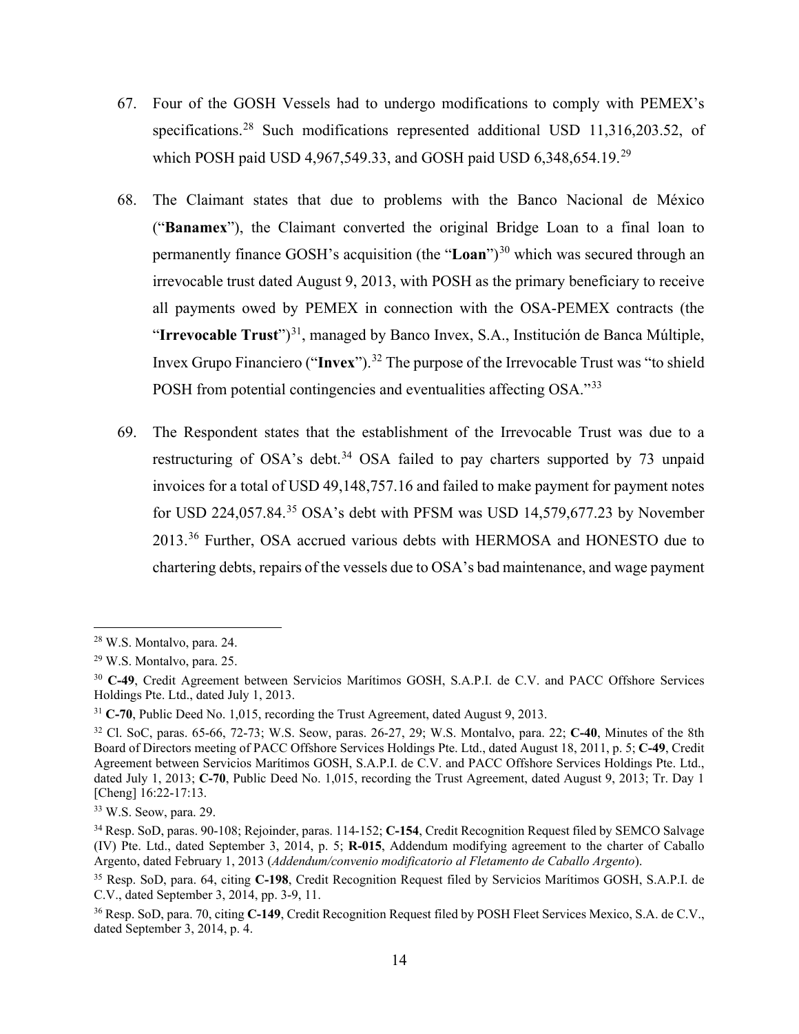67. Four of the GOSH Vessels had to undergo modifications to comply with PEMEX's specifications.[28] Such modifications represented additional USD 11,316,203.52, of which POSH paid USD 4,967,549.33, and GOSH paid USD 6,348,654.19.[29]

68. The Claimant states that due to problems with the Banco Nacional de México ("**Banamex**"), the Claimant converted the original Bridge Loan to a final loan to permanently finance GOSH's acquisition (the "**Loan**")[30] which was secured through an irrevocable trust dated August 9, 2013, with POSH as the primary beneficiary to receive all payments owed by PEMEX in connection with the OSA-PEMEX contracts (the "**Irrevocable Trust**")[31], managed by Banco Invex, S.A., Institución de Banca Múltiple, Invex Grupo Financiero ("**Invex**").[32] The purpose of the Irrevocable Trust was "to shield POSH from potential contingencies and eventualities affecting OSA."[33]

69. The Respondent states that the establishment of the Irrevocable Trust was due to a restructuring of OSA's debt.[34] OSA failed to pay charters supported by 73 unpaid invoices for a total of USD 49,148,757.16 and failed to make payment for payment notes for USD 224,057.84.[35] OSA's debt with PFSM was USD 14,579,677.23 by November 2013.[36] Further, OSA accrued various debts with HERMOSA and HONESTO due to chartering debts, repairs of the vessels due to OSA's bad maintenance, and wage payment

---

[28] W.S. Montalvo, para. 24.

[29] W.S. Montalvo, para. 25.

[30] **C-49**, Credit Agreement between Servicios Marítimos GOSH, S.A.P.I. de C.V. and PACC Offshore Services Holdings Pte. Ltd., dated July 1, 2013.

[31] **C-70**, Public Deed No. 1,015, recording the Trust Agreement, dated August 9, 2013.

[32] Cl. SoC, paras. 65-66, 72-73; W.S. Seow, paras. 26-27, 29; W.S. Montalvo, para. 22; **C-40**, Minutes of the 8th Board of Directors meeting of PACC Offshore Services Holdings Pte. Ltd., dated August 18, 2011, p. 5; **C-49**, Credit Agreement between Servicios Marítimos GOSH, S.A.P.I. de C.V. and PACC Offshore Services Holdings Pte. Ltd., dated July 1, 2013; **C-70**, Public Deed No. 1,015, recording the Trust Agreement, dated August 9, 2013; Tr. Day 1 [Cheng] 16:22-17:13.

[33] W.S. Seow, para. 29.

[34] Resp. SoD, paras. 90-108; Rejoinder, paras. 114-152; **C-154**, Credit Recognition Request filed by SEMCO Salvage (IV) Pte. Ltd., dated September 3, 2014, p. 5; **R-015**, Addendum modifying agreement to the charter of Caballo Argento, dated February 1, 2013 (*Addendum/convenio modificatorio al Fletamento de Caballo Argento*).

[35] Resp. SoD, para. 64, citing **C-198**, Credit Recognition Request filed by Servicios Marítimos GOSH, S.A.P.I. de C.V., dated September 3, 2014, pp. 3-9, 11.

[36] Resp. SoD, para. 70, citing **C-149**, Credit Recognition Request filed by POSH Fleet Services Mexico, S.A. de C.V., dated September 3, 2014, p. 4.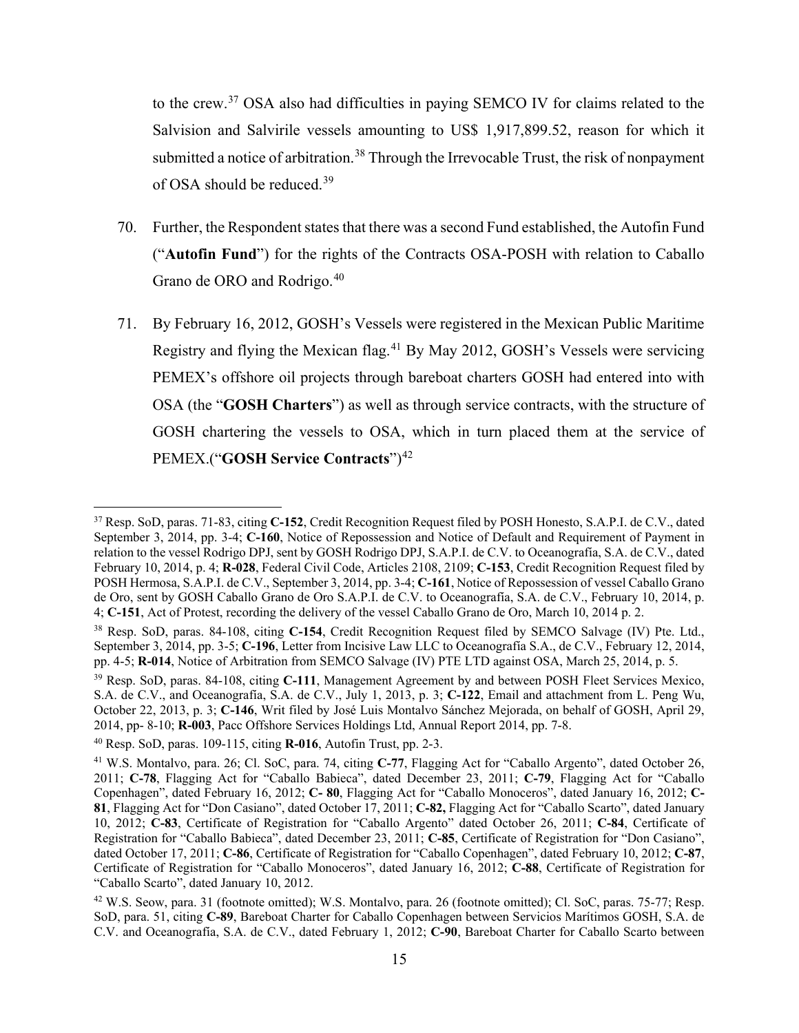to the crew.[37] OSA also had difficulties in paying SEMCO IV for claims related to the Salvision and Salvirile vessels amounting to US$ 1,917,899.52, reason for which it submitted a notice of arbitration.[38] Through the Irrevocable Trust, the risk of nonpayment of OSA should be reduced.[39]

70. Further, the Respondent states that there was a second Fund established, the Autofin Fund ("**Autofin Fund**") for the rights of the Contracts OSA-POSH with relation to Caballo Grano de ORO and Rodrigo.[40]

71. By February 16, 2012, GOSH's Vessels were registered in the Mexican Public Maritime Registry and flying the Mexican flag.[41] By May 2012, GOSH's Vessels were servicing PEMEX's offshore oil projects through bareboat charters GOSH had entered into with OSA (the "**GOSH Charters**") as well as through service contracts, with the structure of GOSH chartering the vessels to OSA, which in turn placed them at the service of PEMEX.("**GOSH Service Contracts**")[42]

---

[37] Resp. SoD, paras. 71-83, citing **C-152**, Credit Recognition Request filed by POSH Honesto, S.A.P.I. de C.V., dated September 3, 2014, pp. 3-4; **C-160**, Notice of Repossession and Notice of Default and Requirement of Payment in relation to the vessel Rodrigo DPJ, sent by GOSH Rodrigo DPJ, S.A.P.I. de C.V. to Oceanografía, S.A. de C.V., dated February 10, 2014, p. 4; **R-028**, Federal Civil Code, Articles 2108, 2109; **C-153**, Credit Recognition Request filed by POSH Hermosa, S.A.P.I. de C.V., September 3, 2014, pp. 3-4; **C-161**, Notice of Repossession of vessel Caballo Grano de Oro, sent by GOSH Caballo Grano de Oro S.A.P.I. de C.V. to Oceanografía, S.A. de C.V., February 10, 2014, p. 4; **C-151**, Act of Protest, recording the delivery of the vessel Caballo Grano de Oro, March 10, 2014 p. 2.

[38] Resp. SoD, paras. 84-108, citing **C-154**, Credit Recognition Request filed by SEMCO Salvage (IV) Pte. Ltd., September 3, 2014, pp. 3-5; **C-196**, Letter from Incisive Law LLC to Oceanografía S.A., de C.V., February 12, 2014, pp. 4-5; **R-014**, Notice of Arbitration from SEMCO Salvage (IV) PTE LTD against OSA, March 25, 2014, p. 5.

[39] Resp. SoD, paras. 84-108, citing **C-111**, Management Agreement by and between POSH Fleet Services Mexico, S.A. de C.V., and Oceanografía, S.A. de C.V., July 1, 2013, p. 3; **C-122**, Email and attachment from L. Peng Wu, October 22, 2013, p. 3; **C-146**, Writ filed by José Luis Montalvo Sánchez Mejorada, on behalf of GOSH, April 29, 2014, pp- 8-10; **R-003**, Pacc Offshore Services Holdings Ltd, Annual Report 2014, pp. 7-8.

[40] Resp. SoD, paras. 109-115, citing **R-016**, Autofin Trust, pp. 2-3.

[41] W.S. Montalvo, para. 26; Cl. SoC, para. 74, citing **C-77**, Flagging Act for "Caballo Argento", dated October 26, 2011; **C-78**, Flagging Act for "Caballo Babieca", dated December 23, 2011; **C-79**, Flagging Act for "Caballo Copenhagen", dated February 16, 2012; **C- 80**, Flagging Act for "Caballo Monoceros", dated January 16, 2012; **C-81**, Flagging Act for "Don Casiano", dated October 17, 2011; **C-82,** Flagging Act for "Caballo Scarto", dated January 10, 2012; **C-83**, Certificate of Registration for "Caballo Argento" dated October 26, 2011; **C-84**, Certificate of Registration for "Caballo Babieca", dated December 23, 2011; **C-85**, Certificate of Registration for "Don Casiano", dated October 17, 2011; **C-86**, Certificate of Registration for "Caballo Copenhagen", dated February 10, 2012; **C-87**, Certificate of Registration for "Caballo Monoceros", dated January 16, 2012; **C-88**, Certificate of Registration for "Caballo Scarto", dated January 10, 2012.

[42] W.S. Seow, para. 31 (footnote omitted); W.S. Montalvo, para. 26 (footnote omitted); Cl. SoC, paras. 75-77; Resp. SoD, para. 51, citing **C-89**, Bareboat Charter for Caballo Copenhagen between Servicios Marítimos GOSH, S.A. de C.V. and Oceanografía, S.A. de C.V., dated February 1, 2012; **C-90**, Bareboat Charter for Caballo Scarto between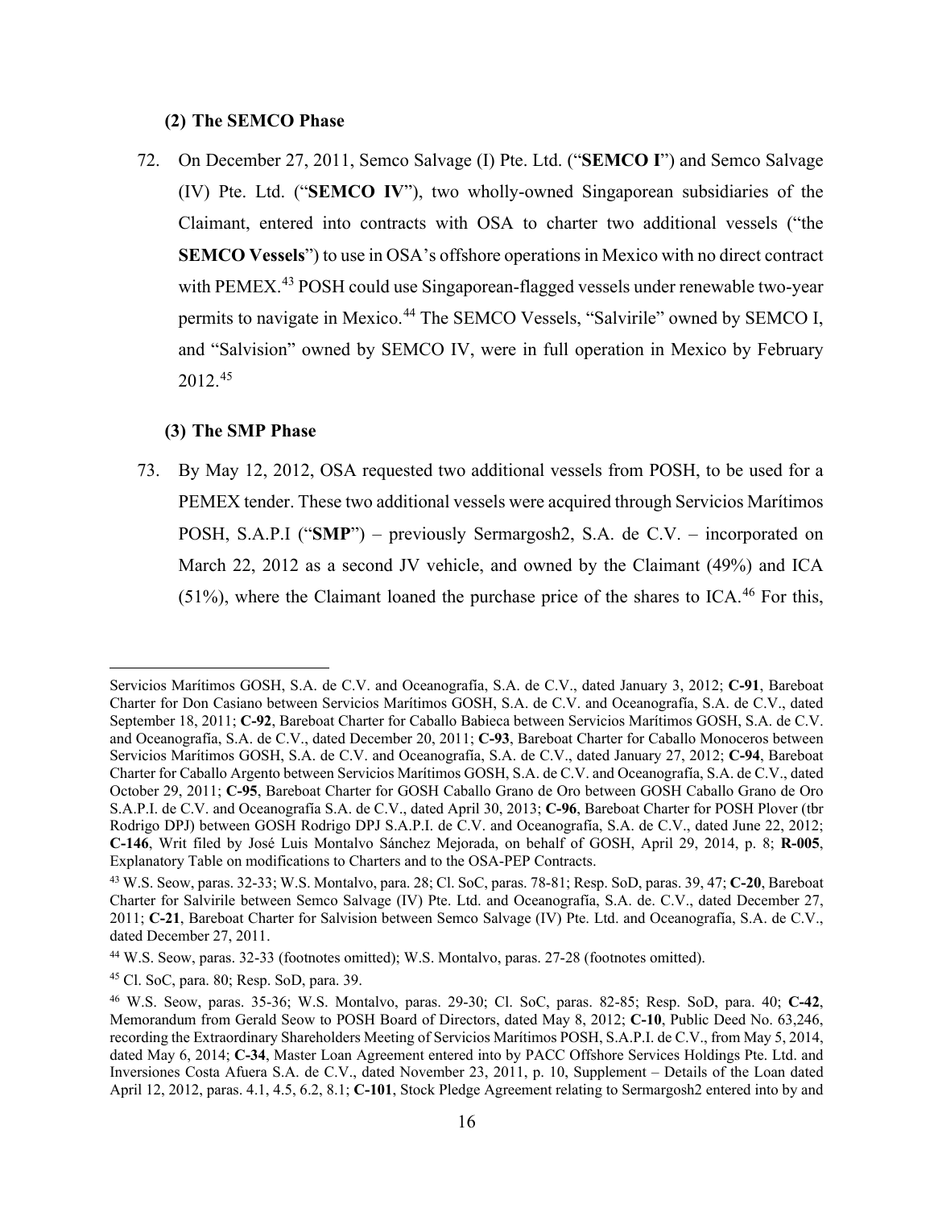### (2) The SEMCO Phase

72. On December 27, 2011, Semco Salvage (I) Pte. Ltd. ("**SEMCO I**") and Semco Salvage (IV) Pte. Ltd. ("**SEMCO IV**"), two wholly-owned Singaporean subsidiaries of the Claimant, entered into contracts with OSA to charter two additional vessels ("the **SEMCO Vessels**") to use in OSA's offshore operations in Mexico with no direct contract with PEMEX.[43] POSH could use Singaporean-flagged vessels under renewable two-year permits to navigate in Mexico.[44] The SEMCO Vessels, "Salvirile" owned by SEMCO I, and "Salvision" owned by SEMCO IV, were in full operation in Mexico by February 2012.[45]

### (3) The SMP Phase

73. By May 12, 2012, OSA requested two additional vessels from POSH, to be used for a PEMEX tender. These two additional vessels were acquired through Servicios Marítimos POSH, S.A.P.I ("**SMP**") – previously Sermargosh2, S.A. de C.V. – incorporated on March 22, 2012 as a second JV vehicle, and owned by the Claimant (49%) and ICA (51%), where the Claimant loaned the purchase price of the shares to ICA.[46] For this,

---

Servicios Marítimos GOSH, S.A. de C.V. and Oceanografía, S.A. de C.V., dated January 3, 2012; **C-91**, Bareboat Charter for Don Casiano between Servicios Marítimos GOSH, S.A. de C.V. and Oceanografía, S.A. de C.V., dated September 18, 2011; **C-92**, Bareboat Charter for Caballo Babieca between Servicios Marítimos GOSH, S.A. de C.V. and Oceanografía, S.A. de C.V., dated December 20, 2011; **C-93**, Bareboat Charter for Caballo Monoceros between Servicios Marítimos GOSH, S.A. de C.V. and Oceanografía, S.A. de C.V., dated January 27, 2012; **C-94**, Bareboat Charter for Caballo Argento between Servicios Marítimos GOSH, S.A. de C.V. and Oceanografía, S.A. de C.V., dated October 29, 2011; **C-95**, Bareboat Charter for GOSH Caballo Grano de Oro between GOSH Caballo Grano de Oro S.A.P.I. de C.V. and Oceanografía S.A. de C.V., dated April 30, 2013; **C-96**, Bareboat Charter for POSH Plover (tbr Rodrigo DPJ) between GOSH Rodrigo DPJ S.A.P.I. de C.V. and Oceanografía, S.A. de C.V., dated June 22, 2012; **C-146**, Writ filed by José Luis Montalvo Sánchez Mejorada, on behalf of GOSH, April 29, 2014, p. 8; **R-005**, Explanatory Table on modifications to Charters and to the OSA-PEP Contracts.

[43] W.S. Seow, paras. 32-33; W.S. Montalvo, para. 28; Cl. SoC, paras. 78-81; Resp. SoD, paras. 39, 47; **C-20**, Bareboat Charter for Salvirile between Semco Salvage (IV) Pte. Ltd. and Oceanografía, S.A. de. C.V., dated December 27, 2011; **C-21**, Bareboat Charter for Salvision between Semco Salvage (IV) Pte. Ltd. and Oceanografía, S.A. de C.V., dated December 27, 2011.

[44] W.S. Seow, paras. 32-33 (footnotes omitted); W.S. Montalvo, paras. 27-28 (footnotes omitted).

[45] Cl. SoC, para. 80; Resp. SoD, para. 39.

[46] W.S. Seow, paras. 35-36; W.S. Montalvo, paras. 29-30; Cl. SoC, paras. 82-85; Resp. SoD, para. 40; **C-42**, Memorandum from Gerald Seow to POSH Board of Directors, dated May 8, 2012; **C-10**, Public Deed No. 63,246, recording the Extraordinary Shareholders Meeting of Servicios Marítimos POSH, S.A.P.I. de C.V., from May 5, 2014, dated May 6, 2014; **C-34**, Master Loan Agreement entered into by PACC Offshore Services Holdings Pte. Ltd. and Inversiones Costa Afuera S.A. de C.V., dated November 23, 2011, p. 10, Supplement – Details of the Loan dated April 12, 2012, paras. 4.1, 4.5, 6.2, 8.1; **C-101**, Stock Pledge Agreement relating to Sermargosh2 entered into by and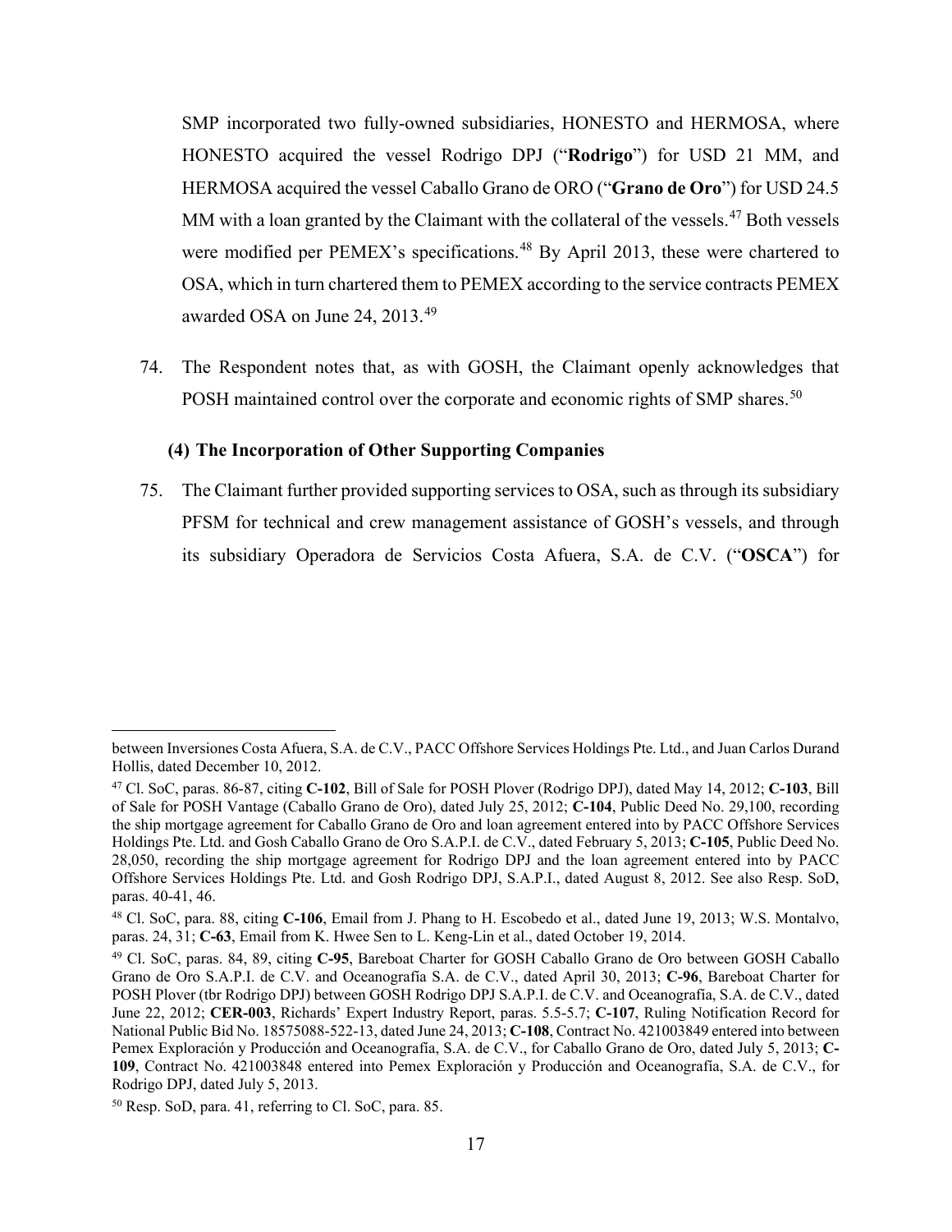SMP incorporated two fully-owned subsidiaries, HONESTO and HERMOSA, where HONESTO acquired the vessel Rodrigo DPJ ("**Rodrigo**") for USD 21 MM, and HERMOSA acquired the vessel Caballo Grano de ORO ("**Grano de Oro**") for USD 24.5 MM with a loan granted by the Claimant with the collateral of the vessels.[47] Both vessels were modified per PEMEX's specifications.[48] By April 2013, these were chartered to OSA, which in turn chartered them to PEMEX according to the service contracts PEMEX awarded OSA on June 24, 2013.[49]

74. The Respondent notes that, as with GOSH, the Claimant openly acknowledges that POSH maintained control over the corporate and economic rights of SMP shares.[50]

**(4) The Incorporation of Other Supporting Companies**

75. The Claimant further provided supporting services to OSA, such as through its subsidiary PFSM for technical and crew management assistance of GOSH's vessels, and through its subsidiary Operadora de Servicios Costa Afuera, S.A. de C.V. ("**OSCA**") for

---

between Inversiones Costa Afuera, S.A. de C.V., PACC Offshore Services Holdings Pte. Ltd., and Juan Carlos Durand Hollis, dated December 10, 2012.

[47] Cl. SoC, paras. 86-87, citing **C-102**, Bill of Sale for POSH Plover (Rodrigo DPJ), dated May 14, 2012; **C-103**, Bill of Sale for POSH Vantage (Caballo Grano de Oro), dated July 25, 2012; **C-104**, Public Deed No. 29,100, recording the ship mortgage agreement for Caballo Grano de Oro and loan agreement entered into by PACC Offshore Services Holdings Pte. Ltd. and Gosh Caballo Grano de Oro S.A.P.I. de C.V., dated February 5, 2013; **C-105**, Public Deed No. 28,050, recording the ship mortgage agreement for Rodrigo DPJ and the loan agreement entered into by PACC Offshore Services Holdings Pte. Ltd. and Gosh Rodrigo DPJ, S.A.P.I., dated August 8, 2012. See also Resp. SoD, paras. 40-41, 46.

[48] Cl. SoC, para. 88, citing **C-106**, Email from J. Phang to H. Escobedo et al., dated June 19, 2013; W.S. Montalvo, paras. 24, 31; **C-63**, Email from K. Hwee Sen to L. Keng-Lin et al., dated October 19, 2014.

[49] Cl. SoC, paras. 84, 89, citing **C-95**, Bareboat Charter for GOSH Caballo Grano de Oro between GOSH Caballo Grano de Oro S.A.P.I. de C.V. and Oceanografía S.A. de C.V., dated April 30, 2013; **C-96**, Bareboat Charter for POSH Plover (tbr Rodrigo DPJ) between GOSH Rodrigo DPJ S.A.P.I. de C.V. and Oceanografía, S.A. de C.V., dated June 22, 2012; **CER-003**, Richards' Expert Industry Report, paras. 5.5-5.7; **C-107**, Ruling Notification Record for National Public Bid No. 18575088-522-13, dated June 24, 2013; **C-108**, Contract No. 421003849 entered into between Pemex Exploración y Producción and Oceanografía, S.A. de C.V., for Caballo Grano de Oro, dated July 5, 2013; **C-109**, Contract No. 421003848 entered into Pemex Exploración y Producción and Oceanografía, S.A. de C.V., for Rodrigo DPJ, dated July 5, 2013.

[50] Resp. SoD, para. 41, referring to Cl. SoC, para. 85.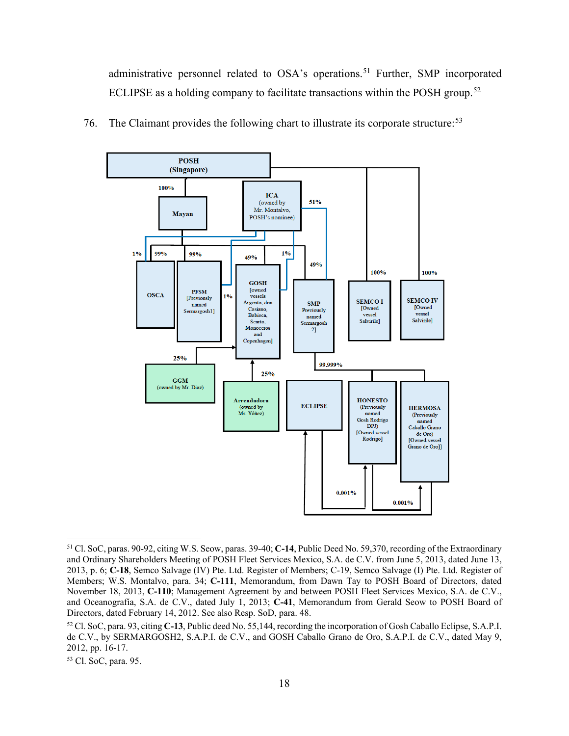administrative personnel related to OSA's operations.[51] Further, SMP incorporated ECLIPSE as a holding company to facilitate transactions within the POSH group.[52]

76. The Claimant provides the following chart to illustrate its corporate structure:[53]

POSH (Singapore)

100%

Mayan

ICA (owned by Mr. Montalvo, POSH's nominee)

51%

1% | 99% | 99% | 49% | 1% | 49% | 100% | 100%

OSCA

PFSM [Previously named Sermargosh1]

1%

GOSH [owned vessels Argento, don Casiano, Babieca, Scarto, Monoceros and Copenhagen]

SMP Previously named Sermargosh 2]

SEMCO I [Owned vessel Salvirile]

SEMCO IV [Owned vessel Salvirile]

25%

GGM (owned by Mr. Diaz)

25%

Arrendadora (owned by Mr. Yáñez)

99.999%

ECLIPSE

HONESTO (Previously named Gosh Rodrigo DPJ) [Owned vessel Rodrigo]

HERMOSA (Previously named Caballo Grano de Oro) [Owned vessel Grano de Oro]]

0.001%

0.001%

---

[51] Cl. SoC, paras. 90-92, citing W.S. Seow, paras. 39-40; **C-14**, Public Deed No. 59,370, recording of the Extraordinary and Ordinary Shareholders Meeting of POSH Fleet Services Mexico, S.A. de C.V. from June 5, 2013, dated June 13, 2013, p. 6; **C-18**, Semco Salvage (IV) Pte. Ltd. Register of Members; C-19, Semco Salvage (I) Pte. Ltd. Register of Members; W.S. Montalvo, para. 34; **C-111**, Memorandum, from Dawn Tay to POSH Board of Directors, dated November 18, 2013, **C-110**; Management Agreement by and between POSH Fleet Services Mexico, S.A. de C.V., and Oceanografía, S.A. de C.V., dated July 1, 2013; **C-41**, Memorandum from Gerald Seow to POSH Board of Directors, dated February 14, 2012. See also Resp. SoD, para. 48.

[52] Cl. SoC, para. 93, citing **C-13**, Public deed No. 55,144, recording the incorporation of Gosh Caballo Eclipse, S.A.P.I. de C.V., by SERMARGOSH2, S.A.P.I. de C.V., and GOSH Caballo Grano de Oro, S.A.P.I. de C.V., dated May 9, 2012, pp. 16-17.

[53] Cl. SoC, para. 95.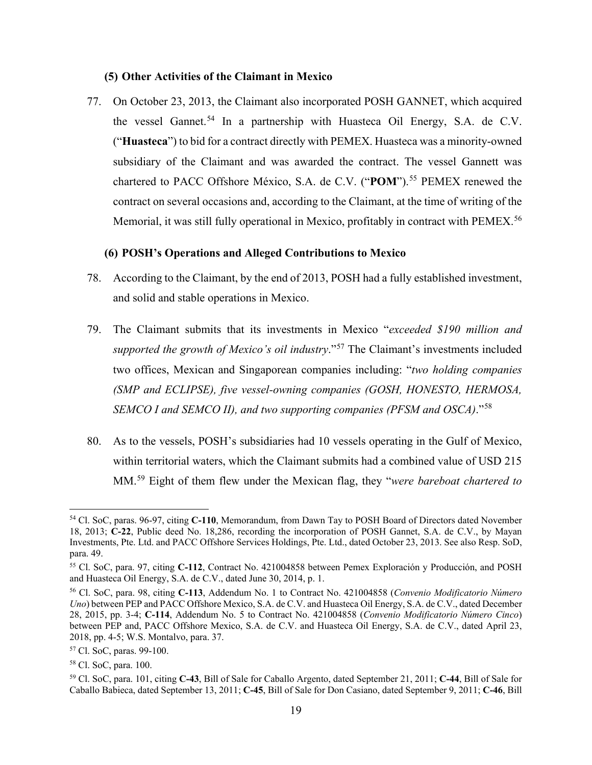#### (5) Other Activities of the Claimant in Mexico

77. On October 23, 2013, the Claimant also incorporated POSH GANNET, which acquired the vessel Gannet.[54] In a partnership with Huasteca Oil Energy, S.A. de C.V. ("**Huasteca**") to bid for a contract directly with PEMEX. Huasteca was a minority-owned subsidiary of the Claimant and was awarded the contract. The vessel Gannett was chartered to PACC Offshore México, S.A. de C.V. ("**POM**").[55] PEMEX renewed the contract on several occasions and, according to the Claimant, at the time of writing of the Memorial, it was still fully operational in Mexico, profitably in contract with PEMEX.[56]

#### (6) POSH's Operations and Alleged Contributions to Mexico

78. According to the Claimant, by the end of 2013, POSH had a fully established investment, and solid and stable operations in Mexico.

79. The Claimant submits that its investments in Mexico "*exceeded $190 million and supported the growth of Mexico's oil industry*."[57] The Claimant's investments included two offices, Mexican and Singaporean companies including: "*two holding companies (SMP and ECLIPSE), five vessel-owning companies (GOSH, HONESTO, HERMOSA, SEMCO I and SEMCO II), and two supporting companies (PFSM and OSCA)*."[58]

80. As to the vessels, POSH's subsidiaries had 10 vessels operating in the Gulf of Mexico, within territorial waters, which the Claimant submits had a combined value of USD 215 MM.[59] Eight of them flew under the Mexican flag, they "*were bareboat chartered to*

---

[54] Cl. SoC, paras. 96-97, citing **C-110**, Memorandum, from Dawn Tay to POSH Board of Directors dated November 18, 2013; **C-22**, Public deed No. 18,286, recording the incorporation of POSH Gannet, S.A. de C.V., by Mayan Investments, Pte. Ltd. and PACC Offshore Services Holdings, Pte. Ltd., dated October 23, 2013. See also Resp. SoD, para. 49.

[55] Cl. SoC, para. 97, citing **C-112**, Contract No. 421004858 between Pemex Exploración y Producción, and POSH and Huasteca Oil Energy, S.A. de C.V., dated June 30, 2014, p. 1.

[56] Cl. SoC, para. 98, citing **C-113**, Addendum No. 1 to Contract No. 421004858 (*Convenio Modificatorio Número Uno*) between PEP and PACC Offshore Mexico, S.A. de C.V. and Huasteca Oil Energy, S.A. de C.V., dated December 28, 2015, pp. 3-4; **C-114**, Addendum No. 5 to Contract No. 421004858 (*Convenio Modificatorio Número Cinco*) between PEP and, PACC Offshore Mexico, S.A. de C.V. and Huasteca Oil Energy, S.A. de C.V., dated April 23, 2018, pp. 4-5; W.S. Montalvo, para. 37.

[57] Cl. SoC, paras. 99-100.

[58] Cl. SoC, para. 100.

[59] Cl. SoC, para. 101, citing **C-43**, Bill of Sale for Caballo Argento, dated September 21, 2011; **C-44**, Bill of Sale for Caballo Babieca, dated September 13, 2011; **C-45**, Bill of Sale for Don Casiano, dated September 9, 2011; **C-46**, Bill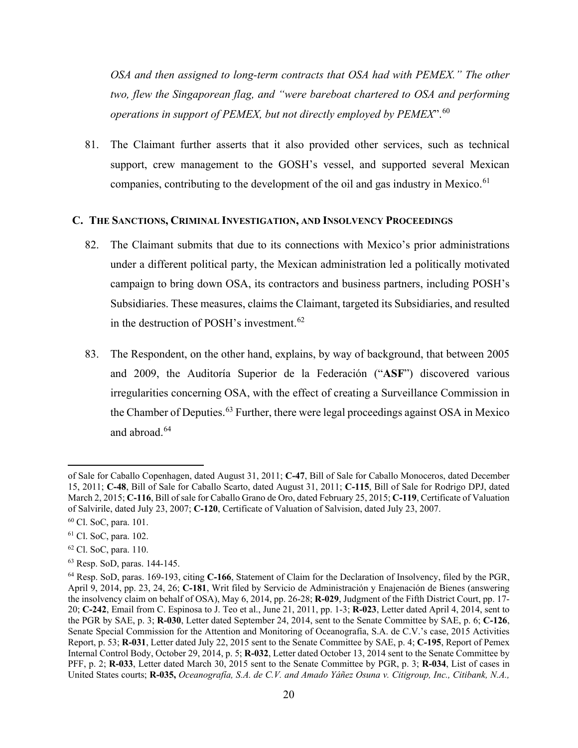*OSA and then assigned to long-term contracts that OSA had with PEMEX." The other two, flew the Singaporean flag, and "were bareboat chartered to OSA and performing operations in support of PEMEX, but not directly employed by PEMEX*".[60]

81. The Claimant further asserts that it also provided other services, such as technical support, crew management to the GOSH's vessel, and supported several Mexican companies, contributing to the development of the oil and gas industry in Mexico.[61]

### C. THE SANCTIONS, CRIMINAL INVESTIGATION, AND INSOLVENCY PROCEEDINGS

82. The Claimant submits that due to its connections with Mexico's prior administrations under a different political party, the Mexican administration led a politically motivated campaign to bring down OSA, its contractors and business partners, including POSH's Subsidiaries. These measures, claims the Claimant, targeted its Subsidiaries, and resulted in the destruction of POSH's investment.[62]

83. The Respondent, on the other hand, explains, by way of background, that between 2005 and 2009, the Auditoría Superior de la Federación ("**ASF**") discovered various irregularities concerning OSA, with the effect of creating a Surveillance Commission in the Chamber of Deputies.[63] Further, there were legal proceedings against OSA in Mexico and abroad.[64]

---

of Sale for Caballo Copenhagen, dated August 31, 2011; **C-47**, Bill of Sale for Caballo Monoceros, dated December 15, 2011; **C-48**, Bill of Sale for Caballo Scarto, dated August 31, 2011; **C-115**, Bill of Sale for Rodrigo DPJ, dated March 2, 2015; **C-116**, Bill of sale for Caballo Grano de Oro, dated February 25, 2015; **C-119**, Certificate of Valuation of Salvirile, dated July 23, 2007; **C-120**, Certificate of Valuation of Salvision, dated July 23, 2007.

[60] Cl. SoC, para. 101.

[61] Cl. SoC, para. 102.

[62] Cl. SoC, para. 110.

[63] Resp. SoD, paras. 144-145.

[64] Resp. SoD, paras. 169-193, citing **C-166**, Statement of Claim for the Declaration of Insolvency, filed by the PGR, April 9, 2014, pp. 23, 24, 26; **C-181**, Writ filed by Servicio de Administración y Enajenación de Bienes (answering the insolvency claim on behalf of OSA), May 6, 2014, pp. 26-28; **R-029**, Judgment of the Fifth District Court, pp. 17-20; **C-242**, Email from C. Espinosa to J. Teo et al., June 21, 2011, pp. 1-3; **R-023**, Letter dated April 4, 2014, sent to the PGR by SAE, p. 3; **R-030**, Letter dated September 24, 2014, sent to the Senate Committee by SAE, p. 6; **C-126**, Senate Special Commission for the Attention and Monitoring of Oceanografía, S.A. de C.V.'s case, 2015 Activities Report, p. 53; **R-031**, Letter dated July 22, 2015 sent to the Senate Committee by SAE, p. 4; **C-195**, Report of Pemex Internal Control Body, October 29, 2014, p. 5; **R-032**, Letter dated October 13, 2014 sent to the Senate Committee by PFF, p. 2; **R-033**, Letter dated March 30, 2015 sent to the Senate Committee by PGR, p. 3; **R-034**, List of cases in United States courts; **R-035,** *Oceanografía, S.A. de C.V. and Amado Yáñez Osuna v. Citigroup, Inc., Citibank, N.A.,*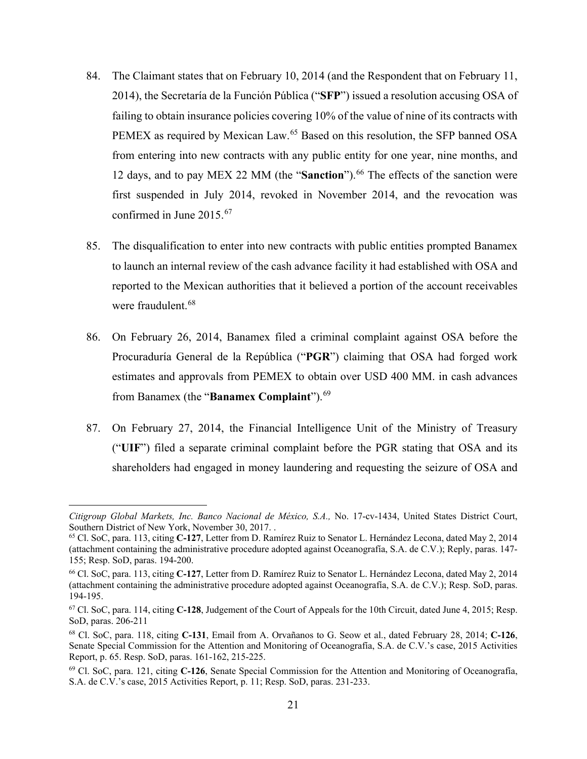84. The Claimant states that on February 10, 2014 (and the Respondent that on February 11, 2014), the Secretaría de la Función Pública ("**SFP**") issued a resolution accusing OSA of failing to obtain insurance policies covering 10% of the value of nine of its contracts with PEMEX as required by Mexican Law.[65] Based on this resolution, the SFP banned OSA from entering into new contracts with any public entity for one year, nine months, and 12 days, and to pay MEX 22 MM (the "**Sanction**").[66] The effects of the sanction were first suspended in July 2014, revoked in November 2014, and the revocation was confirmed in June 2015.[67]

85. The disqualification to enter into new contracts with public entities prompted Banamex to launch an internal review of the cash advance facility it had established with OSA and reported to the Mexican authorities that it believed a portion of the account receivables were fraudulent.[68]

86. On February 26, 2014, Banamex filed a criminal complaint against OSA before the Procuraduría General de la República ("**PGR**") claiming that OSA had forged work estimates and approvals from PEMEX to obtain over USD 400 MM. in cash advances from Banamex (the "**Banamex Complaint**").[69]

87. On February 27, 2014, the Financial Intelligence Unit of the Ministry of Treasury ("**UIF**") filed a separate criminal complaint before the PGR stating that OSA and its shareholders had engaged in money laundering and requesting the seizure of OSA and

---

*Citigroup Global Markets, Inc. Banco Nacional de México, S.A.,* No. 17-cv-1434, United States District Court, Southern District of New York, November 30, 2017. .

[65] Cl. SoC, para. 113, citing **C-127**, Letter from D. Ramírez Ruiz to Senator L. Hernández Lecona, dated May 2, 2014 (attachment containing the administrative procedure adopted against Oceanografía, S.A. de C.V.); Reply, paras. 147-155; Resp. SoD, paras. 194-200.

[66] Cl. SoC, para. 113, citing **C-127**, Letter from D. Ramírez Ruiz to Senator L. Hernández Lecona, dated May 2, 2014 (attachment containing the administrative procedure adopted against Oceanografía, S.A. de C.V.); Resp. SoD, paras. 194-195.

[67] Cl. SoC, para. 114, citing **C-128**, Judgement of the Court of Appeals for the 10th Circuit, dated June 4, 2015; Resp. SoD, paras. 206-211

[68] Cl. SoC, para. 118, citing **C-131**, Email from A. Orvañanos to G. Seow et al., dated February 28, 2014; **C-126**, Senate Special Commission for the Attention and Monitoring of Oceanografía, S.A. de C.V.'s case, 2015 Activities Report, p. 65. Resp. SoD, paras. 161-162, 215-225.

[69] Cl. SoC, para. 121, citing **C-126**, Senate Special Commission for the Attention and Monitoring of Oceanografía, S.A. de C.V.'s case, 2015 Activities Report, p. 11; Resp. SoD, paras. 231-233.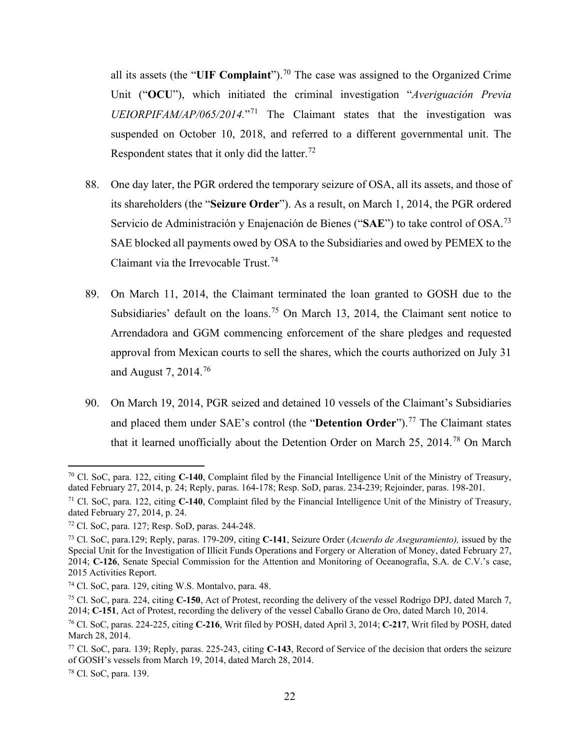all its assets (the "**UIF Complaint**").[70] The case was assigned to the Organized Crime Unit ("**OCU**"), which initiated the criminal investigation "*Averiguación Previa UEIORPIFAM/AP/065/2014.*"[71] The Claimant states that the investigation was suspended on October 10, 2018, and referred to a different governmental unit. The Respondent states that it only did the latter.[72]

88. One day later, the PGR ordered the temporary seizure of OSA, all its assets, and those of its shareholders (the "**Seizure Order**"). As a result, on March 1, 2014, the PGR ordered Servicio de Administración y Enajenación de Bienes ("**SAE**") to take control of OSA.[73] SAE blocked all payments owed by OSA to the Subsidiaries and owed by PEMEX to the Claimant via the Irrevocable Trust.[74]

89. On March 11, 2014, the Claimant terminated the loan granted to GOSH due to the Subsidiaries' default on the loans.[75] On March 13, 2014, the Claimant sent notice to Arrendadora and GGM commencing enforcement of the share pledges and requested approval from Mexican courts to sell the shares, which the courts authorized on July 31 and August 7, 2014.[76]

90. On March 19, 2014, PGR seized and detained 10 vessels of the Claimant's Subsidiaries and placed them under SAE's control (the "**Detention Order**").[77] The Claimant states that it learned unofficially about the Detention Order on March 25, 2014.[78] On March

---

[70] Cl. SoC, para. 122, citing **C-140**, Complaint filed by the Financial Intelligence Unit of the Ministry of Treasury, dated February 27, 2014, p. 24; Reply, paras. 164-178; Resp. SoD, paras. 234-239; Rejoinder, paras. 198-201.

[71] Cl. SoC, para. 122, citing **C-140**, Complaint filed by the Financial Intelligence Unit of the Ministry of Treasury, dated February 27, 2014, p. 24.

[72] Cl. SoC, para. 127; Resp. SoD, paras. 244-248.

[73] Cl. SoC, para.129; Reply, paras. 179-209, citing **C-141**, Seizure Order (*Acuerdo de Aseguramiento),* issued by the Special Unit for the Investigation of Illicit Funds Operations and Forgery or Alteration of Money, dated February 27, 2014; **C-126**, Senate Special Commission for the Attention and Monitoring of Oceanografía, S.A. de C.V.'s case, 2015 Activities Report.

[74] Cl. SoC, para. 129, citing W.S. Montalvo, para. 48.

[75] Cl. SoC, para. 224, citing **C-150**, Act of Protest, recording the delivery of the vessel Rodrigo DPJ, dated March 7, 2014; **C-151**, Act of Protest, recording the delivery of the vessel Caballo Grano de Oro, dated March 10, 2014.

[76] Cl. SoC, paras. 224-225, citing **C-216**, Writ filed by POSH, dated April 3, 2014; **C-217**, Writ filed by POSH, dated March 28, 2014.

[77] Cl. SoC, para. 139; Reply, paras. 225-243, citing **C-143**, Record of Service of the decision that orders the seizure of GOSH's vessels from March 19, 2014, dated March 28, 2014.

[78] Cl. SoC, para. 139.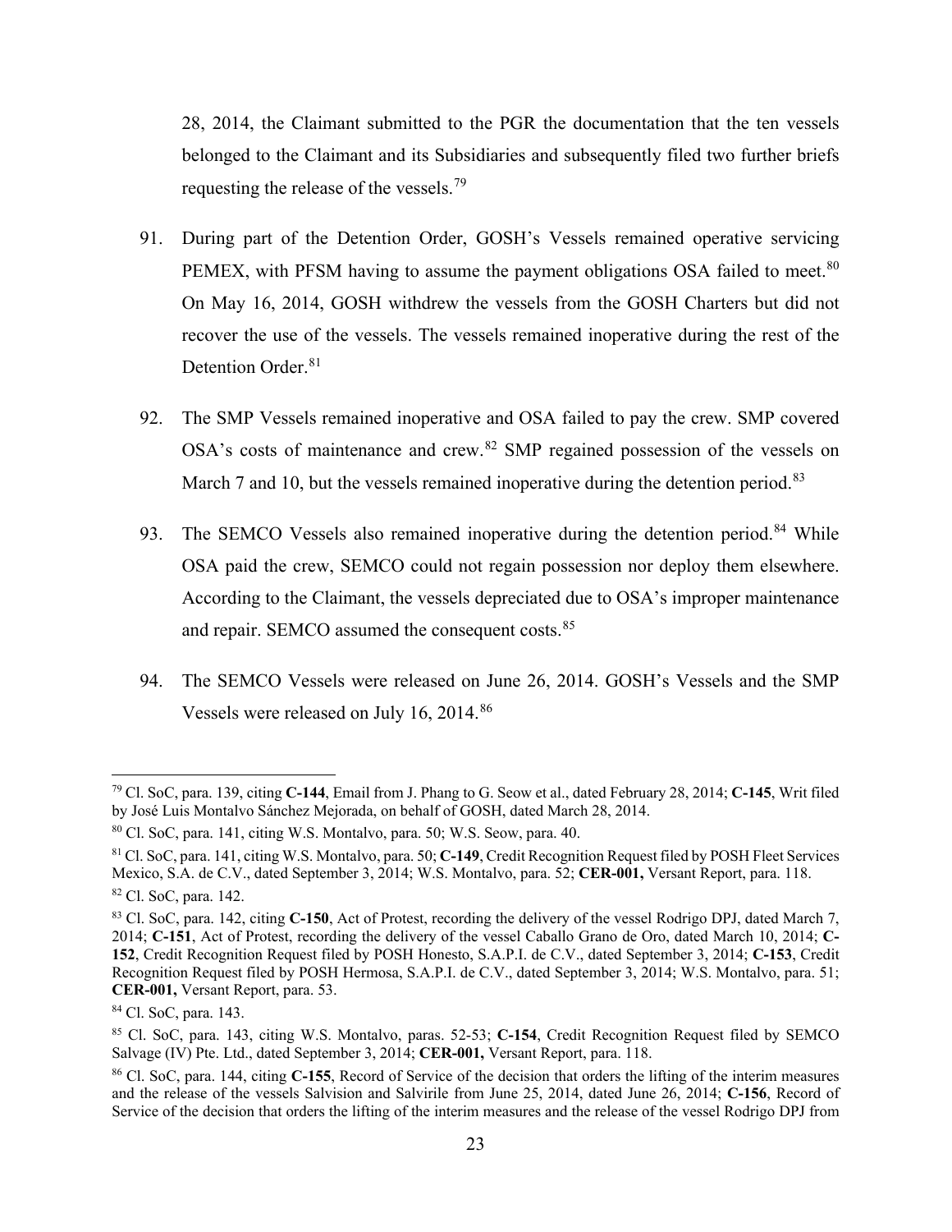28, 2014, the Claimant submitted to the PGR the documentation that the ten vessels belonged to the Claimant and its Subsidiaries and subsequently filed two further briefs requesting the release of the vessels.[79]

91. During part of the Detention Order, GOSH's Vessels remained operative servicing PEMEX, with PFSM having to assume the payment obligations OSA failed to meet.[80] On May 16, 2014, GOSH withdrew the vessels from the GOSH Charters but did not recover the use of the vessels. The vessels remained inoperative during the rest of the Detention Order.[81]

92. The SMP Vessels remained inoperative and OSA failed to pay the crew. SMP covered OSA's costs of maintenance and crew.[82] SMP regained possession of the vessels on March 7 and 10, but the vessels remained inoperative during the detention period.[83]

93. The SEMCO Vessels also remained inoperative during the detention period.[84] While OSA paid the crew, SEMCO could not regain possession nor deploy them elsewhere. According to the Claimant, the vessels depreciated due to OSA's improper maintenance and repair. SEMCO assumed the consequent costs.[85]

94. The SEMCO Vessels were released on June 26, 2014. GOSH's Vessels and the SMP Vessels were released on July 16, 2014.[86]

---

[79] Cl. SoC, para. 139, citing **C-144**, Email from J. Phang to G. Seow et al., dated February 28, 2014; **C-145**, Writ filed by José Luis Montalvo Sánchez Mejorada, on behalf of GOSH, dated March 28, 2014.

[80] Cl. SoC, para. 141, citing W.S. Montalvo, para. 50; W.S. Seow, para. 40.

[81] Cl. SoC, para. 141, citing W.S. Montalvo, para. 50; **C-149**, Credit Recognition Request filed by POSH Fleet Services Mexico, S.A. de C.V., dated September 3, 2014; W.S. Montalvo, para. 52; **CER-001,** Versant Report, para. 118.

[82] Cl. SoC, para. 142.

[83] Cl. SoC, para. 142, citing **C-150**, Act of Protest, recording the delivery of the vessel Rodrigo DPJ, dated March 7, 2014; **C-151**, Act of Protest, recording the delivery of the vessel Caballo Grano de Oro, dated March 10, 2014; **C-152**, Credit Recognition Request filed by POSH Honesto, S.A.P.I. de C.V., dated September 3, 2014; **C-153**, Credit Recognition Request filed by POSH Hermosa, S.A.P.I. de C.V., dated September 3, 2014; W.S. Montalvo, para. 51; **CER-001,** Versant Report, para. 53.

[84] Cl. SoC, para. 143.

[85] Cl. SoC, para. 143, citing W.S. Montalvo, paras. 52-53; **C-154**, Credit Recognition Request filed by SEMCO Salvage (IV) Pte. Ltd., dated September 3, 2014; **CER-001,** Versant Report, para. 118.

[86] Cl. SoC, para. 144, citing **C-155**, Record of Service of the decision that orders the lifting of the interim measures and the release of the vessels Salvision and Salvirile from June 25, 2014, dated June 26, 2014; **C-156**, Record of Service of the decision that orders the lifting of the interim measures and the release of the vessel Rodrigo DPJ from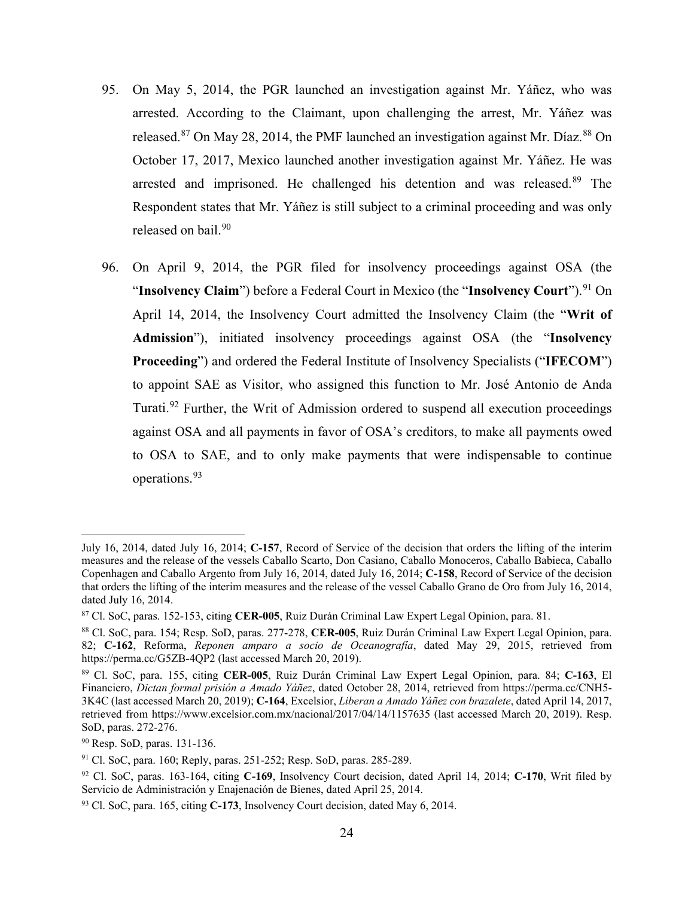95. On May 5, 2014, the PGR launched an investigation against Mr. Yáñez, who was arrested. According to the Claimant, upon challenging the arrest, Mr. Yáñez was released.[87] On May 28, 2014, the PMF launched an investigation against Mr. Díaz.[88] On October 17, 2017, Mexico launched another investigation against Mr. Yáñez. He was arrested and imprisoned. He challenged his detention and was released.[89] The Respondent states that Mr. Yáñez is still subject to a criminal proceeding and was only released on bail.[90]

96. On April 9, 2014, the PGR filed for insolvency proceedings against OSA (the "**Insolvency Claim**") before a Federal Court in Mexico (the "**Insolvency Court**").[91] On April 14, 2014, the Insolvency Court admitted the Insolvency Claim (the "**Writ of Admission**"), initiated insolvency proceedings against OSA (the "**Insolvency Proceeding**") and ordered the Federal Institute of Insolvency Specialists ("**IFECOM**") to appoint SAE as Visitor, who assigned this function to Mr. José Antonio de Anda Turati.[92] Further, the Writ of Admission ordered to suspend all execution proceedings against OSA and all payments in favor of OSA's creditors, to make all payments owed to OSA to SAE, and to only make payments that were indispensable to continue operations.[93]

---

July 16, 2014, dated July 16, 2014; **C-157**, Record of Service of the decision that orders the lifting of the interim measures and the release of the vessels Caballo Scarto, Don Casiano, Caballo Monoceros, Caballo Babieca, Caballo Copenhagen and Caballo Argento from July 16, 2014, dated July 16, 2014; **C-158**, Record of Service of the decision that orders the lifting of the interim measures and the release of the vessel Caballo Grano de Oro from July 16, 2014, dated July 16, 2014.

[87] Cl. SoC, paras. 152-153, citing **CER-005**, Ruiz Durán Criminal Law Expert Legal Opinion, para. 81.

[88] Cl. SoC, para. 154; Resp. SoD, paras. 277-278, **CER-005**, Ruiz Durán Criminal Law Expert Legal Opinion, para. 82; **C-162**, Reforma, *Reponen amparo a socio de Oceanografía*, dated May 29, 2015, retrieved from https://perma.cc/G5ZB-4QP2 (last accessed March 20, 2019).

[89] Cl. SoC, para. 155, citing **CER-005**, Ruiz Durán Criminal Law Expert Legal Opinion, para. 84; **C-163**, El Financiero, *Dictan formal prisión a Amado Yáñez*, dated October 28, 2014, retrieved from https://perma.cc/CNH5-3K4C (last accessed March 20, 2019); **C-164**, Excelsior, *Liberan a Amado Yáñez con brazalete*, dated April 14, 2017, retrieved from https://www.excelsior.com.mx/nacional/2017/04/14/1157635 (last accessed March 20, 2019). Resp. SoD, paras. 272-276.

[90] Resp. SoD, paras. 131-136.

[91] Cl. SoC, para. 160; Reply, paras. 251-252; Resp. SoD, paras. 285-289.

[92] Cl. SoC, paras. 163-164, citing **C-169**, Insolvency Court decision, dated April 14, 2014; **C-170**, Writ filed by Servicio de Administración y Enajenación de Bienes, dated April 25, 2014.

[93] Cl. SoC, para. 165, citing **C-173**, Insolvency Court decision, dated May 6, 2014.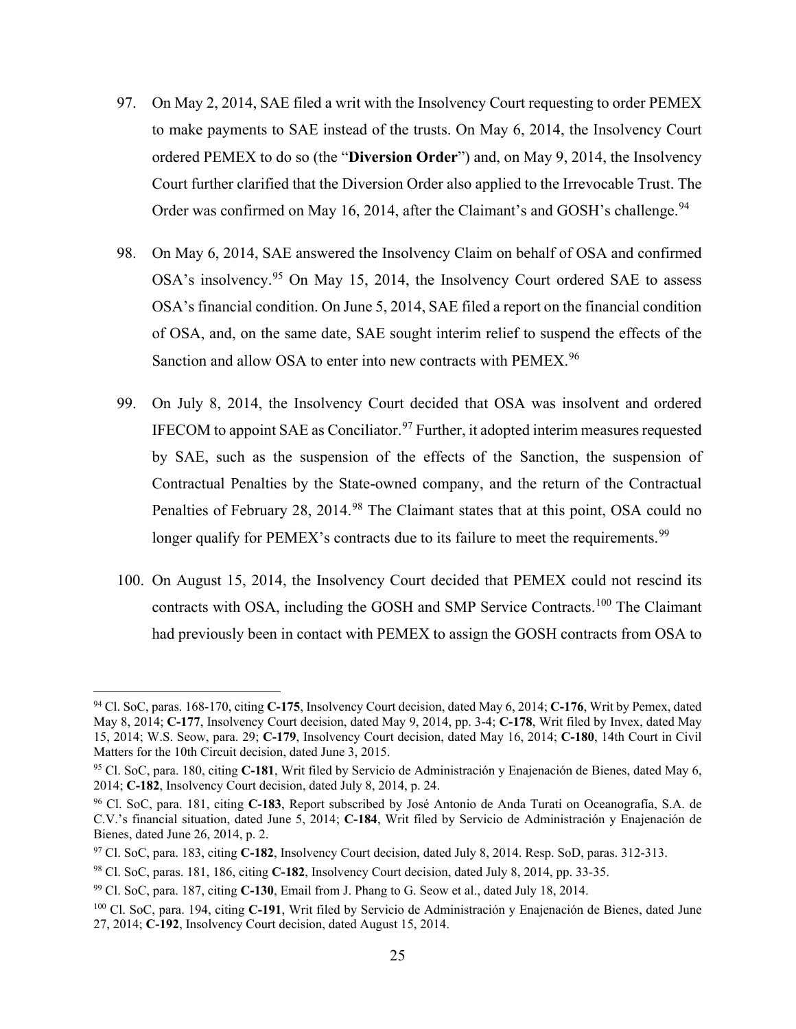97. On May 2, 2014, SAE filed a writ with the Insolvency Court requesting to order PEMEX to make payments to SAE instead of the trusts. On May 6, 2014, the Insolvency Court ordered PEMEX to do so (the "**Diversion Order**") and, on May 9, 2014, the Insolvency Court further clarified that the Diversion Order also applied to the Irrevocable Trust. The Order was confirmed on May 16, 2014, after the Claimant's and GOSH's challenge.[94]

98. On May 6, 2014, SAE answered the Insolvency Claim on behalf of OSA and confirmed OSA's insolvency.[95] On May 15, 2014, the Insolvency Court ordered SAE to assess OSA's financial condition. On June 5, 2014, SAE filed a report on the financial condition of OSA, and, on the same date, SAE sought interim relief to suspend the effects of the Sanction and allow OSA to enter into new contracts with PEMEX.[96]

99. On July 8, 2014, the Insolvency Court decided that OSA was insolvent and ordered IFECOM to appoint SAE as Conciliator.[97] Further, it adopted interim measures requested by SAE, such as the suspension of the effects of the Sanction, the suspension of Contractual Penalties by the State-owned company, and the return of the Contractual Penalties of February 28, 2014.[98] The Claimant states that at this point, OSA could no longer qualify for PEMEX's contracts due to its failure to meet the requirements.[99]

100. On August 15, 2014, the Insolvency Court decided that PEMEX could not rescind its contracts with OSA, including the GOSH and SMP Service Contracts.[100] The Claimant had previously been in contact with PEMEX to assign the GOSH contracts from OSA to

---

[94] Cl. SoC, paras. 168-170, citing **C-175**, Insolvency Court decision, dated May 6, 2014; **C-176**, Writ by Pemex, dated May 8, 2014; **C-177**, Insolvency Court decision, dated May 9, 2014, pp. 3-4; **C-178**, Writ filed by Invex, dated May 15, 2014; W.S. Seow, para. 29; **C-179**, Insolvency Court decision, dated May 16, 2014; **C-180**, 14th Court in Civil Matters for the 10th Circuit decision, dated June 3, 2015.

[95] Cl. SoC, para. 180, citing **C-181**, Writ filed by Servicio de Administración y Enajenación de Bienes, dated May 6, 2014; **C-182**, Insolvency Court decision, dated July 8, 2014, p. 24.

[96] Cl. SoC, para. 181, citing **C-183**, Report subscribed by José Antonio de Anda Turati on Oceanografía, S.A. de C.V.'s financial situation, dated June 5, 2014; **C-184**, Writ filed by Servicio de Administración y Enajenación de Bienes, dated June 26, 2014, p. 2.

[97] Cl. SoC, para. 183, citing **C-182**, Insolvency Court decision, dated July 8, 2014. Resp. SoD, paras. 312-313.

[98] Cl. SoC, paras. 181, 186, citing **C-182**, Insolvency Court decision, dated July 8, 2014, pp. 33-35.

[99] Cl. SoC, para. 187, citing **C-130**, Email from J. Phang to G. Seow et al., dated July 18, 2014.

[100] Cl. SoC, para. 194, citing **C-191**, Writ filed by Servicio de Administración y Enajenación de Bienes, dated June 27, 2014; **C-192**, Insolvency Court decision, dated August 15, 2014.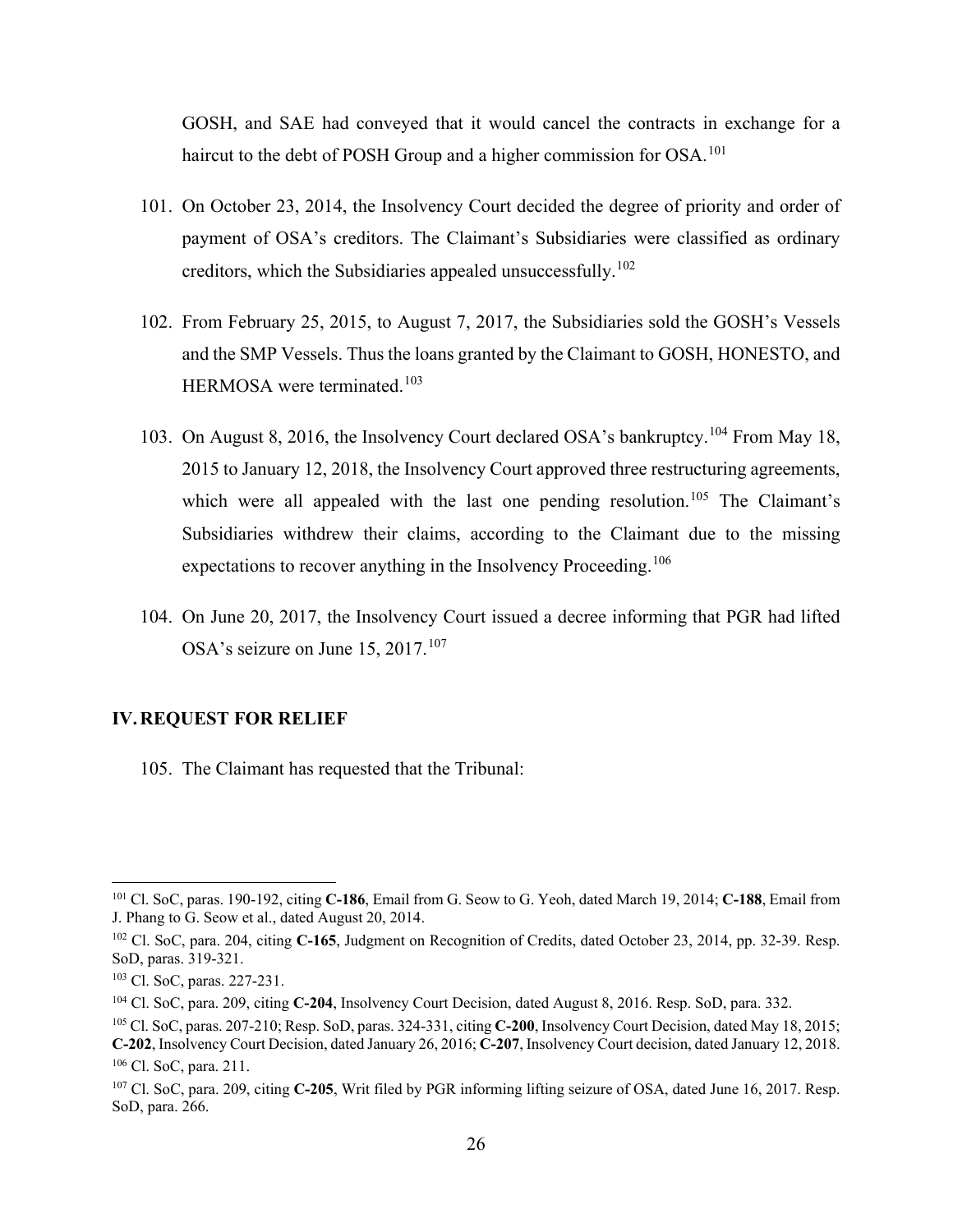GOSH, and SAE had conveyed that it would cancel the contracts in exchange for a haircut to the debt of POSH Group and a higher commission for OSA.[101]

101. On October 23, 2014, the Insolvency Court decided the degree of priority and order of payment of OSA's creditors. The Claimant's Subsidiaries were classified as ordinary creditors, which the Subsidiaries appealed unsuccessfully.[102]

102. From February 25, 2015, to August 7, 2017, the Subsidiaries sold the GOSH's Vessels and the SMP Vessels. Thus the loans granted by the Claimant to GOSH, HONESTO, and HERMOSA were terminated.[103]

103. On August 8, 2016, the Insolvency Court declared OSA's bankruptcy.[104] From May 18, 2015 to January 12, 2018, the Insolvency Court approved three restructuring agreements, which were all appealed with the last one pending resolution.[105] The Claimant's Subsidiaries withdrew their claims, according to the Claimant due to the missing expectations to recover anything in the Insolvency Proceeding.[106]

104. On June 20, 2017, the Insolvency Court issued a decree informing that PGR had lifted OSA's seizure on June 15, 2017.[107]

## IV. REQUEST FOR RELIEF

105. The Claimant has requested that the Tribunal:

---

[101] Cl. SoC, paras. 190-192, citing **C-186**, Email from G. Seow to G. Yeoh, dated March 19, 2014; **C-188**, Email from J. Phang to G. Seow et al., dated August 20, 2014.

[102] Cl. SoC, para. 204, citing **C-165**, Judgment on Recognition of Credits, dated October 23, 2014, pp. 32-39. Resp. SoD, paras. 319-321.

[103] Cl. SoC, paras. 227-231.

[104] Cl. SoC, para. 209, citing **C-204**, Insolvency Court Decision, dated August 8, 2016. Resp. SoD, para. 332.

[105] Cl. SoC, paras. 207-210; Resp. SoD, paras. 324-331, citing **C-200**, Insolvency Court Decision, dated May 18, 2015; **C-202**, Insolvency Court Decision, dated January 26, 2016; **C-207**, Insolvency Court decision, dated January 12, 2018.

[106] Cl. SoC, para. 211.

[107] Cl. SoC, para. 209, citing **C-205**, Writ filed by PGR informing lifting seizure of OSA, dated June 16, 2017. Resp. SoD, para. 266.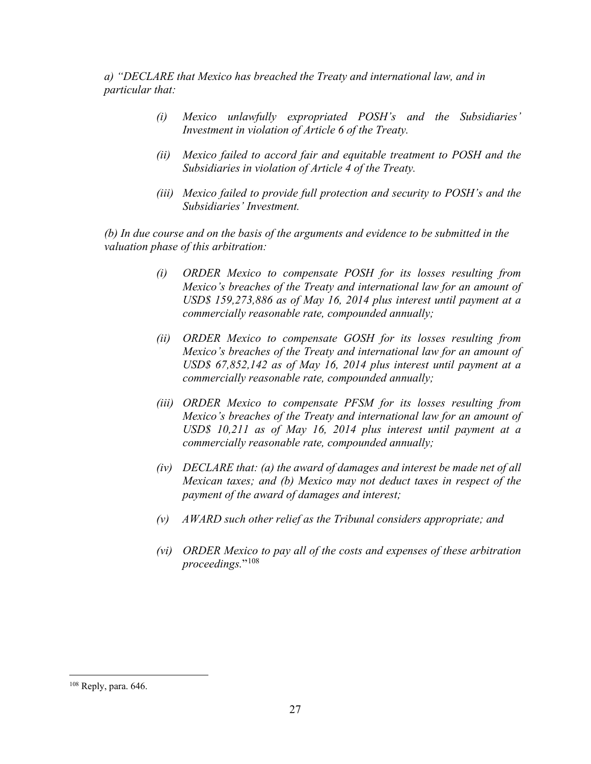*a) "DECLARE that Mexico has breached the Treaty and international law, and in particular that:*

> *(i) Mexico unlawfully expropriated POSH's and the Subsidiaries' Investment in violation of Article 6 of the Treaty.*
>
> *(ii) Mexico failed to accord fair and equitable treatment to POSH and the Subsidiaries in violation of Article 4 of the Treaty.*
>
> *(iii) Mexico failed to provide full protection and security to POSH's and the Subsidiaries' Investment.*

*(b) In due course and on the basis of the arguments and evidence to be submitted in the valuation phase of this arbitration:*

> *(i) ORDER Mexico to compensate POSH for its losses resulting from Mexico's breaches of the Treaty and international law for an amount of USD$ 159,273,886 as of May 16, 2014 plus interest until payment at a commercially reasonable rate, compounded annually;*
>
> *(ii) ORDER Mexico to compensate GOSH for its losses resulting from Mexico's breaches of the Treaty and international law for an amount of USD$ 67,852,142 as of May 16, 2014 plus interest until payment at a commercially reasonable rate, compounded annually;*
>
> *(iii) ORDER Mexico to compensate PFSM for its losses resulting from Mexico's breaches of the Treaty and international law for an amount of USD$ 10,211 as of May 16, 2014 plus interest until payment at a commercially reasonable rate, compounded annually;*
>
> *(iv) DECLARE that: (a) the award of damages and interest be made net of all Mexican taxes; and (b) Mexico may not deduct taxes in respect of the payment of the award of damages and interest;*
>
> *(v) AWARD such other relief as the Tribunal considers appropriate; and*
>
> *(vi) ORDER Mexico to pay all of the costs and expenses of these arbitration proceedings.*"[108]

[108] Reply, para. 646.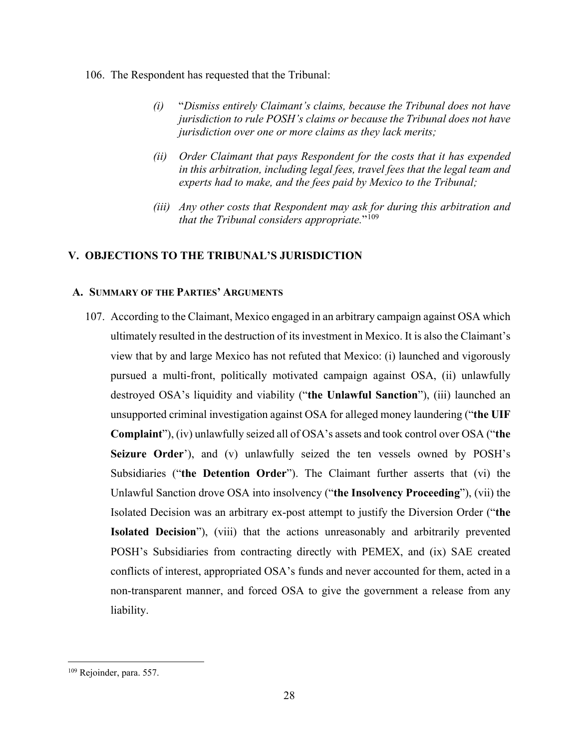106. The Respondent has requested that the Tribunal:

> *(i)* "*Dismiss entirely Claimant's claims, because the Tribunal does not have jurisdiction to rule POSH's claims or because the Tribunal does not have jurisdiction over one or more claims as they lack merits;*
>
> *(ii)* *Order Claimant that pays Respondent for the costs that it has expended in this arbitration, including legal fees, travel fees that the legal team and experts had to make, and the fees paid by Mexico to the Tribunal;*
>
> *(iii)* *Any other costs that Respondent may ask for during this arbitration and that the Tribunal considers appropriate.*"[109]

## V. OBJECTIONS TO THE TRIBUNAL'S JURISDICTION

### A. SUMMARY OF THE PARTIES' ARGUMENTS

107. According to the Claimant, Mexico engaged in an arbitrary campaign against OSA which ultimately resulted in the destruction of its investment in Mexico. It is also the Claimant's view that by and large Mexico has not refuted that Mexico: (i) launched and vigorously pursued a multi-front, politically motivated campaign against OSA, (ii) unlawfully destroyed OSA's liquidity and viability ("**the Unlawful Sanction**"), (iii) launched an unsupported criminal investigation against OSA for alleged money laundering ("**the UIF Complaint**"), (iv) unlawfully seized all of OSA's assets and took control over OSA ("**the Seizure Order**'), and (v) unlawfully seized the ten vessels owned by POSH's Subsidiaries ("**the Detention Order**"). The Claimant further asserts that (vi) the Unlawful Sanction drove OSA into insolvency ("**the Insolvency Proceeding**"), (vii) the Isolated Decision was an arbitrary ex-post attempt to justify the Diversion Order ("**the Isolated Decision**"), (viii) that the actions unreasonably and arbitrarily prevented POSH's Subsidiaries from contracting directly with PEMEX, and (ix) SAE created conflicts of interest, appropriated OSA's funds and never accounted for them, acted in a non-transparent manner, and forced OSA to give the government a release from any liability.

---

[109] Rejoinder, para. 557.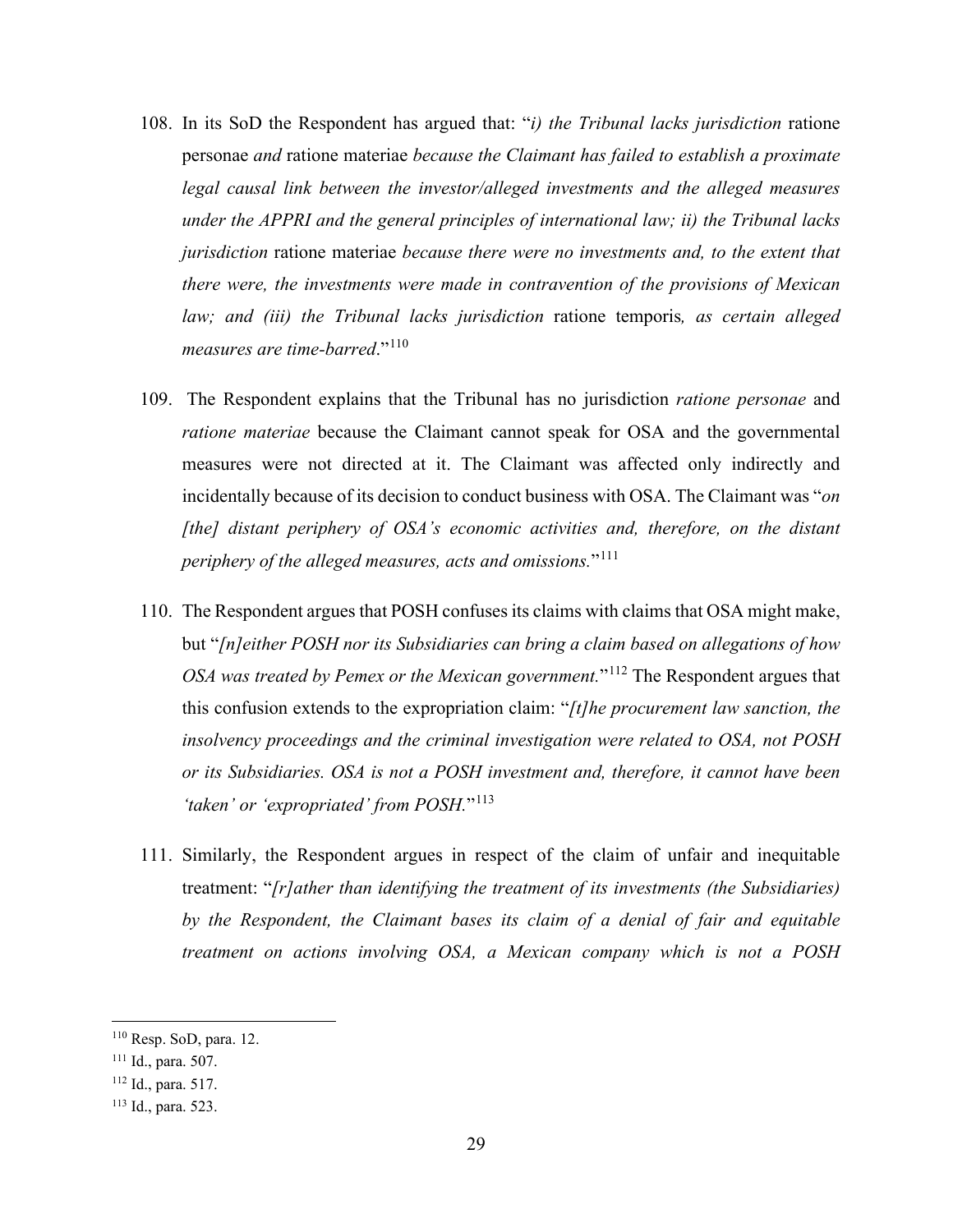108. In its SoD the Respondent has argued that: "*i) the Tribunal lacks jurisdiction* ratione personae *and* ratione materiae *because the Claimant has failed to establish a proximate legal causal link between the investor/alleged investments and the alleged measures under the APPRI and the general principles of international law; ii) the Tribunal lacks jurisdiction* ratione materiae *because there were no investments and, to the extent that there were, the investments were made in contravention of the provisions of Mexican law; and (iii) the Tribunal lacks jurisdiction* ratione temporis*, as certain alleged measures are time-barred*."[110]

109. The Respondent explains that the Tribunal has no jurisdiction *ratione personae* and *ratione materiae* because the Claimant cannot speak for OSA and the governmental measures were not directed at it. The Claimant was affected only indirectly and incidentally because of its decision to conduct business with OSA. The Claimant was "*on [the] distant periphery of OSA's economic activities and, therefore, on the distant periphery of the alleged measures, acts and omissions.*"[111]

110. The Respondent argues that POSH confuses its claims with claims that OSA might make, but "*[n]either POSH nor its Subsidiaries can bring a claim based on allegations of how OSA was treated by Pemex or the Mexican government.*"[112] The Respondent argues that this confusion extends to the expropriation claim: "*[t]he procurement law sanction, the insolvency proceedings and the criminal investigation were related to OSA, not POSH or its Subsidiaries. OSA is not a POSH investment and, therefore, it cannot have been 'taken' or 'expropriated' from POSH.*"[113]

111. Similarly, the Respondent argues in respect of the claim of unfair and inequitable treatment: "*[r]ather than identifying the treatment of its investments (the Subsidiaries) by the Respondent, the Claimant bases its claim of a denial of fair and equitable treatment on actions involving OSA, a Mexican company which is not a POSH*

---

[110] Resp. SoD, para. 12.

[111] Id., para. 507.

[112] Id., para. 517.

[113] Id., para. 523.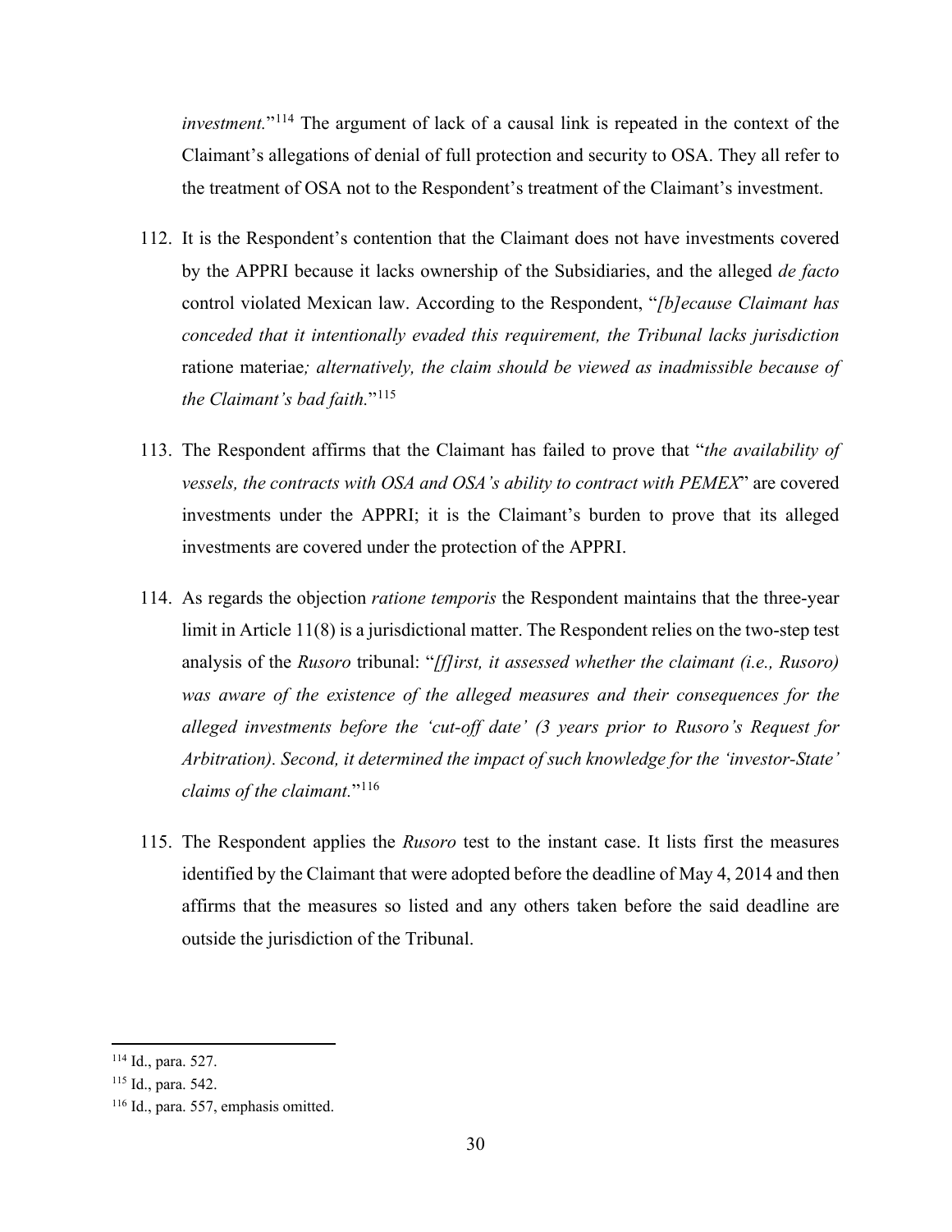*investment.*"[114] The argument of lack of a causal link is repeated in the context of the Claimant's allegations of denial of full protection and security to OSA. They all refer to the treatment of OSA not to the Respondent's treatment of the Claimant's investment.

112. It is the Respondent's contention that the Claimant does not have investments covered by the APPRI because it lacks ownership of the Subsidiaries, and the alleged *de facto* control violated Mexican law. According to the Respondent, "*[b]ecause Claimant has conceded that it intentionally evaded this requirement, the Tribunal lacks jurisdiction* ratione materiae*; alternatively, the claim should be viewed as inadmissible because of the Claimant's bad faith.*"[115]

113. The Respondent affirms that the Claimant has failed to prove that "*the availability of vessels, the contracts with OSA and OSA's ability to contract with PEMEX*" are covered investments under the APPRI; it is the Claimant's burden to prove that its alleged investments are covered under the protection of the APPRI.

114. As regards the objection *ratione temporis* the Respondent maintains that the three-year limit in Article 11(8) is a jurisdictional matter. The Respondent relies on the two-step test analysis of the *Rusoro* tribunal: "*[f]irst, it assessed whether the claimant (i.e., Rusoro) was aware of the existence of the alleged measures and their consequences for the alleged investments before the 'cut-off date' (3 years prior to Rusoro's Request for Arbitration). Second, it determined the impact of such knowledge for the 'investor-State' claims of the claimant.*"[116]

115. The Respondent applies the *Rusoro* test to the instant case. It lists first the measures identified by the Claimant that were adopted before the deadline of May 4, 2014 and then affirms that the measures so listed and any others taken before the said deadline are outside the jurisdiction of the Tribunal.

---

[114] Id., para. 527.

[115] Id., para. 542.

[116] Id., para. 557, emphasis omitted.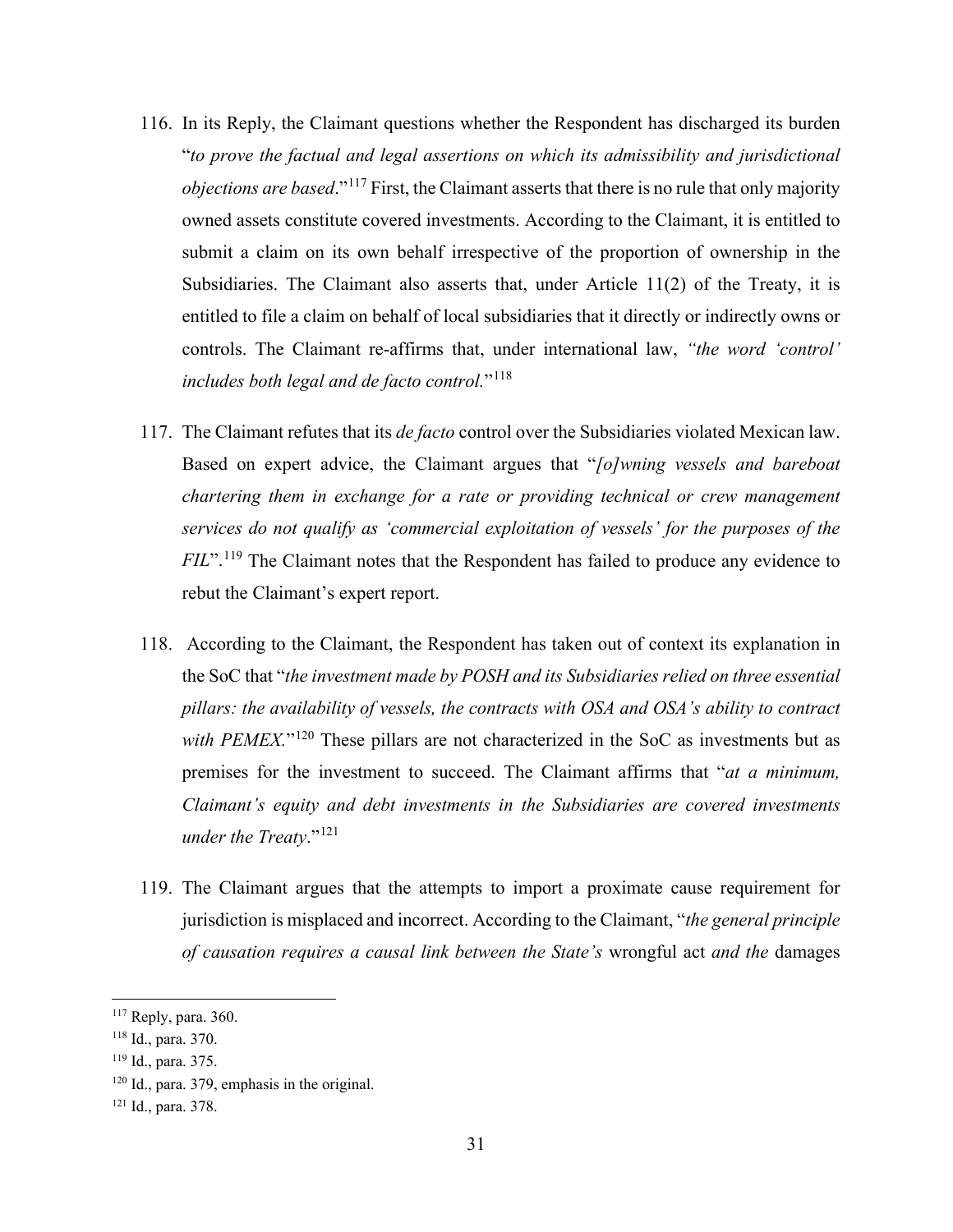116. In its Reply, the Claimant questions whether the Respondent has discharged its burden "*to prove the factual and legal assertions on which its admissibility and jurisdictional objections are based*."[117] First, the Claimant asserts that there is no rule that only majority owned assets constitute covered investments. According to the Claimant, it is entitled to submit a claim on its own behalf irrespective of the proportion of ownership in the Subsidiaries. The Claimant also asserts that, under Article 11(2) of the Treaty, it is entitled to file a claim on behalf of local subsidiaries that it directly or indirectly owns or controls. The Claimant re-affirms that, under international law, *"the word 'control' includes both legal and de facto control.*"[118]

117. The Claimant refutes that its *de facto* control over the Subsidiaries violated Mexican law. Based on expert advice, the Claimant argues that "*[o]wning vessels and bareboat chartering them in exchange for a rate or providing technical or crew management services do not qualify as 'commercial exploitation of vessels' for the purposes of the FIL*".[119] The Claimant notes that the Respondent has failed to produce any evidence to rebut the Claimant's expert report.

118. According to the Claimant, the Respondent has taken out of context its explanation in the SoC that "*the investment made by POSH and its Subsidiaries relied on three essential pillars: the availability of vessels, the contracts with OSA and OSA's ability to contract with PEMEX.*"[120] These pillars are not characterized in the SoC as investments but as premises for the investment to succeed. The Claimant affirms that "*at a minimum, Claimant's equity and debt investments in the Subsidiaries are covered investments under the Treaty*."[121]

119. The Claimant argues that the attempts to import a proximate cause requirement for jurisdiction is misplaced and incorrect. According to the Claimant, "*the general principle of causation requires a causal link between the State's* wrongful act *and the* damages

---

[117] Reply, para. 360.

[118] Id., para. 370.

[119] Id., para. 375.

[120] Id., para. 379, emphasis in the original.

[121] Id., para. 378.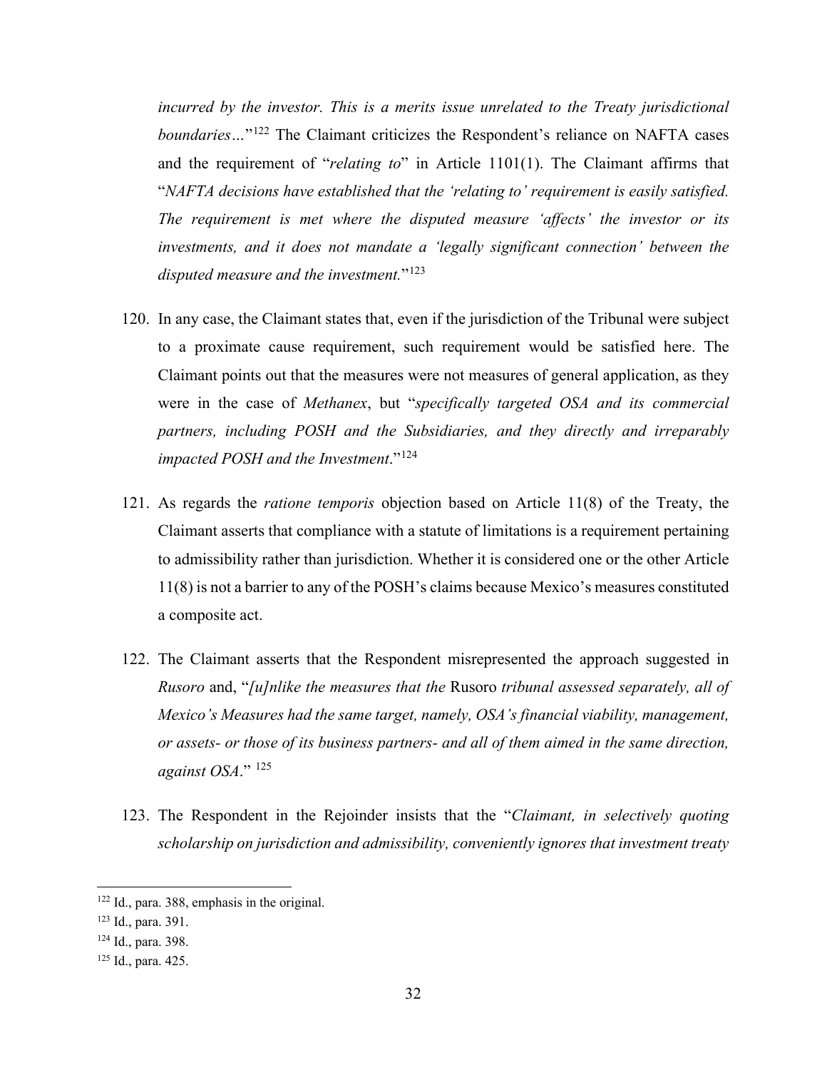*incurred by the investor. This is a merits issue unrelated to the Treaty jurisdictional boundaries…*"[122] The Claimant criticizes the Respondent's reliance on NAFTA cases and the requirement of "*relating to*" in Article 1101(1). The Claimant affirms that "*NAFTA decisions have established that the 'relating to' requirement is easily satisfied. The requirement is met where the disputed measure 'affects' the investor or its investments, and it does not mandate a 'legally significant connection' between the disputed measure and the investment.*"[123]

120. In any case, the Claimant states that, even if the jurisdiction of the Tribunal were subject to a proximate cause requirement, such requirement would be satisfied here. The Claimant points out that the measures were not measures of general application, as they were in the case of *Methanex*, but "*specifically targeted OSA and its commercial partners, including POSH and the Subsidiaries, and they directly and irreparably impacted POSH and the Investment*."[124]

121. As regards the *ratione temporis* objection based on Article 11(8) of the Treaty, the Claimant asserts that compliance with a statute of limitations is a requirement pertaining to admissibility rather than jurisdiction. Whether it is considered one or the other Article 11(8) is not a barrier to any of the POSH's claims because Mexico's measures constituted a composite act.

122. The Claimant asserts that the Respondent misrepresented the approach suggested in *Rusoro* and, "*[u]nlike the measures that the* Rusoro *tribunal assessed separately, all of Mexico's Measures had the same target, namely, OSA's financial viability, management, or assets- or those of its business partners- and all of them aimed in the same direction, against OSA*." [125]

123. The Respondent in the Rejoinder insists that the "*Claimant, in selectively quoting scholarship on jurisdiction and admissibility, conveniently ignores that investment treaty*

[122] Id., para. 388, emphasis in the original.

[123] Id., para. 391.

[124] Id., para. 398.

[125] Id., para. 425.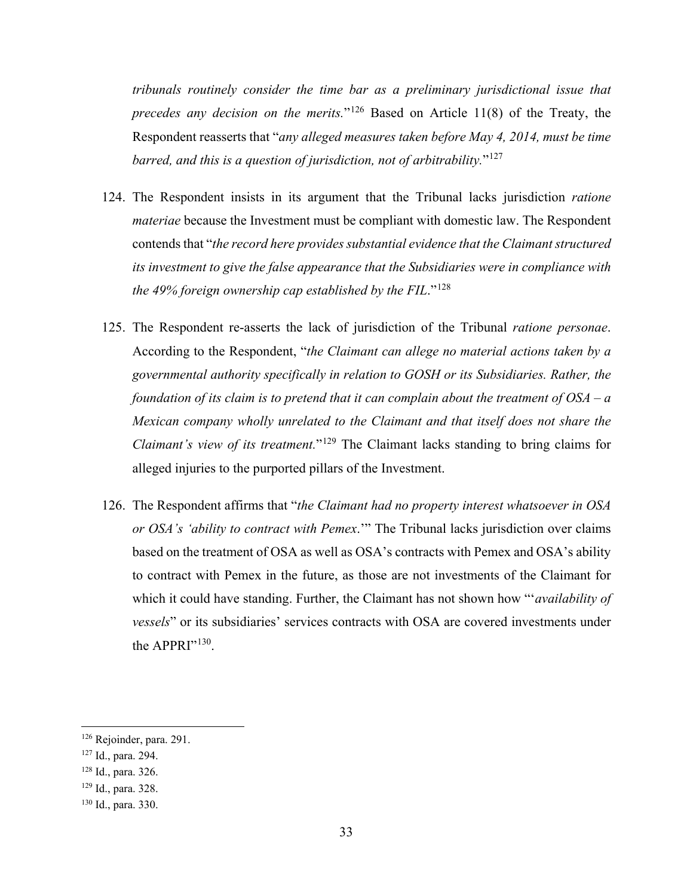*tribunals routinely consider the time bar as a preliminary jurisdictional issue that precedes any decision on the merits.*"[126] Based on Article 11(8) of the Treaty, the Respondent reasserts that "*any alleged measures taken before May 4, 2014, must be time barred, and this is a question of jurisdiction, not of arbitrability.*"[127]

124. The Respondent insists in its argument that the Tribunal lacks jurisdiction *ratione materiae* because the Investment must be compliant with domestic law. The Respondent contends that "*the record here provides substantial evidence that the Claimant structured its investment to give the false appearance that the Subsidiaries were in compliance with the 49% foreign ownership cap established by the FIL.*"[128]

125. The Respondent re-asserts the lack of jurisdiction of the Tribunal *ratione personae*. According to the Respondent, "*the Claimant can allege no material actions taken by a governmental authority specifically in relation to GOSH or its Subsidiaries. Rather, the foundation of its claim is to pretend that it can complain about the treatment of OSA – a Mexican company wholly unrelated to the Claimant and that itself does not share the Claimant's view of its treatment.*"[129] The Claimant lacks standing to bring claims for alleged injuries to the purported pillars of the Investment.

126. The Respondent affirms that "*the Claimant had no property interest whatsoever in OSA or OSA's 'ability to contract with Pemex.*'" The Tribunal lacks jurisdiction over claims based on the treatment of OSA as well as OSA's contracts with Pemex and OSA's ability to contract with Pemex in the future, as those are not investments of the Claimant for which it could have standing. Further, the Claimant has not shown how "'*availability of vessels*" or its subsidiaries' services contracts with OSA are covered investments under the APPRI"[130].

---

[126] Rejoinder, para. 291.

[127] Id., para. 294.

[128] Id., para. 326.

[129] Id., para. 328.

[130] Id., para. 330.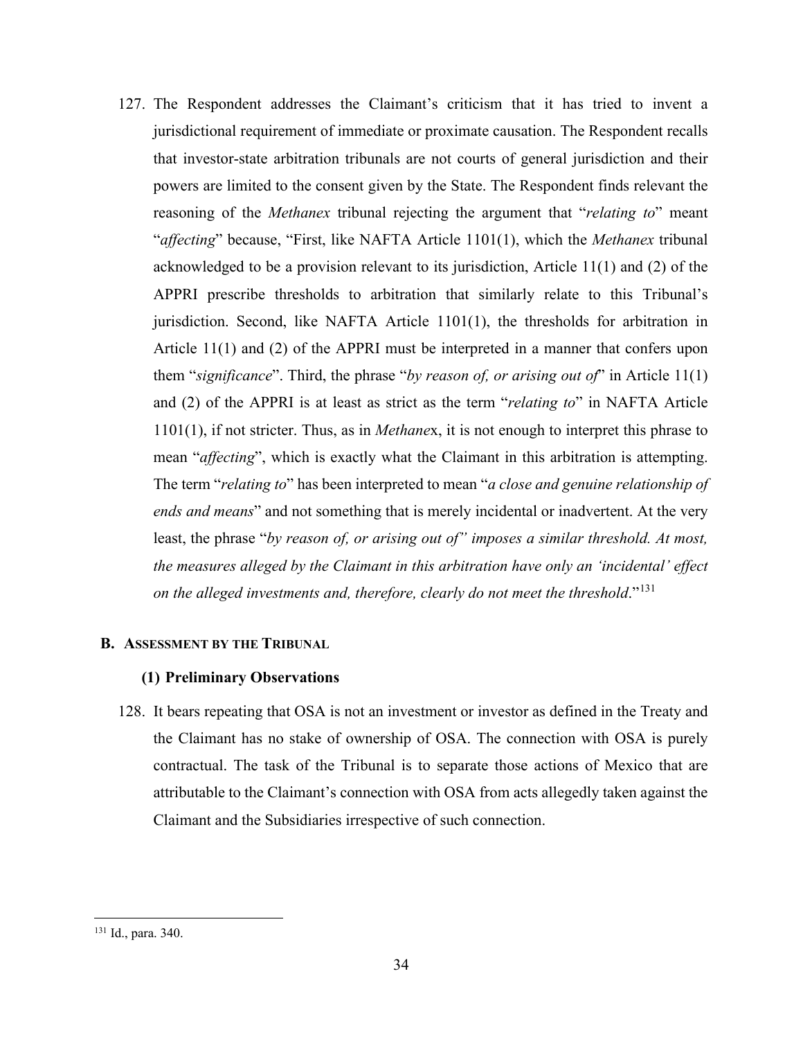127. The Respondent addresses the Claimant's criticism that it has tried to invent a jurisdictional requirement of immediate or proximate causation. The Respondent recalls that investor-state arbitration tribunals are not courts of general jurisdiction and their powers are limited to the consent given by the State. The Respondent finds relevant the reasoning of the *Methanex* tribunal rejecting the argument that "*relating to*" meant "*affecting*" because, "First, like NAFTA Article 1101(1), which the *Methanex* tribunal acknowledged to be a provision relevant to its jurisdiction, Article 11(1) and (2) of the APPRI prescribe thresholds to arbitration that similarly relate to this Tribunal's jurisdiction. Second, like NAFTA Article 1101(1), the thresholds for arbitration in Article 11(1) and (2) of the APPRI must be interpreted in a manner that confers upon them "*significance*". Third, the phrase "*by reason of, or arising out of*" in Article 11(1) and (2) of the APPRI is at least as strict as the term "*relating to*" in NAFTA Article 1101(1), if not stricter. Thus, as in *Methane*x, it is not enough to interpret this phrase to mean "*affecting*", which is exactly what the Claimant in this arbitration is attempting. The term "*relating to*" has been interpreted to mean "*a close and genuine relationship of ends and means*" and not something that is merely incidental or inadvertent. At the very least, the phrase "*by reason of, or arising out of" imposes a similar threshold. At most, the measures alleged by the Claimant in this arbitration have only an 'incidental' effect on the alleged investments and, therefore, clearly do not meet the threshold*."[131]

## B. Assessment by the Tribunal

### (1) Preliminary Observations

128. It bears repeating that OSA is not an investment or investor as defined in the Treaty and the Claimant has no stake of ownership of OSA. The connection with OSA is purely contractual. The task of the Tribunal is to separate those actions of Mexico that are attributable to the Claimant's connection with OSA from acts allegedly taken against the Claimant and the Subsidiaries irrespective of such connection.

[131] Id., para. 340.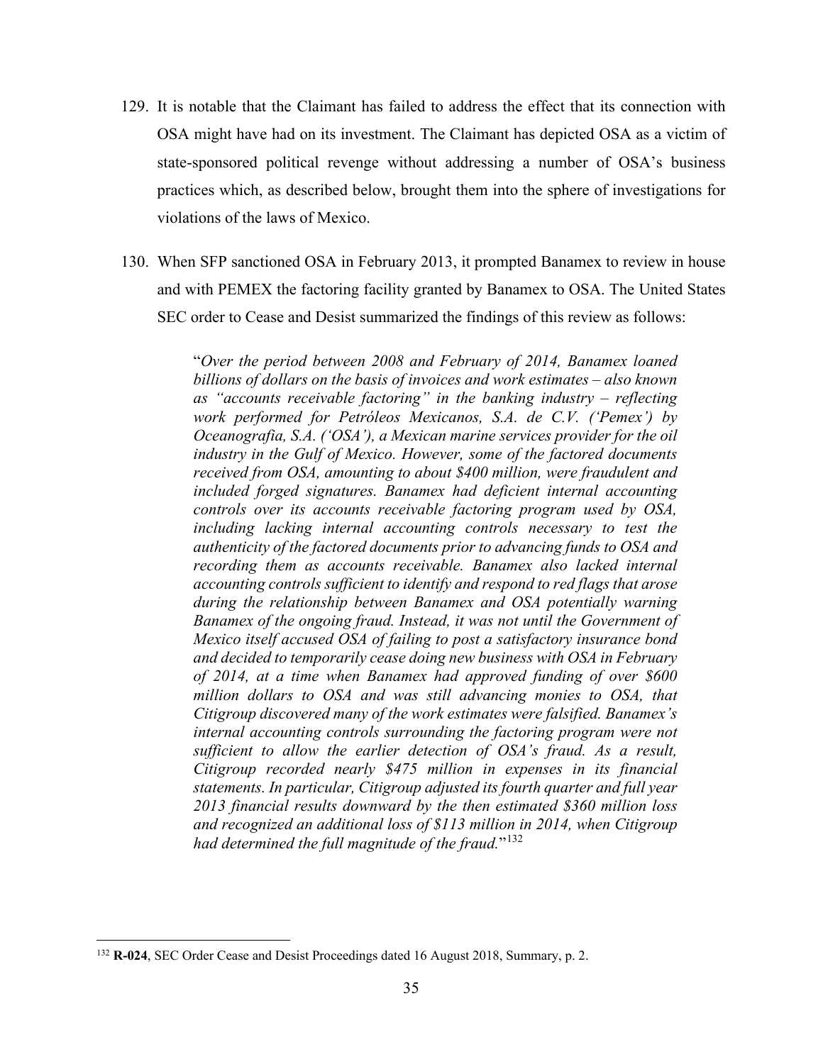129. It is notable that the Claimant has failed to address the effect that its connection with OSA might have had on its investment. The Claimant has depicted OSA as a victim of state-sponsored political revenge without addressing a number of OSA's business practices which, as described below, brought them into the sphere of investigations for violations of the laws of Mexico.

130. When SFP sanctioned OSA in February 2013, it prompted Banamex to review in house and with PEMEX the factoring facility granted by Banamex to OSA. The United States SEC order to Cease and Desist summarized the findings of this review as follows:

> "*Over the period between 2008 and February of 2014, Banamex loaned billions of dollars on the basis of invoices and work estimates – also known as "accounts receivable factoring" in the banking industry – reflecting work performed for Petróleos Mexicanos, S.A. de C.V. ('Pemex') by Oceanografia, S.A. ('OSA'), a Mexican marine services provider for the oil industry in the Gulf of Mexico. However, some of the factored documents received from OSA, amounting to about \$400 million, were fraudulent and included forged signatures. Banamex had deficient internal accounting controls over its accounts receivable factoring program used by OSA, including lacking internal accounting controls necessary to test the authenticity of the factored documents prior to advancing funds to OSA and recording them as accounts receivable. Banamex also lacked internal accounting controls sufficient to identify and respond to red flags that arose during the relationship between Banamex and OSA potentially warning Banamex of the ongoing fraud. Instead, it was not until the Government of Mexico itself accused OSA of failing to post a satisfactory insurance bond and decided to temporarily cease doing new business with OSA in February of 2014, at a time when Banamex had approved funding of over \$600 million dollars to OSA and was still advancing monies to OSA, that Citigroup discovered many of the work estimates were falsified. Banamex's internal accounting controls surrounding the factoring program were not sufficient to allow the earlier detection of OSA's fraud. As a result, Citigroup recorded nearly \$475 million in expenses in its financial statements. In particular, Citigroup adjusted its fourth quarter and full year 2013 financial results downward by the then estimated \$360 million loss and recognized an additional loss of \$113 million in 2014, when Citigroup had determined the full magnitude of the fraud.*"[132]

---

[132] **R-024**, SEC Order Cease and Desist Proceedings dated 16 August 2018, Summary, p. 2.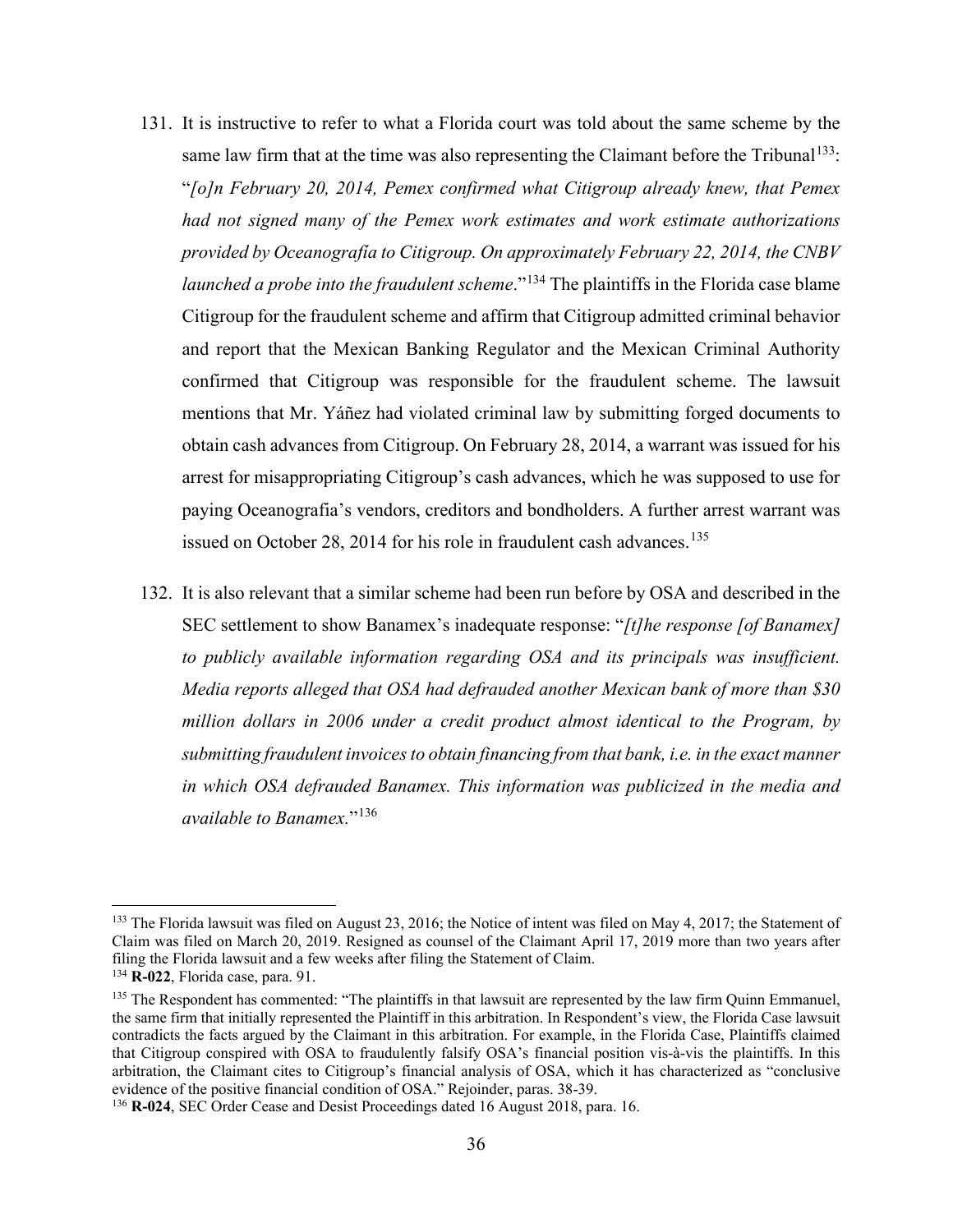131. It is instructive to refer to what a Florida court was told about the same scheme by the same law firm that at the time was also representing the Claimant before the Tribunal[133]: "*[o]n February 20, 2014, Pemex confirmed what Citigroup already knew, that Pemex had not signed many of the Pemex work estimates and work estimate authorizations provided by Oceanografía to Citigroup. On approximately February 22, 2014, the CNBV launched a probe into the fraudulent scheme*."[134] The plaintiffs in the Florida case blame Citigroup for the fraudulent scheme and affirm that Citigroup admitted criminal behavior and report that the Mexican Banking Regulator and the Mexican Criminal Authority confirmed that Citigroup was responsible for the fraudulent scheme. The lawsuit mentions that Mr. Yáñez had violated criminal law by submitting forged documents to obtain cash advances from Citigroup. On February 28, 2014, a warrant was issued for his arrest for misappropriating Citigroup's cash advances, which he was supposed to use for paying Oceanografia's vendors, creditors and bondholders. A further arrest warrant was issued on October 28, 2014 for his role in fraudulent cash advances.[135]

132. It is also relevant that a similar scheme had been run before by OSA and described in the SEC settlement to show Banamex's inadequate response: "*[t]he response [of Banamex] to publicly available information regarding OSA and its principals was insufficient. Media reports alleged that OSA had defrauded another Mexican bank of more than $30 million dollars in 2006 under a credit product almost identical to the Program, by submitting fraudulent invoices to obtain financing from that bank, i.e. in the exact manner in which OSA defrauded Banamex. This information was publicized in the media and available to Banamex.*"[136]

---

[133] The Florida lawsuit was filed on August 23, 2016; the Notice of intent was filed on May 4, 2017; the Statement of Claim was filed on March 20, 2019. Resigned as counsel of the Claimant April 17, 2019 more than two years after filing the Florida lawsuit and a few weeks after filing the Statement of Claim.

[134] **R-022**, Florida case, para. 91.

[135] The Respondent has commented: "The plaintiffs in that lawsuit are represented by the law firm Quinn Emmanuel, the same firm that initially represented the Plaintiff in this arbitration. In Respondent's view, the Florida Case lawsuit contradicts the facts argued by the Claimant in this arbitration. For example, in the Florida Case, Plaintiffs claimed that Citigroup conspired with OSA to fraudulently falsify OSA's financial position vis-à-vis the plaintiffs. In this arbitration, the Claimant cites to Citigroup's financial analysis of OSA, which it has characterized as "conclusive evidence of the positive financial condition of OSA." Rejoinder, paras. 38-39.

[136] **R-024**, SEC Order Cease and Desist Proceedings dated 16 August 2018, para. 16.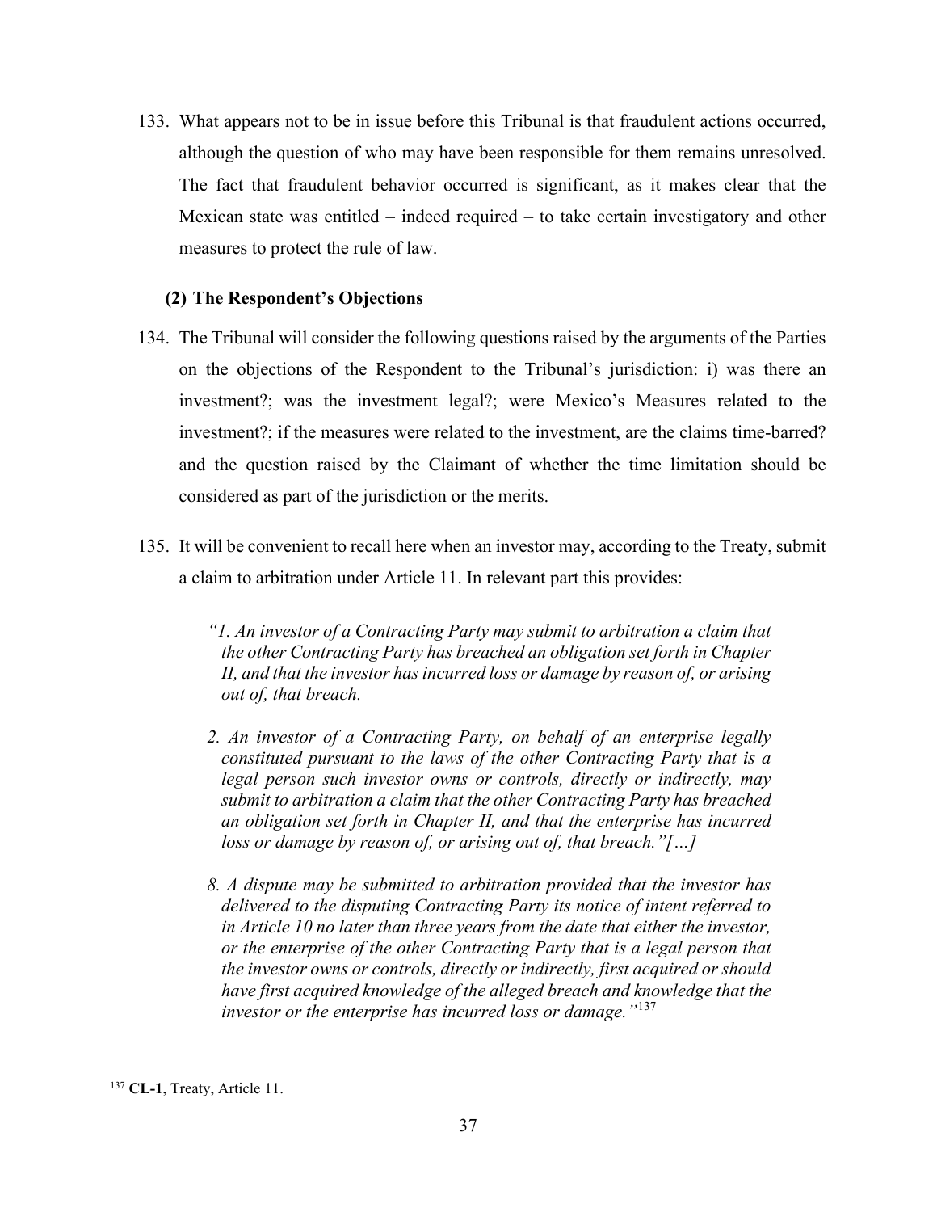133. What appears not to be in issue before this Tribunal is that fraudulent actions occurred, although the question of who may have been responsible for them remains unresolved. The fact that fraudulent behavior occurred is significant, as it makes clear that the Mexican state was entitled – indeed required – to take certain investigatory and other measures to protect the rule of law.

### (2) The Respondent's Objections

134. The Tribunal will consider the following questions raised by the arguments of the Parties on the objections of the Respondent to the Tribunal's jurisdiction: i) was there an investment?; was the investment legal?; were Mexico's Measures related to the investment?; if the measures were related to the investment, are the claims time-barred? and the question raised by the Claimant of whether the time limitation should be considered as part of the jurisdiction or the merits.

135. It will be convenient to recall here when an investor may, according to the Treaty, submit a claim to arbitration under Article 11. In relevant part this provides:

> *"1. An investor of a Contracting Party may submit to arbitration a claim that the other Contracting Party has breached an obligation set forth in Chapter II, and that the investor has incurred loss or damage by reason of, or arising out of, that breach.*
>
> *2. An investor of a Contracting Party, on behalf of an enterprise legally constituted pursuant to the laws of the other Contracting Party that is a legal person such investor owns or controls, directly or indirectly, may submit to arbitration a claim that the other Contracting Party has breached an obligation set forth in Chapter II, and that the enterprise has incurred loss or damage by reason of, or arising out of, that breach."[…]*
>
> *8. A dispute may be submitted to arbitration provided that the investor has delivered to the disputing Contracting Party its notice of intent referred to in Article 10 no later than three years from the date that either the investor, or the enterprise of the other Contracting Party that is a legal person that the investor owns or controls, directly or indirectly, first acquired or should have first acquired knowledge of the alleged breach and knowledge that the investor or the enterprise has incurred loss or damage."*[137]

---

[137] **CL-1**, Treaty, Article 11.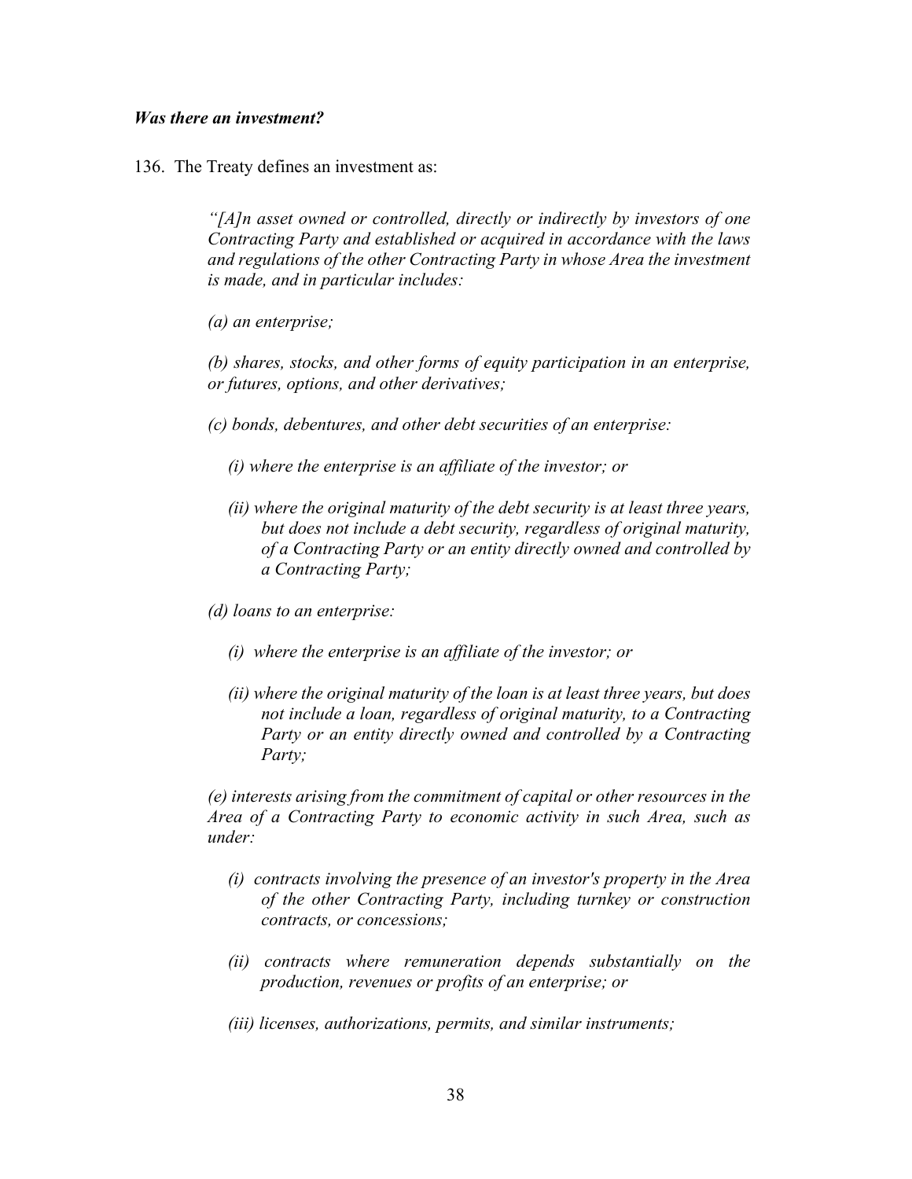***Was there an investment?***

136. The Treaty defines an investment as:

> *"[A]n asset owned or controlled, directly or indirectly by investors of one Contracting Party and established or acquired in accordance with the laws and regulations of the other Contracting Party in whose Area the investment is made, and in particular includes:*
>
> *(a) an enterprise;*
>
> *(b) shares, stocks, and other forms of equity participation in an enterprise, or futures, options, and other derivatives;*
>
> *(c) bonds, debentures, and other debt securities of an enterprise:*
>
> > *(i) where the enterprise is an affiliate of the investor; or*
> >
> > *(ii) where the original maturity of the debt security is at least three years, but does not include a debt security, regardless of original maturity, of a Contracting Party or an entity directly owned and controlled by a Contracting Party;*
>
> *(d) loans to an enterprise:*
>
> > *(i) where the enterprise is an affiliate of the investor; or*
> >
> > *(ii) where the original maturity of the loan is at least three years, but does not include a loan, regardless of original maturity, to a Contracting Party or an entity directly owned and controlled by a Contracting Party;*
>
> *(e) interests arising from the commitment of capital or other resources in the Area of a Contracting Party to economic activity in such Area, such as under:*
>
> > *(i) contracts involving the presence of an investor's property in the Area of the other Contracting Party, including turnkey or construction contracts, or concessions;*
> >
> > *(ii) contracts where remuneration depends substantially on the production, revenues or profits of an enterprise; or*
> >
> > *(iii) licenses, authorizations, permits, and similar instruments;*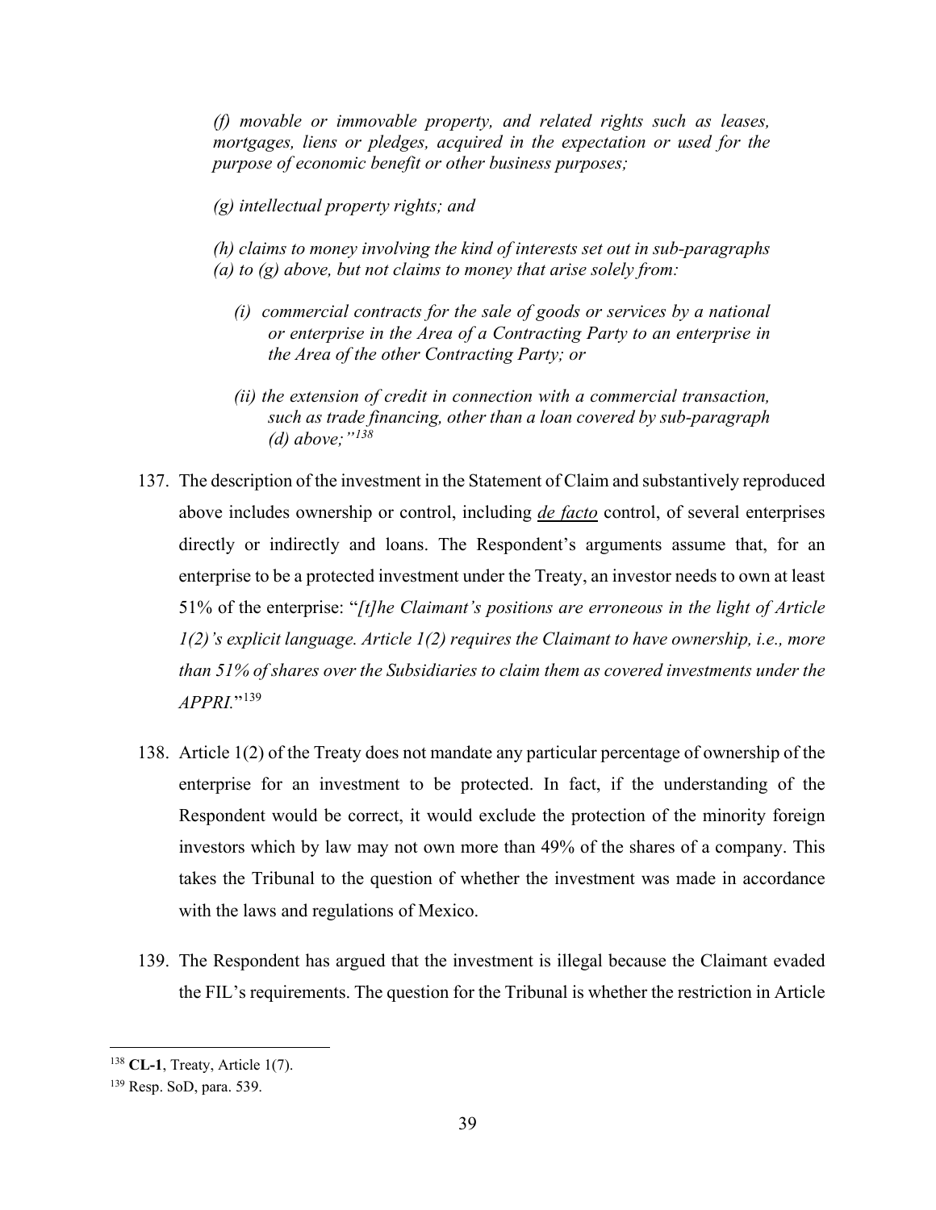*(f) movable or immovable property, and related rights such as leases, mortgages, liens or pledges, acquired in the expectation or used for the purpose of economic benefit or other business purposes;*

*(g) intellectual property rights; and*

*(h) claims to money involving the kind of interests set out in sub-paragraphs (a) to (g) above, but not claims to money that arise solely from:*

*(i) commercial contracts for the sale of goods or services by a national or enterprise in the Area of a Contracting Party to an enterprise in the Area of the other Contracting Party; or*

*(ii) the extension of credit in connection with a commercial transaction, such as trade financing, other than a loan covered by sub-paragraph (d) above;"*[138]

137. The description of the investment in the Statement of Claim and substantively reproduced above includes ownership or control, including *de facto* control, of several enterprises directly or indirectly and loans. The Respondent's arguments assume that, for an enterprise to be a protected investment under the Treaty, an investor needs to own at least 51% of the enterprise: "*[t]he Claimant's positions are erroneous in the light of Article 1(2)'s explicit language. Article 1(2) requires the Claimant to have ownership, i.e., more than 51% of shares over the Subsidiaries to claim them as covered investments under the APPRI.*"[139]

138. Article 1(2) of the Treaty does not mandate any particular percentage of ownership of the enterprise for an investment to be protected. In fact, if the understanding of the Respondent would be correct, it would exclude the protection of the minority foreign investors which by law may not own more than 49% of the shares of a company. This takes the Tribunal to the question of whether the investment was made in accordance with the laws and regulations of Mexico.

139. The Respondent has argued that the investment is illegal because the Claimant evaded the FIL's requirements. The question for the Tribunal is whether the restriction in Article

---

[138] **CL-1**, Treaty, Article 1(7).

[139] Resp. SoD, para. 539.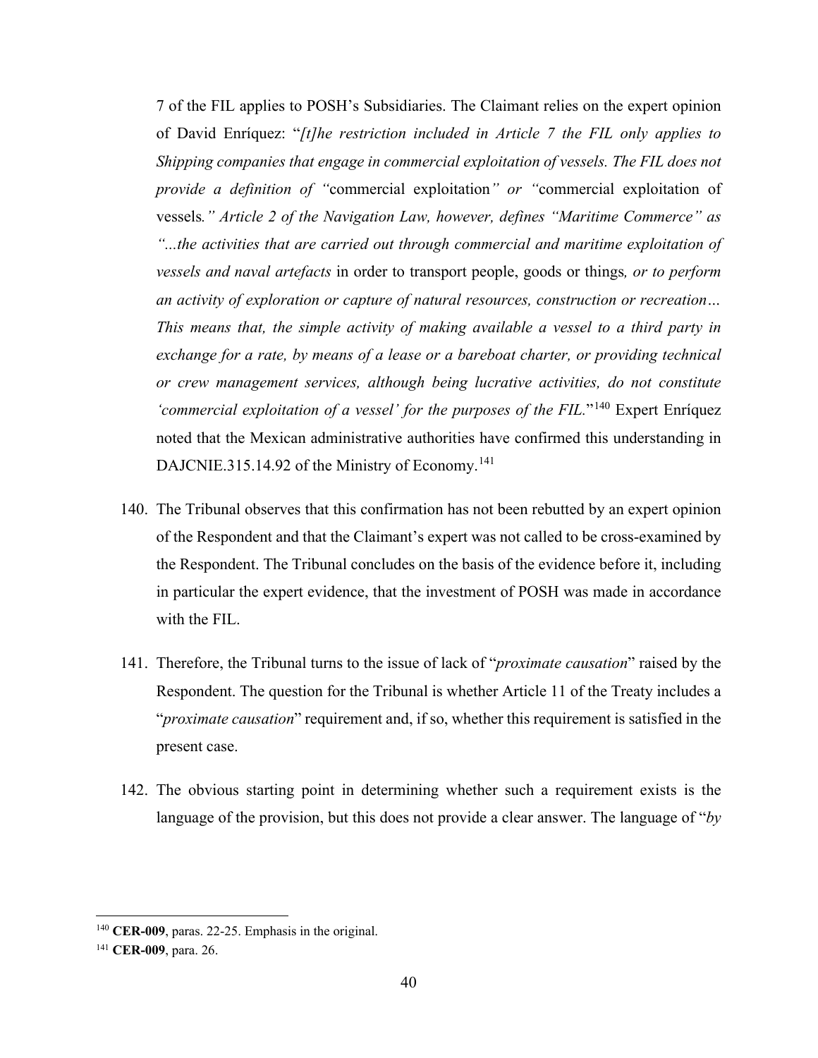7 of the FIL applies to POSH's Subsidiaries. The Claimant relies on the expert opinion of David Enríquez: "*[t]he restriction included in Article 7 the FIL only applies to Shipping companies that engage in commercial exploitation of vessels. The FIL does not provide a definition of "*commercial exploitation*" or "*commercial exploitation of vessels*." Article 2 of the Navigation Law, however, defines "Maritime Commerce" as "...the activities that are carried out through commercial and maritime exploitation of vessels and naval artefacts* in order to transport people, goods or things*, or to perform an activity of exploration or capture of natural resources, construction or recreation… This means that, the simple activity of making available a vessel to a third party in exchange for a rate, by means of a lease or a bareboat charter, or providing technical or crew management services, although being lucrative activities, do not constitute 'commercial exploitation of a vessel' for the purposes of the FIL.*"[140] Expert Enríquez noted that the Mexican administrative authorities have confirmed this understanding in DAJCNIE.315.14.92 of the Ministry of Economy.[141]

140. The Tribunal observes that this confirmation has not been rebutted by an expert opinion of the Respondent and that the Claimant's expert was not called to be cross-examined by the Respondent. The Tribunal concludes on the basis of the evidence before it, including in particular the expert evidence, that the investment of POSH was made in accordance with the FIL.

141. Therefore, the Tribunal turns to the issue of lack of "*proximate causation*" raised by the Respondent. The question for the Tribunal is whether Article 11 of the Treaty includes a "*proximate causation*" requirement and, if so, whether this requirement is satisfied in the present case.

142. The obvious starting point in determining whether such a requirement exists is the language of the provision, but this does not provide a clear answer. The language of "*by*

---

[140] **CER-009**, paras. 22-25. Emphasis in the original.

[141] **CER-009**, para. 26.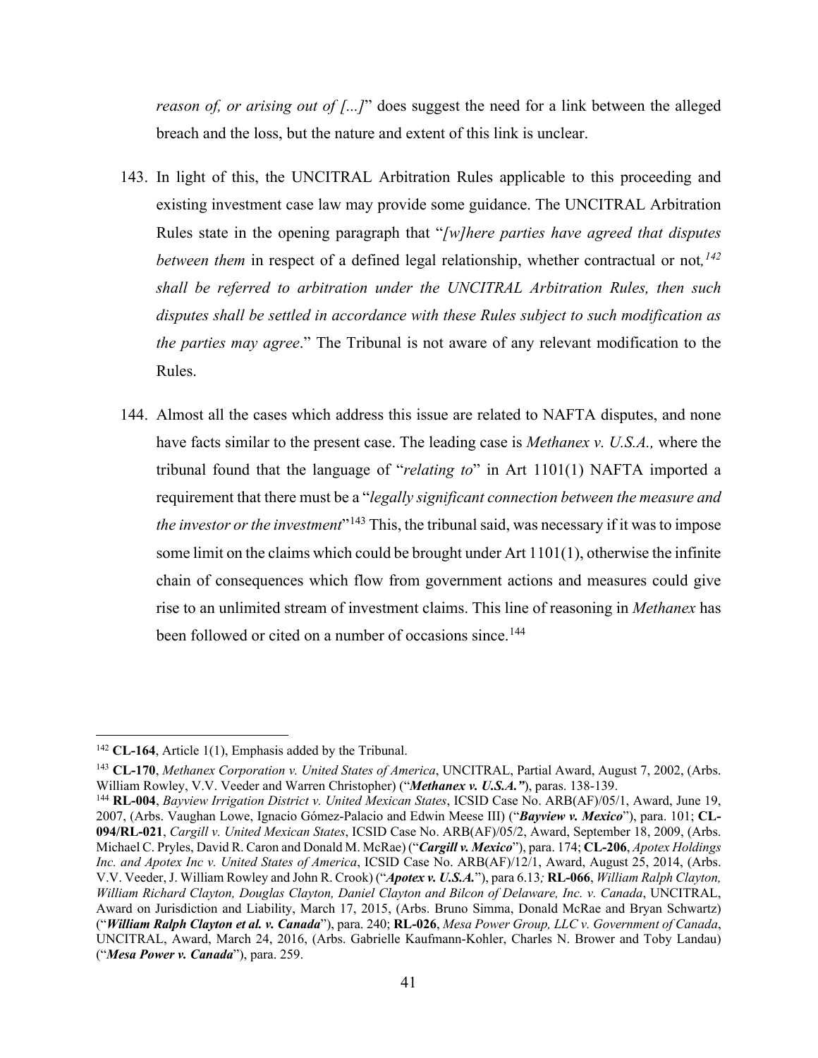*reason of, or arising out of [...]*" does suggest the need for a link between the alleged breach and the loss, but the nature and extent of this link is unclear.

143. In light of this, the UNCITRAL Arbitration Rules applicable to this proceeding and existing investment case law may provide some guidance. The UNCITRAL Arbitration Rules state in the opening paragraph that "*[w]here parties have agreed that disputes between them* in respect of a defined legal relationship, whether contractual or not*,*[142] *shall be referred to arbitration under the UNCITRAL Arbitration Rules, then such disputes shall be settled in accordance with these Rules subject to such modification as the parties may agree*." The Tribunal is not aware of any relevant modification to the Rules.

144. Almost all the cases which address this issue are related to NAFTA disputes, and none have facts similar to the present case. The leading case is *Methanex v. U.S.A.,* where the tribunal found that the language of "*relating to*" in Art 1101(1) NAFTA imported a requirement that there must be a "*legally significant connection between the measure and the investor or the investment*"[143] This, the tribunal said, was necessary if it was to impose some limit on the claims which could be brought under Art 1101(1), otherwise the infinite chain of consequences which flow from government actions and measures could give rise to an unlimited stream of investment claims. This line of reasoning in *Methanex* has been followed or cited on a number of occasions since.[144]

---

[142] **CL-164**, Article 1(1), Emphasis added by the Tribunal.

[143] **CL-170**, *Methanex Corporation v. United States of America*, UNCITRAL, Partial Award, August 7, 2002, (Arbs. William Rowley, V.V. Veeder and Warren Christopher) ("***Methanex v. U.S.A.***"), paras. 138-139.

[144] **RL-004**, *Bayview Irrigation District v. United Mexican States*, ICSID Case No. ARB(AF)/05/1, Award, June 19, 2007, (Arbs. Vaughan Lowe, Ignacio Gómez-Palacio and Edwin Meese III) ("***Bayview v. Mexico***"), para. 101; **CL-094/RL-021**, *Cargill v. United Mexican States*, ICSID Case No. ARB(AF)/05/2, Award, September 18, 2009, (Arbs. Michael C. Pryles, David R. Caron and Donald M. McRae) ("***Cargill v. Mexico***"), para. 174; **CL-206**, *Apotex Holdings Inc. and Apotex Inc v. United States of America*, ICSID Case No. ARB(AF)/12/1, Award, August 25, 2014, (Arbs. V.V. Veeder, J. William Rowley and John R. Crook) ("***Apotex v. U.S.A.***"), para 6.13*;* **RL-066**, *William Ralph Clayton, William Richard Clayton, Douglas Clayton, Daniel Clayton and Bilcon of Delaware, Inc. v. Canada*, UNCITRAL, Award on Jurisdiction and Liability, March 17, 2015, (Arbs. Bruno Simma, Donald McRae and Bryan Schwartz) ("***William Ralph Clayton et al. v. Canada***"), para. 240; **RL-026**, *Mesa Power Group, LLC v. Government of Canada*, UNCITRAL, Award, March 24, 2016, (Arbs. Gabrielle Kaufmann-Kohler, Charles N. Brower and Toby Landau) ("***Mesa Power v. Canada***"), para. 259.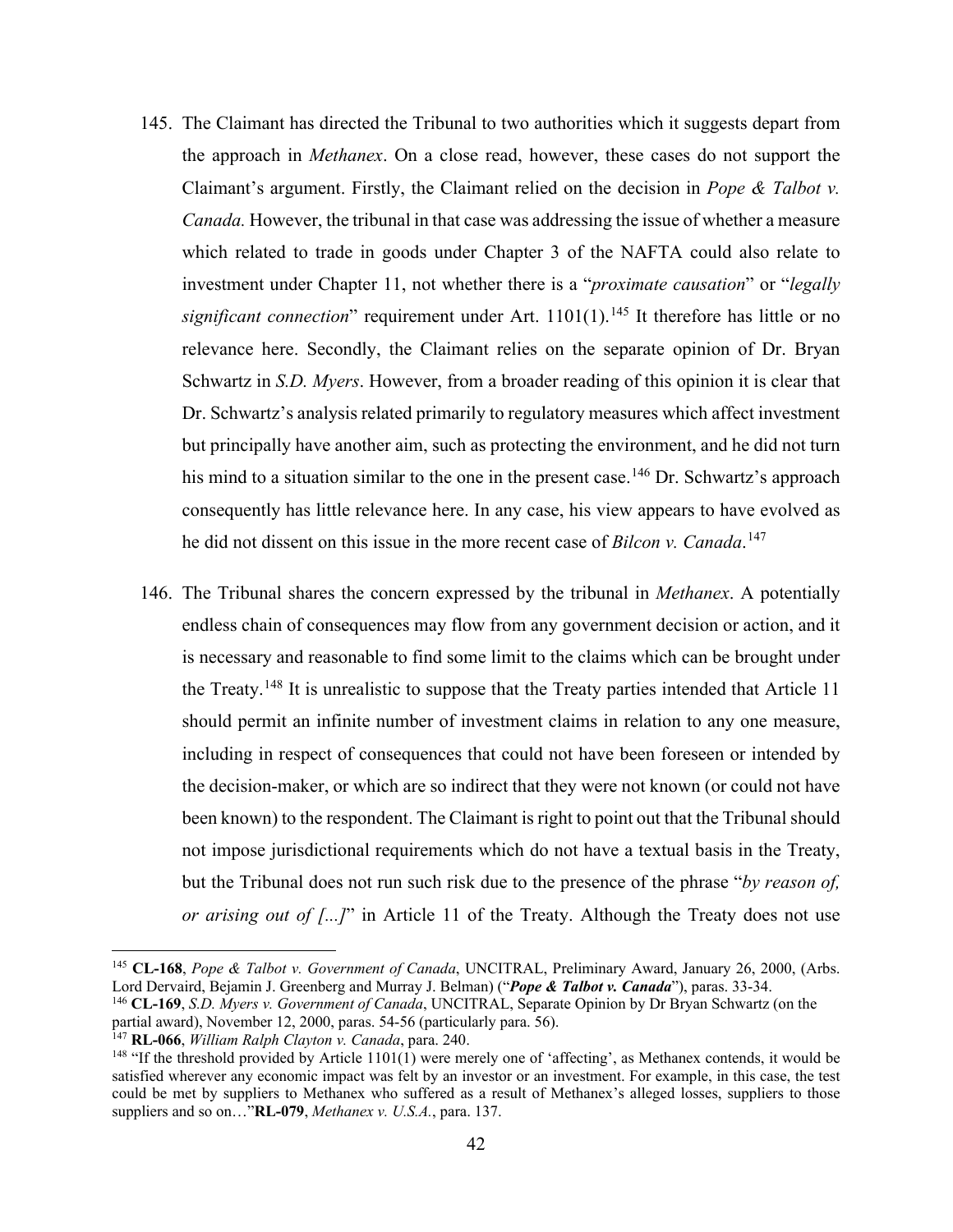145. The Claimant has directed the Tribunal to two authorities which it suggests depart from the approach in *Methanex*. On a close read, however, these cases do not support the Claimant's argument. Firstly, the Claimant relied on the decision in *Pope & Talbot v. Canada.* However, the tribunal in that case was addressing the issue of whether a measure which related to trade in goods under Chapter 3 of the NAFTA could also relate to investment under Chapter 11, not whether there is a "*proximate causation*" or "*legally significant connection*" requirement under Art. 1101(1).[145] It therefore has little or no relevance here. Secondly, the Claimant relies on the separate opinion of Dr. Bryan Schwartz in *S.D. Myers*. However, from a broader reading of this opinion it is clear that Dr. Schwartz's analysis related primarily to regulatory measures which affect investment but principally have another aim, such as protecting the environment, and he did not turn his mind to a situation similar to the one in the present case.[146] Dr. Schwartz's approach consequently has little relevance here. In any case, his view appears to have evolved as he did not dissent on this issue in the more recent case of *Bilcon v. Canada*.[147]

146. The Tribunal shares the concern expressed by the tribunal in *Methanex*. A potentially endless chain of consequences may flow from any government decision or action, and it is necessary and reasonable to find some limit to the claims which can be brought under the Treaty.[148] It is unrealistic to suppose that the Treaty parties intended that Article 11 should permit an infinite number of investment claims in relation to any one measure, including in respect of consequences that could not have been foreseen or intended by the decision-maker, or which are so indirect that they were not known (or could not have been known) to the respondent. The Claimant is right to point out that the Tribunal should not impose jurisdictional requirements which do not have a textual basis in the Treaty, but the Tribunal does not run such risk due to the presence of the phrase "*by reason of, or arising out of [...]*" in Article 11 of the Treaty. Although the Treaty does not use

---

[145] **CL-168**, *Pope & Talbot v. Government of Canada*, UNCITRAL, Preliminary Award, January 26, 2000, (Arbs. Lord Dervaird, Bejamin J. Greenberg and Murray J. Belman) ("***Pope & Talbot v. Canada***"), paras. 33-34.

[146] **CL-169**, *S.D. Myers v. Government of Canada*, UNCITRAL, Separate Opinion by Dr Bryan Schwartz (on the partial award), November 12, 2000, paras. 54-56 (particularly para. 56).

[147] **RL-066**, *William Ralph Clayton v. Canada*, para. 240.

[148] "If the threshold provided by Article 1101(1) were merely one of 'affecting', as Methanex contends, it would be satisfied wherever any economic impact was felt by an investor or an investment. For example, in this case, the test could be met by suppliers to Methanex who suffered as a result of Methanex's alleged losses, suppliers to those suppliers and so on…"**RL-079**, *Methanex v. U.S.A.*, para. 137.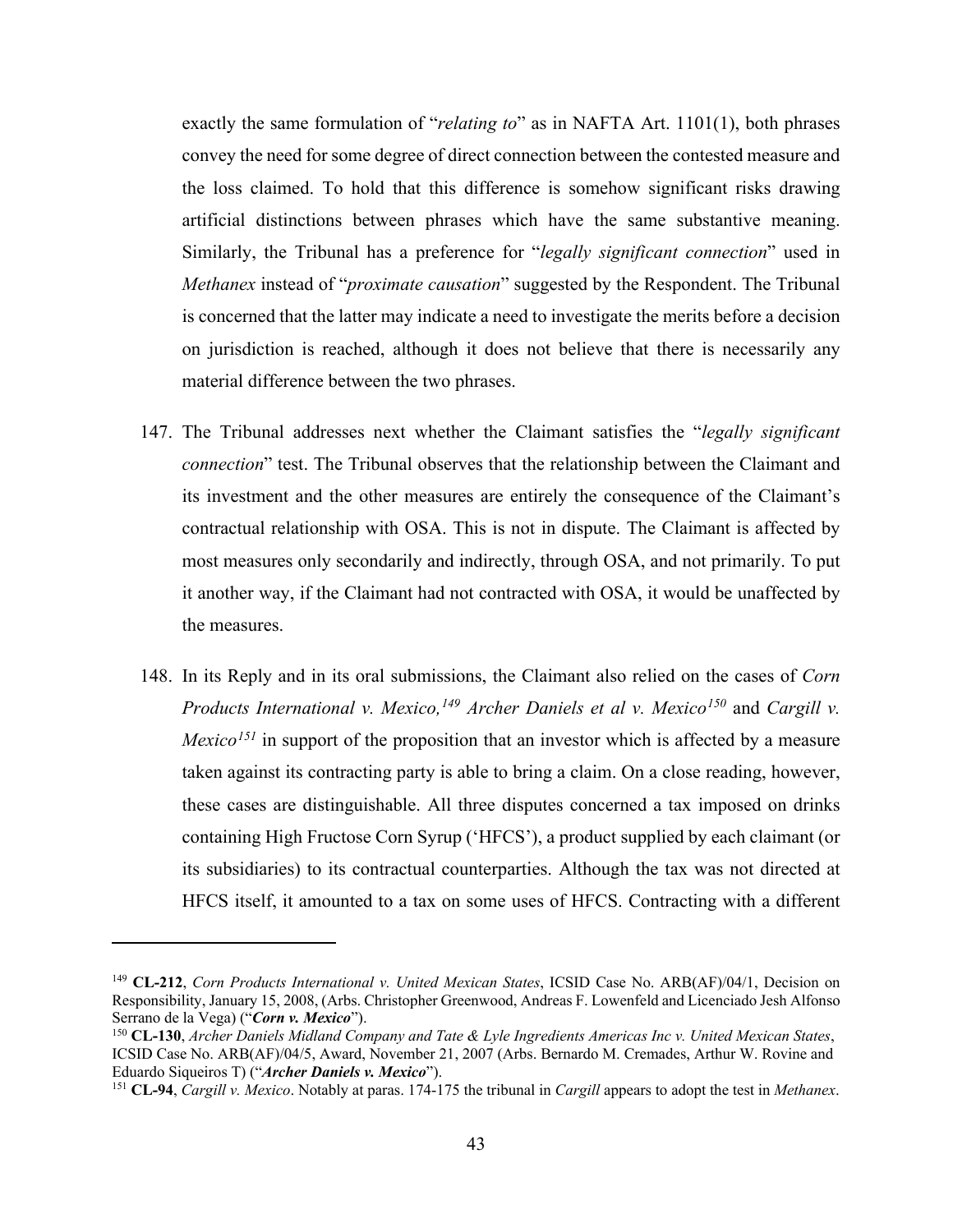exactly the same formulation of "*relating to*" as in NAFTA Art. 1101(1), both phrases convey the need for some degree of direct connection between the contested measure and the loss claimed. To hold that this difference is somehow significant risks drawing artificial distinctions between phrases which have the same substantive meaning. Similarly, the Tribunal has a preference for "*legally significant connection*" used in *Methanex* instead of "*proximate causation*" suggested by the Respondent. The Tribunal is concerned that the latter may indicate a need to investigate the merits before a decision on jurisdiction is reached, although it does not believe that there is necessarily any material difference between the two phrases.

147. The Tribunal addresses next whether the Claimant satisfies the "*legally significant connection*" test. The Tribunal observes that the relationship between the Claimant and its investment and the other measures are entirely the consequence of the Claimant's contractual relationship with OSA. This is not in dispute. The Claimant is affected by most measures only secondarily and indirectly, through OSA, and not primarily. To put it another way, if the Claimant had not contracted with OSA, it would be unaffected by the measures.

148. In its Reply and in its oral submissions, the Claimant also relied on the cases of *Corn Products International v. Mexico,*[149] *Archer Daniels et al v. Mexico*[150] and *Cargill v. Mexico*[151] in support of the proposition that an investor which is affected by a measure taken against its contracting party is able to bring a claim. On a close reading, however, these cases are distinguishable. All three disputes concerned a tax imposed on drinks containing High Fructose Corn Syrup ('HFCS'), a product supplied by each claimant (or its subsidiaries) to its contractual counterparties. Although the tax was not directed at HFCS itself, it amounted to a tax on some uses of HFCS. Contracting with a different

---

[149] **CL-212**, *Corn Products International v. United Mexican States*, ICSID Case No. ARB(AF)/04/1, Decision on Responsibility, January 15, 2008, (Arbs. Christopher Greenwood, Andreas F. Lowenfeld and Licenciado Jesh Alfonso Serrano de la Vega) ("***Corn v. Mexico***").

[150] **CL-130**, *Archer Daniels Midland Company and Tate & Lyle Ingredients Americas Inc v. United Mexican States*, ICSID Case No. ARB(AF)/04/5, Award, November 21, 2007 (Arbs. Bernardo M. Cremades, Arthur W. Rovine and Eduardo Siqueiros T) ("***Archer Daniels v. Mexico***").

[151] **CL-94**, *Cargill v. Mexico*. Notably at paras. 174-175 the tribunal in *Cargill* appears to adopt the test in *Methanex*.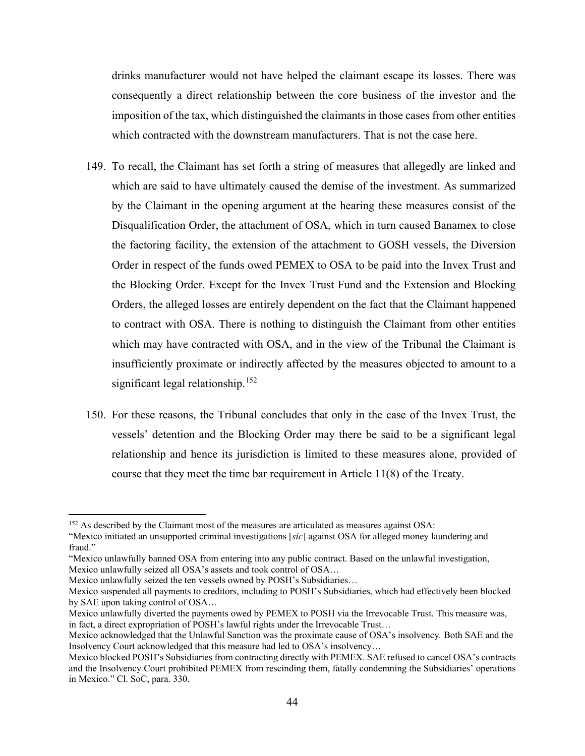drinks manufacturer would not have helped the claimant escape its losses. There was consequently a direct relationship between the core business of the investor and the imposition of the tax, which distinguished the claimants in those cases from other entities which contracted with the downstream manufacturers. That is not the case here.

149. To recall, the Claimant has set forth a string of measures that allegedly are linked and which are said to have ultimately caused the demise of the investment. As summarized by the Claimant in the opening argument at the hearing these measures consist of the Disqualification Order, the attachment of OSA, which in turn caused Banamex to close the factoring facility, the extension of the attachment to GOSH vessels, the Diversion Order in respect of the funds owed PEMEX to OSA to be paid into the Invex Trust and the Blocking Order. Except for the Invex Trust Fund and the Extension and Blocking Orders, the alleged losses are entirely dependent on the fact that the Claimant happened to contract with OSA. There is nothing to distinguish the Claimant from other entities which may have contracted with OSA, and in the view of the Tribunal the Claimant is insufficiently proximate or indirectly affected by the measures objected to amount to a significant legal relationship.[152]

150. For these reasons, the Tribunal concludes that only in the case of the Invex Trust, the vessels' detention and the Blocking Order may there be said to be a significant legal relationship and hence its jurisdiction is limited to these measures alone, provided of course that they meet the time bar requirement in Article 11(8) of the Treaty.

---

[152] As described by the Claimant most of the measures are articulated as measures against OSA:
"Mexico initiated an unsupported criminal investigations [*sic*] against OSA for alleged money laundering and fraud."
"Mexico unlawfully banned OSA from entering into any public contract. Based on the unlawful investigation, Mexico unlawfully seized all OSA's assets and took control of OSA…
Mexico unlawfully seized the ten vessels owned by POSH's Subsidiaries…
Mexico suspended all payments to creditors, including to POSH's Subsidiaries, which had effectively been blocked by SAE upon taking control of OSA…
Mexico unlawfully diverted the payments owed by PEMEX to POSH via the Irrevocable Trust. This measure was, in fact, a direct expropriation of POSH's lawful rights under the Irrevocable Trust…
Mexico acknowledged that the Unlawful Sanction was the proximate cause of OSA's insolvency. Both SAE and the Insolvency Court acknowledged that this measure had led to OSA's insolvency…
Mexico blocked POSH's Subsidiaries from contracting directly with PEMEX. SAE refused to cancel OSA's contracts and the Insolvency Court prohibited PEMEX from rescinding them, fatally condemning the Subsidiaries' operations in Mexico." Cl. SoC, para. 330.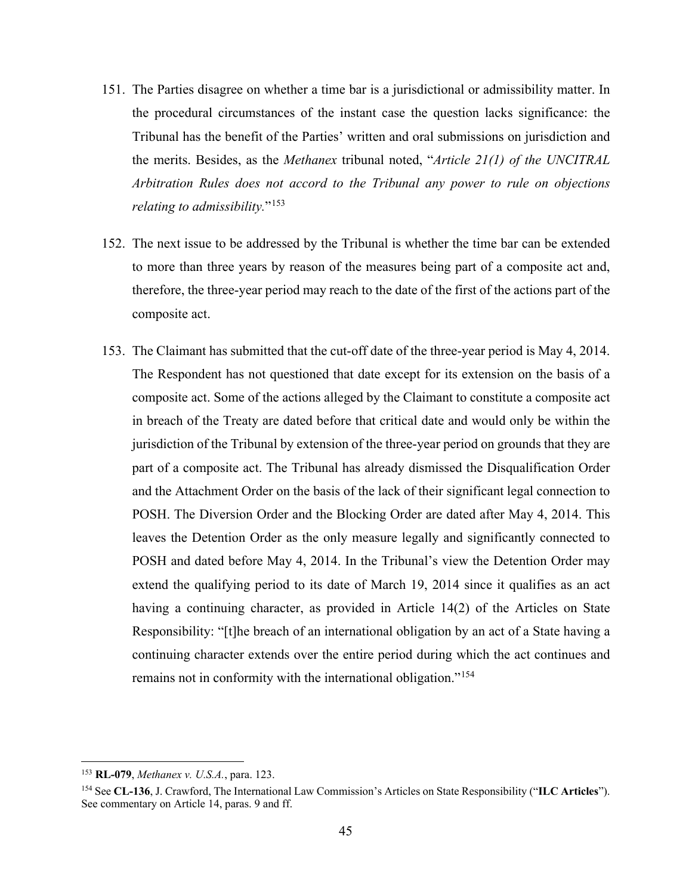151. The Parties disagree on whether a time bar is a jurisdictional or admissibility matter. In the procedural circumstances of the instant case the question lacks significance: the Tribunal has the benefit of the Parties' written and oral submissions on jurisdiction and the merits. Besides, as the *Methanex* tribunal noted, "*Article 21(1) of the UNCITRAL Arbitration Rules does not accord to the Tribunal any power to rule on objections relating to admissibility.*"[153]

152. The next issue to be addressed by the Tribunal is whether the time bar can be extended to more than three years by reason of the measures being part of a composite act and, therefore, the three-year period may reach to the date of the first of the actions part of the composite act.

153. The Claimant has submitted that the cut-off date of the three-year period is May 4, 2014. The Respondent has not questioned that date except for its extension on the basis of a composite act. Some of the actions alleged by the Claimant to constitute a composite act in breach of the Treaty are dated before that critical date and would only be within the jurisdiction of the Tribunal by extension of the three-year period on grounds that they are part of a composite act. The Tribunal has already dismissed the Disqualification Order and the Attachment Order on the basis of the lack of their significant legal connection to POSH. The Diversion Order and the Blocking Order are dated after May 4, 2014. This leaves the Detention Order as the only measure legally and significantly connected to POSH and dated before May 4, 2014. In the Tribunal's view the Detention Order may extend the qualifying period to its date of March 19, 2014 since it qualifies as an act having a continuing character, as provided in Article 14(2) of the Articles on State Responsibility: "[t]he breach of an international obligation by an act of a State having a continuing character extends over the entire period during which the act continues and remains not in conformity with the international obligation."[154]

---

[153] **RL-079**, *Methanex v. U.S.A.*, para. 123.

[154] See **CL-136**, J. Crawford, The International Law Commission's Articles on State Responsibility ("**ILC Articles**"). See commentary on Article 14, paras. 9 and ff.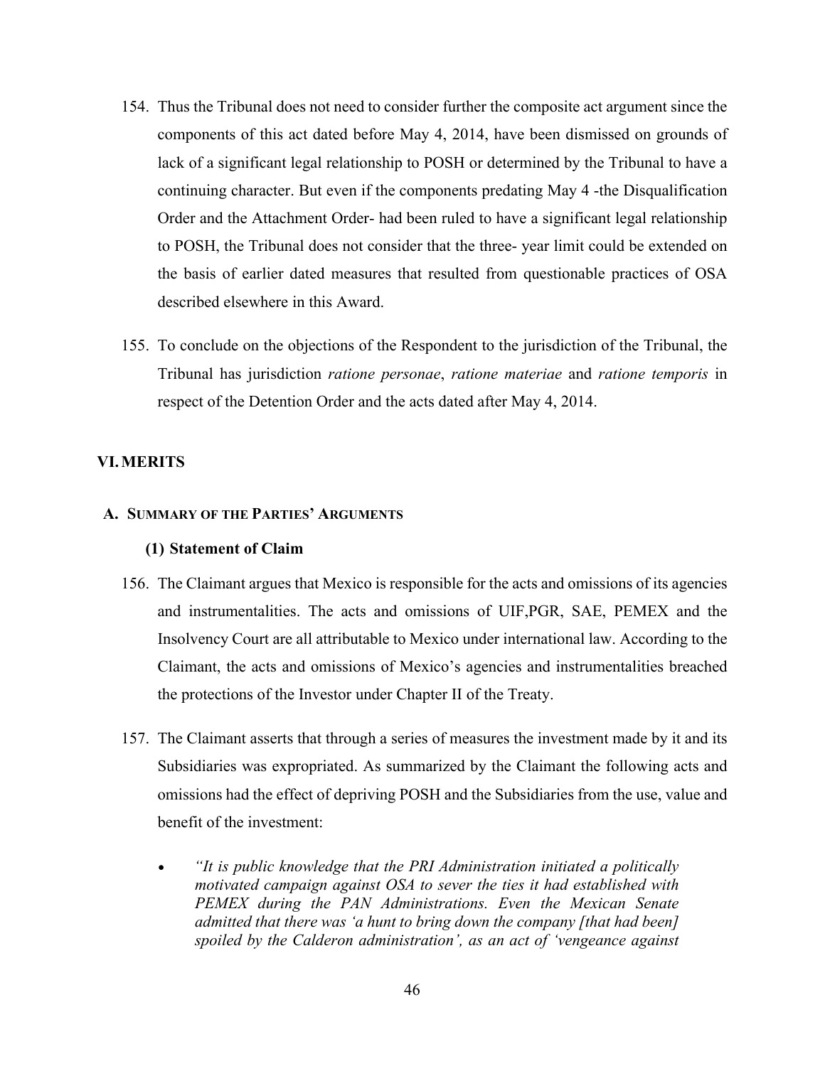154. Thus the Tribunal does not need to consider further the composite act argument since the components of this act dated before May 4, 2014, have been dismissed on grounds of lack of a significant legal relationship to POSH or determined by the Tribunal to have a continuing character. But even if the components predating May 4 -the Disqualification Order and the Attachment Order- had been ruled to have a significant legal relationship to POSH, the Tribunal does not consider that the three- year limit could be extended on the basis of earlier dated measures that resulted from questionable practices of OSA described elsewhere in this Award.

155. To conclude on the objections of the Respondent to the jurisdiction of the Tribunal, the Tribunal has jurisdiction *ratione personae*, *ratione materiae* and *ratione temporis* in respect of the Detention Order and the acts dated after May 4, 2014.

## VI. MERITS

### A. SUMMARY OF THE PARTIES' ARGUMENTS

#### (1) Statement of Claim

156. The Claimant argues that Mexico is responsible for the acts and omissions of its agencies and instrumentalities. The acts and omissions of UIF,PGR, SAE, PEMEX and the Insolvency Court are all attributable to Mexico under international law. According to the Claimant, the acts and omissions of Mexico's agencies and instrumentalities breached the protections of the Investor under Chapter II of the Treaty.

157. The Claimant asserts that through a series of measures the investment made by it and its Subsidiaries was expropriated. As summarized by the Claimant the following acts and omissions had the effect of depriving POSH and the Subsidiaries from the use, value and benefit of the investment:

- *"It is public knowledge that the PRI Administration initiated a politically motivated campaign against OSA to sever the ties it had established with PEMEX during the PAN Administrations. Even the Mexican Senate admitted that there was 'a hunt to bring down the company [that had been] spoiled by the Calderon administration', as an act of 'vengeance against*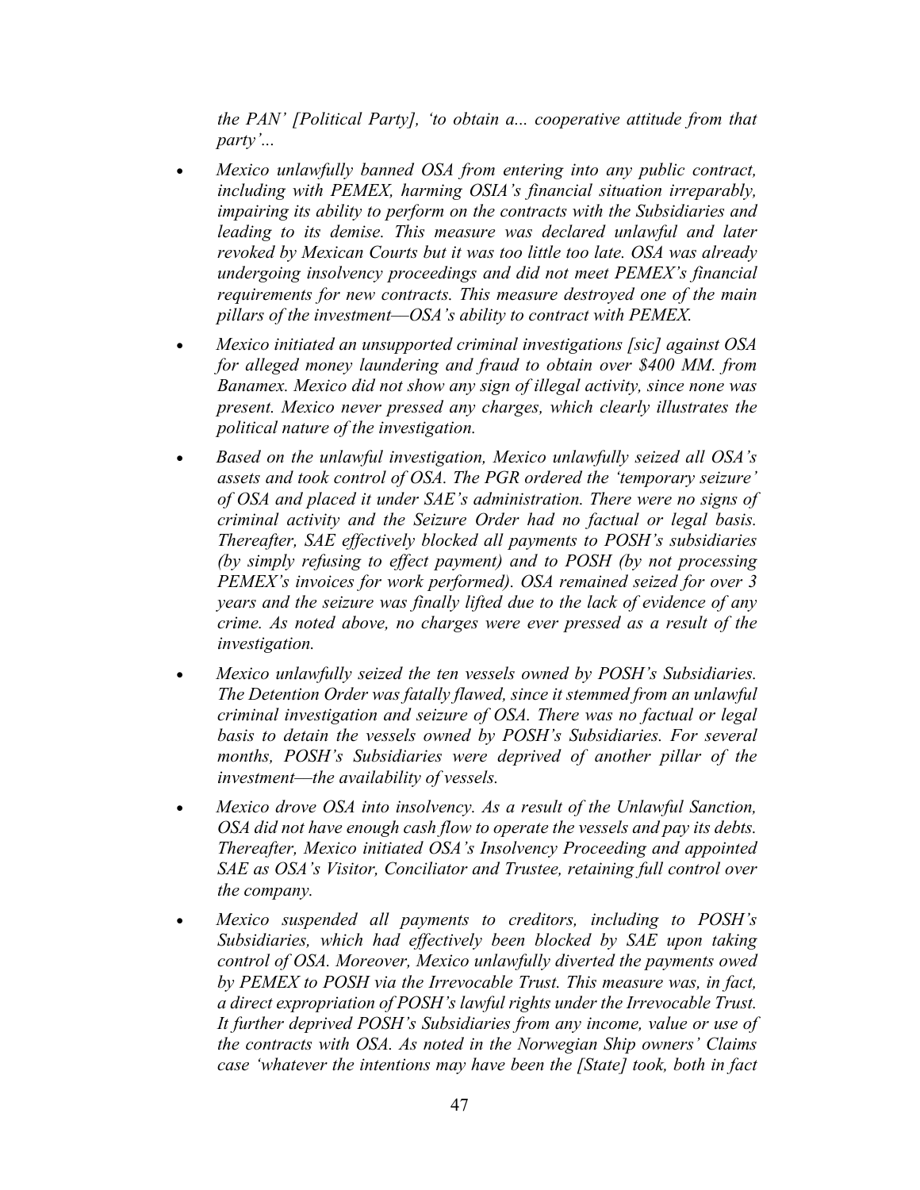*the PAN' [Political Party], 'to obtain a... cooperative attitude from that party'...*

- *Mexico unlawfully banned OSA from entering into any public contract, including with PEMEX, harming OSIA's financial situation irreparably, impairing its ability to perform on the contracts with the Subsidiaries and leading to its demise. This measure was declared unlawful and later revoked by Mexican Courts but it was too little too late. OSA was already undergoing insolvency proceedings and did not meet PEMEX's financial requirements for new contracts. This measure destroyed one of the main pillars of the investment—OSA's ability to contract with PEMEX.*
- *Mexico initiated an unsupported criminal investigations [sic] against OSA for alleged money laundering and fraud to obtain over $400 MM. from Banamex. Mexico did not show any sign of illegal activity, since none was present. Mexico never pressed any charges, which clearly illustrates the political nature of the investigation.*
- *Based on the unlawful investigation, Mexico unlawfully seized all OSA's assets and took control of OSA. The PGR ordered the 'temporary seizure' of OSA and placed it under SAE's administration. There were no signs of criminal activity and the Seizure Order had no factual or legal basis. Thereafter, SAE effectively blocked all payments to POSH's subsidiaries (by simply refusing to effect payment) and to POSH (by not processing PEMEX's invoices for work performed). OSA remained seized for over 3 years and the seizure was finally lifted due to the lack of evidence of any crime. As noted above, no charges were ever pressed as a result of the investigation.*
- *Mexico unlawfully seized the ten vessels owned by POSH's Subsidiaries. The Detention Order was fatally flawed, since it stemmed from an unlawful criminal investigation and seizure of OSA. There was no factual or legal basis to detain the vessels owned by POSH's Subsidiaries. For several months, POSH's Subsidiaries were deprived of another pillar of the investment—the availability of vessels.*
- *Mexico drove OSA into insolvency. As a result of the Unlawful Sanction, OSA did not have enough cash flow to operate the vessels and pay its debts. Thereafter, Mexico initiated OSA's Insolvency Proceeding and appointed SAE as OSA's Visitor, Conciliator and Trustee, retaining full control over the company.*
- *Mexico suspended all payments to creditors, including to POSH's Subsidiaries, which had effectively been blocked by SAE upon taking control of OSA. Moreover, Mexico unlawfully diverted the payments owed by PEMEX to POSH via the Irrevocable Trust. This measure was, in fact, a direct expropriation of POSH's lawful rights under the Irrevocable Trust. It further deprived POSH's Subsidiaries from any income, value or use of the contracts with OSA. As noted in the Norwegian Ship owners' Claims case 'whatever the intentions may have been the [State] took, both in fact*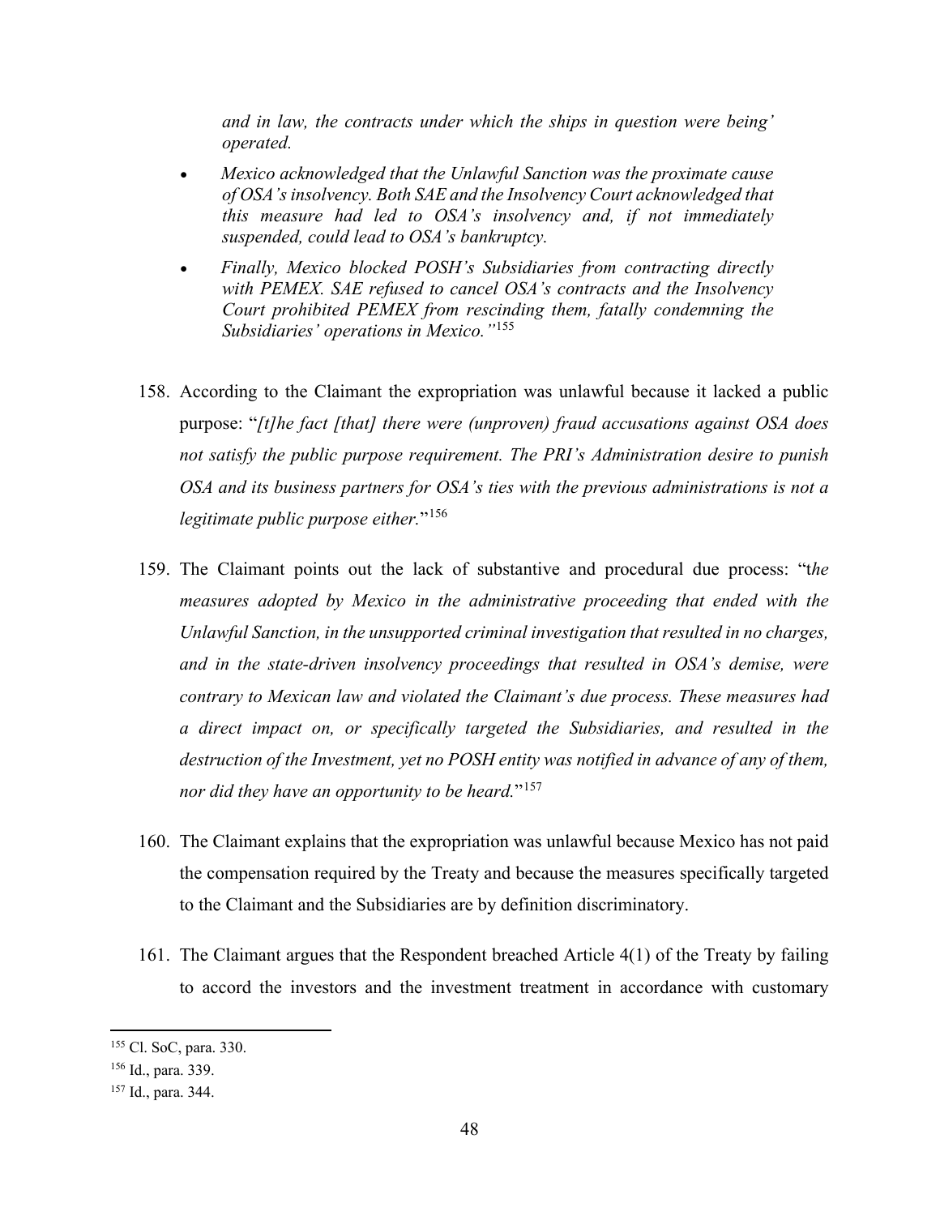*and in law, the contracts under which the ships in question were being' operated.*

- *Mexico acknowledged that the Unlawful Sanction was the proximate cause of OSA's insolvency. Both SAE and the Insolvency Court acknowledged that this measure had led to OSA's insolvency and, if not immediately suspended, could lead to OSA's bankruptcy.*
- *Finally, Mexico blocked POSH's Subsidiaries from contracting directly with PEMEX. SAE refused to cancel OSA's contracts and the Insolvency Court prohibited PEMEX from rescinding them, fatally condemning the Subsidiaries' operations in Mexico."*[155]

158. According to the Claimant the expropriation was unlawful because it lacked a public purpose: "*[t]he fact [that] there were (unproven) fraud accusations against OSA does not satisfy the public purpose requirement. The PRI's Administration desire to punish OSA and its business partners for OSA's ties with the previous administrations is not a legitimate public purpose either.*"[156]

159. The Claimant points out the lack of substantive and procedural due process: "t*he measures adopted by Mexico in the administrative proceeding that ended with the Unlawful Sanction, in the unsupported criminal investigation that resulted in no charges, and in the state-driven insolvency proceedings that resulted in OSA's demise, were contrary to Mexican law and violated the Claimant's due process. These measures had a direct impact on, or specifically targeted the Subsidiaries, and resulted in the destruction of the Investment, yet no POSH entity was notified in advance of any of them, nor did they have an opportunity to be heard.*"[157]

160. The Claimant explains that the expropriation was unlawful because Mexico has not paid the compensation required by the Treaty and because the measures specifically targeted to the Claimant and the Subsidiaries are by definition discriminatory.

161. The Claimant argues that the Respondent breached Article 4(1) of the Treaty by failing to accord the investors and the investment treatment in accordance with customary

---

[155] Cl. SoC, para. 330.

[156] Id., para. 339.

[157] Id., para. 344.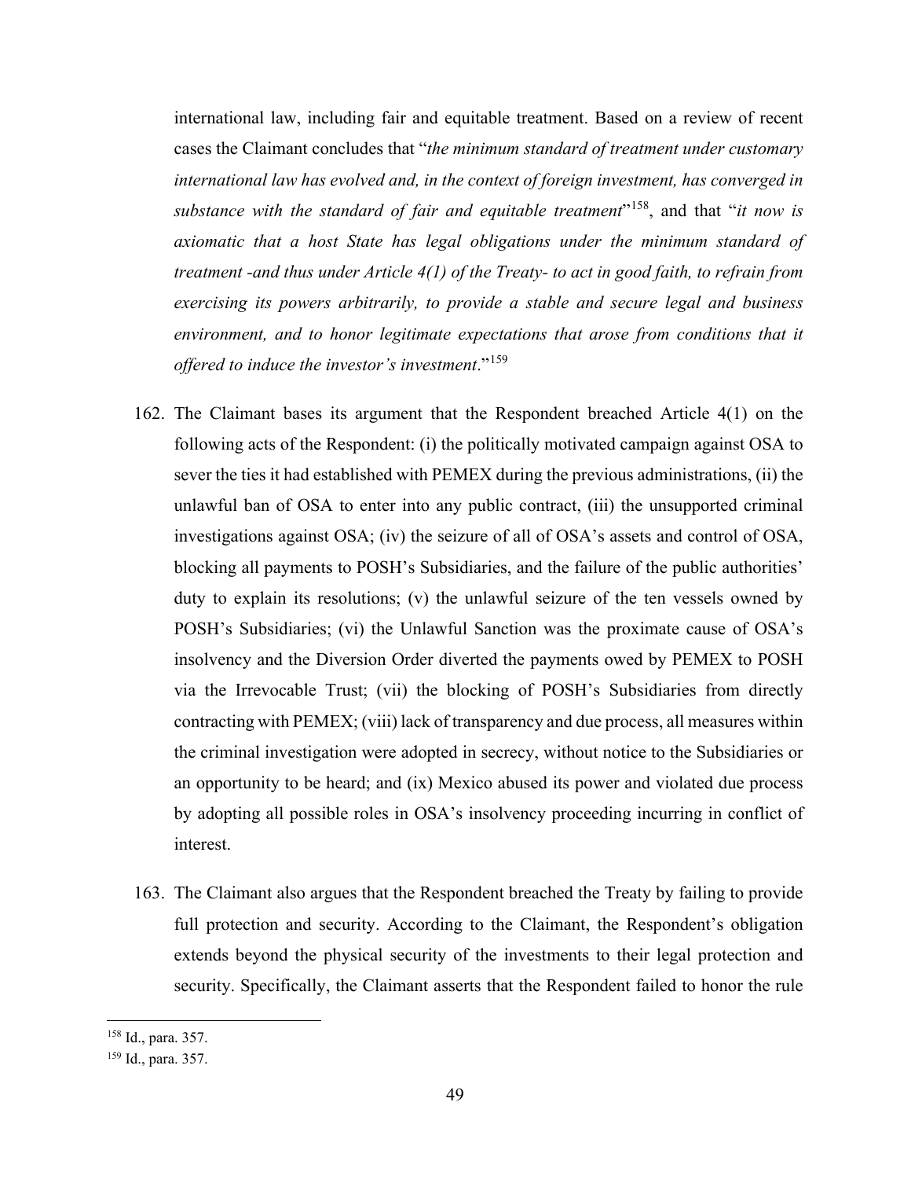international law, including fair and equitable treatment. Based on a review of recent cases the Claimant concludes that "*the minimum standard of treatment under customary international law has evolved and, in the context of foreign investment, has converged in substance with the standard of fair and equitable treatment*"[158], and that "*it now is axiomatic that a host State has legal obligations under the minimum standard of treatment -and thus under Article 4(1) of the Treaty- to act in good faith, to refrain from exercising its powers arbitrarily, to provide a stable and secure legal and business environment, and to honor legitimate expectations that arose from conditions that it offered to induce the investor's investment*."[159]

162. The Claimant bases its argument that the Respondent breached Article 4(1) on the following acts of the Respondent: (i) the politically motivated campaign against OSA to sever the ties it had established with PEMEX during the previous administrations, (ii) the unlawful ban of OSA to enter into any public contract, (iii) the unsupported criminal investigations against OSA; (iv) the seizure of all of OSA's assets and control of OSA, blocking all payments to POSH's Subsidiaries, and the failure of the public authorities' duty to explain its resolutions; (v) the unlawful seizure of the ten vessels owned by POSH's Subsidiaries; (vi) the Unlawful Sanction was the proximate cause of OSA's insolvency and the Diversion Order diverted the payments owed by PEMEX to POSH via the Irrevocable Trust; (vii) the blocking of POSH's Subsidiaries from directly contracting with PEMEX; (viii) lack of transparency and due process, all measures within the criminal investigation were adopted in secrecy, without notice to the Subsidiaries or an opportunity to be heard; and (ix) Mexico abused its power and violated due process by adopting all possible roles in OSA's insolvency proceeding incurring in conflict of interest.

163. The Claimant also argues that the Respondent breached the Treaty by failing to provide full protection and security. According to the Claimant, the Respondent's obligation extends beyond the physical security of the investments to their legal protection and security. Specifically, the Claimant asserts that the Respondent failed to honor the rule

[158] Id., para. 357.

[159] Id., para. 357.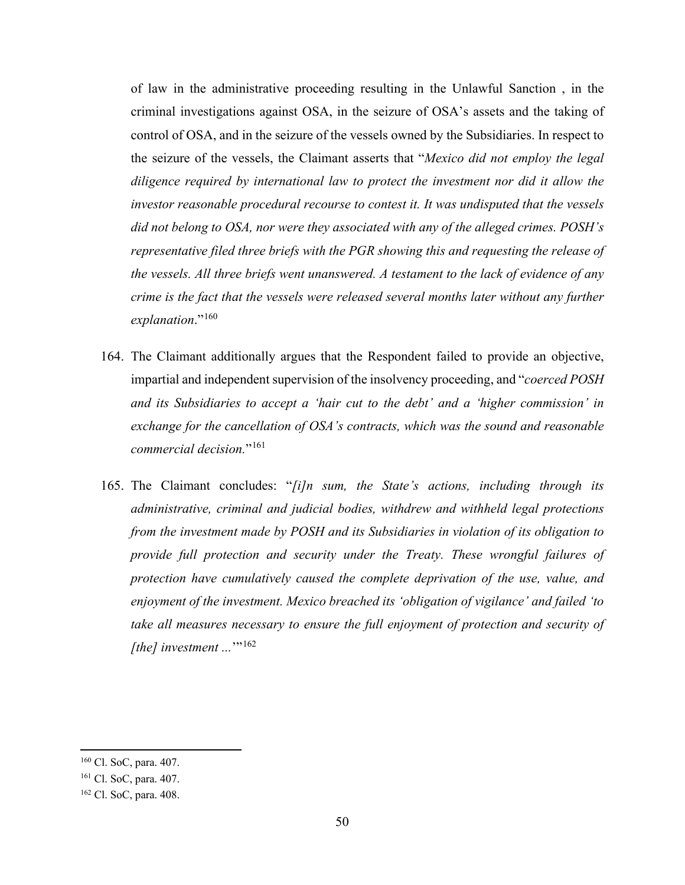of law in the administrative proceeding resulting in the Unlawful Sanction , in the criminal investigations against OSA, in the seizure of OSA's assets and the taking of control of OSA, and in the seizure of the vessels owned by the Subsidiaries. In respect to the seizure of the vessels, the Claimant asserts that "*Mexico did not employ the legal diligence required by international law to protect the investment nor did it allow the investor reasonable procedural recourse to contest it. It was undisputed that the vessels did not belong to OSA, nor were they associated with any of the alleged crimes. POSH's representative filed three briefs with the PGR showing this and requesting the release of the vessels. All three briefs went unanswered. A testament to the lack of evidence of any crime is the fact that the vessels were released several months later without any further explanation*."[160]

164. The Claimant additionally argues that the Respondent failed to provide an objective, impartial and independent supervision of the insolvency proceeding, and "*coerced POSH and its Subsidiaries to accept a 'hair cut to the debt' and a 'higher commission' in exchange for the cancellation of OSA's contracts, which was the sound and reasonable commercial decision.*"[161]

165. The Claimant concludes: "*[i]n sum, the State's actions, including through its administrative, criminal and judicial bodies, withdrew and withheld legal protections from the investment made by POSH and its Subsidiaries in violation of its obligation to provide full protection and security under the Treaty. These wrongful failures of protection have cumulatively caused the complete deprivation of the use, value, and enjoyment of the investment. Mexico breached its 'obligation of vigilance' and failed 'to take all measures necessary to ensure the full enjoyment of protection and security of [the] investment ...*'"[162]

---

[160] Cl. SoC, para. 407.

[161] Cl. SoC, para. 407.

[162] Cl. SoC, para. 408.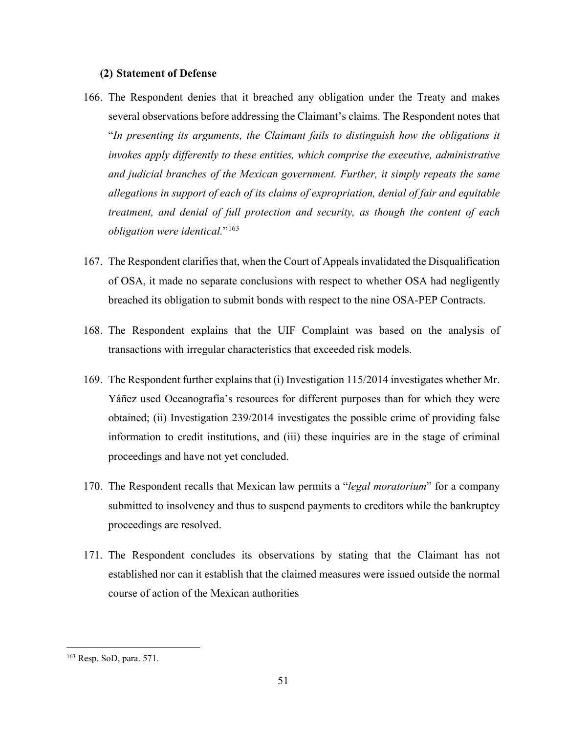#### (2) Statement of Defense

166. The Respondent denies that it breached any obligation under the Treaty and makes several observations before addressing the Claimant's claims. The Respondent notes that "*In presenting its arguments, the Claimant fails to distinguish how the obligations it invokes apply differently to these entities, which comprise the executive, administrative and judicial branches of the Mexican government. Further, it simply repeats the same allegations in support of each of its claims of expropriation, denial of fair and equitable treatment, and denial of full protection and security, as though the content of each obligation were identical.*"[163]

167. The Respondent clarifies that, when the Court of Appeals invalidated the Disqualification of OSA, it made no separate conclusions with respect to whether OSA had negligently breached its obligation to submit bonds with respect to the nine OSA-PEP Contracts.

168. The Respondent explains that the UIF Complaint was based on the analysis of transactions with irregular characteristics that exceeded risk models.

169. The Respondent further explains that (i) Investigation 115/2014 investigates whether Mr. Yáñez used Oceanografía's resources for different purposes than for which they were obtained; (ii) Investigation 239/2014 investigates the possible crime of providing false information to credit institutions, and (iii) these inquiries are in the stage of criminal proceedings and have not yet concluded.

170. The Respondent recalls that Mexican law permits a "*legal moratorium*" for a company submitted to insolvency and thus to suspend payments to creditors while the bankruptcy proceedings are resolved.

171. The Respondent concludes its observations by stating that the Claimant has not established nor can it establish that the claimed measures were issued outside the normal course of action of the Mexican authorities

---

[163] Resp. SoD, para. 571.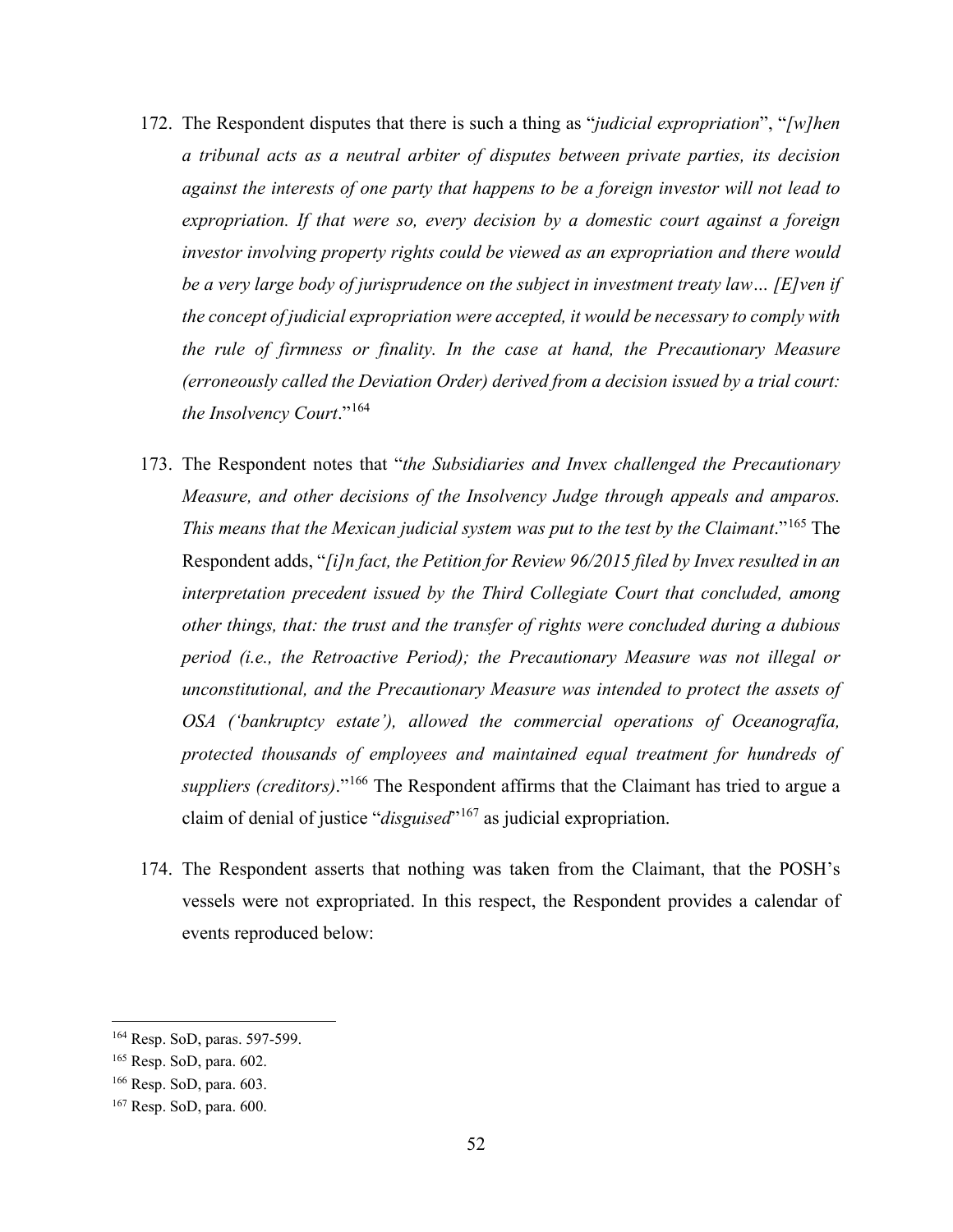172. The Respondent disputes that there is such a thing as "*judicial expropriation*", "*[w]hen a tribunal acts as a neutral arbiter of disputes between private parties, its decision against the interests of one party that happens to be a foreign investor will not lead to expropriation. If that were so, every decision by a domestic court against a foreign investor involving property rights could be viewed as an expropriation and there would be a very large body of jurisprudence on the subject in investment treaty law… [E]ven if the concept of judicial expropriation were accepted, it would be necessary to comply with the rule of firmness or finality. In the case at hand, the Precautionary Measure (erroneously called the Deviation Order) derived from a decision issued by a trial court: the Insolvency Court*."[164]

173. The Respondent notes that "*the Subsidiaries and Invex challenged the Precautionary Measure, and other decisions of the Insolvency Judge through appeals and amparos. This means that the Mexican judicial system was put to the test by the Claimant*."[165] The Respondent adds, "*[i]n fact, the Petition for Review 96/2015 filed by Invex resulted in an interpretation precedent issued by the Third Collegiate Court that concluded, among other things, that: the trust and the transfer of rights were concluded during a dubious period (i.e., the Retroactive Period); the Precautionary Measure was not illegal or unconstitutional, and the Precautionary Measure was intended to protect the assets of OSA ('bankruptcy estate'), allowed the commercial operations of Oceanografía, protected thousands of employees and maintained equal treatment for hundreds of suppliers (creditors)*."[166] The Respondent affirms that the Claimant has tried to argue a claim of denial of justice "*disguised*"[167] as judicial expropriation.

174. The Respondent asserts that nothing was taken from the Claimant, that the POSH's vessels were not expropriated. In this respect, the Respondent provides a calendar of events reproduced below:

---

[164] Resp. SoD, paras. 597-599.

[165] Resp. SoD, para. 602.

[166] Resp. SoD, para. 603.

[167] Resp. SoD, para. 600.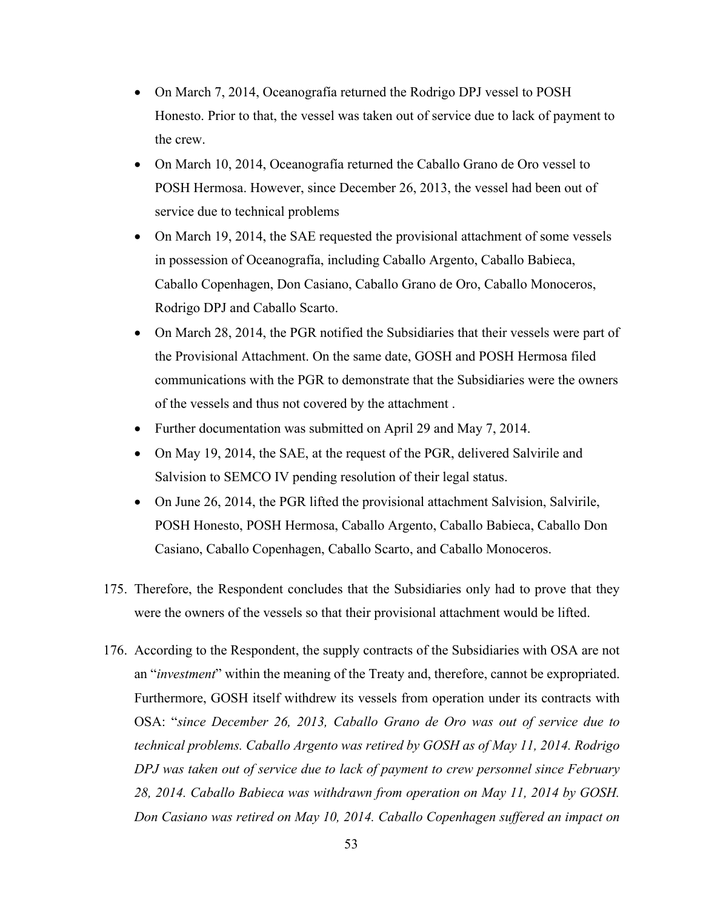- On March 7, 2014, Oceanografía returned the Rodrigo DPJ vessel to POSH Honesto. Prior to that, the vessel was taken out of service due to lack of payment to the crew.
- On March 10, 2014, Oceanografía returned the Caballo Grano de Oro vessel to POSH Hermosa. However, since December 26, 2013, the vessel had been out of service due to technical problems
- On March 19, 2014, the SAE requested the provisional attachment of some vessels in possession of Oceanografía, including Caballo Argento, Caballo Babieca, Caballo Copenhagen, Don Casiano, Caballo Grano de Oro, Caballo Monoceros, Rodrigo DPJ and Caballo Scarto.
- On March 28, 2014, the PGR notified the Subsidiaries that their vessels were part of the Provisional Attachment. On the same date, GOSH and POSH Hermosa filed communications with the PGR to demonstrate that the Subsidiaries were the owners of the vessels and thus not covered by the attachment .
- Further documentation was submitted on April 29 and May 7, 2014.
- On May 19, 2014, the SAE, at the request of the PGR, delivered Salvirile and Salvision to SEMCO IV pending resolution of their legal status.
- On June 26, 2014, the PGR lifted the provisional attachment Salvision, Salvirile, POSH Honesto, POSH Hermosa, Caballo Argento, Caballo Babieca, Caballo Don Casiano, Caballo Copenhagen, Caballo Scarto, and Caballo Monoceros.

175. Therefore, the Respondent concludes that the Subsidiaries only had to prove that they were the owners of the vessels so that their provisional attachment would be lifted.

176. According to the Respondent, the supply contracts of the Subsidiaries with OSA are not an "*investment*" within the meaning of the Treaty and, therefore, cannot be expropriated. Furthermore, GOSH itself withdrew its vessels from operation under its contracts with OSA: "*since December 26, 2013, Caballo Grano de Oro was out of service due to technical problems. Caballo Argento was retired by GOSH as of May 11, 2014. Rodrigo DPJ was taken out of service due to lack of payment to crew personnel since February 28, 2014. Caballo Babieca was withdrawn from operation on May 11, 2014 by GOSH. Don Casiano was retired on May 10, 2014. Caballo Copenhagen suffered an impact on*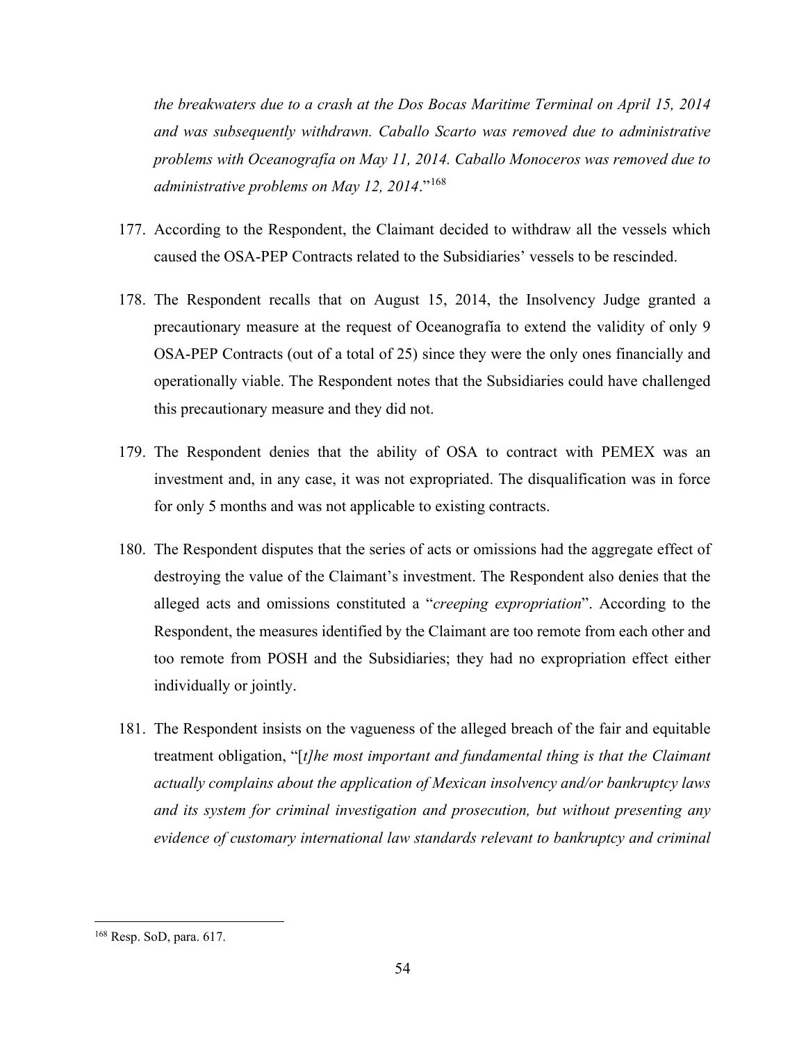*the breakwaters due to a crash at the Dos Bocas Maritime Terminal on April 15, 2014 and was subsequently withdrawn. Caballo Scarto was removed due to administrative problems with Oceanografía on May 11, 2014. Caballo Monoceros was removed due to administrative problems on May 12, 2014*."[168]

177. According to the Respondent, the Claimant decided to withdraw all the vessels which caused the OSA-PEP Contracts related to the Subsidiaries' vessels to be rescinded.

178. The Respondent recalls that on August 15, 2014, the Insolvency Judge granted a precautionary measure at the request of Oceanografía to extend the validity of only 9 OSA-PEP Contracts (out of a total of 25) since they were the only ones financially and operationally viable. The Respondent notes that the Subsidiaries could have challenged this precautionary measure and they did not.

179. The Respondent denies that the ability of OSA to contract with PEMEX was an investment and, in any case, it was not expropriated. The disqualification was in force for only 5 months and was not applicable to existing contracts.

180. The Respondent disputes that the series of acts or omissions had the aggregate effect of destroying the value of the Claimant's investment. The Respondent also denies that the alleged acts and omissions constituted a "*creeping expropriation*". According to the Respondent, the measures identified by the Claimant are too remote from each other and too remote from POSH and the Subsidiaries; they had no expropriation effect either individually or jointly.

181. The Respondent insists on the vagueness of the alleged breach of the fair and equitable treatment obligation, "[*t]he most important and fundamental thing is that the Claimant actually complains about the application of Mexican insolvency and/or bankruptcy laws and its system for criminal investigation and prosecution, but without presenting any evidence of customary international law standards relevant to bankruptcy and criminal*

---

[168] Resp. SoD, para. 617.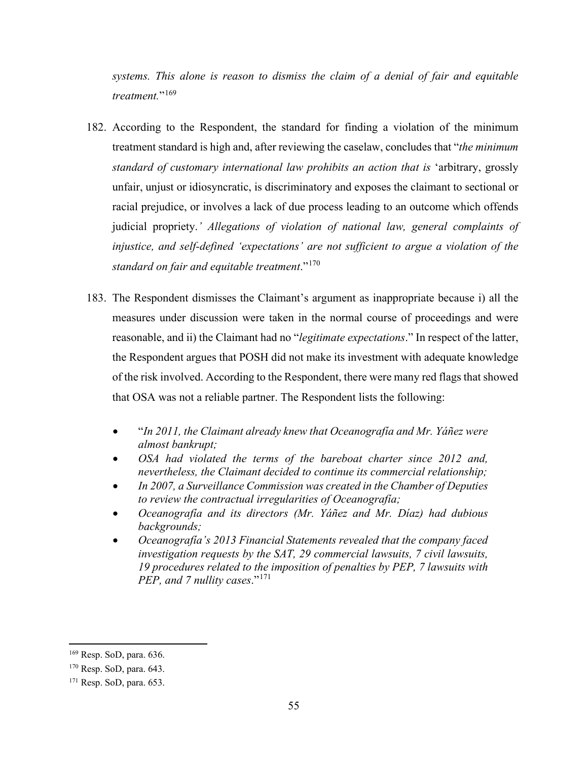*systems. This alone is reason to dismiss the claim of a denial of fair and equitable treatment.*"[169]

182. According to the Respondent, the standard for finding a violation of the minimum treatment standard is high and, after reviewing the caselaw, concludes that "*the minimum standard of customary international law prohibits an action that is* 'arbitrary, grossly unfair, unjust or idiosyncratic, is discriminatory and exposes the claimant to sectional or racial prejudice, or involves a lack of due process leading to an outcome which offends judicial propriety.*' Allegations of violation of national law, general complaints of injustice, and self-defined 'expectations' are not sufficient to argue a violation of the standard on fair and equitable treatment*."[170]

183. The Respondent dismisses the Claimant's argument as inappropriate because i) all the measures under discussion were taken in the normal course of proceedings and were reasonable, and ii) the Claimant had no "*legitimate expectations*." In respect of the latter, the Respondent argues that POSH did not make its investment with adequate knowledge of the risk involved. According to the Respondent, there were many red flags that showed that OSA was not a reliable partner. The Respondent lists the following:

    - "*In 2011, the Claimant already knew that Oceanografía and Mr. Yáñez were almost bankrupt;*
    - *OSA had violated the terms of the bareboat charter since 2012 and, nevertheless, the Claimant decided to continue its commercial relationship;*
    - *In 2007, a Surveillance Commission was created in the Chamber of Deputies to review the contractual irregularities of Oceanografía;*
    - *Oceanografía and its directors (Mr. Yáñez and Mr. Díaz) had dubious backgrounds;*
    - *Oceanografía's 2013 Financial Statements revealed that the company faced investigation requests by the SAT, 29 commercial lawsuits, 7 civil lawsuits, 19 procedures related to the imposition of penalties by PEP, 7 lawsuits with PEP, and 7 nullity cases*."[171]

---

[169] Resp. SoD, para. 636.

[170] Resp. SoD, para. 643.

[171] Resp. SoD, para. 653.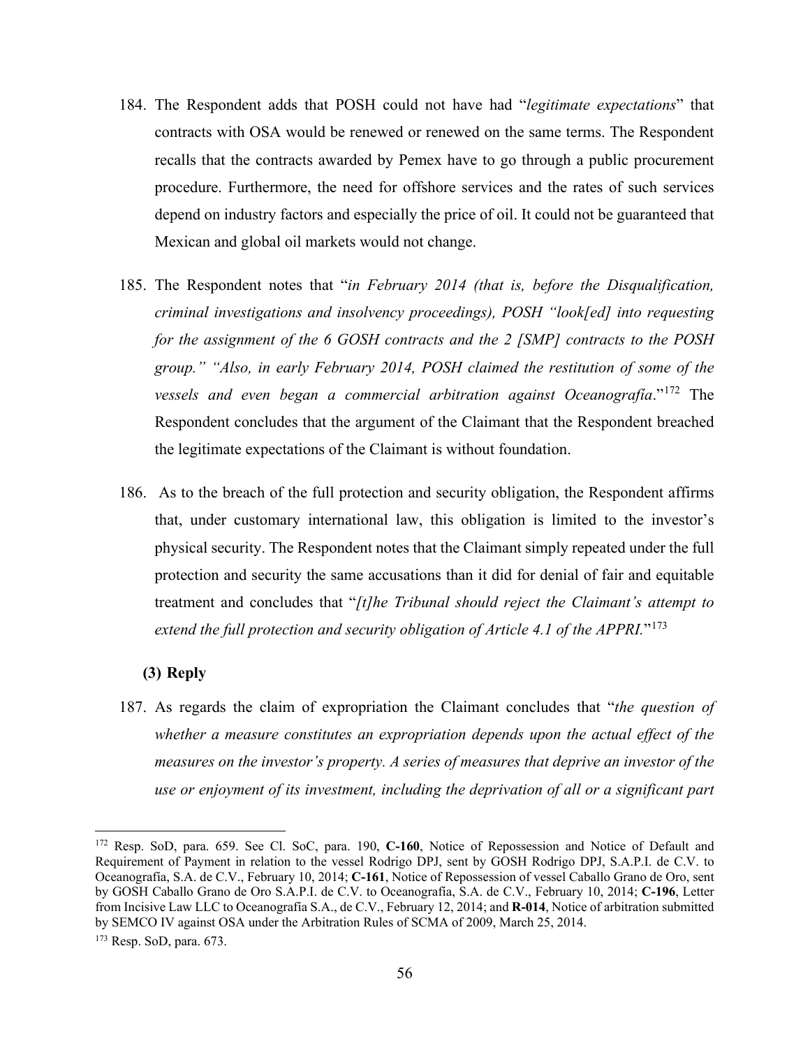184. The Respondent adds that POSH could not have had "*legitimate expectations*" that contracts with OSA would be renewed or renewed on the same terms. The Respondent recalls that the contracts awarded by Pemex have to go through a public procurement procedure. Furthermore, the need for offshore services and the rates of such services depend on industry factors and especially the price of oil. It could not be guaranteed that Mexican and global oil markets would not change.

185. The Respondent notes that "*in February 2014 (that is, before the Disqualification, criminal investigations and insolvency proceedings), POSH "look[ed] into requesting for the assignment of the 6 GOSH contracts and the 2 [SMP] contracts to the POSH group." "Also, in early February 2014, POSH claimed the restitution of some of the vessels and even began a commercial arbitration against Oceanografía*."[172] The Respondent concludes that the argument of the Claimant that the Respondent breached the legitimate expectations of the Claimant is without foundation.

186. As to the breach of the full protection and security obligation, the Respondent affirms that, under customary international law, this obligation is limited to the investor's physical security. The Respondent notes that the Claimant simply repeated under the full protection and security the same accusations than it did for denial of fair and equitable treatment and concludes that "*[t]he Tribunal should reject the Claimant's attempt to extend the full protection and security obligation of Article 4.1 of the APPRI.*"[173]

**(3) Reply**

187. As regards the claim of expropriation the Claimant concludes that "*the question of whether a measure constitutes an expropriation depends upon the actual effect of the measures on the investor's property. A series of measures that deprive an investor of the use or enjoyment of its investment, including the deprivation of all or a significant part*

---

[172] Resp. SoD, para. 659. See Cl. SoC, para. 190, **C-160**, Notice of Repossession and Notice of Default and Requirement of Payment in relation to the vessel Rodrigo DPJ, sent by GOSH Rodrigo DPJ, S.A.P.I. de C.V. to Oceanografía, S.A. de C.V., February 10, 2014; **C-161**, Notice of Repossession of vessel Caballo Grano de Oro, sent by GOSH Caballo Grano de Oro S.A.P.I. de C.V. to Oceanografía, S.A. de C.V., February 10, 2014; **C-196**, Letter from Incisive Law LLC to Oceanografía S.A., de C.V., February 12, 2014; and **R-014**, Notice of arbitration submitted by SEMCO IV against OSA under the Arbitration Rules of SCMA of 2009, March 25, 2014.

[173] Resp. SoD, para. 673.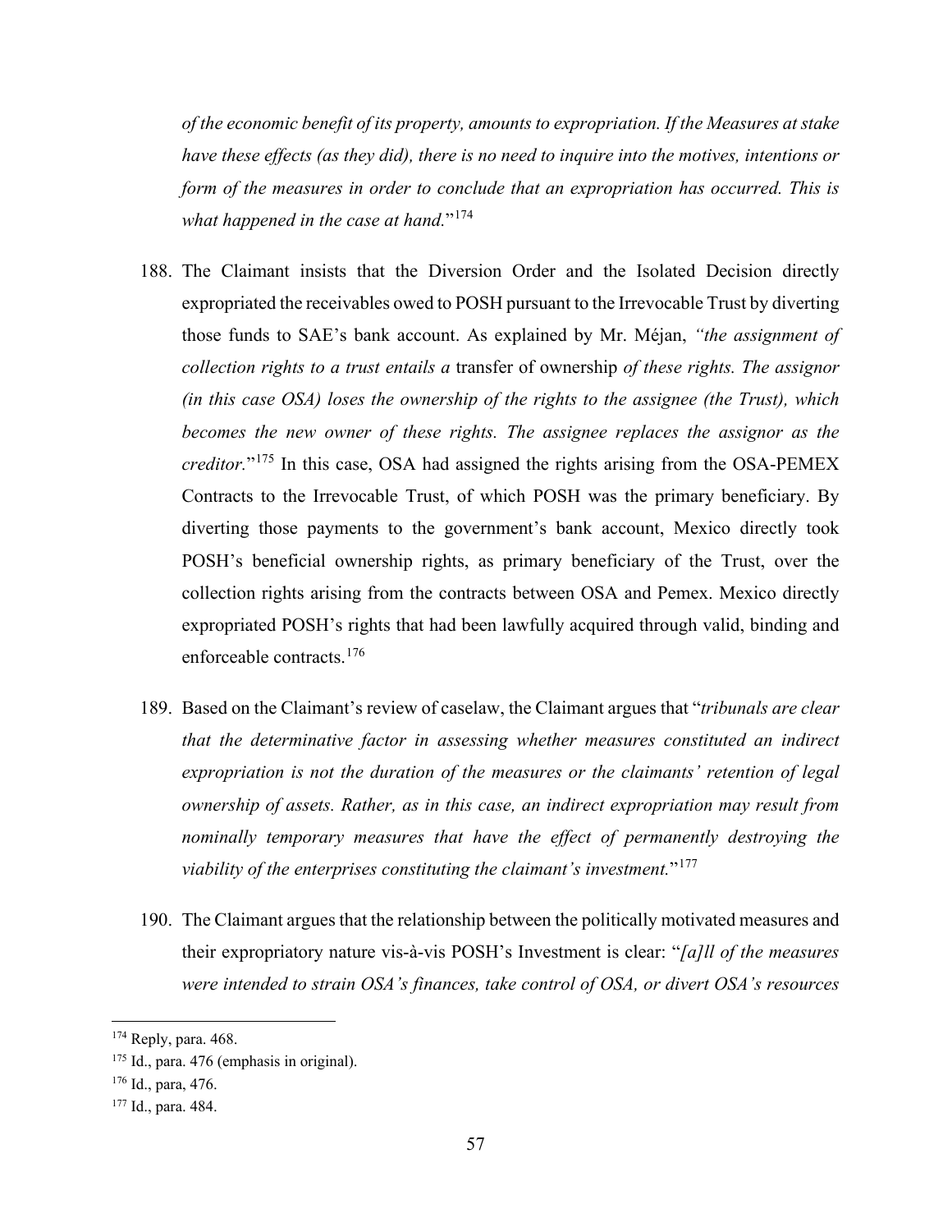*of the economic benefit of its property, amounts to expropriation. If the Measures at stake have these effects (as they did), there is no need to inquire into the motives, intentions or form of the measures in order to conclude that an expropriation has occurred. This is what happened in the case at hand.*"[174]

188. The Claimant insists that the Diversion Order and the Isolated Decision directly expropriated the receivables owed to POSH pursuant to the Irrevocable Trust by diverting those funds to SAE's bank account. As explained by Mr. Méjan, *"the assignment of collection rights to a trust entails a* transfer of ownership *of these rights. The assignor (in this case OSA) loses the ownership of the rights to the assignee (the Trust), which becomes the new owner of these rights. The assignee replaces the assignor as the creditor.*"[175] In this case, OSA had assigned the rights arising from the OSA-PEMEX Contracts to the Irrevocable Trust, of which POSH was the primary beneficiary. By diverting those payments to the government's bank account, Mexico directly took POSH's beneficial ownership rights, as primary beneficiary of the Trust, over the collection rights arising from the contracts between OSA and Pemex. Mexico directly expropriated POSH's rights that had been lawfully acquired through valid, binding and enforceable contracts.[176]

189. Based on the Claimant's review of caselaw, the Claimant argues that "*tribunals are clear that the determinative factor in assessing whether measures constituted an indirect expropriation is not the duration of the measures or the claimants' retention of legal ownership of assets. Rather, as in this case, an indirect expropriation may result from nominally temporary measures that have the effect of permanently destroying the viability of the enterprises constituting the claimant's investment.*"[177]

190. The Claimant argues that the relationship between the politically motivated measures and their expropriatory nature vis-à-vis POSH's Investment is clear: "*[a]ll of the measures were intended to strain OSA's finances, take control of OSA, or divert OSA's resources*

---

[174] Reply, para. 468.

[175] Id., para. 476 (emphasis in original).

[176] Id., para, 476.

[177] Id., para. 484.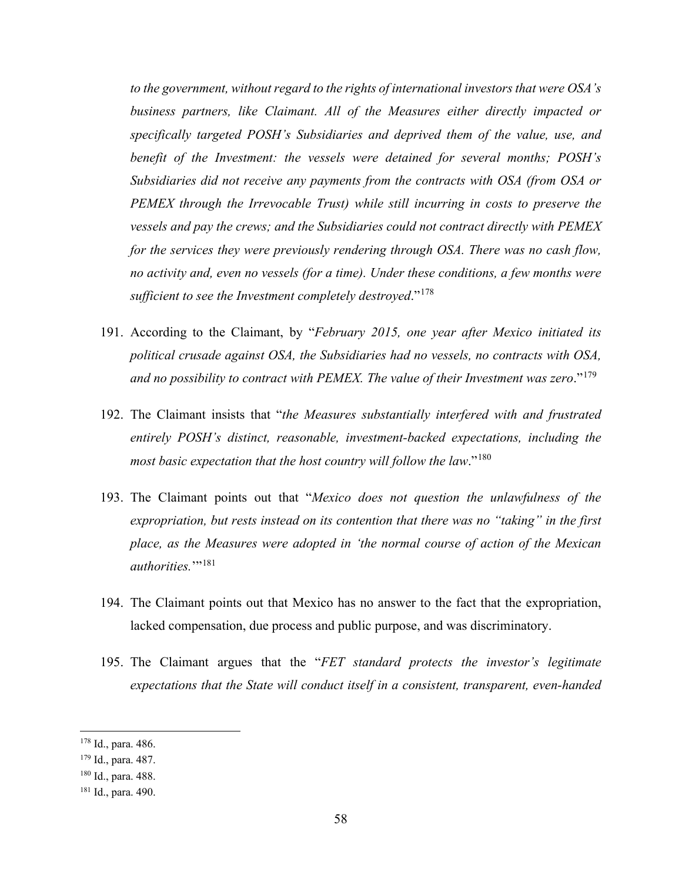*to the government, without regard to the rights of international investors that were OSA's business partners, like Claimant. All of the Measures either directly impacted or specifically targeted POSH's Subsidiaries and deprived them of the value, use, and benefit of the Investment: the vessels were detained for several months; POSH's Subsidiaries did not receive any payments from the contracts with OSA (from OSA or PEMEX through the Irrevocable Trust) while still incurring in costs to preserve the vessels and pay the crews; and the Subsidiaries could not contract directly with PEMEX for the services they were previously rendering through OSA. There was no cash flow, no activity and, even no vessels (for a time). Under these conditions, a few months were sufficient to see the Investment completely destroyed.*"[178]

191. According to the Claimant, by "*February 2015, one year after Mexico initiated its political crusade against OSA, the Subsidiaries had no vessels, no contracts with OSA, and no possibility to contract with PEMEX. The value of their Investment was zero*."[179]

192. The Claimant insists that "*the Measures substantially interfered with and frustrated entirely POSH's distinct, reasonable, investment-backed expectations, including the most basic expectation that the host country will follow the law*."[180]

193. The Claimant points out that "*Mexico does not question the unlawfulness of the expropriation, but rests instead on its contention that there was no "taking" in the first place, as the Measures were adopted in 'the normal course of action of the Mexican authorities.'*"[181]

194. The Claimant points out that Mexico has no answer to the fact that the expropriation, lacked compensation, due process and public purpose, and was discriminatory.

195. The Claimant argues that the "*FET standard protects the investor's legitimate expectations that the State will conduct itself in a consistent, transparent, even-handed*

---

[178] Id., para. 486.

[179] Id., para. 487.

[180] Id., para. 488.

[181] Id., para. 490.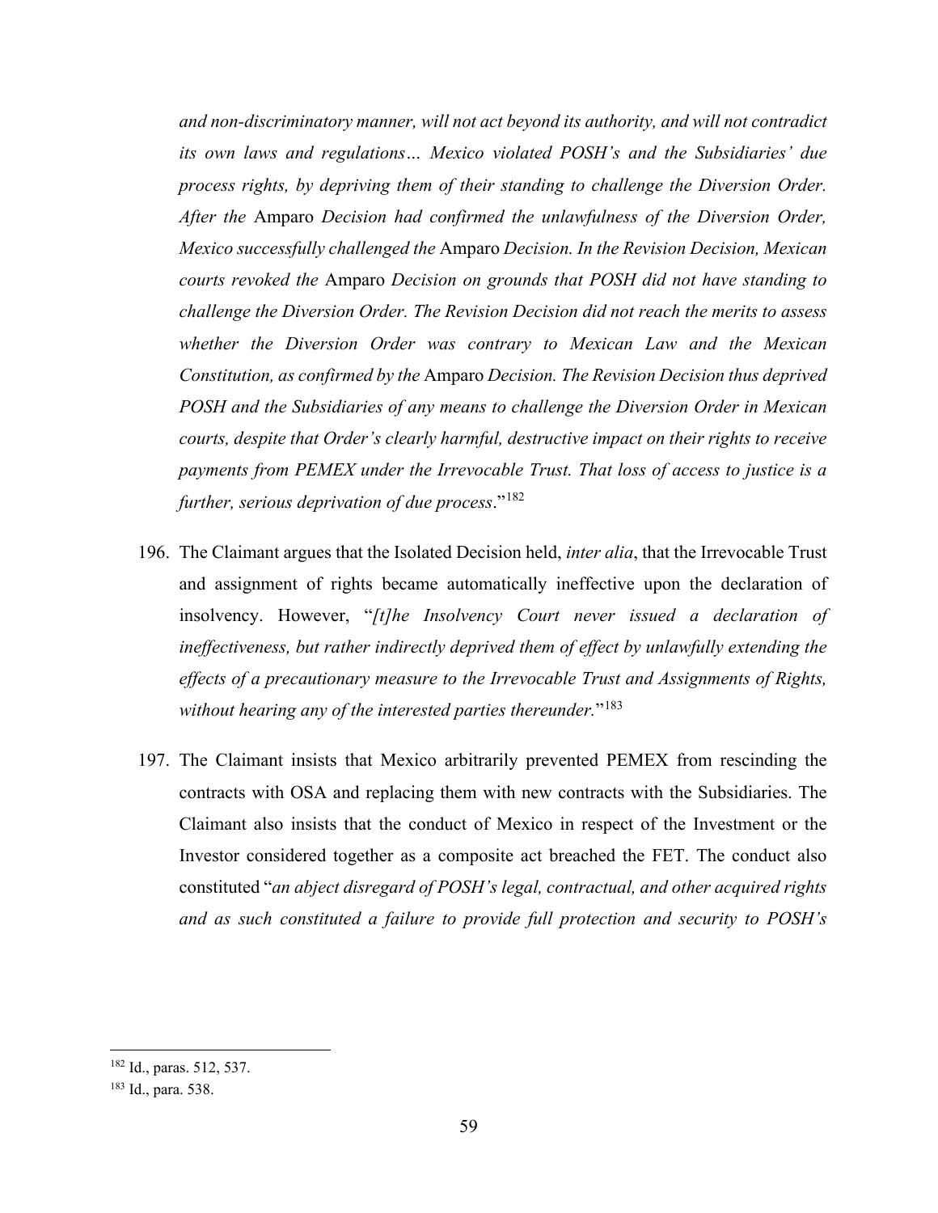*and non-discriminatory manner, will not act beyond its authority, and will not contradict its own laws and regulations… Mexico violated POSH's and the Subsidiaries' due process rights, by depriving them of their standing to challenge the Diversion Order. After the* Amparo *Decision had confirmed the unlawfulness of the Diversion Order, Mexico successfully challenged the* Amparo *Decision. In the Revision Decision, Mexican courts revoked the* Amparo *Decision on grounds that POSH did not have standing to challenge the Diversion Order. The Revision Decision did not reach the merits to assess whether the Diversion Order was contrary to Mexican Law and the Mexican Constitution, as confirmed by the* Amparo *Decision. The Revision Decision thus deprived POSH and the Subsidiaries of any means to challenge the Diversion Order in Mexican courts, despite that Order's clearly harmful, destructive impact on their rights to receive payments from PEMEX under the Irrevocable Trust. That loss of access to justice is a further, serious deprivation of due process*."[182]

196. The Claimant argues that the Isolated Decision held, *inter alia*, that the Irrevocable Trust and assignment of rights became automatically ineffective upon the declaration of insolvency. However, "*[t]he Insolvency Court never issued a declaration of ineffectiveness, but rather indirectly deprived them of effect by unlawfully extending the effects of a precautionary measure to the Irrevocable Trust and Assignments of Rights, without hearing any of the interested parties thereunder.*"[183]

197. The Claimant insists that Mexico arbitrarily prevented PEMEX from rescinding the contracts with OSA and replacing them with new contracts with the Subsidiaries. The Claimant also insists that the conduct of Mexico in respect of the Investment or the Investor considered together as a composite act breached the FET. The conduct also constituted "*an abject disregard of POSH's legal, contractual, and other acquired rights and as such constituted a failure to provide full protection and security to POSH's*

---

[182] Id., paras. 512, 537.

[183] Id., para. 538.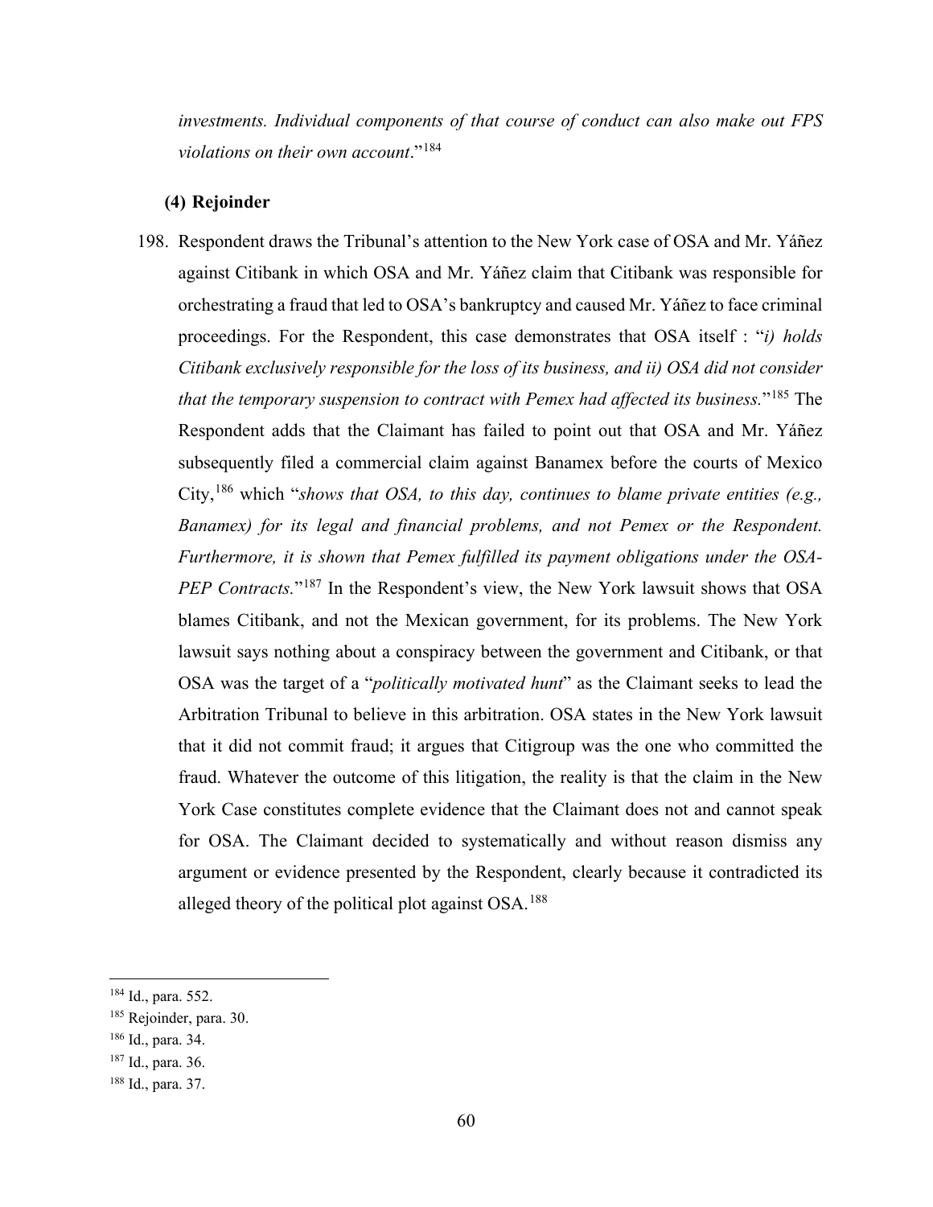*investments. Individual components of that course of conduct can also make out FPS violations on their own account*."[184]

**(4) Rejoinder**

198. Respondent draws the Tribunal's attention to the New York case of OSA and Mr. Yáñez against Citibank in which OSA and Mr. Yáñez claim that Citibank was responsible for orchestrating a fraud that led to OSA's bankruptcy and caused Mr. Yáñez to face criminal proceedings. For the Respondent, this case demonstrates that OSA itself : "*i) holds Citibank exclusively responsible for the loss of its business, and ii) OSA did not consider that the temporary suspension to contract with Pemex had affected its business.*"[185] The Respondent adds that the Claimant has failed to point out that OSA and Mr. Yáñez subsequently filed a commercial claim against Banamex before the courts of Mexico City,[186] which "*shows that OSA, to this day, continues to blame private entities (e.g., Banamex) for its legal and financial problems, and not Pemex or the Respondent. Furthermore, it is shown that Pemex fulfilled its payment obligations under the OSA-PEP Contracts.*"[187] In the Respondent's view, the New York lawsuit shows that OSA blames Citibank, and not the Mexican government, for its problems. The New York lawsuit says nothing about a conspiracy between the government and Citibank, or that OSA was the target of a "*politically motivated hunt*" as the Claimant seeks to lead the Arbitration Tribunal to believe in this arbitration. OSA states in the New York lawsuit that it did not commit fraud; it argues that Citigroup was the one who committed the fraud. Whatever the outcome of this litigation, the reality is that the claim in the New York Case constitutes complete evidence that the Claimant does not and cannot speak for OSA. The Claimant decided to systematically and without reason dismiss any argument or evidence presented by the Respondent, clearly because it contradicted its alleged theory of the political plot against OSA.[188]

---

[184] Id., para. 552.

[185] Rejoinder, para. 30.

[186] Id., para. 34.

[187] Id., para. 36.

[188] Id., para. 37.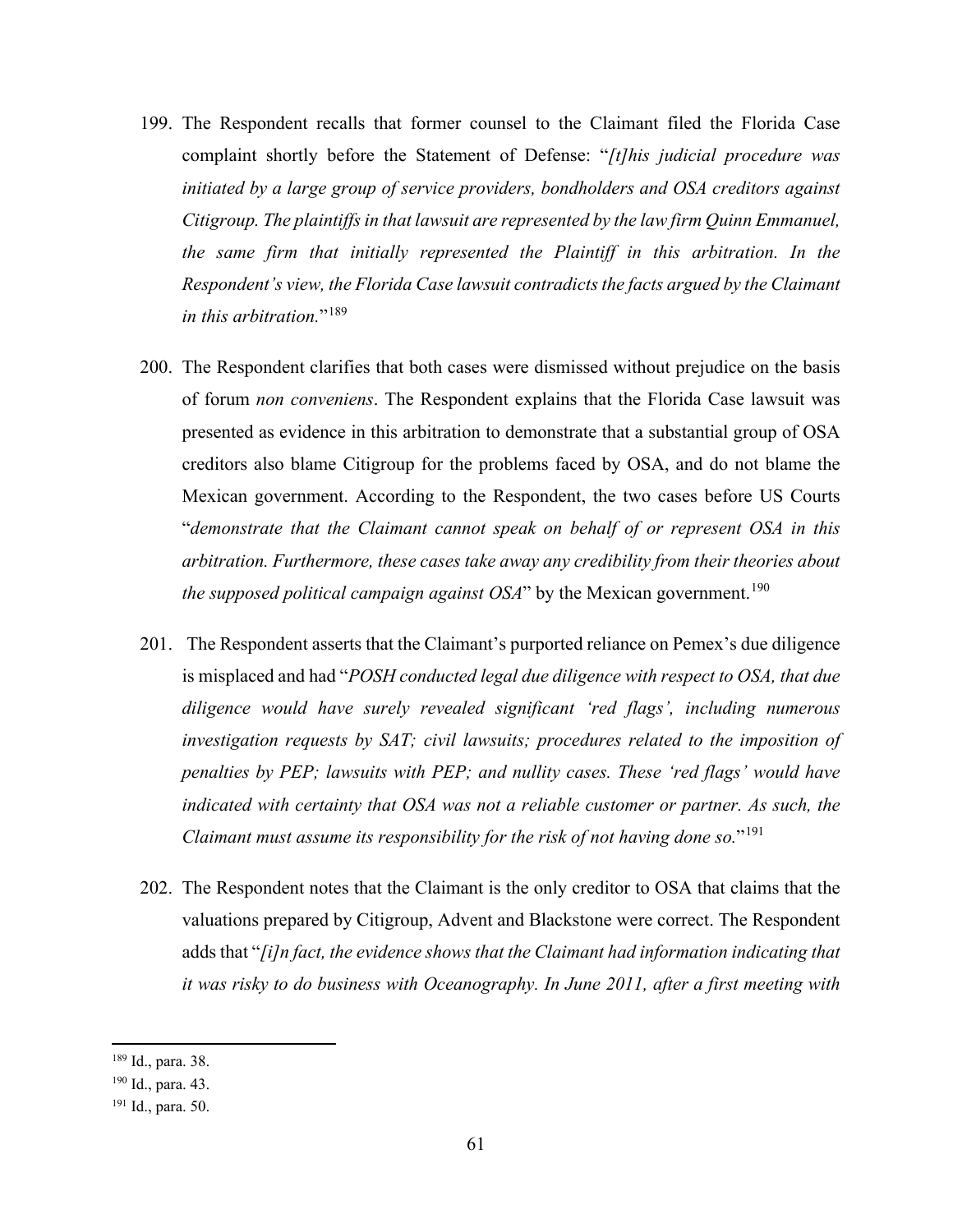199. The Respondent recalls that former counsel to the Claimant filed the Florida Case complaint shortly before the Statement of Defense: "*[t]his judicial procedure was initiated by a large group of service providers, bondholders and OSA creditors against Citigroup. The plaintiffs in that lawsuit are represented by the law firm Quinn Emmanuel, the same firm that initially represented the Plaintiff in this arbitration. In the Respondent's view, the Florida Case lawsuit contradicts the facts argued by the Claimant in this arbitration.*"[189]

200. The Respondent clarifies that both cases were dismissed without prejudice on the basis of forum *non conveniens*. The Respondent explains that the Florida Case lawsuit was presented as evidence in this arbitration to demonstrate that a substantial group of OSA creditors also blame Citigroup for the problems faced by OSA, and do not blame the Mexican government. According to the Respondent, the two cases before US Courts "*demonstrate that the Claimant cannot speak on behalf of or represent OSA in this arbitration. Furthermore, these cases take away any credibility from their theories about the supposed political campaign against OSA*" by the Mexican government.[190]

201. The Respondent asserts that the Claimant's purported reliance on Pemex's due diligence is misplaced and had "*POSH conducted legal due diligence with respect to OSA, that due diligence would have surely revealed significant 'red flags', including numerous investigation requests by SAT; civil lawsuits; procedures related to the imposition of penalties by PEP; lawsuits with PEP; and nullity cases. These 'red flags' would have indicated with certainty that OSA was not a reliable customer or partner. As such, the Claimant must assume its responsibility for the risk of not having done so.*"[191]

202. The Respondent notes that the Claimant is the only creditor to OSA that claims that the valuations prepared by Citigroup, Advent and Blackstone were correct. The Respondent adds that "*[i]n fact, the evidence shows that the Claimant had information indicating that it was risky to do business with Oceanography. In June 2011, after a first meeting with*

---

[189] Id., para. 38.

[190] Id., para. 43.

[191] Id., para. 50.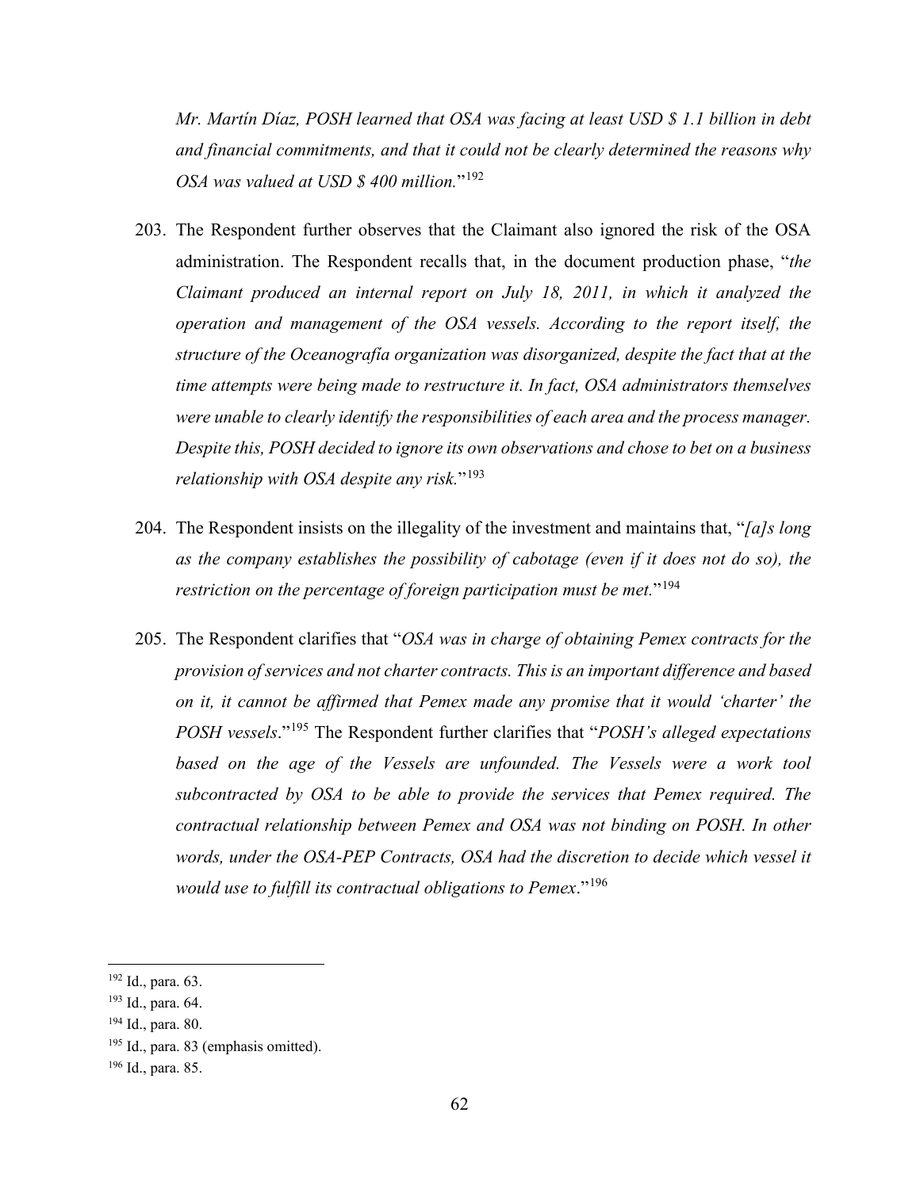*Mr. Martín Díaz, POSH learned that OSA was facing at least USD $ 1.1 billion in debt and financial commitments, and that it could not be clearly determined the reasons why OSA was valued at USD $ 400 million.*"[192]

203. The Respondent further observes that the Claimant also ignored the risk of the OSA administration. The Respondent recalls that, in the document production phase, "*the Claimant produced an internal report on July 18, 2011, in which it analyzed the operation and management of the OSA vessels. According to the report itself, the structure of the Oceanografía organization was disorganized, despite the fact that at the time attempts were being made to restructure it. In fact, OSA administrators themselves were unable to clearly identify the responsibilities of each area and the process manager. Despite this, POSH decided to ignore its own observations and chose to bet on a business relationship with OSA despite any risk.*"[193]

204. The Respondent insists on the illegality of the investment and maintains that, "*[a]s long as the company establishes the possibility of cabotage (even if it does not do so), the restriction on the percentage of foreign participation must be met.*"[194]

205. The Respondent clarifies that "*OSA was in charge of obtaining Pemex contracts for the provision of services and not charter contracts. This is an important difference and based on it, it cannot be affirmed that Pemex made any promise that it would 'charter' the POSH vessels*."[195] The Respondent further clarifies that "*POSH's alleged expectations based on the age of the Vessels are unfounded. The Vessels were a work tool subcontracted by OSA to be able to provide the services that Pemex required. The contractual relationship between Pemex and OSA was not binding on POSH. In other words, under the OSA-PEP Contracts, OSA had the discretion to decide which vessel it would use to fulfill its contractual obligations to Pemex*."[196]

---

[192] Id., para. 63.

[193] Id., para. 64.

[194] Id., para. 80.

[195] Id., para. 83 (emphasis omitted).

[196] Id., para. 85.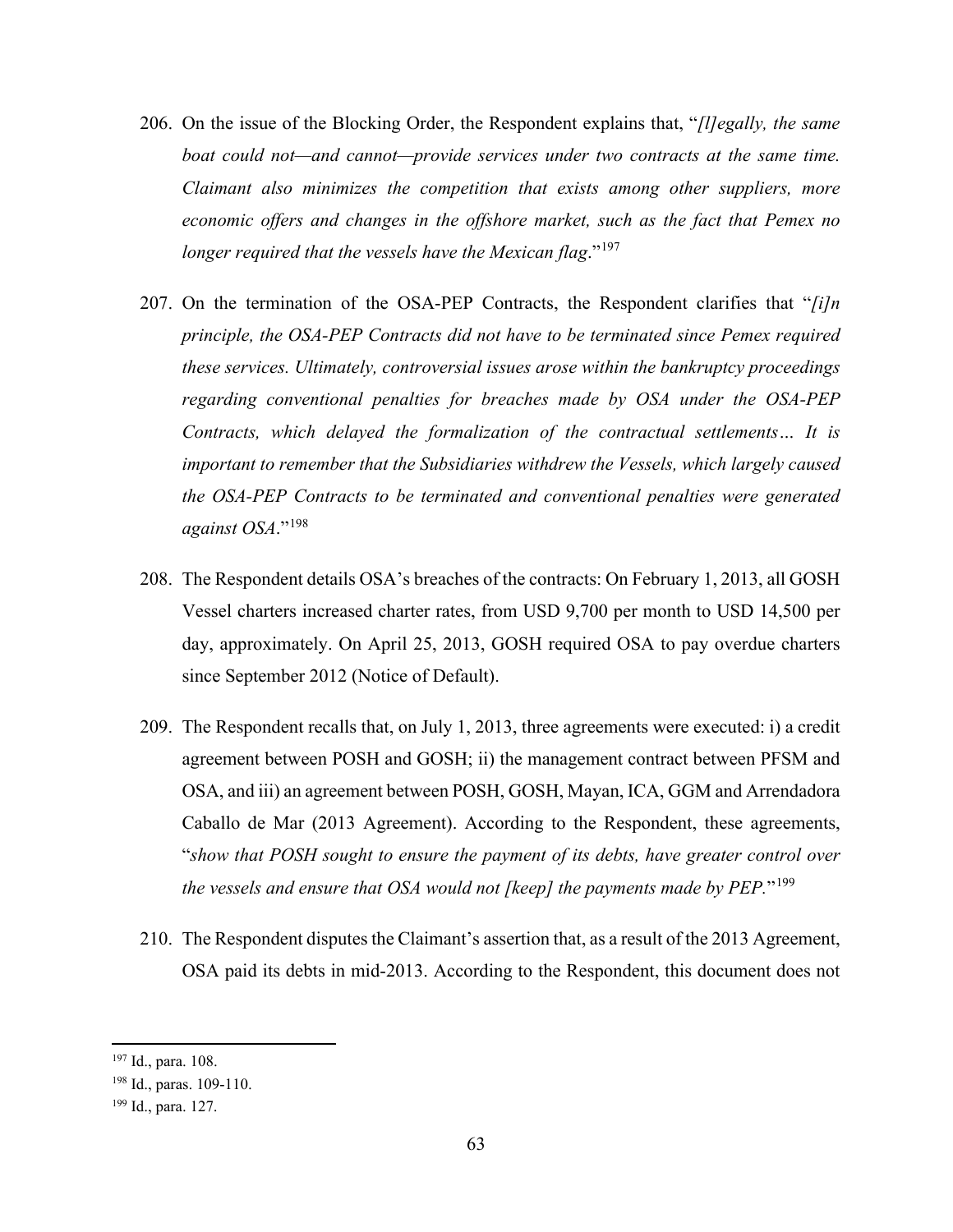206. On the issue of the Blocking Order, the Respondent explains that, "*[l]egally, the same boat could not—and cannot—provide services under two contracts at the same time. Claimant also minimizes the competition that exists among other suppliers, more economic offers and changes in the offshore market, such as the fact that Pemex no longer required that the vessels have the Mexican flag*."[197]

207. On the termination of the OSA-PEP Contracts, the Respondent clarifies that "*[i]n principle, the OSA-PEP Contracts did not have to be terminated since Pemex required these services. Ultimately, controversial issues arose within the bankruptcy proceedings regarding conventional penalties for breaches made by OSA under the OSA-PEP Contracts, which delayed the formalization of the contractual settlements… It is important to remember that the Subsidiaries withdrew the Vessels, which largely caused the OSA-PEP Contracts to be terminated and conventional penalties were generated against OSA*."[198]

208. The Respondent details OSA's breaches of the contracts: On February 1, 2013, all GOSH Vessel charters increased charter rates, from USD 9,700 per month to USD 14,500 per day, approximately. On April 25, 2013, GOSH required OSA to pay overdue charters since September 2012 (Notice of Default).

209. The Respondent recalls that, on July 1, 2013, three agreements were executed: i) a credit agreement between POSH and GOSH; ii) the management contract between PFSM and OSA, and iii) an agreement between POSH, GOSH, Mayan, ICA, GGM and Arrendadora Caballo de Mar (2013 Agreement). According to the Respondent, these agreements, "*show that POSH sought to ensure the payment of its debts, have greater control over the vessels and ensure that OSA would not [keep] the payments made by PEP.*"[199]

210. The Respondent disputes the Claimant's assertion that, as a result of the 2013 Agreement, OSA paid its debts in mid-2013. According to the Respondent, this document does not

[197] Id., para. 108.

[198] Id., paras. 109-110.

[199] Id., para. 127.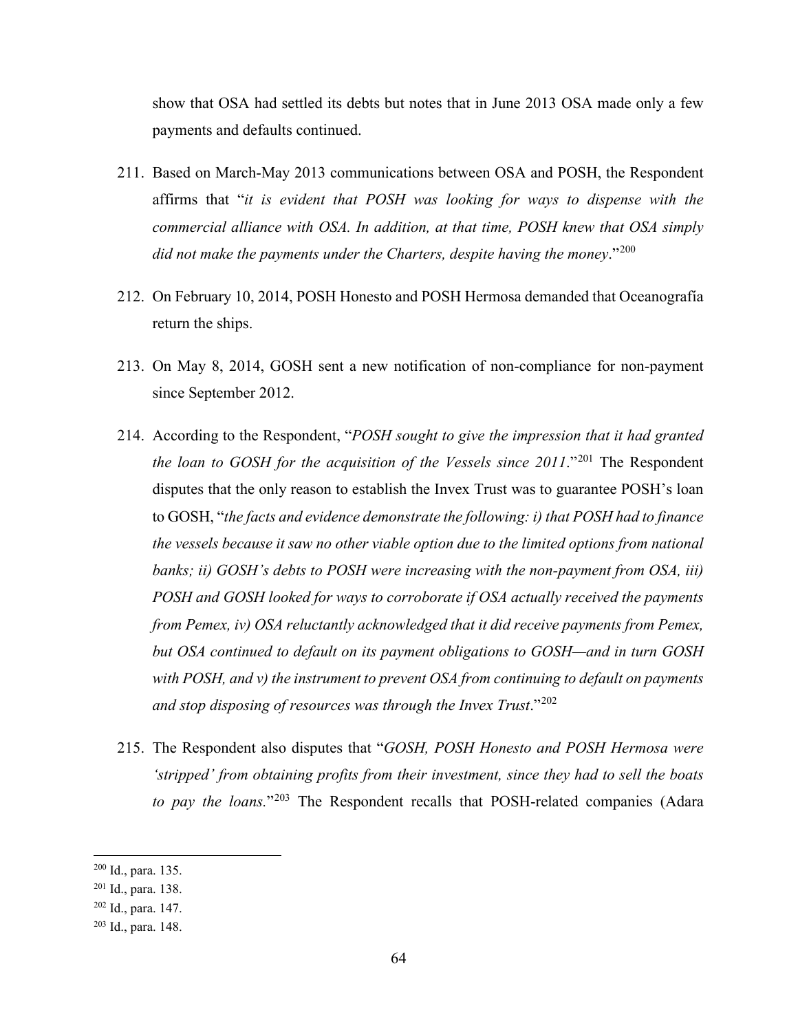show that OSA had settled its debts but notes that in June 2013 OSA made only a few payments and defaults continued.

211. Based on March-May 2013 communications between OSA and POSH, the Respondent affirms that "*it is evident that POSH was looking for ways to dispense with the commercial alliance with OSA. In addition, at that time, POSH knew that OSA simply did not make the payments under the Charters, despite having the money*."[200]

212. On February 10, 2014, POSH Honesto and POSH Hermosa demanded that Oceanografía return the ships.

213. On May 8, 2014, GOSH sent a new notification of non-compliance for non-payment since September 2012.

214. According to the Respondent, "*POSH sought to give the impression that it had granted the loan to GOSH for the acquisition of the Vessels since 2011*."[201] The Respondent disputes that the only reason to establish the Invex Trust was to guarantee POSH's loan to GOSH, "*the facts and evidence demonstrate the following: i) that POSH had to finance the vessels because it saw no other viable option due to the limited options from national banks; ii) GOSH's debts to POSH were increasing with the non-payment from OSA, iii) POSH and GOSH looked for ways to corroborate if OSA actually received the payments from Pemex, iv) OSA reluctantly acknowledged that it did receive payments from Pemex, but OSA continued to default on its payment obligations to GOSH—and in turn GOSH with POSH, and v) the instrument to prevent OSA from continuing to default on payments and stop disposing of resources was through the Invex Trust*."[202]

215. The Respondent also disputes that "*GOSH, POSH Honesto and POSH Hermosa were 'stripped' from obtaining profits from their investment, since they had to sell the boats to pay the loans.*"[203] The Respondent recalls that POSH-related companies (Adara

---

[200] Id., para. 135.

[201] Id., para. 138.

[202] Id., para. 147.

[203] Id., para. 148.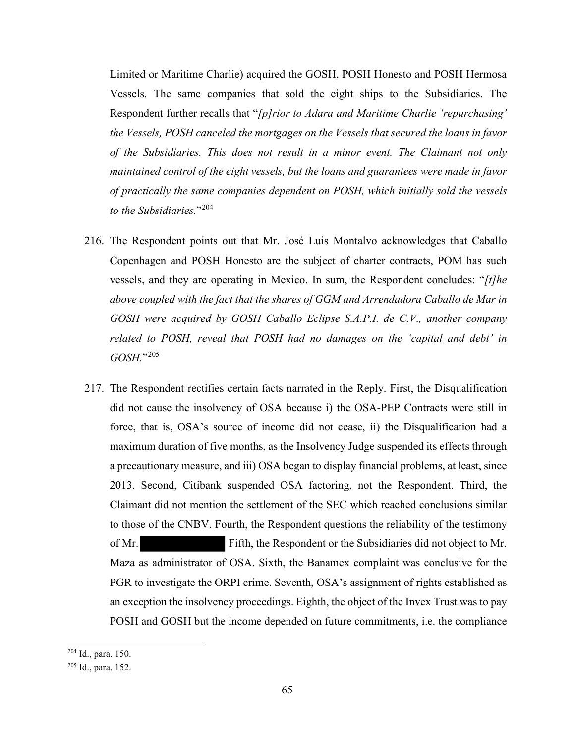Limited or Maritime Charlie) acquired the GOSH, POSH Honesto and POSH Hermosa Vessels. The same companies that sold the eight ships to the Subsidiaries. The Respondent further recalls that "*[p]rior to Adara and Maritime Charlie 'repurchasing' the Vessels, POSH canceled the mortgages on the Vessels that secured the loans in favor of the Subsidiaries. This does not result in a minor event. The Claimant not only maintained control of the eight vessels, but the loans and guarantees were made in favor of practically the same companies dependent on POSH, which initially sold the vessels to the Subsidiaries.*"[204]

216. The Respondent points out that Mr. José Luis Montalvo acknowledges that Caballo Copenhagen and POSH Honesto are the subject of charter contracts, POM has such vessels, and they are operating in Mexico. In sum, the Respondent concludes: "*[t]he above coupled with the fact that the shares of GGM and Arrendadora Caballo de Mar in GOSH were acquired by GOSH Caballo Eclipse S.A.P.I. de C.V., another company related to POSH, reveal that POSH had no damages on the 'capital and debt' in GOSH.*"[205]

217. The Respondent rectifies certain facts narrated in the Reply. First, the Disqualification did not cause the insolvency of OSA because i) the OSA-PEP Contracts were still in force, that is, OSA's source of income did not cease, ii) the Disqualification had a maximum duration of five months, as the Insolvency Judge suspended its effects through a precautionary measure, and iii) OSA began to display financial problems, at least, since 2013. Second, Citibank suspended OSA factoring, not the Respondent. Third, the Claimant did not mention the settlement of the SEC which reached conclusions similar to those of the CNBV. Fourth, the Respondent questions the reliability of the testimony of Mr. [REDACTED] Fifth, the Respondent or the Subsidiaries did not object to Mr. Maza as administrator of OSA. Sixth, the Banamex complaint was conclusive for the PGR to investigate the ORPI crime. Seventh, OSA's assignment of rights established as an exception the insolvency proceedings. Eighth, the object of the Invex Trust was to pay POSH and GOSH but the income depended on future commitments, i.e. the compliance

[204] Id., para. 150.

[205] Id., para. 152.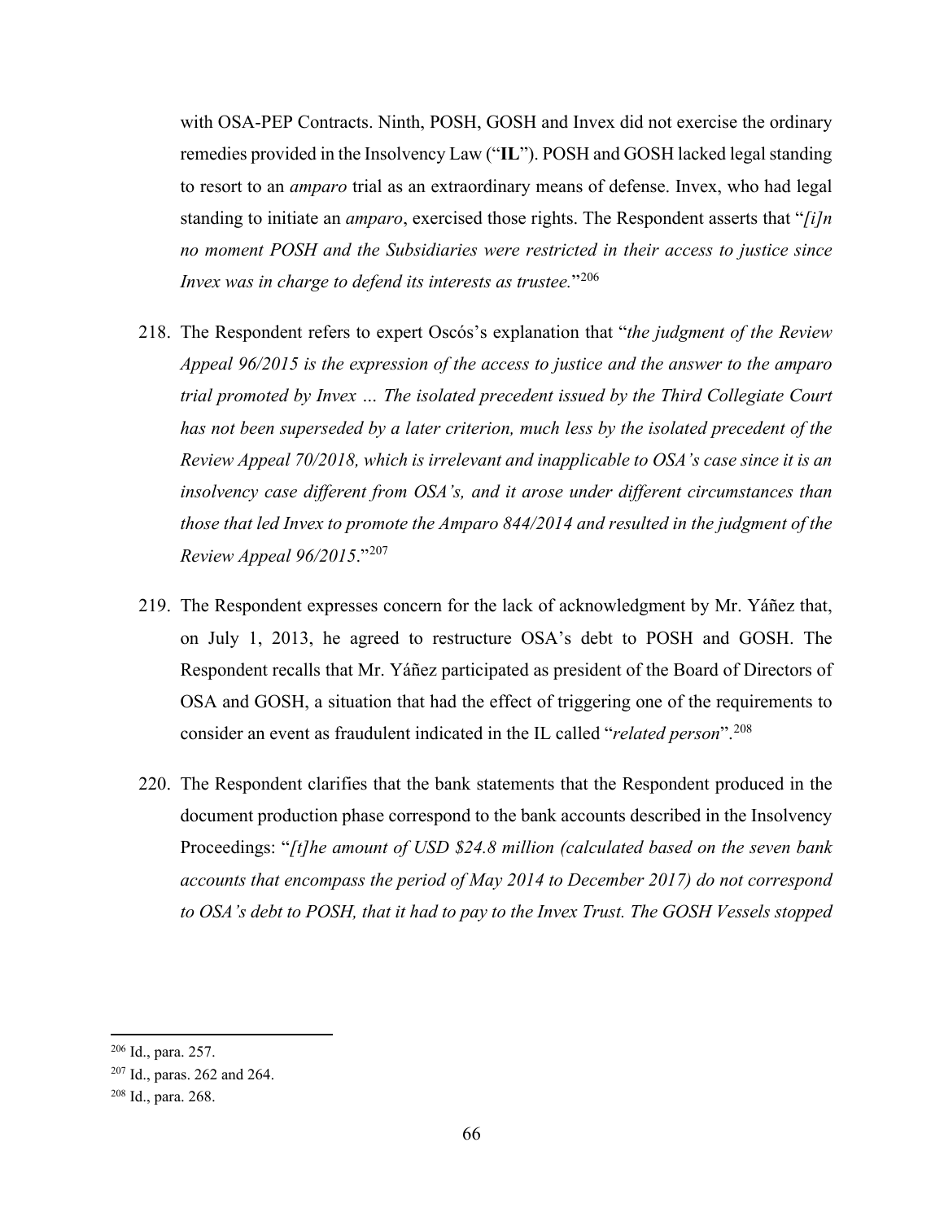with OSA-PEP Contracts. Ninth, POSH, GOSH and Invex did not exercise the ordinary remedies provided in the Insolvency Law ("**IL**"). POSH and GOSH lacked legal standing to resort to an *amparo* trial as an extraordinary means of defense. Invex, who had legal standing to initiate an *amparo*, exercised those rights. The Respondent asserts that "*[i]n no moment POSH and the Subsidiaries were restricted in their access to justice since Invex was in charge to defend its interests as trustee.*"[206]

218. The Respondent refers to expert Oscós's explanation that "*the judgment of the Review Appeal 96/2015 is the expression of the access to justice and the answer to the amparo trial promoted by Invex … The isolated precedent issued by the Third Collegiate Court has not been superseded by a later criterion, much less by the isolated precedent of the Review Appeal 70/2018, which is irrelevant and inapplicable to OSA's case since it is an insolvency case different from OSA's, and it arose under different circumstances than those that led Invex to promote the Amparo 844/2014 and resulted in the judgment of the Review Appeal 96/2015.*"[207]

219. The Respondent expresses concern for the lack of acknowledgment by Mr. Yáñez that, on July 1, 2013, he agreed to restructure OSA's debt to POSH and GOSH. The Respondent recalls that Mr. Yáñez participated as president of the Board of Directors of OSA and GOSH, a situation that had the effect of triggering one of the requirements to consider an event as fraudulent indicated in the IL called "*related person*".[208]

220. The Respondent clarifies that the bank statements that the Respondent produced in the document production phase correspond to the bank accounts described in the Insolvency Proceedings: "*[t]he amount of USD $24.8 million (calculated based on the seven bank accounts that encompass the period of May 2014 to December 2017) do not correspond to OSA's debt to POSH, that it had to pay to the Invex Trust. The GOSH Vessels stopped*

---

[206] Id., para. 257.

[207] Id., paras. 262 and 264.

[208] Id., para. 268.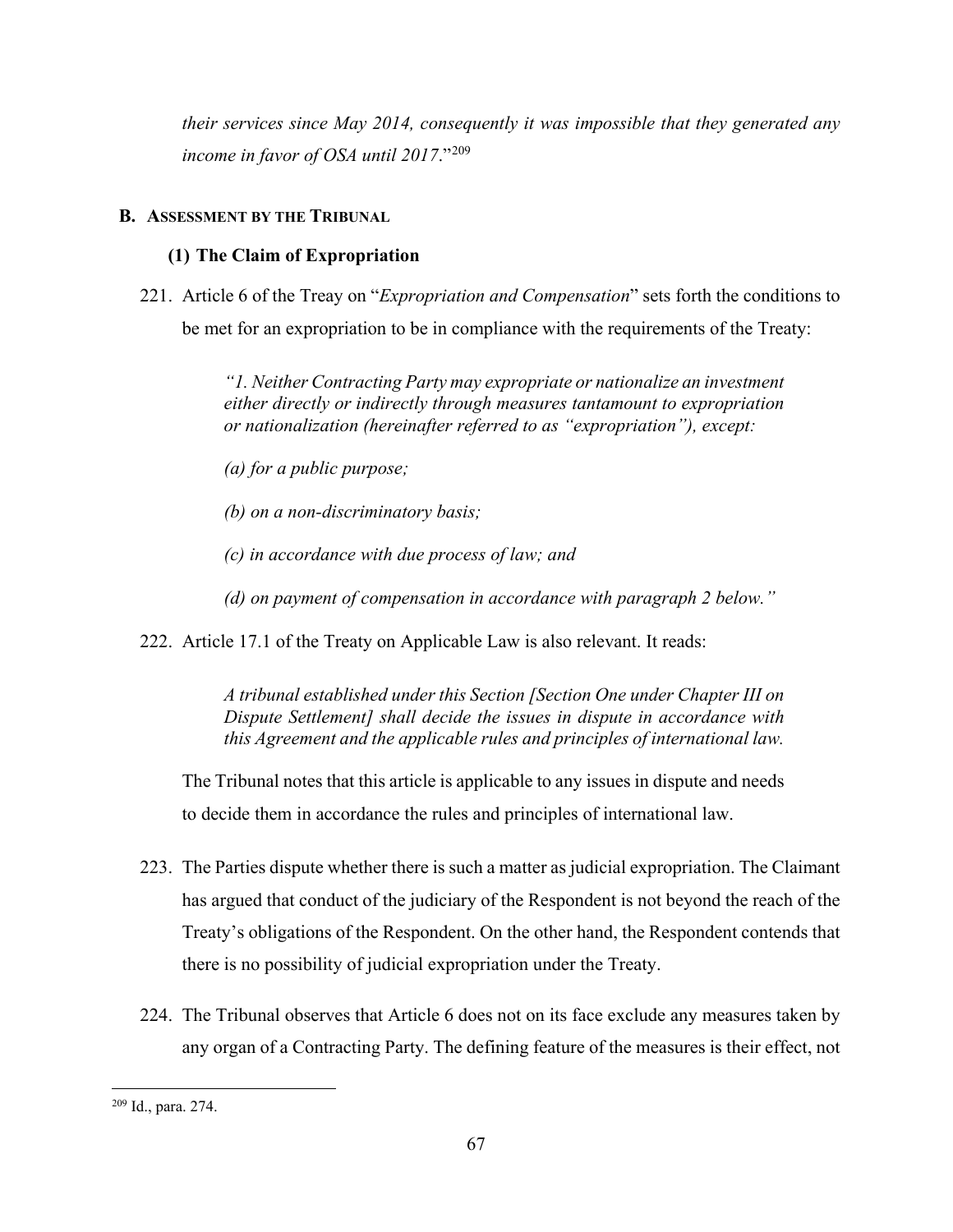*their services since May 2014, consequently it was impossible that they generated any income in favor of OSA until 2017*."[209]

## B. Assessment by the Tribunal

### (1) The Claim of Expropriation

221. Article 6 of the Treay on "*Expropriation and Compensation*" sets forth the conditions to be met for an expropriation to be in compliance with the requirements of the Treaty:

> *"1. Neither Contracting Party may expropriate or nationalize an investment either directly or indirectly through measures tantamount to expropriation or nationalization (hereinafter referred to as "expropriation"), except:*
>
> *(a) for a public purpose;*
>
> *(b) on a non-discriminatory basis;*
>
> *(c) in accordance with due process of law; and*
>
> *(d) on payment of compensation in accordance with paragraph 2 below."*

222. Article 17.1 of the Treaty on Applicable Law is also relevant. It reads:

> *A tribunal established under this Section [Section One under Chapter III on Dispute Settlement] shall decide the issues in dispute in accordance with this Agreement and the applicable rules and principles of international law.*

The Tribunal notes that this article is applicable to any issues in dispute and needs to decide them in accordance the rules and principles of international law.

223. The Parties dispute whether there is such a matter as judicial expropriation. The Claimant has argued that conduct of the judiciary of the Respondent is not beyond the reach of the Treaty's obligations of the Respondent. On the other hand, the Respondent contends that there is no possibility of judicial expropriation under the Treaty.

224. The Tribunal observes that Article 6 does not on its face exclude any measures taken by any organ of a Contracting Party. The defining feature of the measures is their effect, not

---

[209] Id., para. 274.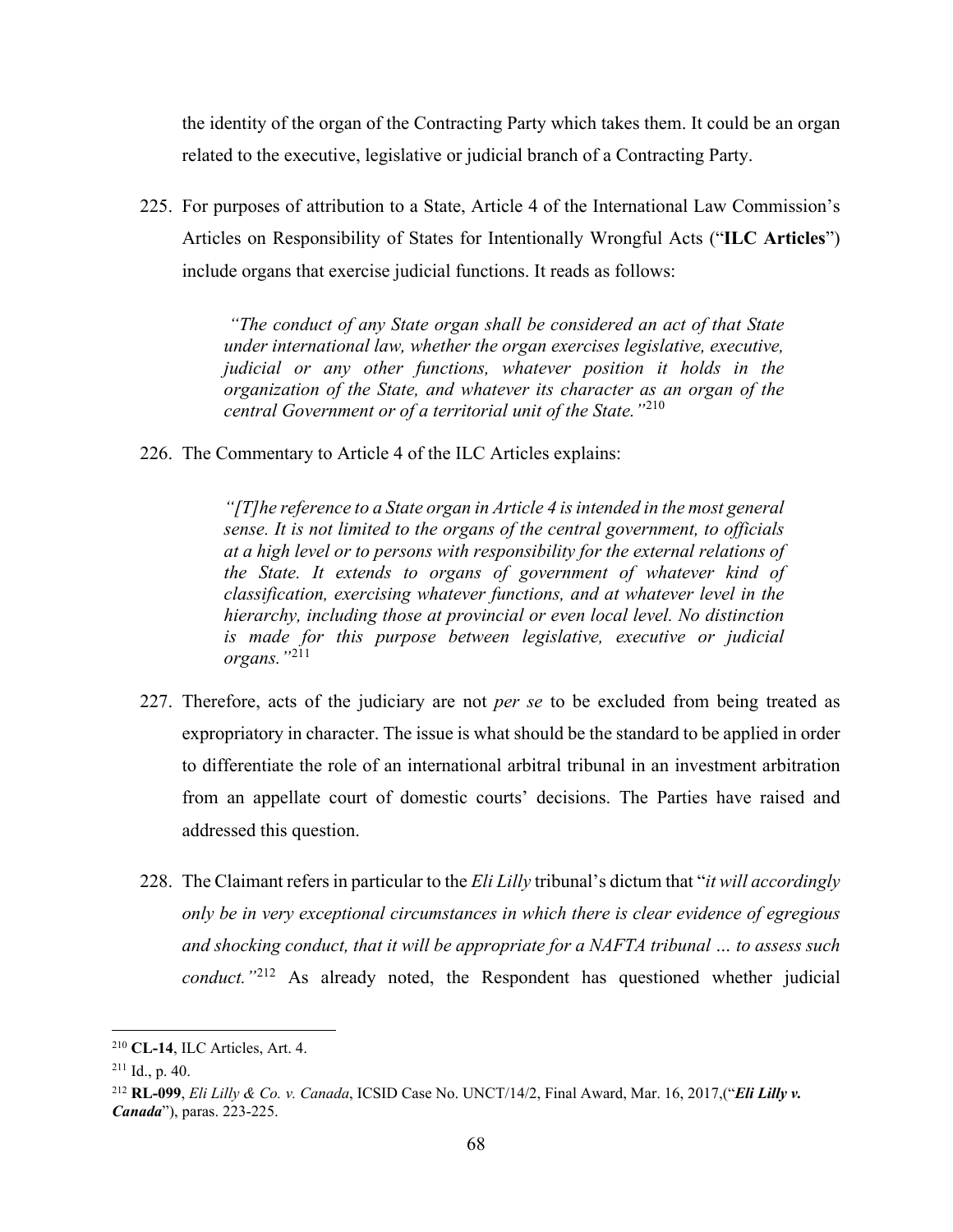the identity of the organ of the Contracting Party which takes them. It could be an organ related to the executive, legislative or judicial branch of a Contracting Party.

225. For purposes of attribution to a State, Article 4 of the International Law Commission's Articles on Responsibility of States for Intentionally Wrongful Acts ("**ILC Articles**") include organs that exercise judicial functions. It reads as follows:

> *"The conduct of any State organ shall be considered an act of that State under international law, whether the organ exercises legislative, executive, judicial or any other functions, whatever position it holds in the organization of the State, and whatever its character as an organ of the central Government or of a territorial unit of the State."*[210]

226. The Commentary to Article 4 of the ILC Articles explains:

> *"[T]he reference to a State organ in Article 4 is intended in the most general sense. It is not limited to the organs of the central government, to officials at a high level or to persons with responsibility for the external relations of the State. It extends to organs of government of whatever kind of classification, exercising whatever functions, and at whatever level in the hierarchy, including those at provincial or even local level. No distinction is made for this purpose between legislative, executive or judicial organs."*[211]

227. Therefore, acts of the judiciary are not *per se* to be excluded from being treated as expropriatory in character. The issue is what should be the standard to be applied in order to differentiate the role of an international arbitral tribunal in an investment arbitration from an appellate court of domestic courts' decisions. The Parties have raised and addressed this question.

228. The Claimant refers in particular to the *Eli Lilly* tribunal's dictum that "*it will accordingly only be in very exceptional circumstances in which there is clear evidence of egregious and shocking conduct, that it will be appropriate for a NAFTA tribunal … to assess such conduct."*[212] As already noted, the Respondent has questioned whether judicial

---

[210] **CL-14**, ILC Articles, Art. 4.

[211] Id., p. 40.

[212] **RL-099**, *Eli Lilly & Co. v. Canada*, ICSID Case No. UNCT/14/2, Final Award, Mar. 16, 2017,("***Eli Lilly v. Canada***"), paras. 223-225.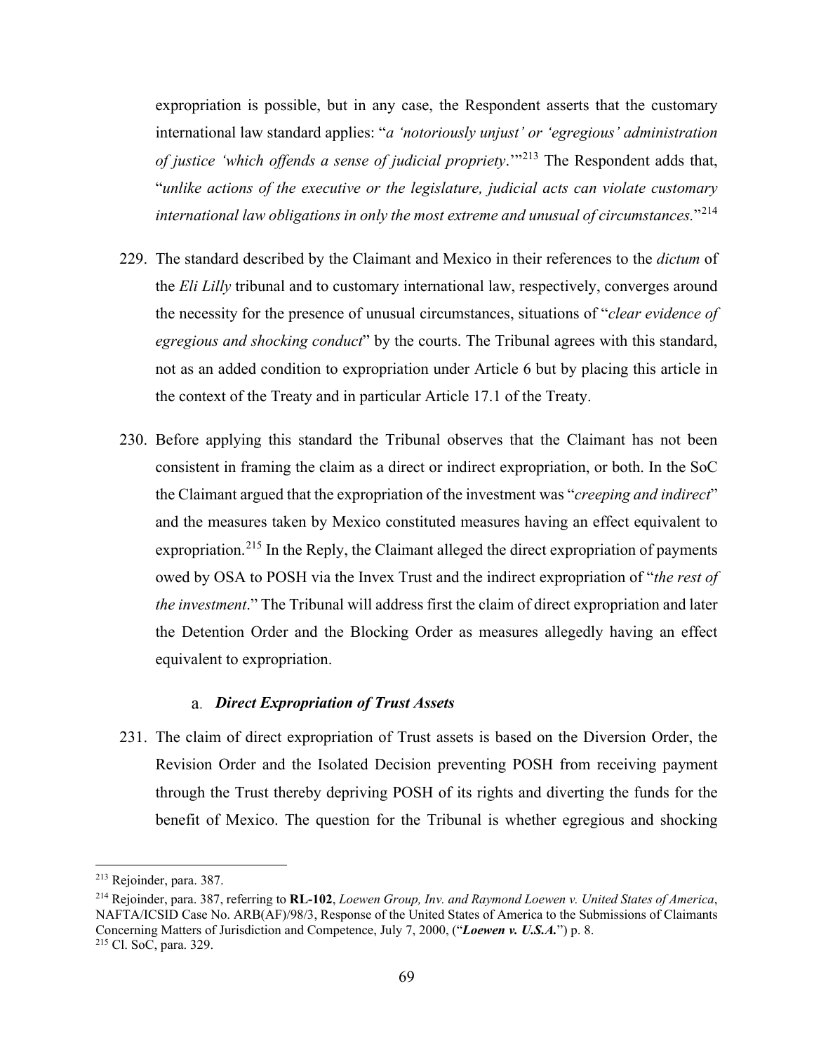expropriation is possible, but in any case, the Respondent asserts that the customary international law standard applies: "*a 'notoriously unjust' or 'egregious' administration of justice 'which offends a sense of judicial propriety*.'"[213] The Respondent adds that, "*unlike actions of the executive or the legislature, judicial acts can violate customary international law obligations in only the most extreme and unusual of circumstances.*"[214]

229. The standard described by the Claimant and Mexico in their references to the *dictum* of the *Eli Lilly* tribunal and to customary international law, respectively, converges around the necessity for the presence of unusual circumstances, situations of "*clear evidence of egregious and shocking conduct*" by the courts. The Tribunal agrees with this standard, not as an added condition to expropriation under Article 6 but by placing this article in the context of the Treaty and in particular Article 17.1 of the Treaty.

230. Before applying this standard the Tribunal observes that the Claimant has not been consistent in framing the claim as a direct or indirect expropriation, or both. In the SoC the Claimant argued that the expropriation of the investment was "*creeping and indirect*" and the measures taken by Mexico constituted measures having an effect equivalent to expropriation.[215] In the Reply, the Claimant alleged the direct expropriation of payments owed by OSA to POSH via the Invex Trust and the indirect expropriation of "*the rest of the investment*." The Tribunal will address first the claim of direct expropriation and later the Detention Order and the Blocking Order as measures allegedly having an effect equivalent to expropriation.

### a. *Direct Expropriation of Trust Assets*

231. The claim of direct expropriation of Trust assets is based on the Diversion Order, the Revision Order and the Isolated Decision preventing POSH from receiving payment through the Trust thereby depriving POSH of its rights and diverting the funds for the benefit of Mexico. The question for the Tribunal is whether egregious and shocking

---

[213] Rejoinder, para. 387.

[214] Rejoinder, para. 387, referring to **RL-102**, *Loewen Group, Inv. and Raymond Loewen v. United States of America*, NAFTA/ICSID Case No. ARB(AF)/98/3, Response of the United States of America to the Submissions of Claimants Concerning Matters of Jurisdiction and Competence, July 7, 2000, ("***Loewen v. U.S.A.***") p. 8.

[215] Cl. SoC, para. 329.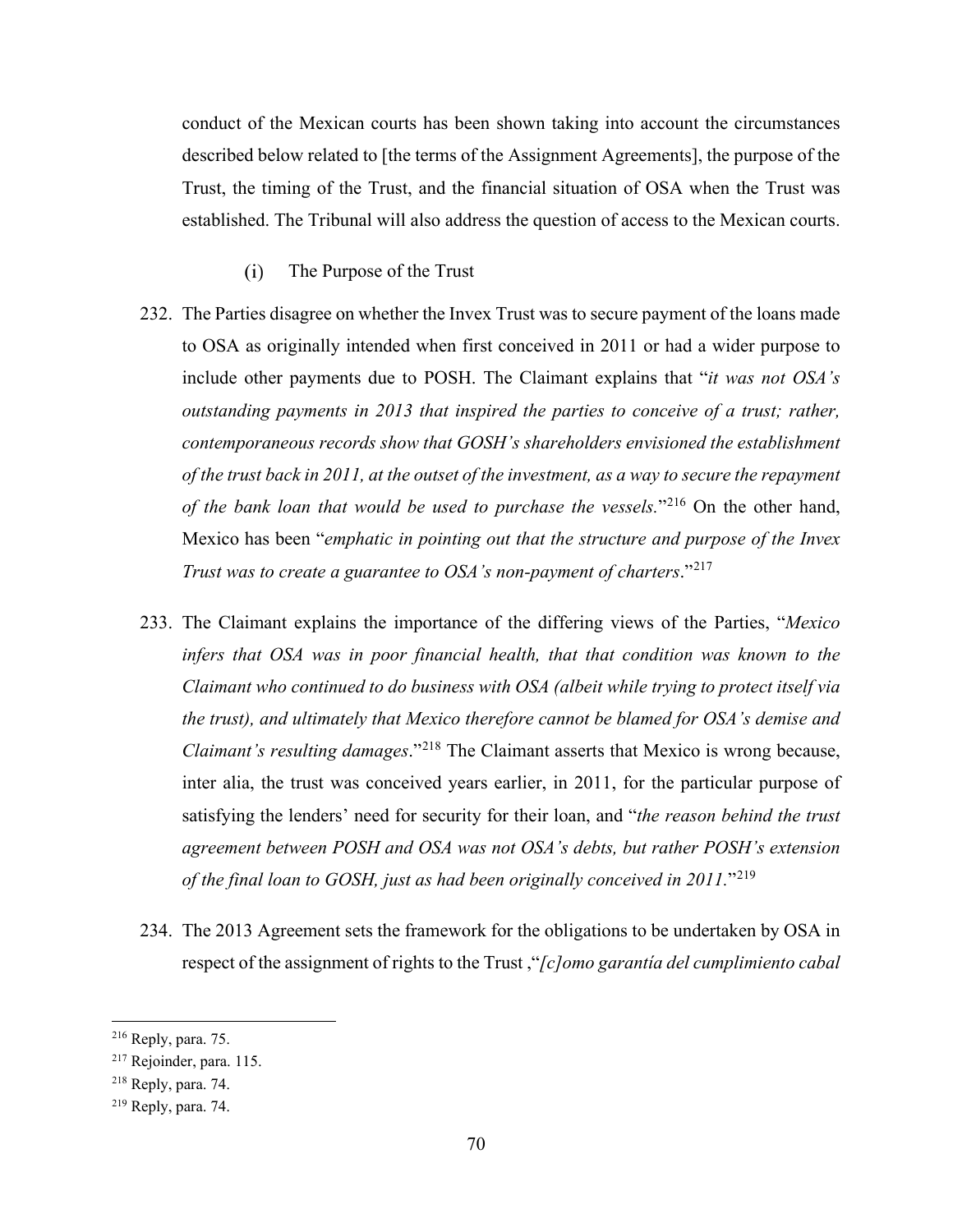conduct of the Mexican courts has been shown taking into account the circumstances described below related to [the terms of the Assignment Agreements], the purpose of the Trust, the timing of the Trust, and the financial situation of OSA when the Trust was established. The Tribunal will also address the question of access to the Mexican courts.

(i) The Purpose of the Trust

232. The Parties disagree on whether the Invex Trust was to secure payment of the loans made to OSA as originally intended when first conceived in 2011 or had a wider purpose to include other payments due to POSH. The Claimant explains that "*it was not OSA's outstanding payments in 2013 that inspired the parties to conceive of a trust; rather, contemporaneous records show that GOSH's shareholders envisioned the establishment of the trust back in 2011, at the outset of the investment, as a way to secure the repayment of the bank loan that would be used to purchase the vessels.*"[216] On the other hand, Mexico has been "*emphatic in pointing out that the structure and purpose of the Invex Trust was to create a guarantee to OSA's non-payment of charters*."[217]

233. The Claimant explains the importance of the differing views of the Parties, "*Mexico infers that OSA was in poor financial health, that that condition was known to the Claimant who continued to do business with OSA (albeit while trying to protect itself via the trust), and ultimately that Mexico therefore cannot be blamed for OSA's demise and Claimant's resulting damages*."[218] The Claimant asserts that Mexico is wrong because, inter alia, the trust was conceived years earlier, in 2011, for the particular purpose of satisfying the lenders' need for security for their loan, and "*the reason behind the trust agreement between POSH and OSA was not OSA's debts, but rather POSH's extension of the final loan to GOSH, just as had been originally conceived in 2011.*"[219]

234. The 2013 Agreement sets the framework for the obligations to be undertaken by OSA in respect of the assignment of rights to the Trust ,"*[c]omo garantía del cumplimiento cabal*

---

[216] Reply, para. 75.

[217] Rejoinder, para. 115.

[218] Reply, para. 74.

[219] Reply, para. 74.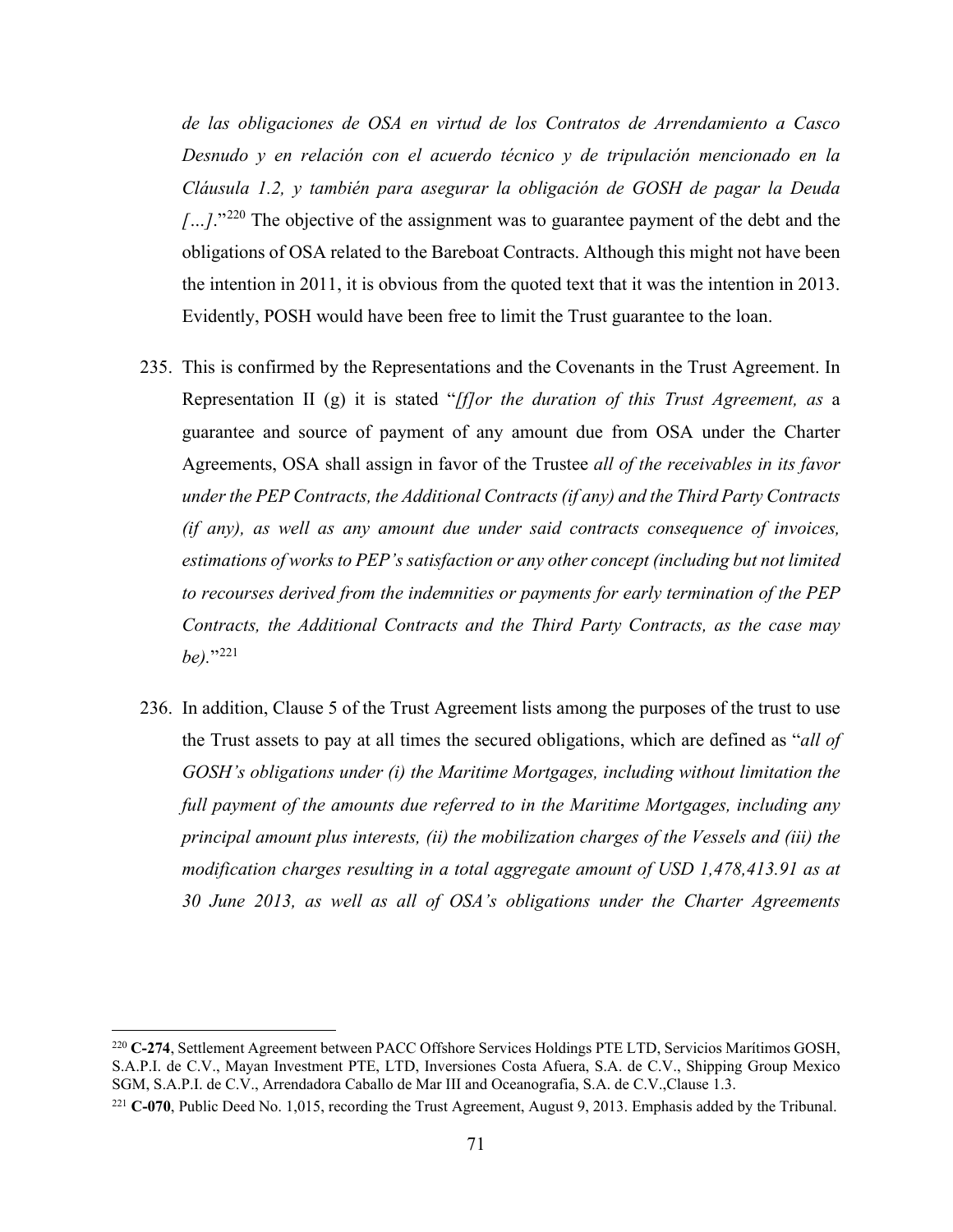*de las obligaciones de OSA en virtud de los Contratos de Arrendamiento a Casco Desnudo y en relación con el acuerdo técnico y de tripulación mencionado en la Cláusula 1.2, y también para asegurar la obligación de GOSH de pagar la Deuda […]*."[220] The objective of the assignment was to guarantee payment of the debt and the obligations of OSA related to the Bareboat Contracts. Although this might not have been the intention in 2011, it is obvious from the quoted text that it was the intention in 2013. Evidently, POSH would have been free to limit the Trust guarantee to the loan.

235. This is confirmed by the Representations and the Covenants in the Trust Agreement. In Representation II (g) it is stated "*[f]or the duration of this Trust Agreement, as* a guarantee and source of payment of any amount due from OSA under the Charter Agreements, OSA shall assign in favor of the Trustee *all of the receivables in its favor under the PEP Contracts, the Additional Contracts (if any) and the Third Party Contracts (if any), as well as any amount due under said contracts consequence of invoices, estimations of works to PEP's satisfaction or any other concept (including but not limited to recourses derived from the indemnities or payments for early termination of the PEP Contracts, the Additional Contracts and the Third Party Contracts, as the case may be).*"[221]

236. In addition, Clause 5 of the Trust Agreement lists among the purposes of the trust to use the Trust assets to pay at all times the secured obligations, which are defined as "*all of GOSH's obligations under (i) the Maritime Mortgages, including without limitation the full payment of the amounts due referred to in the Maritime Mortgages, including any principal amount plus interests, (ii) the mobilization charges of the Vessels and (iii) the modification charges resulting in a total aggregate amount of USD 1,478,413.91 as at 30 June 2013, as well as all of OSA's obligations under the Charter Agreements*

---

[220] **C-274**, Settlement Agreement between PACC Offshore Services Holdings PTE LTD, Servicios Marítimos GOSH, S.A.P.I. de C.V., Mayan Investment PTE, LTD, Inversiones Costa Afuera, S.A. de C.V., Shipping Group Mexico SGM, S.A.P.I. de C.V., Arrendadora Caballo de Mar III and Oceanografia, S.A. de C.V.,Clause 1.3.

[221] **C-070**, Public Deed No. 1,015, recording the Trust Agreement, August 9, 2013. Emphasis added by the Tribunal.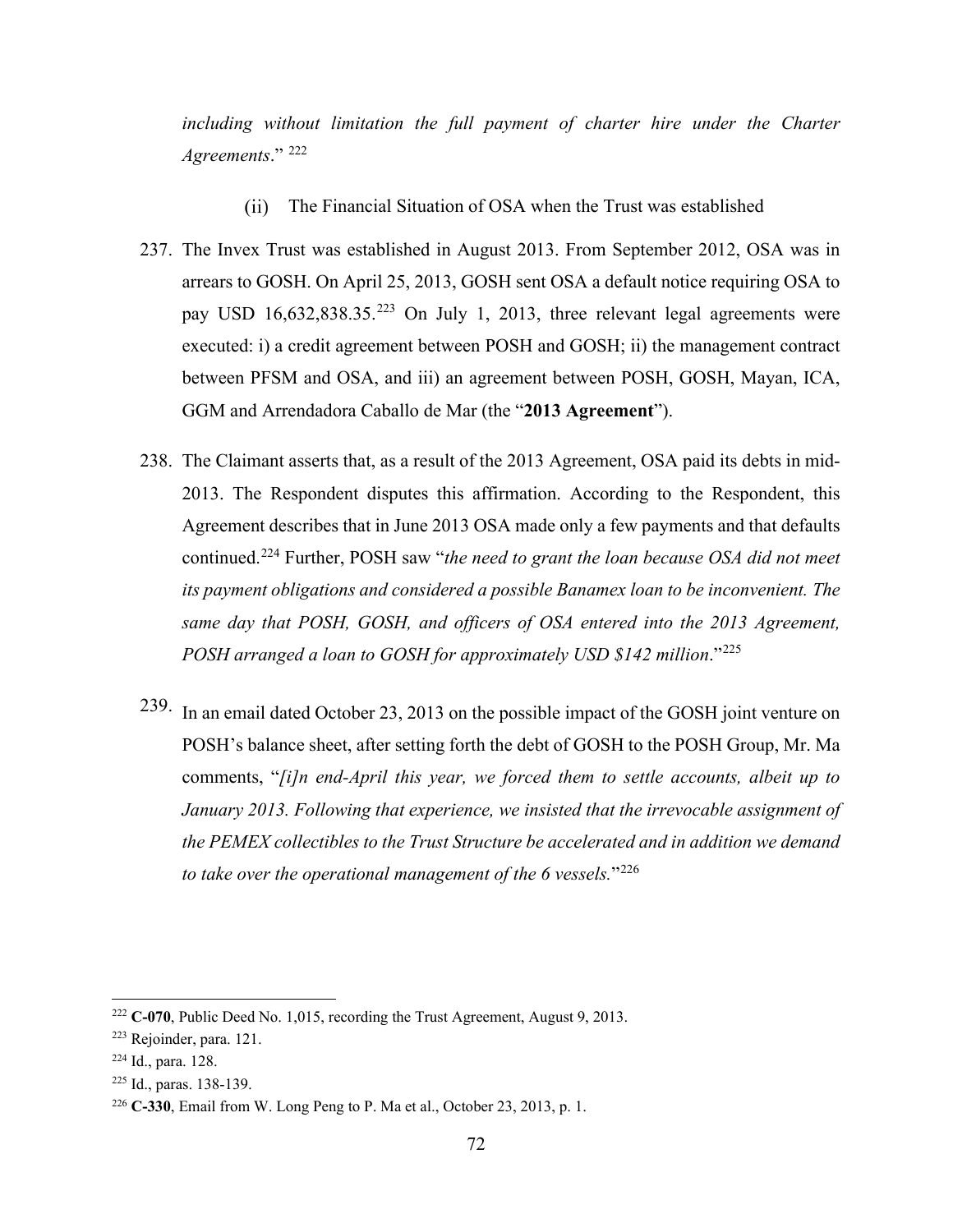*including without limitation the full payment of charter hire under the Charter Agreements*."[222]

(ii) The Financial Situation of OSA when the Trust was established

237. The Invex Trust was established in August 2013. From September 2012, OSA was in arrears to GOSH. On April 25, 2013, GOSH sent OSA a default notice requiring OSA to pay USD 16,632,838.35.[223] On July 1, 2013, three relevant legal agreements were executed: i) a credit agreement between POSH and GOSH; ii) the management contract between PFSM and OSA, and iii) an agreement between POSH, GOSH, Mayan, ICA, GGM and Arrendadora Caballo de Mar (the "**2013 Agreement**").

238. The Claimant asserts that, as a result of the 2013 Agreement, OSA paid its debts in mid-2013. The Respondent disputes this affirmation. According to the Respondent, this Agreement describes that in June 2013 OSA made only a few payments and that defaults continued.[224] Further, POSH saw "*the need to grant the loan because OSA did not meet its payment obligations and considered a possible Banamex loan to be inconvenient. The same day that POSH, GOSH, and officers of OSA entered into the 2013 Agreement, POSH arranged a loan to GOSH for approximately USD $142 million*."[225]

239. In an email dated October 23, 2013 on the possible impact of the GOSH joint venture on POSH's balance sheet, after setting forth the debt of GOSH to the POSH Group, Mr. Ma comments, "*[i]n end-April this year, we forced them to settle accounts, albeit up to January 2013. Following that experience, we insisted that the irrevocable assignment of the PEMEX collectibles to the Trust Structure be accelerated and in addition we demand to take over the operational management of the 6 vessels.*"[226]

---

[222] **C-070**, Public Deed No. 1,015, recording the Trust Agreement, August 9, 2013.

[223] Rejoinder, para. 121.

[224] Id., para. 128.

[225] Id., paras. 138-139.

[226] **C-330**, Email from W. Long Peng to P. Ma et al., October 23, 2013, p. 1.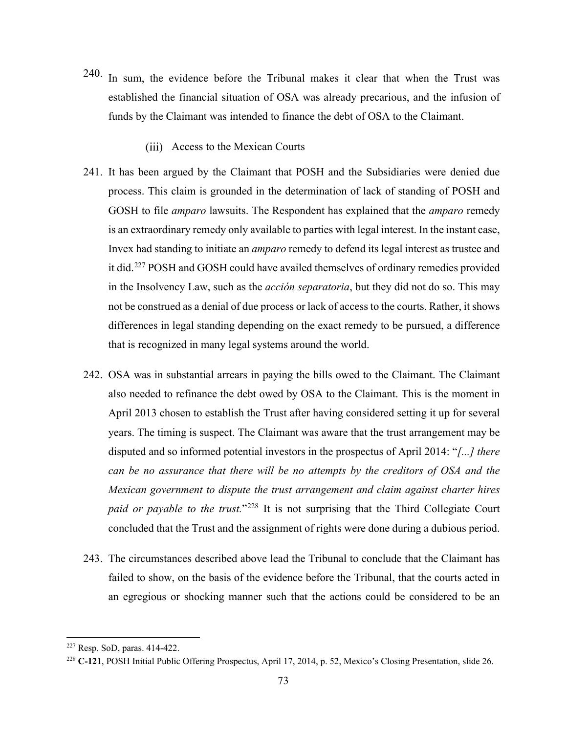240. In sum, the evidence before the Tribunal makes it clear that when the Trust was established the financial situation of OSA was already precarious, and the infusion of funds by the Claimant was intended to finance the debt of OSA to the Claimant.

### (iii) Access to the Mexican Courts

241. It has been argued by the Claimant that POSH and the Subsidiaries were denied due process. This claim is grounded in the determination of lack of standing of POSH and GOSH to file *amparo* lawsuits. The Respondent has explained that the *amparo* remedy is an extraordinary remedy only available to parties with legal interest. In the instant case, Invex had standing to initiate an *amparo* remedy to defend its legal interest as trustee and it did.[227] POSH and GOSH could have availed themselves of ordinary remedies provided in the Insolvency Law, such as the *acción separatoria*, but they did not do so. This may not be construed as a denial of due process or lack of access to the courts. Rather, it shows differences in legal standing depending on the exact remedy to be pursued, a difference that is recognized in many legal systems around the world.

242. OSA was in substantial arrears in paying the bills owed to the Claimant. The Claimant also needed to refinance the debt owed by OSA to the Claimant. This is the moment in April 2013 chosen to establish the Trust after having considered setting it up for several years. The timing is suspect. The Claimant was aware that the trust arrangement may be disputed and so informed potential investors in the prospectus of April 2014: "*[...] there can be no assurance that there will be no attempts by the creditors of OSA and the Mexican government to dispute the trust arrangement and claim against charter hires paid or payable to the trust.*"[228] It is not surprising that the Third Collegiate Court concluded that the Trust and the assignment of rights were done during a dubious period.

243. The circumstances described above lead the Tribunal to conclude that the Claimant has failed to show, on the basis of the evidence before the Tribunal, that the courts acted in an egregious or shocking manner such that the actions could be considered to be an

---

[227] Resp. SoD, paras. 414-422.

[228] **C-121**, POSH Initial Public Offering Prospectus, April 17, 2014, p. 52, Mexico's Closing Presentation, slide 26.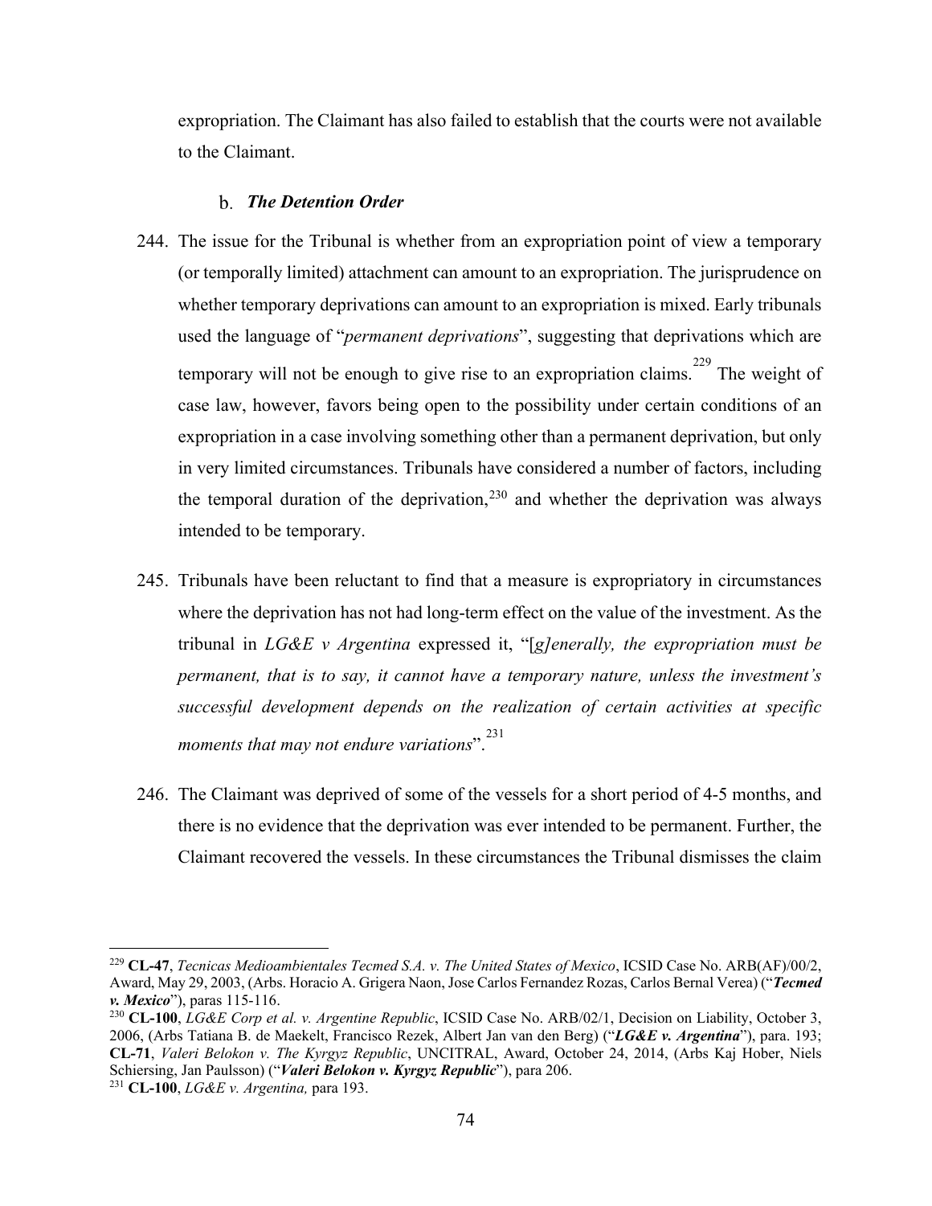expropriation. The Claimant has also failed to establish that the courts were not available to the Claimant.

### b. *The Detention Order*

244. The issue for the Tribunal is whether from an expropriation point of view a temporary (or temporally limited) attachment can amount to an expropriation. The jurisprudence on whether temporary deprivations can amount to an expropriation is mixed. Early tribunals used the language of "*permanent deprivations*", suggesting that deprivations which are temporary will not be enough to give rise to an expropriation claims.[229] The weight of case law, however, favors being open to the possibility under certain conditions of an expropriation in a case involving something other than a permanent deprivation, but only in very limited circumstances. Tribunals have considered a number of factors, including the temporal duration of the deprivation,[230] and whether the deprivation was always intended to be temporary.

245. Tribunals have been reluctant to find that a measure is expropriatory in circumstances where the deprivation has not had long-term effect on the value of the investment. As the tribunal in *LG&E v Argentina* expressed it, "[*g]enerally, the expropriation must be permanent, that is to say, it cannot have a temporary nature, unless the investment's successful development depends on the realization of certain activities at specific moments that may not endure variations*".[231]

246. The Claimant was deprived of some of the vessels for a short period of 4-5 months, and there is no evidence that the deprivation was ever intended to be permanent. Further, the Claimant recovered the vessels. In these circumstances the Tribunal dismisses the claim

---

[229] **CL-47**, *Tecnicas Medioambientales Tecmed S.A. v. The United States of Mexico*, ICSID Case No. ARB(AF)/00/2, Award, May 29, 2003, (Arbs. Horacio A. Grigera Naon, Jose Carlos Fernandez Rozas, Carlos Bernal Verea) ("***Tecmed v. Mexico***"), paras 115-116.

[230] **CL-100**, *LG&E Corp et al. v. Argentine Republic*, ICSID Case No. ARB/02/1, Decision on Liability, October 3, 2006, (Arbs Tatiana B. de Maekelt, Francisco Rezek, Albert Jan van den Berg) ("***LG&E v. Argentina***"), para. 193; **CL-71**, *Valeri Belokon v. The Kyrgyz Republic*, UNCITRAL, Award, October 24, 2014, (Arbs Kaj Hober, Niels Schiersing, Jan Paulsson) ("***Valeri Belokon v. Kyrgyz Republic***"), para 206.

[231] **CL-100**, *LG&E v. Argentina,* para 193.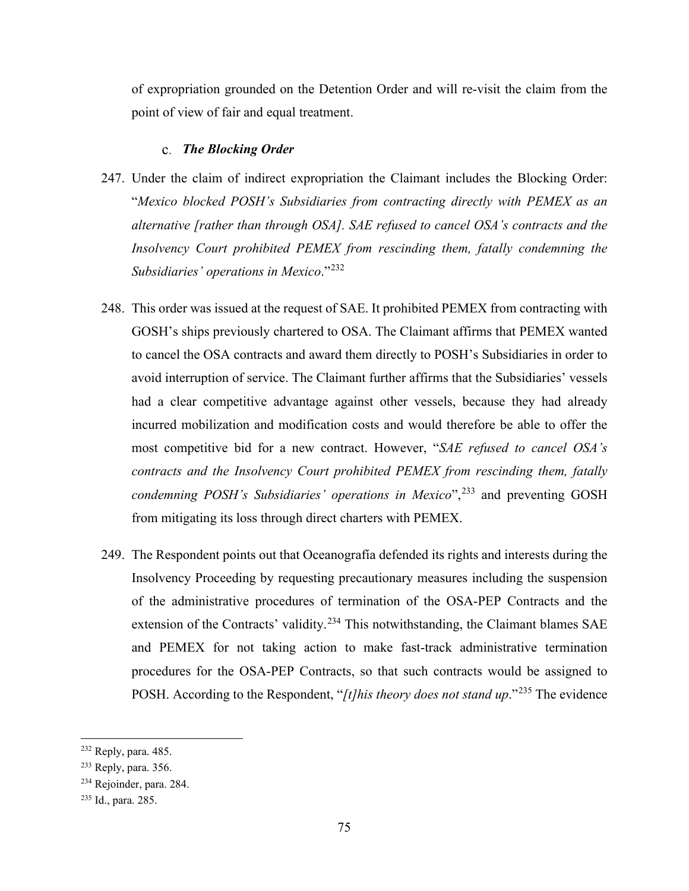of expropriation grounded on the Detention Order and will re-visit the claim from the point of view of fair and equal treatment.

### c. *The Blocking Order*

247. Under the claim of indirect expropriation the Claimant includes the Blocking Order: "*Mexico blocked POSH's Subsidiaries from contracting directly with PEMEX as an alternative [rather than through OSA]. SAE refused to cancel OSA's contracts and the Insolvency Court prohibited PEMEX from rescinding them, fatally condemning the Subsidiaries' operations in Mexico*."[232]

248. This order was issued at the request of SAE. It prohibited PEMEX from contracting with GOSH's ships previously chartered to OSA. The Claimant affirms that PEMEX wanted to cancel the OSA contracts and award them directly to POSH's Subsidiaries in order to avoid interruption of service. The Claimant further affirms that the Subsidiaries' vessels had a clear competitive advantage against other vessels, because they had already incurred mobilization and modification costs and would therefore be able to offer the most competitive bid for a new contract. However, "*SAE refused to cancel OSA's contracts and the Insolvency Court prohibited PEMEX from rescinding them, fatally condemning POSH's Subsidiaries' operations in Mexico*",[233] and preventing GOSH from mitigating its loss through direct charters with PEMEX.

249. The Respondent points out that Oceanografía defended its rights and interests during the Insolvency Proceeding by requesting precautionary measures including the suspension of the administrative procedures of termination of the OSA-PEP Contracts and the extension of the Contracts' validity.[234] This notwithstanding, the Claimant blames SAE and PEMEX for not taking action to make fast-track administrative termination procedures for the OSA-PEP Contracts, so that such contracts would be assigned to POSH. According to the Respondent, "*[t]his theory does not stand up*."[235] The evidence

---

[232] Reply, para. 485.

[233] Reply, para. 356.

[234] Rejoinder, para. 284.

[235] Id., para. 285.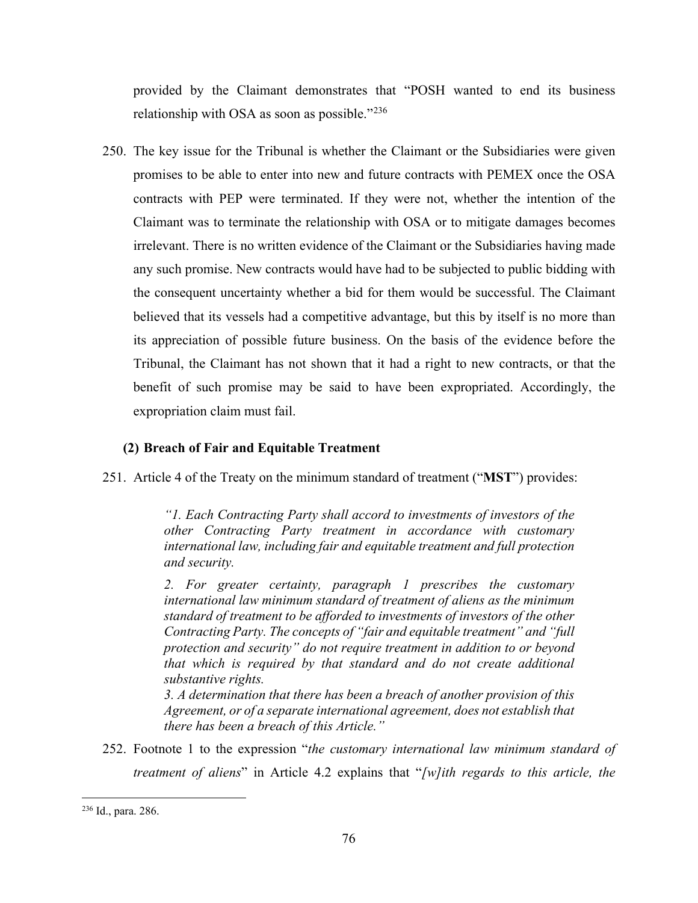provided by the Claimant demonstrates that "POSH wanted to end its business relationship with OSA as soon as possible."[236]

250. The key issue for the Tribunal is whether the Claimant or the Subsidiaries were given promises to be able to enter into new and future contracts with PEMEX once the OSA contracts with PEP were terminated. If they were not, whether the intention of the Claimant was to terminate the relationship with OSA or to mitigate damages becomes irrelevant. There is no written evidence of the Claimant or the Subsidiaries having made any such promise. New contracts would have had to be subjected to public bidding with the consequent uncertainty whether a bid for them would be successful. The Claimant believed that its vessels had a competitive advantage, but this by itself is no more than its appreciation of possible future business. On the basis of the evidence before the Tribunal, the Claimant has not shown that it had a right to new contracts, or that the benefit of such promise may be said to have been expropriated. Accordingly, the expropriation claim must fail.

### (2) Breach of Fair and Equitable Treatment

251. Article 4 of the Treaty on the minimum standard of treatment ("**MST**") provides:

> *"1. Each Contracting Party shall accord to investments of investors of the other Contracting Party treatment in accordance with customary international law, including fair and equitable treatment and full protection and security.*
>
> *2. For greater certainty, paragraph 1 prescribes the customary international law minimum standard of treatment of aliens as the minimum standard of treatment to be afforded to investments of investors of the other Contracting Party. The concepts of "fair and equitable treatment" and "full protection and security" do not require treatment in addition to or beyond that which is required by that standard and do not create additional substantive rights.*
>
> *3. A determination that there has been a breach of another provision of this Agreement, or of a separate international agreement, does not establish that there has been a breach of this Article."*

252. Footnote 1 to the expression "*the customary international law minimum standard of treatment of aliens*" in Article 4.2 explains that "*[w]ith regards to this article, the*

---

[236] Id., para. 286.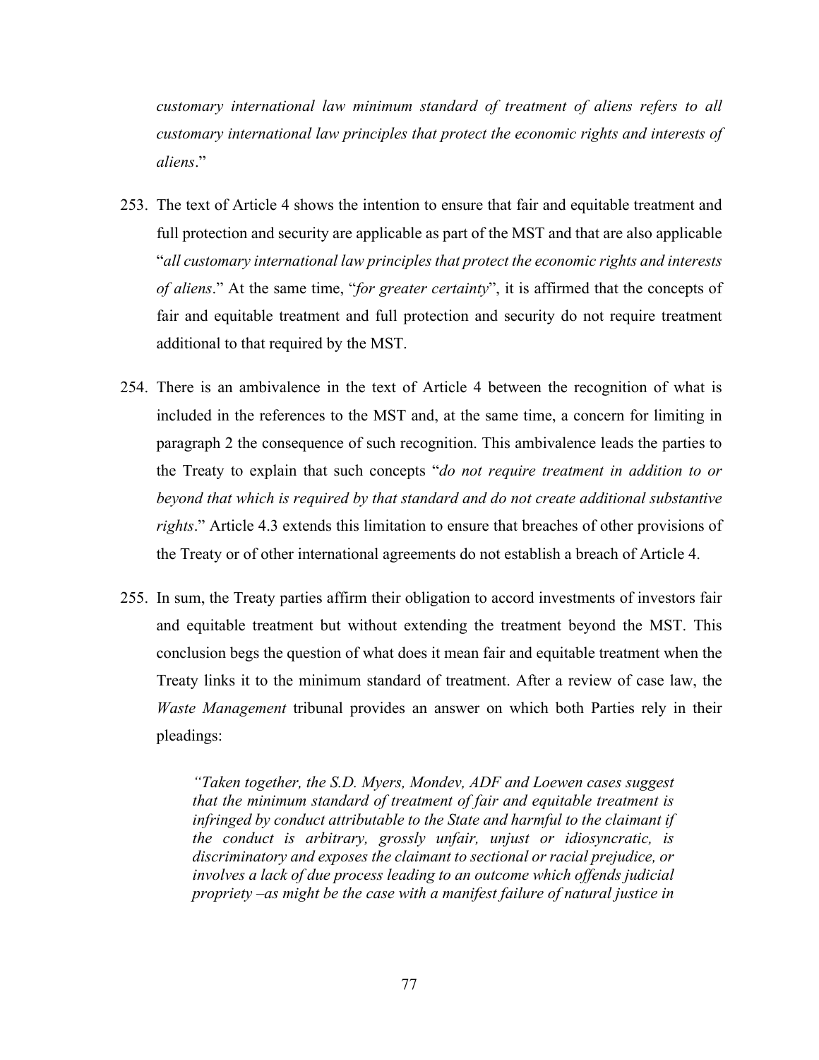*customary international law minimum standard of treatment of aliens refers to all customary international law principles that protect the economic rights and interests of aliens*."

253. The text of Article 4 shows the intention to ensure that fair and equitable treatment and full protection and security are applicable as part of the MST and that are also applicable "*all customary international law principles that protect the economic rights and interests of aliens*." At the same time, "*for greater certainty*", it is affirmed that the concepts of fair and equitable treatment and full protection and security do not require treatment additional to that required by the MST.

254. There is an ambivalence in the text of Article 4 between the recognition of what is included in the references to the MST and, at the same time, a concern for limiting in paragraph 2 the consequence of such recognition. This ambivalence leads the parties to the Treaty to explain that such concepts "*do not require treatment in addition to or beyond that which is required by that standard and do not create additional substantive rights*." Article 4.3 extends this limitation to ensure that breaches of other provisions of the Treaty or of other international agreements do not establish a breach of Article 4.

255. In sum, the Treaty parties affirm their obligation to accord investments of investors fair and equitable treatment but without extending the treatment beyond the MST. This conclusion begs the question of what does it mean fair and equitable treatment when the Treaty links it to the minimum standard of treatment. After a review of case law, the *Waste Management* tribunal provides an answer on which both Parties rely in their pleadings:

> *"Taken together, the S.D. Myers, Mondev, ADF and Loewen cases suggest that the minimum standard of treatment of fair and equitable treatment is infringed by conduct attributable to the State and harmful to the claimant if the conduct is arbitrary, grossly unfair, unjust or idiosyncratic, is discriminatory and exposes the claimant to sectional or racial prejudice, or involves a lack of due process leading to an outcome which offends judicial propriety –as might be the case with a manifest failure of natural justice in*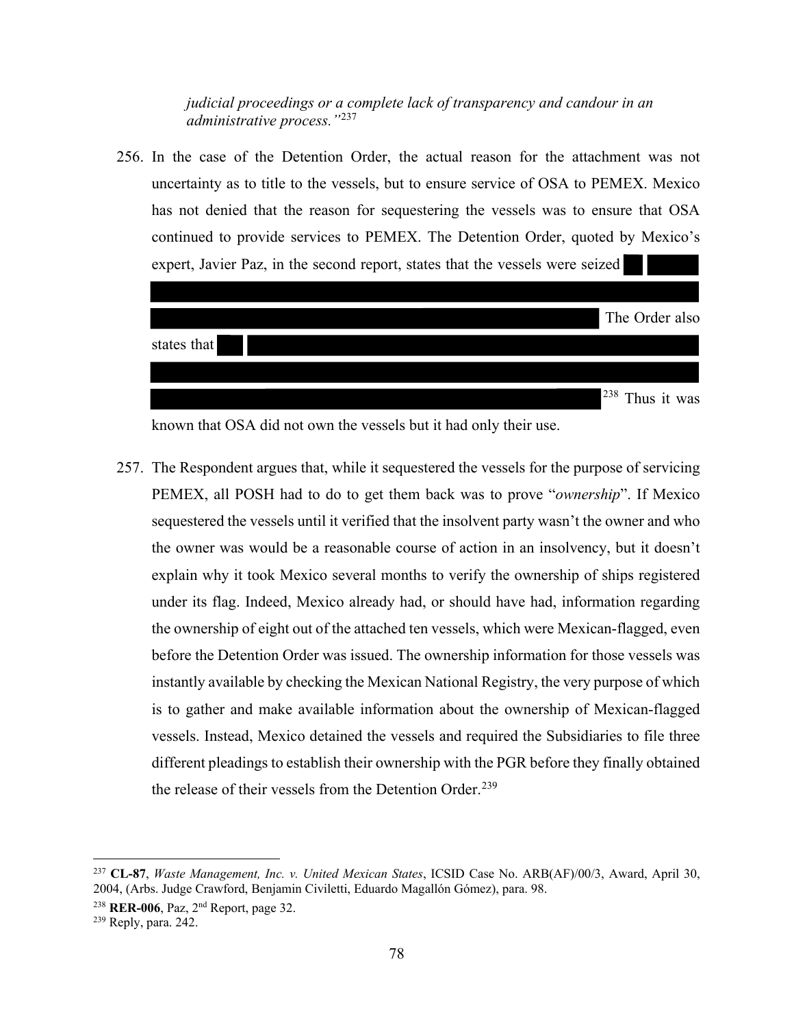*judicial proceedings or a complete lack of transparency and candour in an administrative process."*[237]

256. In the case of the Detention Order, the actual reason for the attachment was not uncertainty as to title to the vessels, but to ensure service of OSA to PEMEX. Mexico has not denied that the reason for sequestering the vessels was to ensure that OSA continued to provide services to PEMEX. The Detention Order, quoted by Mexico's expert, Javier Paz, in the second report, states that the vessels were seized ██ ████ ████████████████████████████████████████████████████████████████ ████████████████████████████████████████████████████ The Order also states that ██ ████████████████████████████████████████████████████ ████████████████████████████████████████████████████████████████ ████████████████████████████████████████████████████[238] Thus it was known that OSA did not own the vessels but it had only their use.

257. The Respondent argues that, while it sequestered the vessels for the purpose of servicing PEMEX, all POSH had to do to get them back was to prove "*ownership*". If Mexico sequestered the vessels until it verified that the insolvent party wasn't the owner and who the owner was would be a reasonable course of action in an insolvency, but it doesn't explain why it took Mexico several months to verify the ownership of ships registered under its flag. Indeed, Mexico already had, or should have had, information regarding the ownership of eight out of the attached ten vessels, which were Mexican-flagged, even before the Detention Order was issued. The ownership information for those vessels was instantly available by checking the Mexican National Registry, the very purpose of which is to gather and make available information about the ownership of Mexican-flagged vessels. Instead, Mexico detained the vessels and required the Subsidiaries to file three different pleadings to establish their ownership with the PGR before they finally obtained the release of their vessels from the Detention Order.[239]

---

[237] **CL-87**, *Waste Management, Inc. v. United Mexican States*, ICSID Case No. ARB(AF)/00/3, Award, April 30, 2004, (Arbs. Judge Crawford, Benjamin Civiletti, Eduardo Magallón Gómez), para. 98.

[238] **RER-006**, Paz, 2nd Report, page 32.

[239] Reply, para. 242.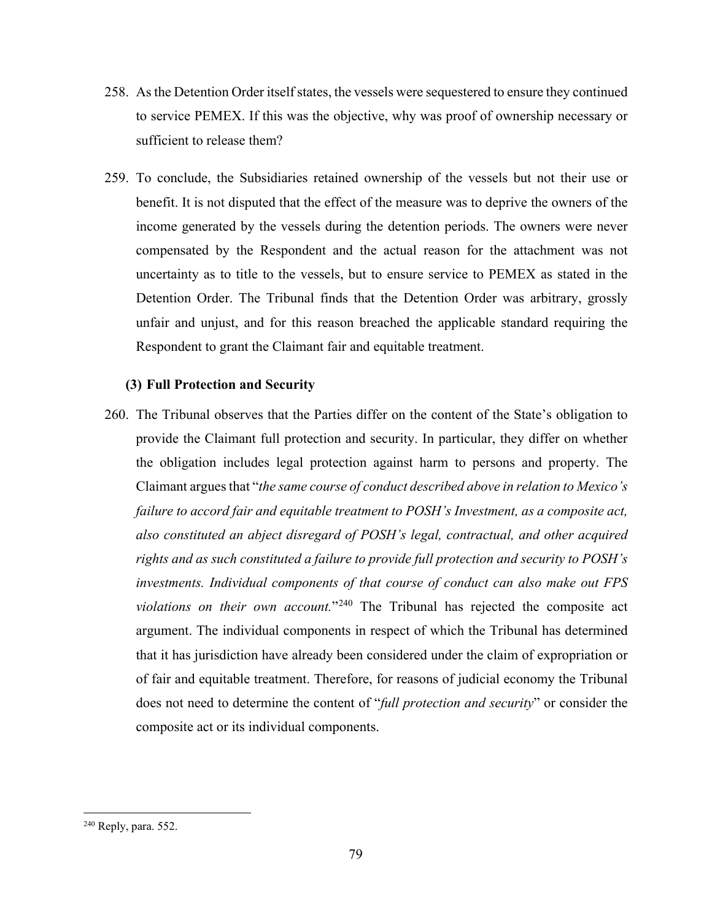258. As the Detention Order itself states, the vessels were sequestered to ensure they continued to service PEMEX. If this was the objective, why was proof of ownership necessary or sufficient to release them?

259. To conclude, the Subsidiaries retained ownership of the vessels but not their use or benefit. It is not disputed that the effect of the measure was to deprive the owners of the income generated by the vessels during the detention periods. The owners were never compensated by the Respondent and the actual reason for the attachment was not uncertainty as to title to the vessels, but to ensure service to PEMEX as stated in the Detention Order. The Tribunal finds that the Detention Order was arbitrary, grossly unfair and unjust, and for this reason breached the applicable standard requiring the Respondent to grant the Claimant fair and equitable treatment.

### (3) Full Protection and Security

260. The Tribunal observes that the Parties differ on the content of the State's obligation to provide the Claimant full protection and security. In particular, they differ on whether the obligation includes legal protection against harm to persons and property. The Claimant argues that "*the same course of conduct described above in relation to Mexico's failure to accord fair and equitable treatment to POSH's Investment, as a composite act, also constituted an abject disregard of POSH's legal, contractual, and other acquired rights and as such constituted a failure to provide full protection and security to POSH's investments. Individual components of that course of conduct can also make out FPS violations on their own account.*"[240] The Tribunal has rejected the composite act argument. The individual components in respect of which the Tribunal has determined that it has jurisdiction have already been considered under the claim of expropriation or of fair and equitable treatment. Therefore, for reasons of judicial economy the Tribunal does not need to determine the content of "*full protection and security*" or consider the composite act or its individual components.

---

[240] Reply, para. 552.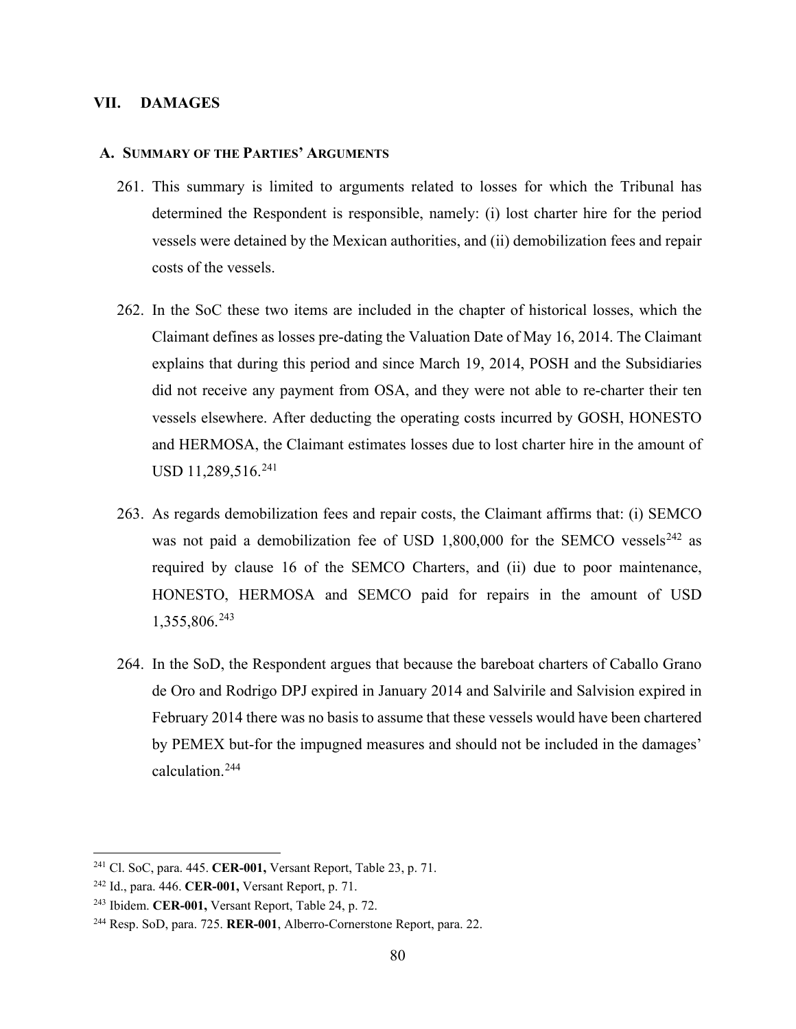## VII. DAMAGES

### A. SUMMARY OF THE PARTIES' ARGUMENTS

261. This summary is limited to arguments related to losses for which the Tribunal has determined the Respondent is responsible, namely: (i) lost charter hire for the period vessels were detained by the Mexican authorities, and (ii) demobilization fees and repair costs of the vessels.

262. In the SoC these two items are included in the chapter of historical losses, which the Claimant defines as losses pre-dating the Valuation Date of May 16, 2014. The Claimant explains that during this period and since March 19, 2014, POSH and the Subsidiaries did not receive any payment from OSA, and they were not able to re-charter their ten vessels elsewhere. After deducting the operating costs incurred by GOSH, HONESTO and HERMOSA, the Claimant estimates losses due to lost charter hire in the amount of USD 11,289,516.[241]

263. As regards demobilization fees and repair costs, the Claimant affirms that: (i) SEMCO was not paid a demobilization fee of USD 1,800,000 for the SEMCO vessels[242] as required by clause 16 of the SEMCO Charters, and (ii) due to poor maintenance, HONESTO, HERMOSA and SEMCO paid for repairs in the amount of USD 1,355,806.[243]

264. In the SoD, the Respondent argues that because the bareboat charters of Caballo Grano de Oro and Rodrigo DPJ expired in January 2014 and Salvirile and Salvision expired in February 2014 there was no basis to assume that these vessels would have been chartered by PEMEX but-for the impugned measures and should not be included in the damages' calculation.[244]

---

[241] Cl. SoC, para. 445. **CER-001,** Versant Report, Table 23, p. 71.

[242] Id., para. 446. **CER-001,** Versant Report, p. 71.

[243] Ibidem. **CER-001,** Versant Report, Table 24, p. 72.

[244] Resp. SoD, para. 725. **RER-001**, Alberro-Cornerstone Report, para. 22.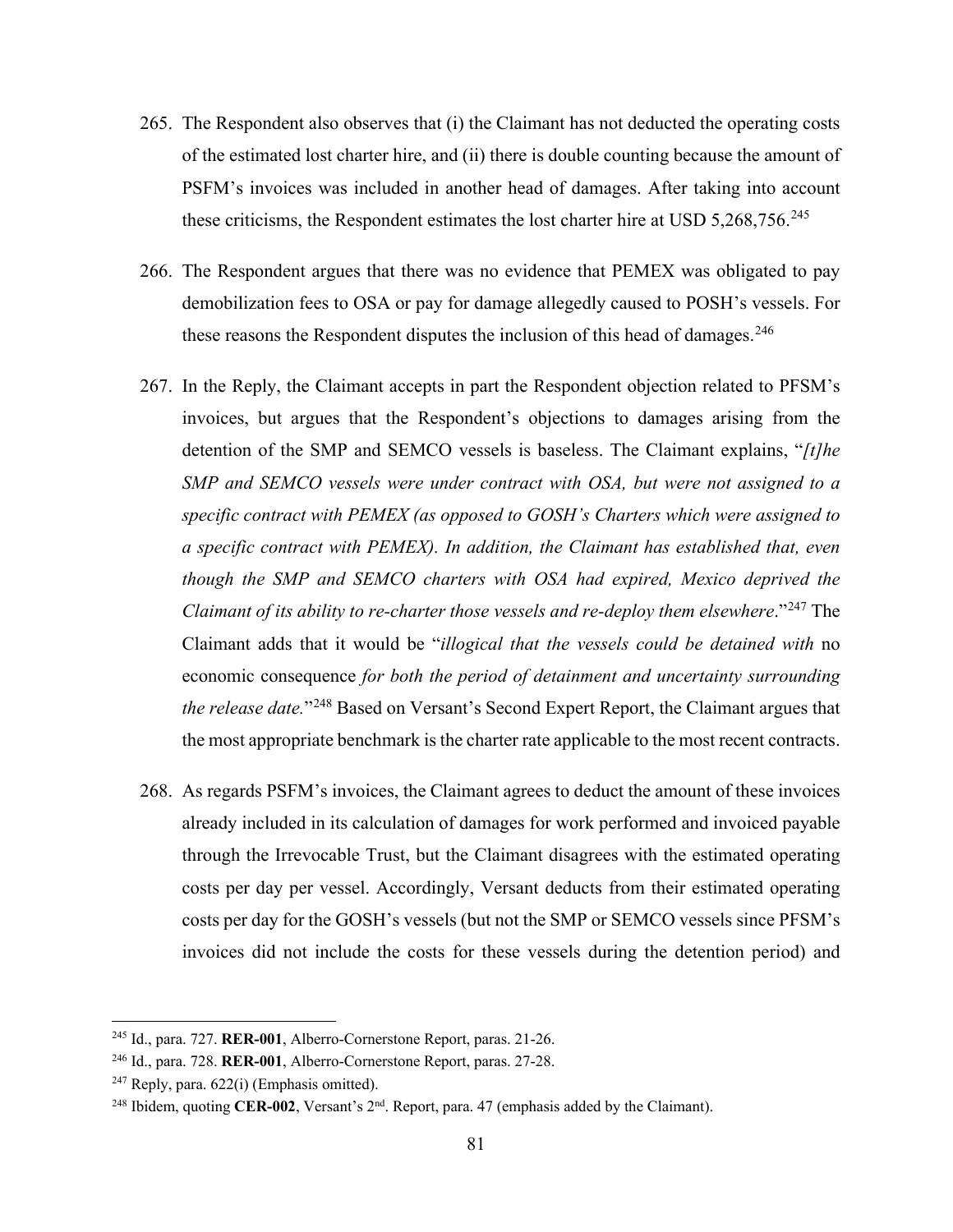265. The Respondent also observes that (i) the Claimant has not deducted the operating costs of the estimated lost charter hire, and (ii) there is double counting because the amount of PSFM's invoices was included in another head of damages. After taking into account these criticisms, the Respondent estimates the lost charter hire at USD 5,268,756.[245]

266. The Respondent argues that there was no evidence that PEMEX was obligated to pay demobilization fees to OSA or pay for damage allegedly caused to POSH's vessels. For these reasons the Respondent disputes the inclusion of this head of damages.[246]

267. In the Reply, the Claimant accepts in part the Respondent objection related to PFSM's invoices, but argues that the Respondent's objections to damages arising from the detention of the SMP and SEMCO vessels is baseless. The Claimant explains, "*[t]he SMP and SEMCO vessels were under contract with OSA, but were not assigned to a specific contract with PEMEX (as opposed to GOSH's Charters which were assigned to a specific contract with PEMEX). In addition, the Claimant has established that, even though the SMP and SEMCO charters with OSA had expired, Mexico deprived the Claimant of its ability to re-charter those vessels and re-deploy them elsewhere*."[247] The Claimant adds that it would be "*illogical that the vessels could be detained with* no economic consequence *for both the period of detainment and uncertainty surrounding the release date.*"[248] Based on Versant's Second Expert Report, the Claimant argues that the most appropriate benchmark is the charter rate applicable to the most recent contracts.

268. As regards PSFM's invoices, the Claimant agrees to deduct the amount of these invoices already included in its calculation of damages for work performed and invoiced payable through the Irrevocable Trust, but the Claimant disagrees with the estimated operating costs per day per vessel. Accordingly, Versant deducts from their estimated operating costs per day for the GOSH's vessels (but not the SMP or SEMCO vessels since PFSM's invoices did not include the costs for these vessels during the detention period) and

---

[245] Id., para. 727. **RER-001**, Alberro-Cornerstone Report, paras. 21-26.

[246] Id., para. 728. **RER-001**, Alberro-Cornerstone Report, paras. 27-28.

[247] Reply, para. 622(i) (Emphasis omitted).

[248] Ibidem, quoting **CER-002**, Versant's 2nd. Report, para. 47 (emphasis added by the Claimant).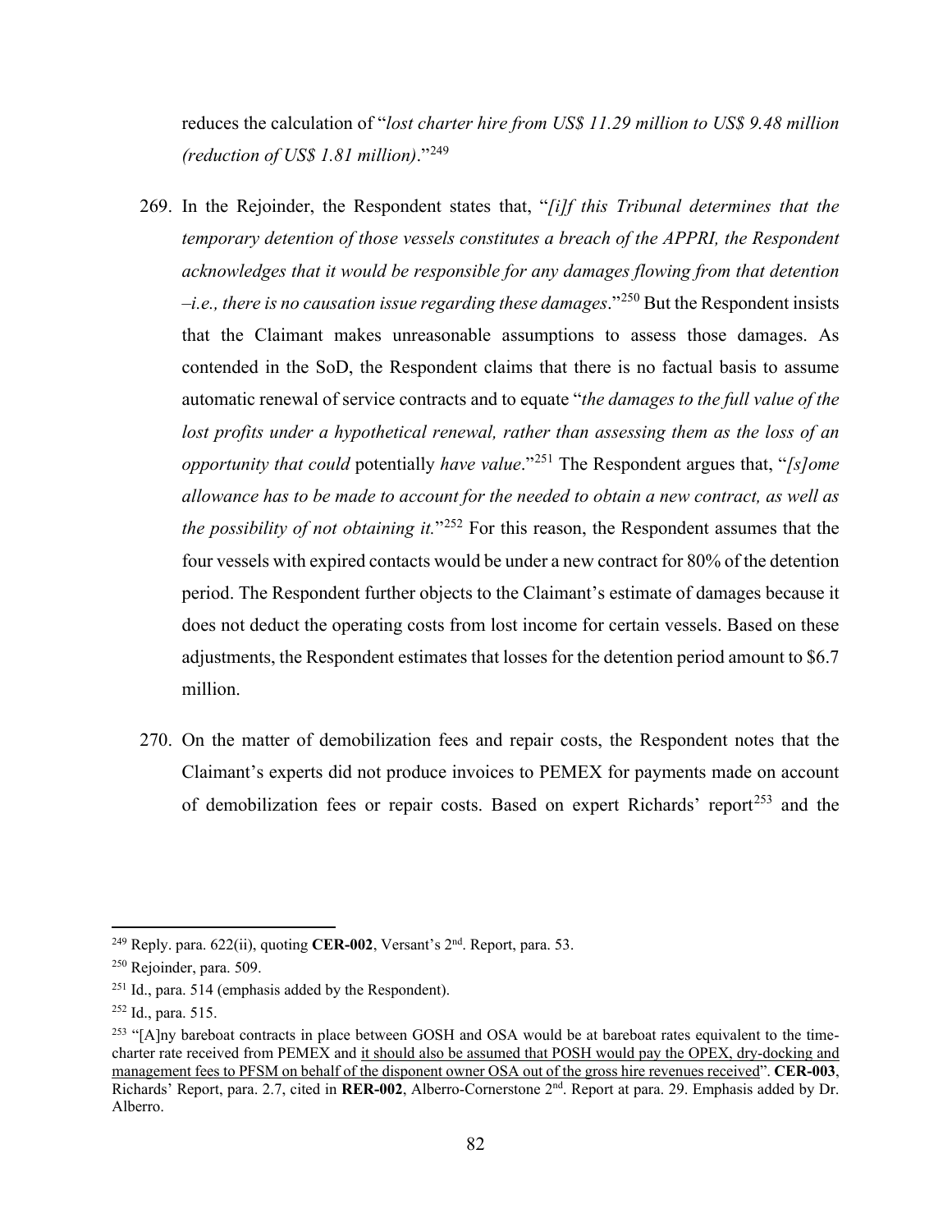reduces the calculation of "*lost charter hire from US$ 11.29 million to US$ 9.48 million (reduction of US$ 1.81 million)*."[249]

269. In the Rejoinder, the Respondent states that, "*[i]f this Tribunal determines that the temporary detention of those vessels constitutes a breach of the APPRI, the Respondent acknowledges that it would be responsible for any damages flowing from that detention –i.e., there is no causation issue regarding these damages*."[250] But the Respondent insists that the Claimant makes unreasonable assumptions to assess those damages. As contended in the SoD, the Respondent claims that there is no factual basis to assume automatic renewal of service contracts and to equate "*the damages to the full value of the lost profits under a hypothetical renewal, rather than assessing them as the loss of an opportunity that could* potentially *have value*."[251] The Respondent argues that, "*[s]ome allowance has to be made to account for the needed to obtain a new contract, as well as the possibility of not obtaining it.*"[252] For this reason, the Respondent assumes that the four vessels with expired contacts would be under a new contract for 80% of the detention period. The Respondent further objects to the Claimant's estimate of damages because it does not deduct the operating costs from lost income for certain vessels. Based on these adjustments, the Respondent estimates that losses for the detention period amount to $6.7 million.

270. On the matter of demobilization fees and repair costs, the Respondent notes that the Claimant's experts did not produce invoices to PEMEX for payments made on account of demobilization fees or repair costs. Based on expert Richards' report[253] and the

---

[249] Reply. para. 622(ii), quoting **CER-002**, Versant's 2nd. Report, para. 53.

[250] Rejoinder, para. 509.

[251] Id., para. 514 (emphasis added by the Respondent).

[252] Id., para. 515.

[253] "[A]ny bareboat contracts in place between GOSH and OSA would be at bareboat rates equivalent to the time-charter rate received from PEMEX and <u>it should also be assumed that POSH would pay the OPEX, dry-docking and management fees to PFSM on behalf of the disponent owner OSA out of the gross hire revenues received</u>". **CER-003**, Richards' Report, para. 2.7, cited in **RER-002**, Alberro-Cornerstone 2nd. Report at para. 29. Emphasis added by Dr. Alberro.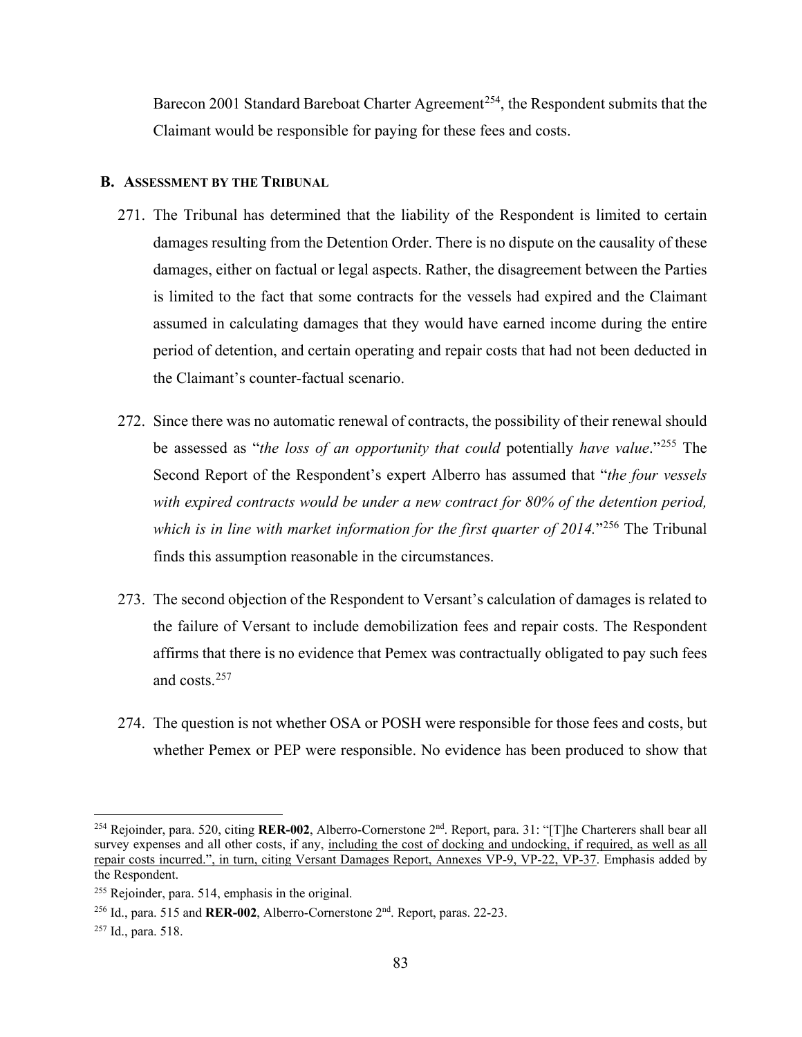Barecon 2001 Standard Bareboat Charter Agreement[254], the Respondent submits that the Claimant would be responsible for paying for these fees and costs.

## B. Assessment by the Tribunal

271. The Tribunal has determined that the liability of the Respondent is limited to certain damages resulting from the Detention Order. There is no dispute on the causality of these damages, either on factual or legal aspects. Rather, the disagreement between the Parties is limited to the fact that some contracts for the vessels had expired and the Claimant assumed in calculating damages that they would have earned income during the entire period of detention, and certain operating and repair costs that had not been deducted in the Claimant's counter-factual scenario.

272. Since there was no automatic renewal of contracts, the possibility of their renewal should be assessed as "*the loss of an opportunity that could* potentially *have value*."[255] The Second Report of the Respondent's expert Alberro has assumed that "*the four vessels with expired contracts would be under a new contract for 80% of the detention period, which is in line with market information for the first quarter of 2014.*"[256] The Tribunal finds this assumption reasonable in the circumstances.

273. The second objection of the Respondent to Versant's calculation of damages is related to the failure of Versant to include demobilization fees and repair costs. The Respondent affirms that there is no evidence that Pemex was contractually obligated to pay such fees and costs.[257]

274. The question is not whether OSA or POSH were responsible for those fees and costs, but whether Pemex or PEP were responsible. No evidence has been produced to show that

---

[254] Rejoinder, para. 520, citing **RER-002**, Alberro-Cornerstone 2nd. Report, para. 31: "[T]he Charterers shall bear all survey expenses and all other costs, if any, including the cost of docking and undocking, if required, as well as all repair costs incurred.", in turn, citing Versant Damages Report, Annexes VP-9, VP-22, VP-37. Emphasis added by the Respondent.

[255] Rejoinder, para. 514, emphasis in the original.

[256] Id., para. 515 and **RER-002**, Alberro-Cornerstone 2nd. Report, paras. 22-23.

[257] Id., para. 518.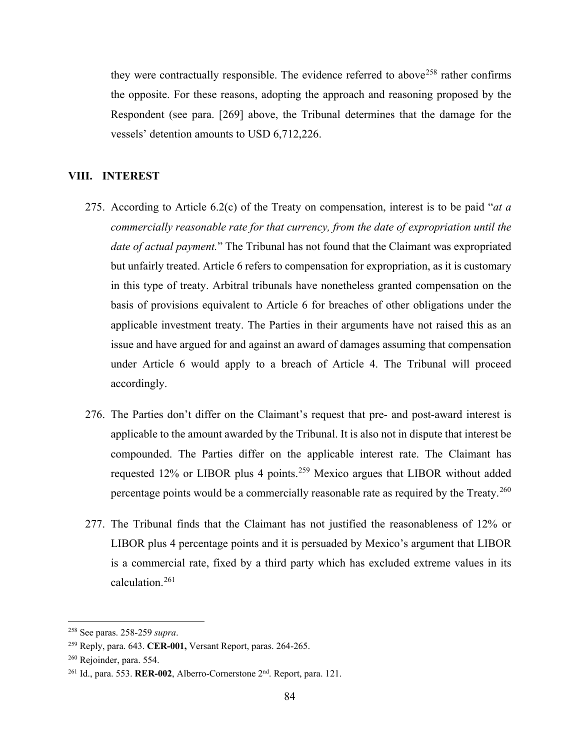they were contractually responsible. The evidence referred to above[258] rather confirms the opposite. For these reasons, adopting the approach and reasoning proposed by the Respondent (see para. [269] above, the Tribunal determines that the damage for the vessels' detention amounts to USD 6,712,226.

## VIII. INTEREST

275. According to Article 6.2(c) of the Treaty on compensation, interest is to be paid "*at a commercially reasonable rate for that currency, from the date of expropriation until the date of actual payment.*" The Tribunal has not found that the Claimant was expropriated but unfairly treated. Article 6 refers to compensation for expropriation, as it is customary in this type of treaty. Arbitral tribunals have nonetheless granted compensation on the basis of provisions equivalent to Article 6 for breaches of other obligations under the applicable investment treaty. The Parties in their arguments have not raised this as an issue and have argued for and against an award of damages assuming that compensation under Article 6 would apply to a breach of Article 4. The Tribunal will proceed accordingly.

276. The Parties don't differ on the Claimant's request that pre- and post-award interest is applicable to the amount awarded by the Tribunal. It is also not in dispute that interest be compounded. The Parties differ on the applicable interest rate. The Claimant has requested 12% or LIBOR plus 4 points.[259] Mexico argues that LIBOR without added percentage points would be a commercially reasonable rate as required by the Treaty.[260]

277. The Tribunal finds that the Claimant has not justified the reasonableness of 12% or LIBOR plus 4 percentage points and it is persuaded by Mexico's argument that LIBOR is a commercial rate, fixed by a third party which has excluded extreme values in its calculation.[261]

---

[258] See paras. 258-259 *supra*.

[259] Reply, para. 643. **CER-001,** Versant Report, paras. 264-265.

[260] Rejoinder, para. 554.

[261] Id., para. 553. **RER-002**, Alberro-Cornerstone 2nd. Report, para. 121.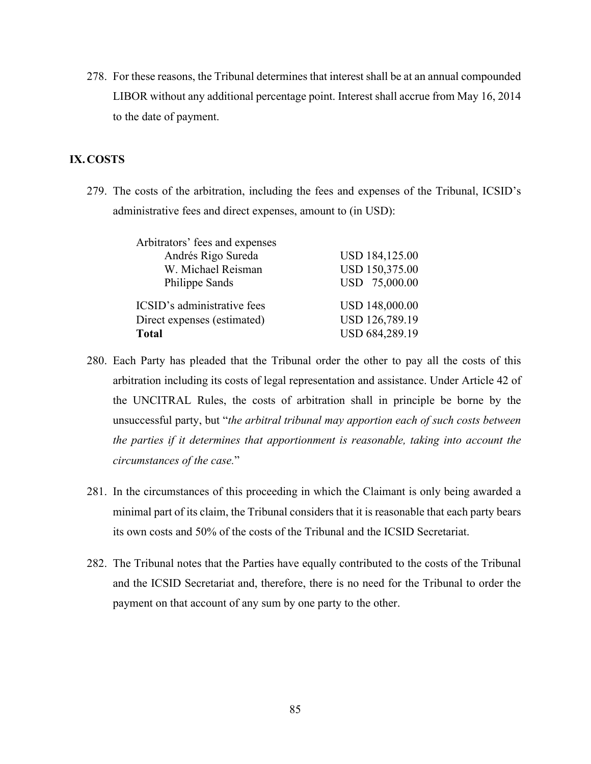278. For these reasons, the Tribunal determines that interest shall be at an annual compounded LIBOR without any additional percentage point. Interest shall accrue from May 16, 2014 to the date of payment.

## IX. COSTS

279. The costs of the arbitration, including the fees and expenses of the Tribunal, ICSID's administrative fees and direct expenses, amount to (in USD):

| | |
|---|---|
| Arbitrators' fees and expenses | |
| Andrés Rigo Sureda | USD 184,125.00 |
| W. Michael Reisman | USD 150,375.00 |
| Philippe Sands | USD 75,000.00 |
| ICSID's administrative fees | USD 148,000.00 |
| Direct expenses (estimated) | USD 126,789.19 |
| **Total** | USD 684,289.19 |

280. Each Party has pleaded that the Tribunal order the other to pay all the costs of this arbitration including its costs of legal representation and assistance. Under Article 42 of the UNCITRAL Rules, the costs of arbitration shall in principle be borne by the unsuccessful party, but "*the arbitral tribunal may apportion each of such costs between the parties if it determines that apportionment is reasonable, taking into account the circumstances of the case.*"

281. In the circumstances of this proceeding in which the Claimant is only being awarded a minimal part of its claim, the Tribunal considers that it is reasonable that each party bears its own costs and 50% of the costs of the Tribunal and the ICSID Secretariat.

282. The Tribunal notes that the Parties have equally contributed to the costs of the Tribunal and the ICSID Secretariat and, therefore, there is no need for the Tribunal to order the payment on that account of any sum by one party to the other.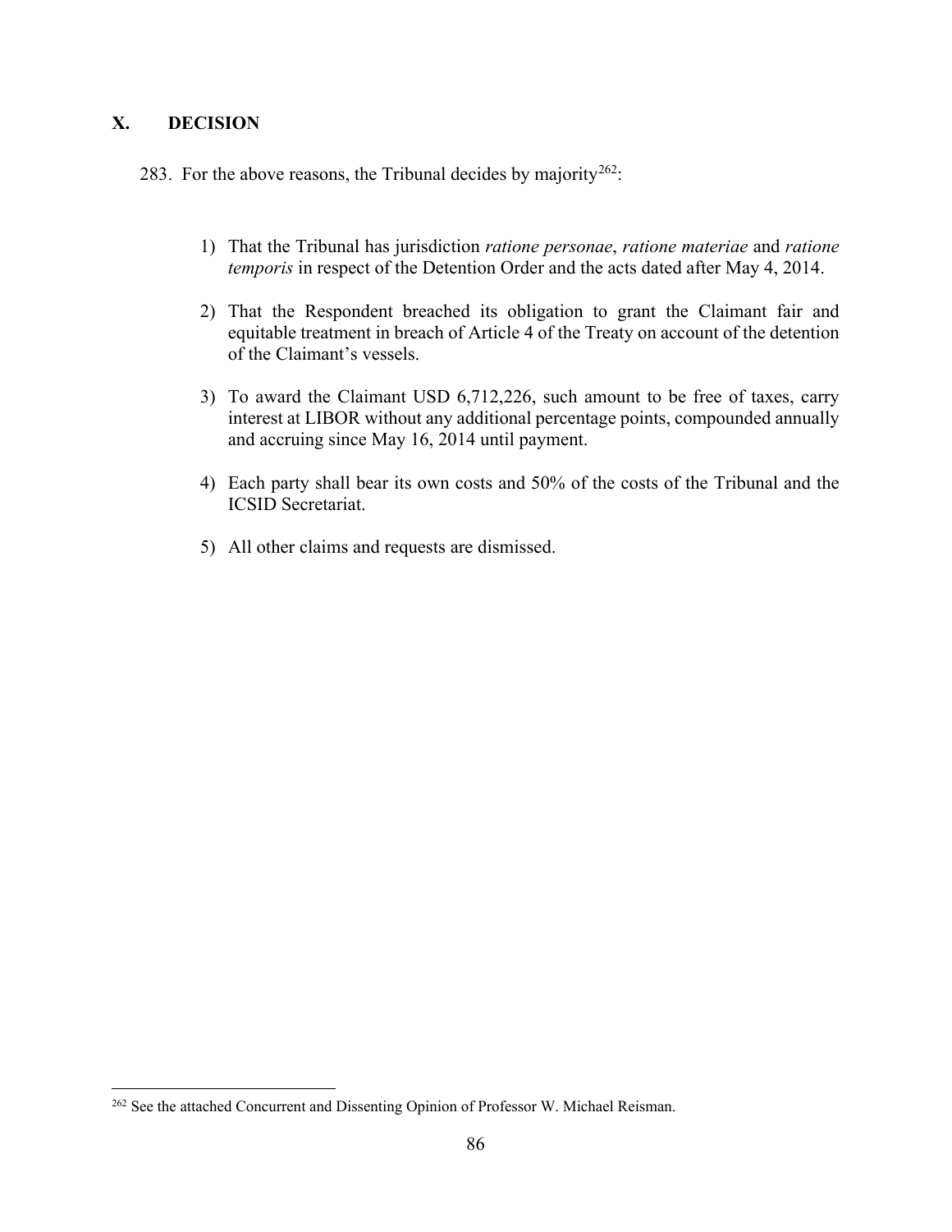## X. DECISION

283. For the above reasons, the Tribunal decides by majority[262]:

1) That the Tribunal has jurisdiction *ratione personae*, *ratione materiae* and *ratione temporis* in respect of the Detention Order and the acts dated after May 4, 2014.

2) That the Respondent breached its obligation to grant the Claimant fair and equitable treatment in breach of Article 4 of the Treaty on account of the detention of the Claimant's vessels.

3) To award the Claimant USD 6,712,226, such amount to be free of taxes, carry interest at LIBOR without any additional percentage points, compounded annually and accruing since May 16, 2014 until payment.

4) Each party shall bear its own costs and 50% of the costs of the Tribunal and the ICSID Secretariat.

5) All other claims and requests are dismissed.

---

[262] See the attached Concurrent and Dissenting Opinion of Professor W. Michael Reisman.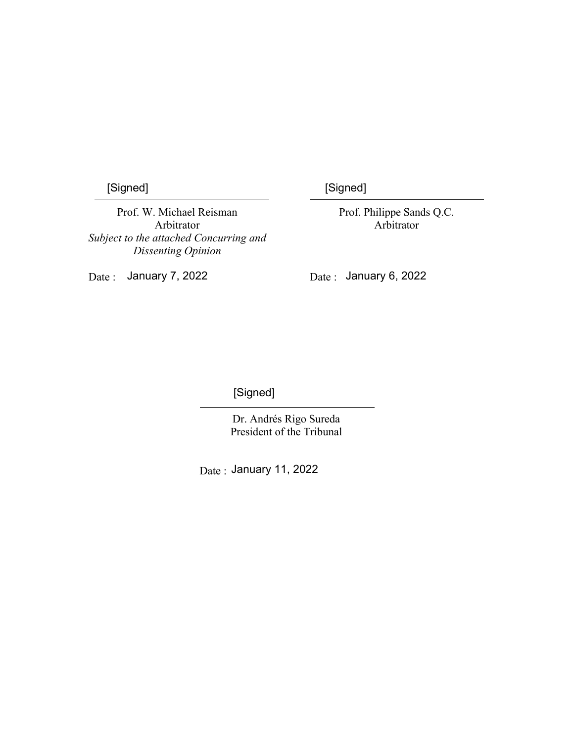[Signed]

Prof. W. Michael Reisman
Arbitrator
*Subject to the attached Concurring and Dissenting Opinion*

Date : January 7, 2022

[Signed]

Prof. Philippe Sands Q.C.
Arbitrator

Date : January 6, 2022

[Signed]

Dr. Andrés Rigo Sureda
President of the Tribunal

Date : January 11, 2022